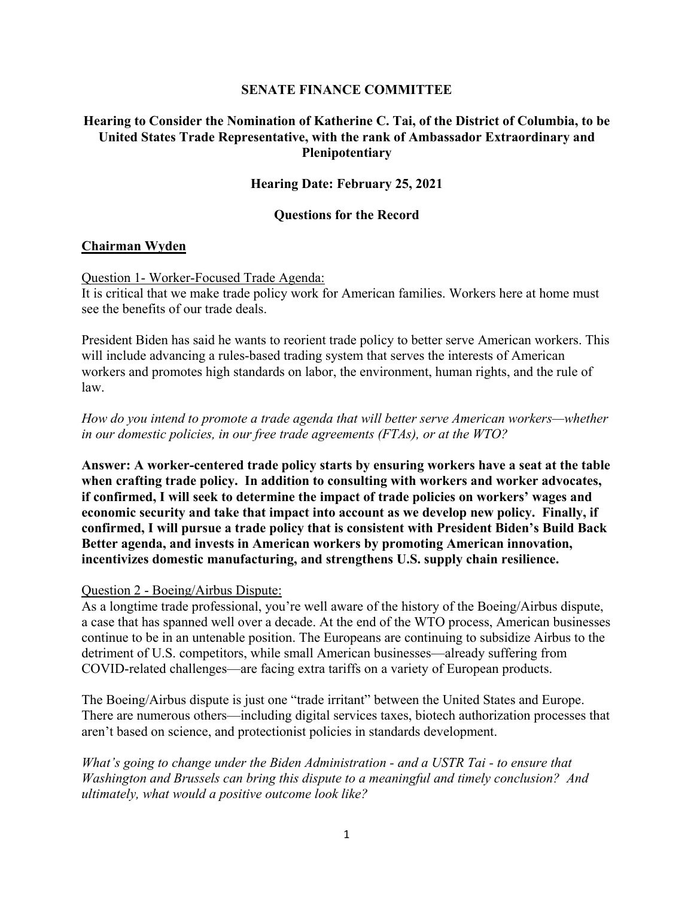**SENATE FINANCE COMMITTEE**

**Hearing to Consider the Nomination of Katherine C. Tai, of the District of Columbia, to be United States Trade Representative, with the rank of Ambassador Extraordinary and Plenipotentiary**

**Hearing Date: February 25, 2021**

**Questions for the Record**

**Chairman Wyden**

Question 1- Worker-Focused Trade Agenda:
It is critical that we make trade policy work for American families. Workers here at home must see the benefits of our trade deals.

President Biden has said he wants to reorient trade policy to better serve American workers. This will include advancing a rules-based trading system that serves the interests of American workers and promotes high standards on labor, the environment, human rights, and the rule of law.

*How do you intend to promote a trade agenda that will better serve American workers—whether in our domestic policies, in our free trade agreements (FTAs), or at the WTO?*

**Answer: A worker-centered trade policy starts by ensuring workers have a seat at the table when crafting trade policy. In addition to consulting with workers and worker advocates, if confirmed, I will seek to determine the impact of trade policies on workers' wages and economic security and take that impact into account as we develop new policy. Finally, if confirmed, I will pursue a trade policy that is consistent with President Biden's Build Back Better agenda, and invests in American workers by promoting American innovation, incentivizes domestic manufacturing, and strengthens U.S. supply chain resilience.**

Question 2 - Boeing/Airbus Dispute:
As a longtime trade professional, you're well aware of the history of the Boeing/Airbus dispute, a case that has spanned well over a decade. At the end of the WTO process, American businesses continue to be in an untenable position. The Europeans are continuing to subsidize Airbus to the detriment of U.S. competitors, while small American businesses—already suffering from COVID-related challenges—are facing extra tariffs on a variety of European products.

The Boeing/Airbus dispute is just one "trade irritant" between the United States and Europe. There are numerous others—including digital services taxes, biotech authorization processes that aren't based on science, and protectionist policies in standards development.

*What's going to change under the Biden Administration - and a USTR Tai - to ensure that Washington and Brussels can bring this dispute to a meaningful and timely conclusion? And ultimately, what would a positive outcome look like?*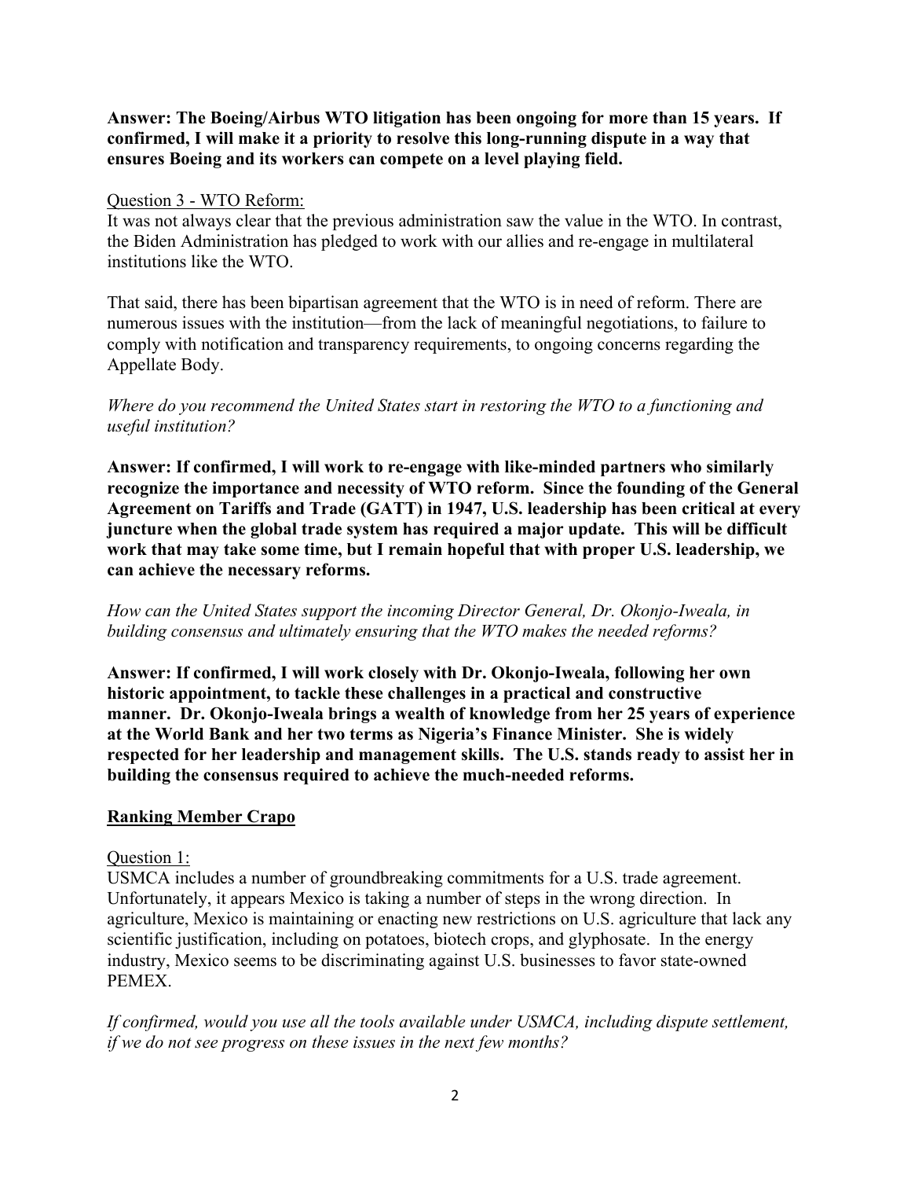**Answer: The Boeing/Airbus WTO litigation has been ongoing for more than 15 years. If confirmed, I will make it a priority to resolve this long-running dispute in a way that ensures Boeing and its workers can compete on a level playing field.**

Question 3 - WTO Reform:

It was not always clear that the previous administration saw the value in the WTO. In contrast, the Biden Administration has pledged to work with our allies and re-engage in multilateral institutions like the WTO.

That said, there has been bipartisan agreement that the WTO is in need of reform. There are numerous issues with the institution—from the lack of meaningful negotiations, to failure to comply with notification and transparency requirements, to ongoing concerns regarding the Appellate Body.

*Where do you recommend the United States start in restoring the WTO to a functioning and useful institution?*

**Answer: If confirmed, I will work to re-engage with like-minded partners who similarly recognize the importance and necessity of WTO reform. Since the founding of the General Agreement on Tariffs and Trade (GATT) in 1947, U.S. leadership has been critical at every juncture when the global trade system has required a major update. This will be difficult work that may take some time, but I remain hopeful that with proper U.S. leadership, we can achieve the necessary reforms.**

*How can the United States support the incoming Director General, Dr. Okonjo-Iweala, in building consensus and ultimately ensuring that the WTO makes the needed reforms?*

**Answer: If confirmed, I will work closely with Dr. Okonjo-Iweala, following her own historic appointment, to tackle these challenges in a practical and constructive manner. Dr. Okonjo-Iweala brings a wealth of knowledge from her 25 years of experience at the World Bank and her two terms as Nigeria's Finance Minister. She is widely respected for her leadership and management skills. The U.S. stands ready to assist her in building the consensus required to achieve the much-needed reforms.**

## Ranking Member Crapo

Question 1:

USMCA includes a number of groundbreaking commitments for a U.S. trade agreement. Unfortunately, it appears Mexico is taking a number of steps in the wrong direction. In agriculture, Mexico is maintaining or enacting new restrictions on U.S. agriculture that lack any scientific justification, including on potatoes, biotech crops, and glyphosate. In the energy industry, Mexico seems to be discriminating against U.S. businesses to favor state-owned PEMEX.

*If confirmed, would you use all the tools available under USMCA, including dispute settlement, if we do not see progress on these issues in the next few months?*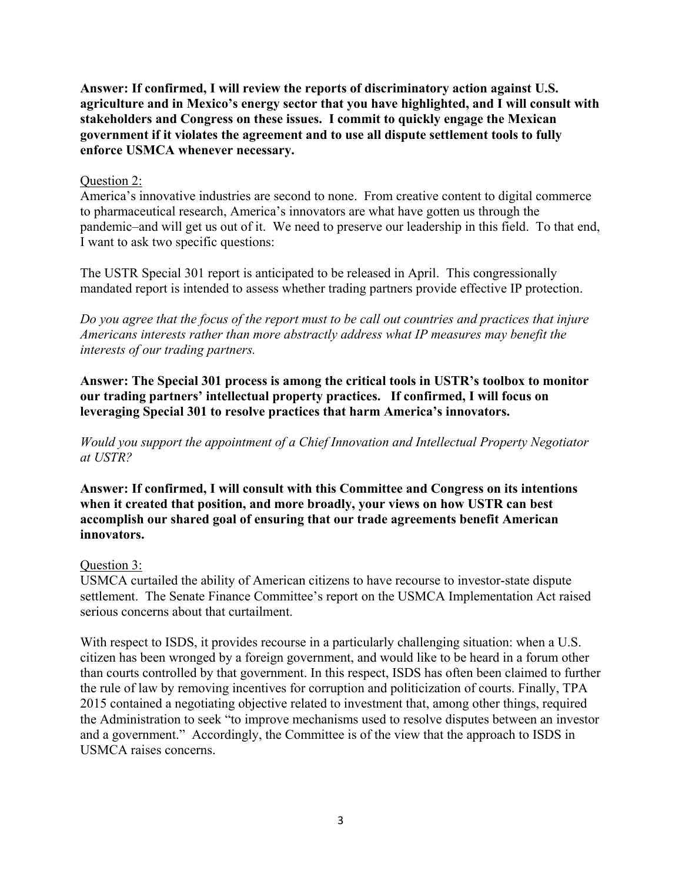**Answer: If confirmed, I will review the reports of discriminatory action against U.S. agriculture and in Mexico's energy sector that you have highlighted, and I will consult with stakeholders and Congress on these issues. I commit to quickly engage the Mexican government if it violates the agreement and to use all dispute settlement tools to fully enforce USMCA whenever necessary.**

Question 2:

America's innovative industries are second to none. From creative content to digital commerce to pharmaceutical research, America's innovators are what have gotten us through the pandemic–and will get us out of it. We need to preserve our leadership in this field. To that end, I want to ask two specific questions:

The USTR Special 301 report is anticipated to be released in April. This congressionally mandated report is intended to assess whether trading partners provide effective IP protection.

*Do you agree that the focus of the report must to be call out countries and practices that injure Americans interests rather than more abstractly address what IP measures may benefit the interests of our trading partners.*

**Answer: The Special 301 process is among the critical tools in USTR's toolbox to monitor our trading partners' intellectual property practices. If confirmed, I will focus on leveraging Special 301 to resolve practices that harm America's innovators.**

*Would you support the appointment of a Chief Innovation and Intellectual Property Negotiator at USTR?*

**Answer: If confirmed, I will consult with this Committee and Congress on its intentions when it created that position, and more broadly, your views on how USTR can best accomplish our shared goal of ensuring that our trade agreements benefit American innovators.**

Question 3:

USMCA curtailed the ability of American citizens to have recourse to investor-state dispute settlement. The Senate Finance Committee's report on the USMCA Implementation Act raised serious concerns about that curtailment.

With respect to ISDS, it provides recourse in a particularly challenging situation: when a U.S. citizen has been wronged by a foreign government, and would like to be heard in a forum other than courts controlled by that government. In this respect, ISDS has often been claimed to further the rule of law by removing incentives for corruption and politicization of courts. Finally, TPA 2015 contained a negotiating objective related to investment that, among other things, required the Administration to seek "to improve mechanisms used to resolve disputes between an investor and a government." Accordingly, the Committee is of the view that the approach to ISDS in USMCA raises concerns.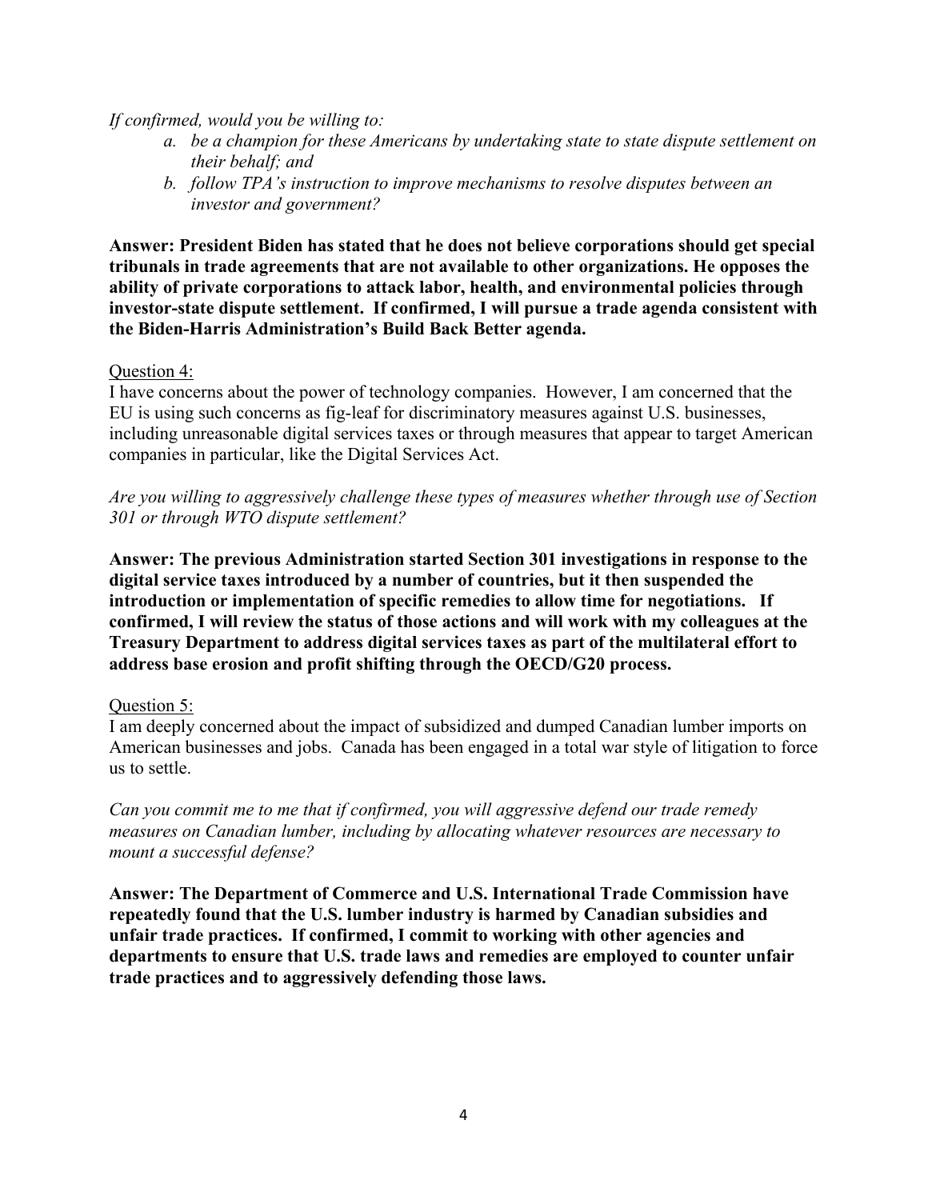*If confirmed, would you be willing to:*

*a. be a champion for these Americans by undertaking state to state dispute settlement on their behalf; and*

*b. follow TPA's instruction to improve mechanisms to resolve disputes between an investor and government?*

**Answer: President Biden has stated that he does not believe corporations should get special tribunals in trade agreements that are not available to other organizations. He opposes the ability of private corporations to attack labor, health, and environmental policies through investor-state dispute settlement. If confirmed, I will pursue a trade agenda consistent with the Biden-Harris Administration's Build Back Better agenda.**

Question 4:

I have concerns about the power of technology companies. However, I am concerned that the EU is using such concerns as fig-leaf for discriminatory measures against U.S. businesses, including unreasonable digital services taxes or through measures that appear to target American companies in particular, like the Digital Services Act.

*Are you willing to aggressively challenge these types of measures whether through use of Section 301 or through WTO dispute settlement?*

**Answer: The previous Administration started Section 301 investigations in response to the digital service taxes introduced by a number of countries, but it then suspended the introduction or implementation of specific remedies to allow time for negotiations. If confirmed, I will review the status of those actions and will work with my colleagues at the Treasury Department to address digital services taxes as part of the multilateral effort to address base erosion and profit shifting through the OECD/G20 process.**

Question 5:

I am deeply concerned about the impact of subsidized and dumped Canadian lumber imports on American businesses and jobs. Canada has been engaged in a total war style of litigation to force us to settle.

*Can you commit me to me that if confirmed, you will aggressive defend our trade remedy measures on Canadian lumber, including by allocating whatever resources are necessary to mount a successful defense?*

**Answer: The Department of Commerce and U.S. International Trade Commission have repeatedly found that the U.S. lumber industry is harmed by Canadian subsidies and unfair trade practices. If confirmed, I commit to working with other agencies and departments to ensure that U.S. trade laws and remedies are employed to counter unfair trade practices and to aggressively defending those laws.**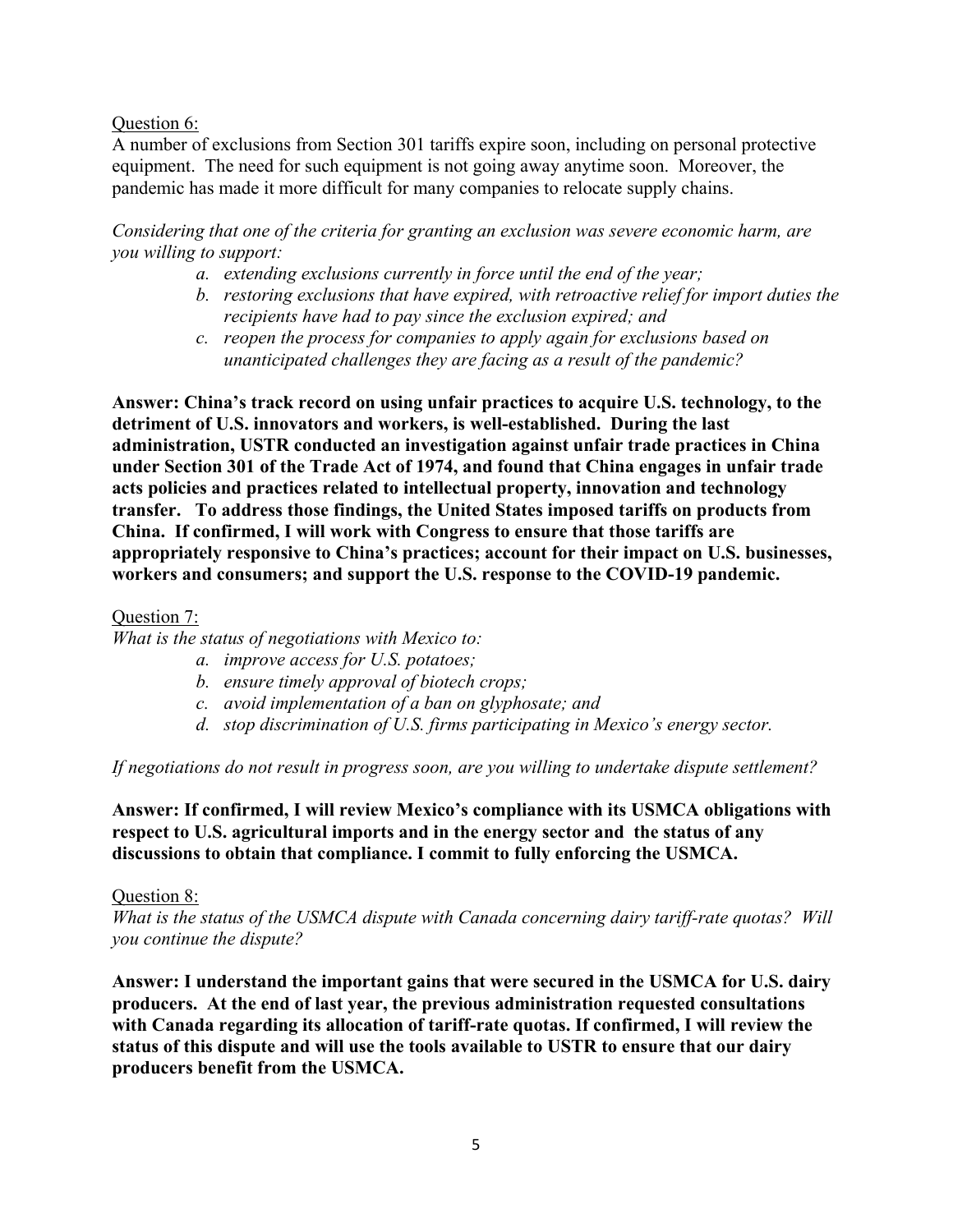Question 6:

A number of exclusions from Section 301 tariffs expire soon, including on personal protective equipment. The need for such equipment is not going away anytime soon. Moreover, the pandemic has made it more difficult for many companies to relocate supply chains.

*Considering that one of the criteria for granting an exclusion was severe economic harm, are you willing to support:*

*a. extending exclusions currently in force until the end of the year;*

*b. restoring exclusions that have expired, with retroactive relief for import duties the recipients have had to pay since the exclusion expired; and*

*c. reopen the process for companies to apply again for exclusions based on unanticipated challenges they are facing as a result of the pandemic?*

**Answer: China's track record on using unfair practices to acquire U.S. technology, to the detriment of U.S. innovators and workers, is well-established. During the last administration, USTR conducted an investigation against unfair trade practices in China under Section 301 of the Trade Act of 1974, and found that China engages in unfair trade acts policies and practices related to intellectual property, innovation and technology transfer. To address those findings, the United States imposed tariffs on products from China. If confirmed, I will work with Congress to ensure that those tariffs are appropriately responsive to China's practices; account for their impact on U.S. businesses, workers and consumers; and support the U.S. response to the COVID-19 pandemic.**

Question 7:

*What is the status of negotiations with Mexico to:*

*a. improve access for U.S. potatoes;*

*b. ensure timely approval of biotech crops;*

*c. avoid implementation of a ban on glyphosate; and*

*d. stop discrimination of U.S. firms participating in Mexico's energy sector.*

*If negotiations do not result in progress soon, are you willing to undertake dispute settlement?*

**Answer: If confirmed, I will review Mexico's compliance with its USMCA obligations with respect to U.S. agricultural imports and in the energy sector and the status of any discussions to obtain that compliance. I commit to fully enforcing the USMCA.**

Question 8:

*What is the status of the USMCA dispute with Canada concerning dairy tariff-rate quotas? Will you continue the dispute?*

**Answer: I understand the important gains that were secured in the USMCA for U.S. dairy producers. At the end of last year, the previous administration requested consultations with Canada regarding its allocation of tariff-rate quotas. If confirmed, I will review the status of this dispute and will use the tools available to USTR to ensure that our dairy producers benefit from the USMCA.**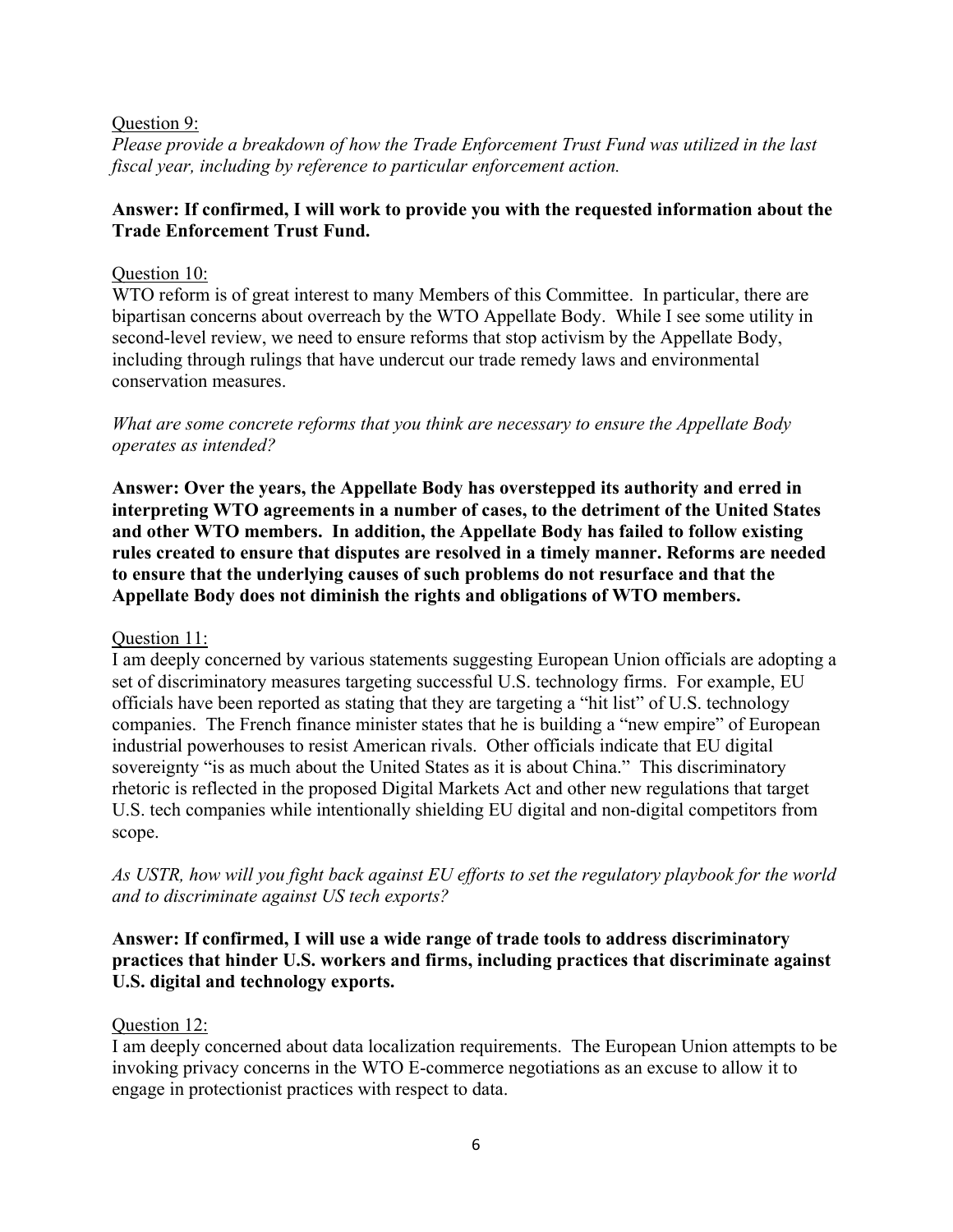Question 9:

*Please provide a breakdown of how the Trade Enforcement Trust Fund was utilized in the last fiscal year, including by reference to particular enforcement action.*

**Answer: If confirmed, I will work to provide you with the requested information about the Trade Enforcement Trust Fund.**

Question 10:

WTO reform is of great interest to many Members of this Committee. In particular, there are bipartisan concerns about overreach by the WTO Appellate Body. While I see some utility in second-level review, we need to ensure reforms that stop activism by the Appellate Body, including through rulings that have undercut our trade remedy laws and environmental conservation measures.

*What are some concrete reforms that you think are necessary to ensure the Appellate Body operates as intended?*

**Answer: Over the years, the Appellate Body has overstepped its authority and erred in interpreting WTO agreements in a number of cases, to the detriment of the United States and other WTO members. In addition, the Appellate Body has failed to follow existing rules created to ensure that disputes are resolved in a timely manner. Reforms are needed to ensure that the underlying causes of such problems do not resurface and that the Appellate Body does not diminish the rights and obligations of WTO members.**

Question 11:

I am deeply concerned by various statements suggesting European Union officials are adopting a set of discriminatory measures targeting successful U.S. technology firms. For example, EU officials have been reported as stating that they are targeting a "hit list" of U.S. technology companies. The French finance minister states that he is building a "new empire" of European industrial powerhouses to resist American rivals. Other officials indicate that EU digital sovereignty "is as much about the United States as it is about China." This discriminatory rhetoric is reflected in the proposed Digital Markets Act and other new regulations that target U.S. tech companies while intentionally shielding EU digital and non-digital competitors from scope.

*As USTR, how will you fight back against EU efforts to set the regulatory playbook for the world and to discriminate against US tech exports?*

**Answer: If confirmed, I will use a wide range of trade tools to address discriminatory practices that hinder U.S. workers and firms, including practices that discriminate against U.S. digital and technology exports.**

Question 12:

I am deeply concerned about data localization requirements. The European Union attempts to be invoking privacy concerns in the WTO E-commerce negotiations as an excuse to allow it to engage in protectionist practices with respect to data.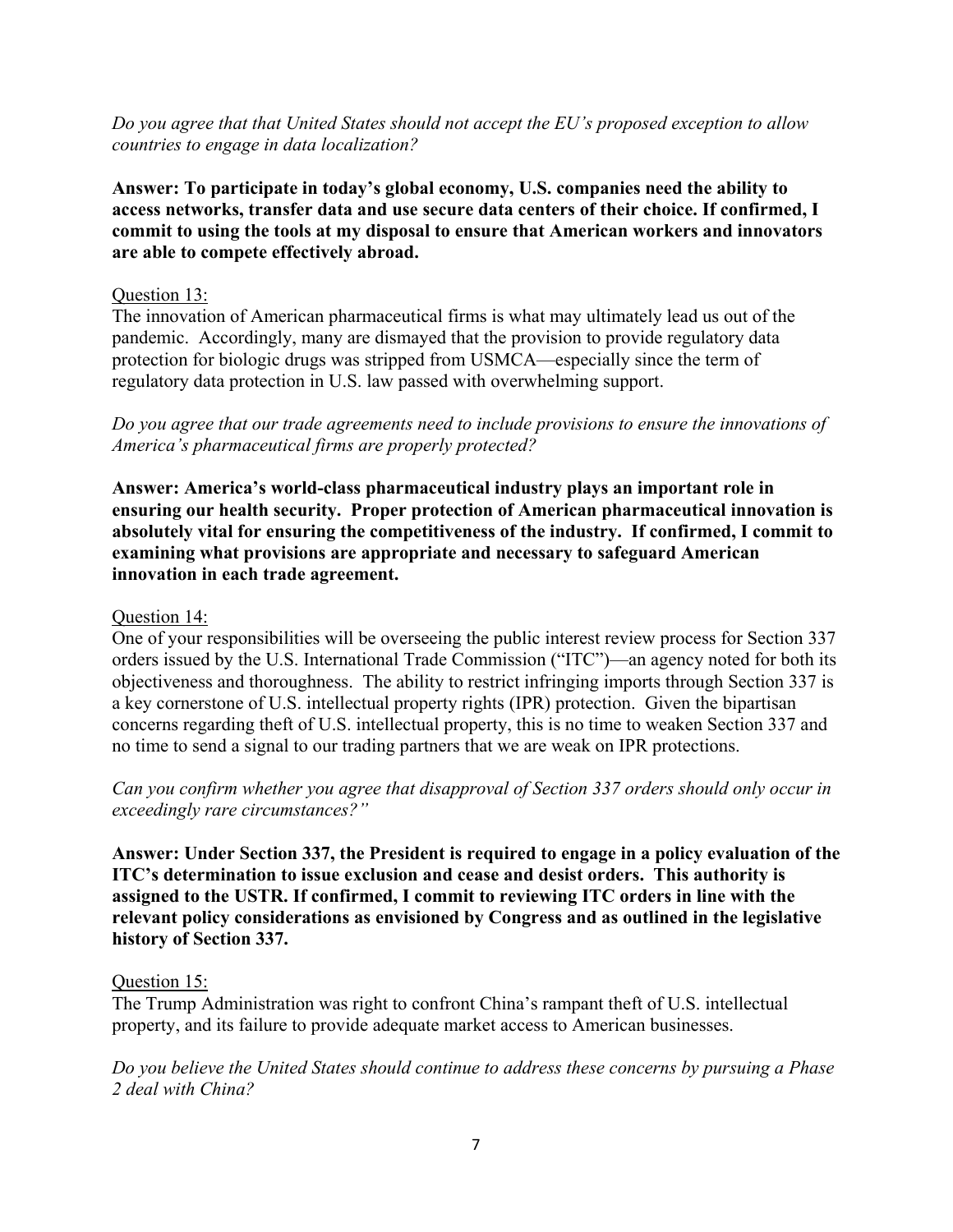*Do you agree that that United States should not accept the EU's proposed exception to allow countries to engage in data localization?*

**Answer: To participate in today's global economy, U.S. companies need the ability to access networks, transfer data and use secure data centers of their choice. If confirmed, I commit to using the tools at my disposal to ensure that American workers and innovators are able to compete effectively abroad.**

<u>Question 13:</u>

The innovation of American pharmaceutical firms is what may ultimately lead us out of the pandemic. Accordingly, many are dismayed that the provision to provide regulatory data protection for biologic drugs was stripped from USMCA—especially since the term of regulatory data protection in U.S. law passed with overwhelming support.

*Do you agree that our trade agreements need to include provisions to ensure the innovations of America's pharmaceutical firms are properly protected?*

**Answer: America's world-class pharmaceutical industry plays an important role in ensuring our health security. Proper protection of American pharmaceutical innovation is absolutely vital for ensuring the competitiveness of the industry. If confirmed, I commit to examining what provisions are appropriate and necessary to safeguard American innovation in each trade agreement.**

<u>Question 14:</u>

One of your responsibilities will be overseeing the public interest review process for Section 337 orders issued by the U.S. International Trade Commission ("ITC")—an agency noted for both its objectiveness and thoroughness. The ability to restrict infringing imports through Section 337 is a key cornerstone of U.S. intellectual property rights (IPR) protection. Given the bipartisan concerns regarding theft of U.S. intellectual property, this is no time to weaken Section 337 and no time to send a signal to our trading partners that we are weak on IPR protections.

*Can you confirm whether you agree that disapproval of Section 337 orders should only occur in exceedingly rare circumstances?"*

**Answer: Under Section 337, the President is required to engage in a policy evaluation of the ITC's determination to issue exclusion and cease and desist orders. This authority is assigned to the USTR. If confirmed, I commit to reviewing ITC orders in line with the relevant policy considerations as envisioned by Congress and as outlined in the legislative history of Section 337.**

<u>Question 15:</u>

The Trump Administration was right to confront China's rampant theft of U.S. intellectual property, and its failure to provide adequate market access to American businesses.

*Do you believe the United States should continue to address these concerns by pursuing a Phase 2 deal with China?*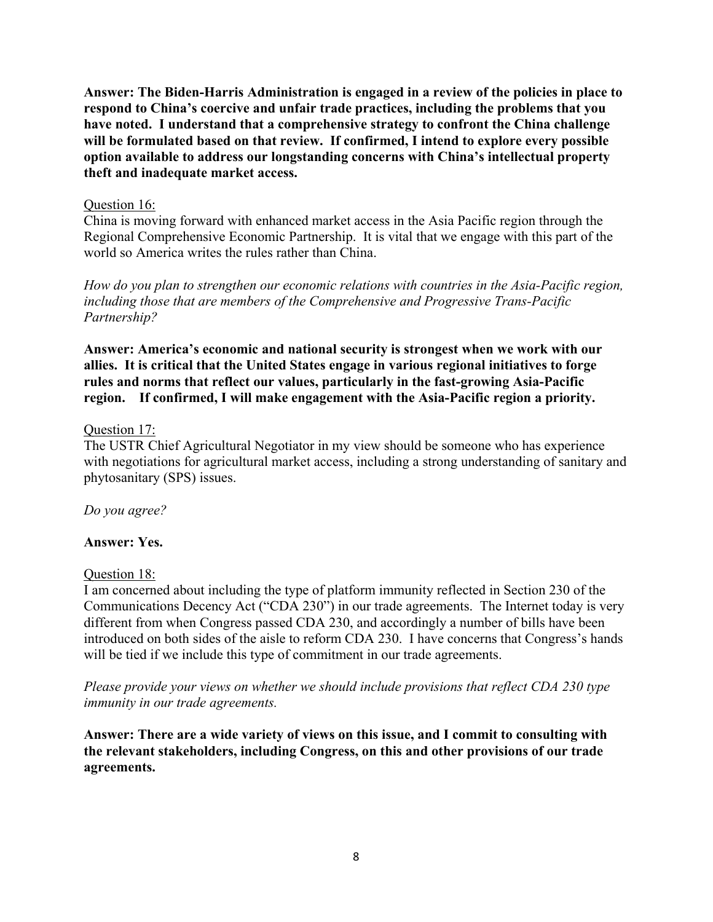**Answer: The Biden-Harris Administration is engaged in a review of the policies in place to respond to China's coercive and unfair trade practices, including the problems that you have noted. I understand that a comprehensive strategy to confront the China challenge will be formulated based on that review. If confirmed, I intend to explore every possible option available to address our longstanding concerns with China's intellectual property theft and inadequate market access.**

Question 16:
China is moving forward with enhanced market access in the Asia Pacific region through the Regional Comprehensive Economic Partnership. It is vital that we engage with this part of the world so America writes the rules rather than China.

*How do you plan to strengthen our economic relations with countries in the Asia-Pacific region, including those that are members of the Comprehensive and Progressive Trans-Pacific Partnership?*

**Answer: America's economic and national security is strongest when we work with our allies. It is critical that the United States engage in various regional initiatives to forge rules and norms that reflect our values, particularly in the fast-growing Asia-Pacific region. If confirmed, I will make engagement with the Asia-Pacific region a priority.**

Question 17:
The USTR Chief Agricultural Negotiator in my view should be someone who has experience with negotiations for agricultural market access, including a strong understanding of sanitary and phytosanitary (SPS) issues.

*Do you agree?*

**Answer: Yes.**

Question 18:
I am concerned about including the type of platform immunity reflected in Section 230 of the Communications Decency Act ("CDA 230") in our trade agreements. The Internet today is very different from when Congress passed CDA 230, and accordingly a number of bills have been introduced on both sides of the aisle to reform CDA 230. I have concerns that Congress's hands will be tied if we include this type of commitment in our trade agreements.

*Please provide your views on whether we should include provisions that reflect CDA 230 type immunity in our trade agreements.*

**Answer: There are a wide variety of views on this issue, and I commit to consulting with the relevant stakeholders, including Congress, on this and other provisions of our trade agreements.**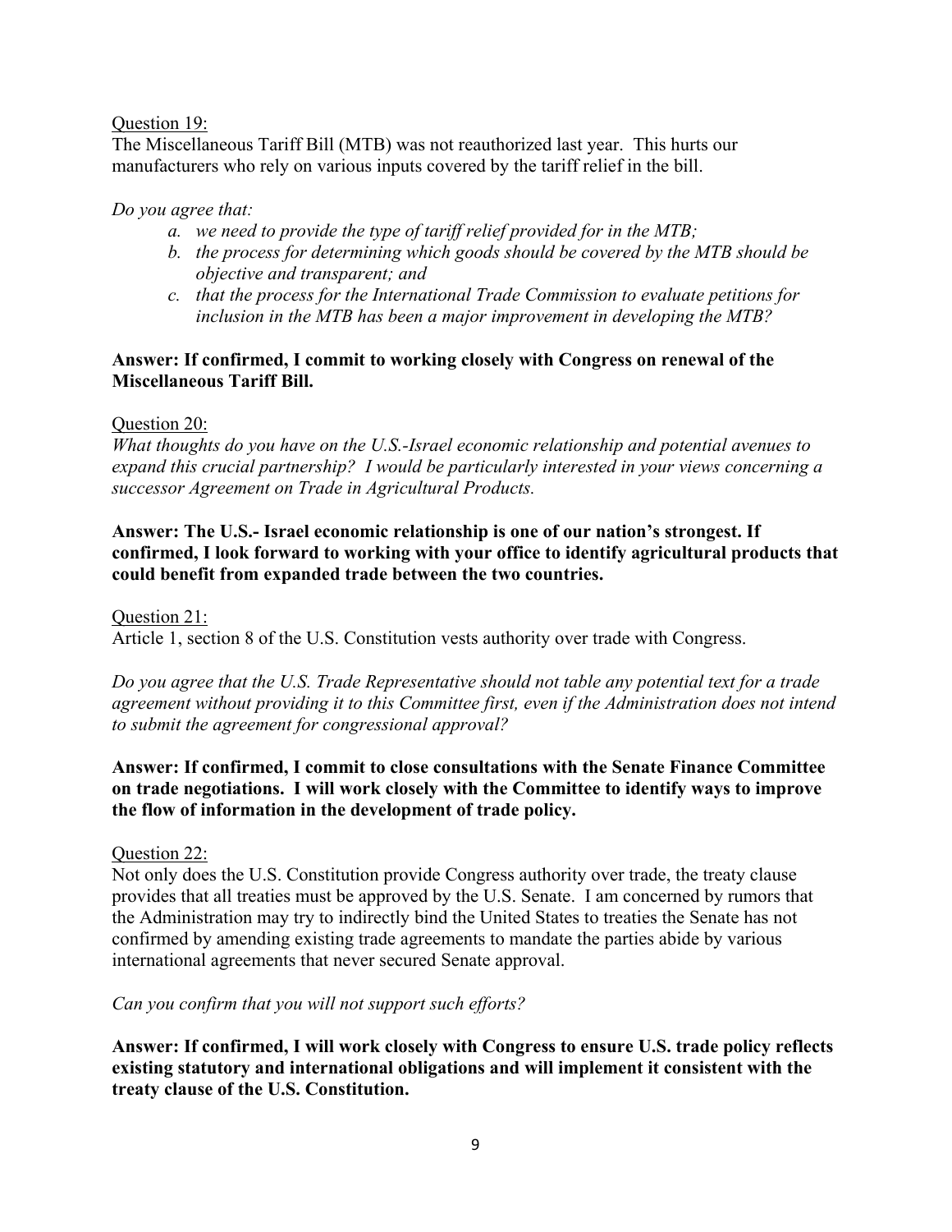Question 19:

The Miscellaneous Tariff Bill (MTB) was not reauthorized last year. This hurts our manufacturers who rely on various inputs covered by the tariff relief in the bill.

*Do you agree that:*

*a. we need to provide the type of tariff relief provided for in the MTB;*

*b. the process for determining which goods should be covered by the MTB should be objective and transparent; and*

*c. that the process for the International Trade Commission to evaluate petitions for inclusion in the MTB has been a major improvement in developing the MTB?*

**Answer: If confirmed, I commit to working closely with Congress on renewal of the Miscellaneous Tariff Bill.**

Question 20:

*What thoughts do you have on the U.S.-Israel economic relationship and potential avenues to expand this crucial partnership? I would be particularly interested in your views concerning a successor Agreement on Trade in Agricultural Products.*

**Answer: The U.S.- Israel economic relationship is one of our nation's strongest. If confirmed, I look forward to working with your office to identify agricultural products that could benefit from expanded trade between the two countries.**

Question 21:

Article 1, section 8 of the U.S. Constitution vests authority over trade with Congress.

*Do you agree that the U.S. Trade Representative should not table any potential text for a trade agreement without providing it to this Committee first, even if the Administration does not intend to submit the agreement for congressional approval?*

**Answer: If confirmed, I commit to close consultations with the Senate Finance Committee on trade negotiations. I will work closely with the Committee to identify ways to improve the flow of information in the development of trade policy.**

Question 22:

Not only does the U.S. Constitution provide Congress authority over trade, the treaty clause provides that all treaties must be approved by the U.S. Senate. I am concerned by rumors that the Administration may try to indirectly bind the United States to treaties the Senate has not confirmed by amending existing trade agreements to mandate the parties abide by various international agreements that never secured Senate approval.

*Can you confirm that you will not support such efforts?*

**Answer: If confirmed, I will work closely with Congress to ensure U.S. trade policy reflects existing statutory and international obligations and will implement it consistent with the treaty clause of the U.S. Constitution.**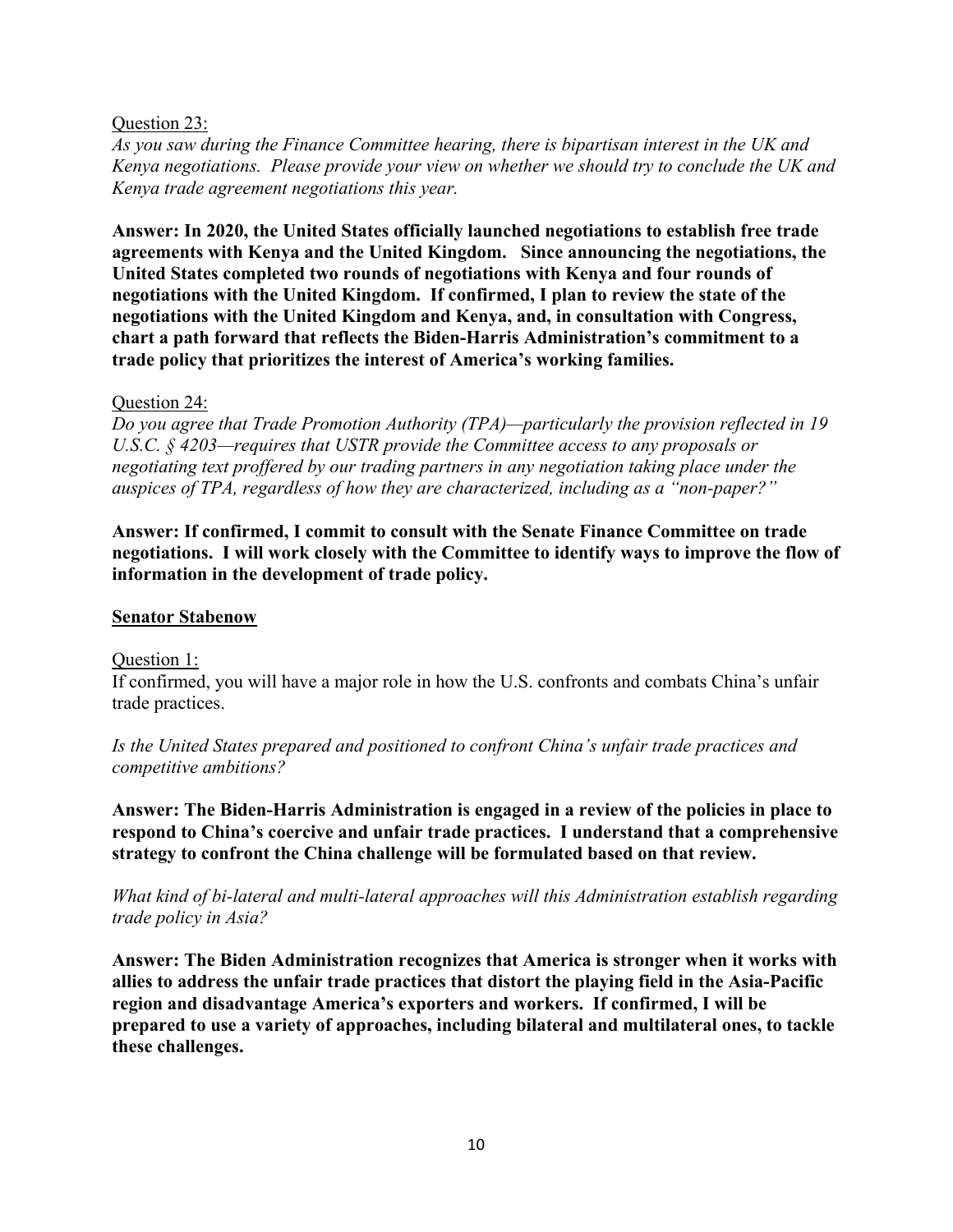Question 23:

*As you saw during the Finance Committee hearing, there is bipartisan interest in the UK and Kenya negotiations. Please provide your view on whether we should try to conclude the UK and Kenya trade agreement negotiations this year.*

**Answer: In 2020, the United States officially launched negotiations to establish free trade agreements with Kenya and the United Kingdom. Since announcing the negotiations, the United States completed two rounds of negotiations with Kenya and four rounds of negotiations with the United Kingdom. If confirmed, I plan to review the state of the negotiations with the United Kingdom and Kenya, and, in consultation with Congress, chart a path forward that reflects the Biden-Harris Administration's commitment to a trade policy that prioritizes the interest of America's working families.**

Question 24:

*Do you agree that Trade Promotion Authority (TPA)—particularly the provision reflected in 19 U.S.C. § 4203—requires that USTR provide the Committee access to any proposals or negotiating text proffered by our trading partners in any negotiation taking place under the auspices of TPA, regardless of how they are characterized, including as a "non-paper?"*

**Answer: If confirmed, I commit to consult with the Senate Finance Committee on trade negotiations. I will work closely with the Committee to identify ways to improve the flow of information in the development of trade policy.**

**Senator Stabenow**

Question 1:

If confirmed, you will have a major role in how the U.S. confronts and combats China's unfair trade practices.

*Is the United States prepared and positioned to confront China's unfair trade practices and competitive ambitions?*

**Answer: The Biden-Harris Administration is engaged in a review of the policies in place to respond to China's coercive and unfair trade practices. I understand that a comprehensive strategy to confront the China challenge will be formulated based on that review.**

*What kind of bi-lateral and multi-lateral approaches will this Administration establish regarding trade policy in Asia?*

**Answer: The Biden Administration recognizes that America is stronger when it works with allies to address the unfair trade practices that distort the playing field in the Asia-Pacific region and disadvantage America's exporters and workers. If confirmed, I will be prepared to use a variety of approaches, including bilateral and multilateral ones, to tackle these challenges.**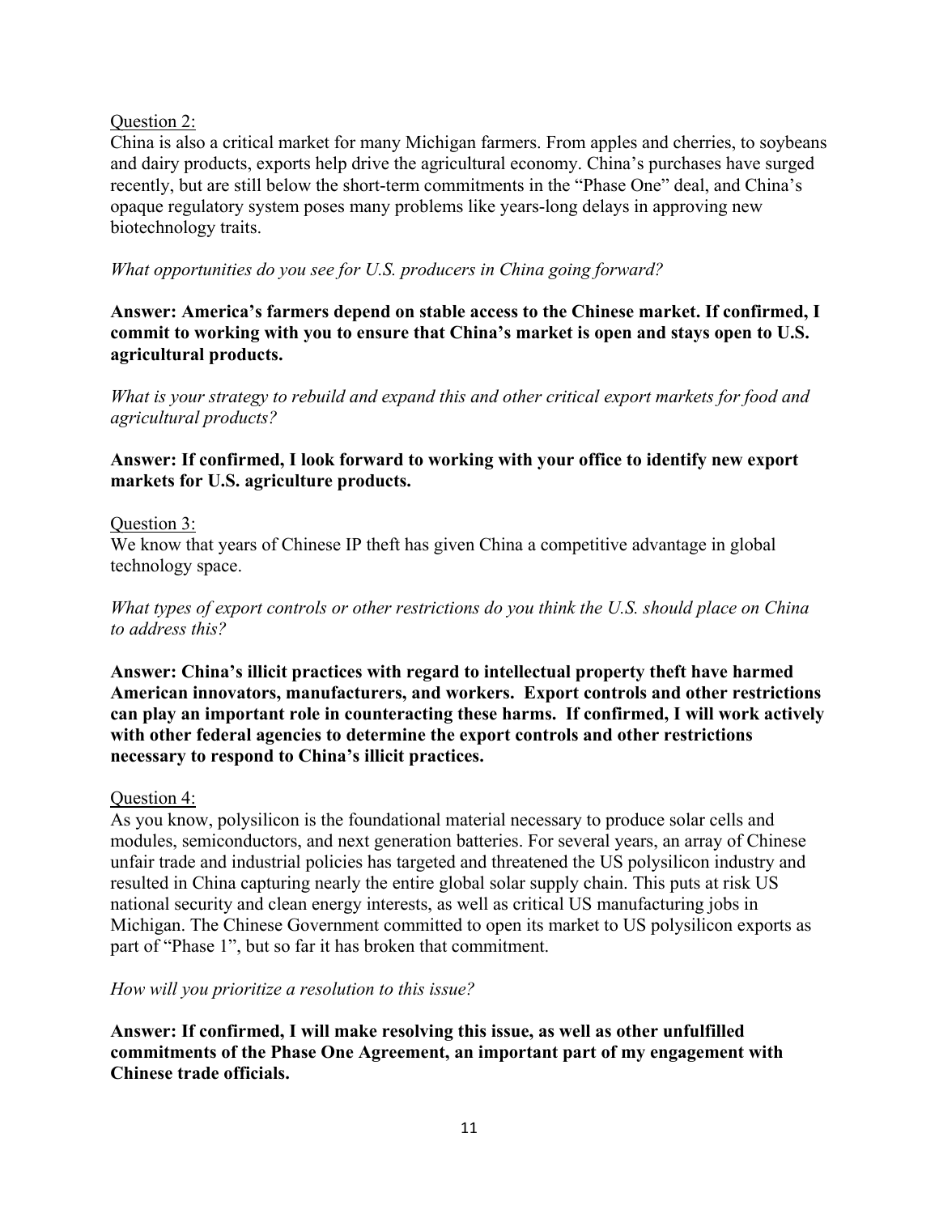<u>Question 2:</u>
China is also a critical market for many Michigan farmers. From apples and cherries, to soybeans and dairy products, exports help drive the agricultural economy. China's purchases have surged recently, but are still below the short-term commitments in the "Phase One" deal, and China's opaque regulatory system poses many problems like years-long delays in approving new biotechnology traits.

*What opportunities do you see for U.S. producers in China going forward?*

**Answer: America's farmers depend on stable access to the Chinese market. If confirmed, I commit to working with you to ensure that China's market is open and stays open to U.S. agricultural products.**

*What is your strategy to rebuild and expand this and other critical export markets for food and agricultural products?*

**Answer: If confirmed, I look forward to working with your office to identify new export markets for U.S. agriculture products.**

<u>Question 3:</u>
We know that years of Chinese IP theft has given China a competitive advantage in global technology space.

*What types of export controls or other restrictions do you think the U.S. should place on China to address this?*

**Answer: China's illicit practices with regard to intellectual property theft have harmed American innovators, manufacturers, and workers. Export controls and other restrictions can play an important role in counteracting these harms. If confirmed, I will work actively with other federal agencies to determine the export controls and other restrictions necessary to respond to China's illicit practices.**

<u>Question 4:</u>
As you know, polysilicon is the foundational material necessary to produce solar cells and modules, semiconductors, and next generation batteries. For several years, an array of Chinese unfair trade and industrial policies has targeted and threatened the US polysilicon industry and resulted in China capturing nearly the entire global solar supply chain. This puts at risk US national security and clean energy interests, as well as critical US manufacturing jobs in Michigan. The Chinese Government committed to open its market to US polysilicon exports as part of "Phase 1", but so far it has broken that commitment.

*How will you prioritize a resolution to this issue?*

**Answer: If confirmed, I will make resolving this issue, as well as other unfulfilled commitments of the Phase One Agreement, an important part of my engagement with Chinese trade officials.**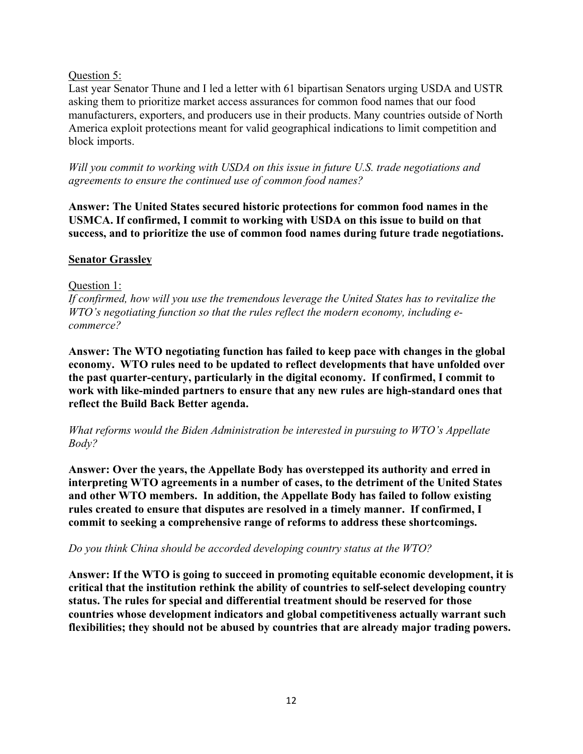Question 5:

Last year Senator Thune and I led a letter with 61 bipartisan Senators urging USDA and USTR asking them to prioritize market access assurances for common food names that our food manufacturers, exporters, and producers use in their products. Many countries outside of North America exploit protections meant for valid geographical indications to limit competition and block imports.

*Will you commit to working with USDA on this issue in future U.S. trade negotiations and agreements to ensure the continued use of common food names?*

**Answer: The United States secured historic protections for common food names in the USMCA. If confirmed, I commit to working with USDA on this issue to build on that success, and to prioritize the use of common food names during future trade negotiations.**

**Senator Grassley**

Question 1:

*If confirmed, how will you use the tremendous leverage the United States has to revitalize the WTO's negotiating function so that the rules reflect the modern economy, including e-commerce?*

**Answer: The WTO negotiating function has failed to keep pace with changes in the global economy. WTO rules need to be updated to reflect developments that have unfolded over the past quarter-century, particularly in the digital economy. If confirmed, I commit to work with like-minded partners to ensure that any new rules are high-standard ones that reflect the Build Back Better agenda.**

*What reforms would the Biden Administration be interested in pursuing to WTO's Appellate Body?*

**Answer: Over the years, the Appellate Body has overstepped its authority and erred in interpreting WTO agreements in a number of cases, to the detriment of the United States and other WTO members. In addition, the Appellate Body has failed to follow existing rules created to ensure that disputes are resolved in a timely manner. If confirmed, I commit to seeking a comprehensive range of reforms to address these shortcomings.**

*Do you think China should be accorded developing country status at the WTO?*

**Answer: If the WTO is going to succeed in promoting equitable economic development, it is critical that the institution rethink the ability of countries to self-select developing country status. The rules for special and differential treatment should be reserved for those countries whose development indicators and global competitiveness actually warrant such flexibilities; they should not be abused by countries that are already major trading powers.**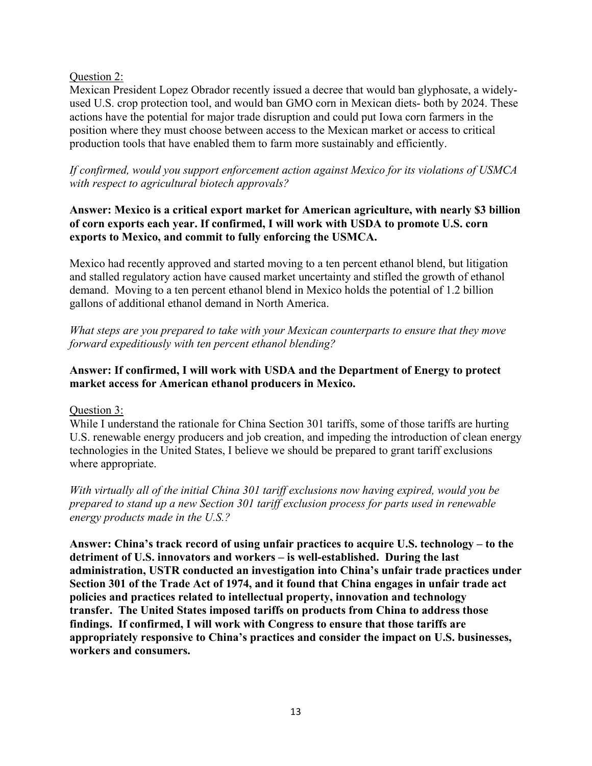Question 2:

Mexican President Lopez Obrador recently issued a decree that would ban glyphosate, a widely-used U.S. crop protection tool, and would ban GMO corn in Mexican diets- both by 2024. These actions have the potential for major trade disruption and could put Iowa corn farmers in the position where they must choose between access to the Mexican market or access to critical production tools that have enabled them to farm more sustainably and efficiently.

*If confirmed, would you support enforcement action against Mexico for its violations of USMCA with respect to agricultural biotech approvals?*

**Answer: Mexico is a critical export market for American agriculture, with nearly $3 billion of corn exports each year. If confirmed, I will work with USDA to promote U.S. corn exports to Mexico, and commit to fully enforcing the USMCA.**

Mexico had recently approved and started moving to a ten percent ethanol blend, but litigation and stalled regulatory action have caused market uncertainty and stifled the growth of ethanol demand. Moving to a ten percent ethanol blend in Mexico holds the potential of 1.2 billion gallons of additional ethanol demand in North America.

*What steps are you prepared to take with your Mexican counterparts to ensure that they move forward expeditiously with ten percent ethanol blending?*

**Answer: If confirmed, I will work with USDA and the Department of Energy to protect market access for American ethanol producers in Mexico.**

Question 3:

While I understand the rationale for China Section 301 tariffs, some of those tariffs are hurting U.S. renewable energy producers and job creation, and impeding the introduction of clean energy technologies in the United States, I believe we should be prepared to grant tariff exclusions where appropriate.

*With virtually all of the initial China 301 tariff exclusions now having expired, would you be prepared to stand up a new Section 301 tariff exclusion process for parts used in renewable energy products made in the U.S.?*

**Answer: China's track record of using unfair practices to acquire U.S. technology – to the detriment of U.S. innovators and workers – is well-established. During the last administration, USTR conducted an investigation into China's unfair trade practices under Section 301 of the Trade Act of 1974, and it found that China engages in unfair trade act policies and practices related to intellectual property, innovation and technology transfer. The United States imposed tariffs on products from China to address those findings. If confirmed, I will work with Congress to ensure that those tariffs are appropriately responsive to China's practices and consider the impact on U.S. businesses, workers and consumers.**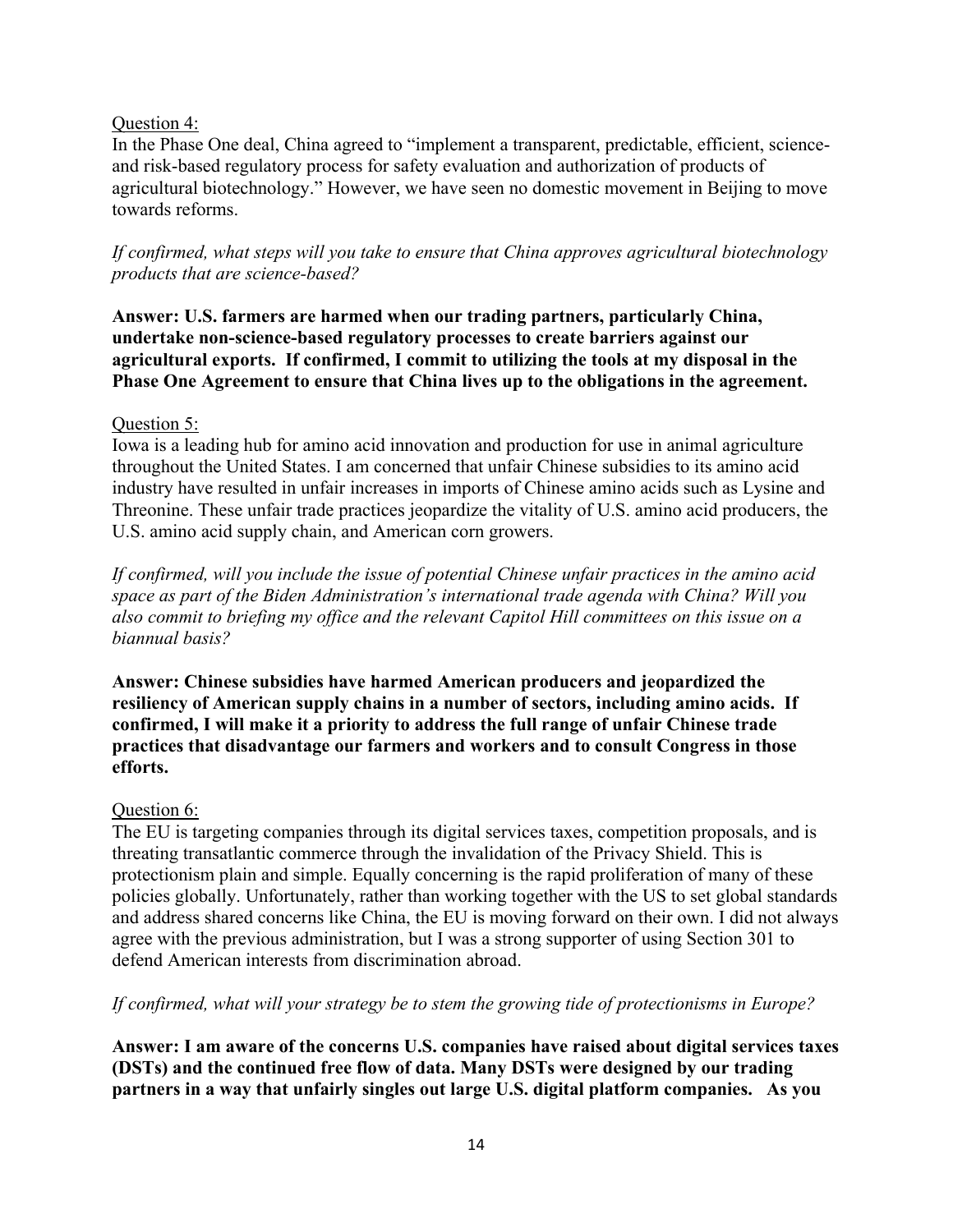Question 4:

In the Phase One deal, China agreed to "implement a transparent, predictable, efficient, science-and risk-based regulatory process for safety evaluation and authorization of products of agricultural biotechnology." However, we have seen no domestic movement in Beijing to move towards reforms.

*If confirmed, what steps will you take to ensure that China approves agricultural biotechnology products that are science-based?*

**Answer: U.S. farmers are harmed when our trading partners, particularly China, undertake non-science-based regulatory processes to create barriers against our agricultural exports. If confirmed, I commit to utilizing the tools at my disposal in the Phase One Agreement to ensure that China lives up to the obligations in the agreement.**

Question 5:

Iowa is a leading hub for amino acid innovation and production for use in animal agriculture throughout the United States. I am concerned that unfair Chinese subsidies to its amino acid industry have resulted in unfair increases in imports of Chinese amino acids such as Lysine and Threonine. These unfair trade practices jeopardize the vitality of U.S. amino acid producers, the U.S. amino acid supply chain, and American corn growers.

*If confirmed, will you include the issue of potential Chinese unfair practices in the amino acid space as part of the Biden Administration's international trade agenda with China? Will you also commit to briefing my office and the relevant Capitol Hill committees on this issue on a biannual basis?*

**Answer: Chinese subsidies have harmed American producers and jeopardized the resiliency of American supply chains in a number of sectors, including amino acids. If confirmed, I will make it a priority to address the full range of unfair Chinese trade practices that disadvantage our farmers and workers and to consult Congress in those efforts.**

Question 6:

The EU is targeting companies through its digital services taxes, competition proposals, and is threating transatlantic commerce through the invalidation of the Privacy Shield. This is protectionism plain and simple. Equally concerning is the rapid proliferation of many of these policies globally. Unfortunately, rather than working together with the US to set global standards and address shared concerns like China, the EU is moving forward on their own. I did not always agree with the previous administration, but I was a strong supporter of using Section 301 to defend American interests from discrimination abroad.

*If confirmed, what will your strategy be to stem the growing tide of protectionisms in Europe?*

**Answer: I am aware of the concerns U.S. companies have raised about digital services taxes (DSTs) and the continued free flow of data. Many DSTs were designed by our trading partners in a way that unfairly singles out large U.S. digital platform companies. As you**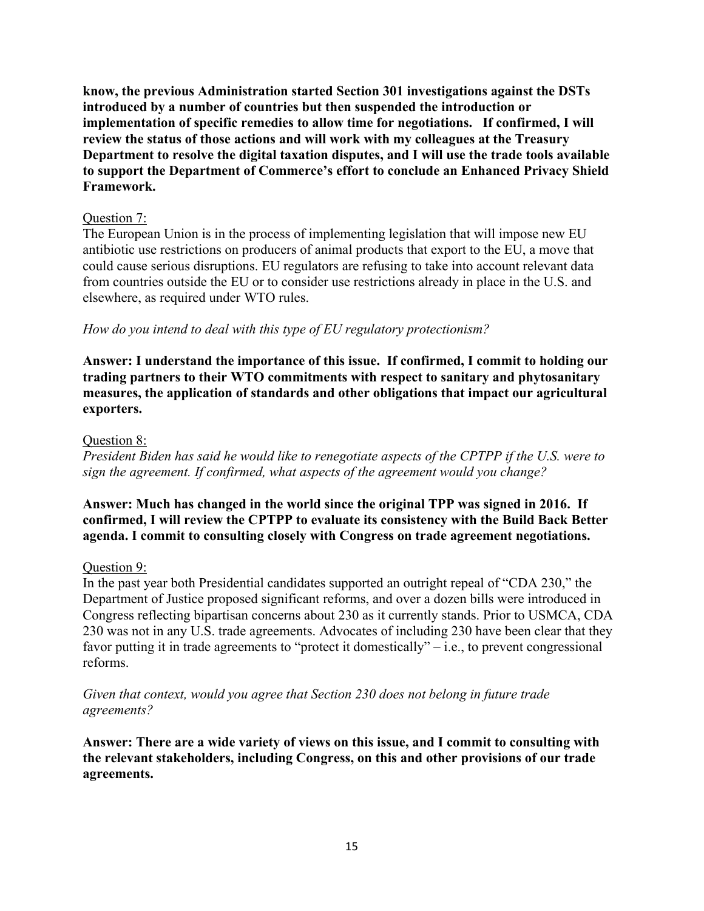**know, the previous Administration started Section 301 investigations against the DSTs introduced by a number of countries but then suspended the introduction or implementation of specific remedies to allow time for negotiations. If confirmed, I will review the status of those actions and will work with my colleagues at the Treasury Department to resolve the digital taxation disputes, and I will use the trade tools available to support the Department of Commerce's effort to conclude an Enhanced Privacy Shield Framework.**

Question 7:

The European Union is in the process of implementing legislation that will impose new EU antibiotic use restrictions on producers of animal products that export to the EU, a move that could cause serious disruptions. EU regulators are refusing to take into account relevant data from countries outside the EU or to consider use restrictions already in place in the U.S. and elsewhere, as required under WTO rules.

*How do you intend to deal with this type of EU regulatory protectionism?*

**Answer: I understand the importance of this issue. If confirmed, I commit to holding our trading partners to their WTO commitments with respect to sanitary and phytosanitary measures, the application of standards and other obligations that impact our agricultural exporters.**

Question 8:

*President Biden has said he would like to renegotiate aspects of the CPTPP if the U.S. were to sign the agreement. If confirmed, what aspects of the agreement would you change?*

**Answer: Much has changed in the world since the original TPP was signed in 2016. If confirmed, I will review the CPTPP to evaluate its consistency with the Build Back Better agenda. I commit to consulting closely with Congress on trade agreement negotiations.**

Question 9:

In the past year both Presidential candidates supported an outright repeal of "CDA 230," the Department of Justice proposed significant reforms, and over a dozen bills were introduced in Congress reflecting bipartisan concerns about 230 as it currently stands. Prior to USMCA, CDA 230 was not in any U.S. trade agreements. Advocates of including 230 have been clear that they favor putting it in trade agreements to "protect it domestically" – i.e., to prevent congressional reforms.

*Given that context, would you agree that Section 230 does not belong in future trade agreements?*

**Answer: There are a wide variety of views on this issue, and I commit to consulting with the relevant stakeholders, including Congress, on this and other provisions of our trade agreements.**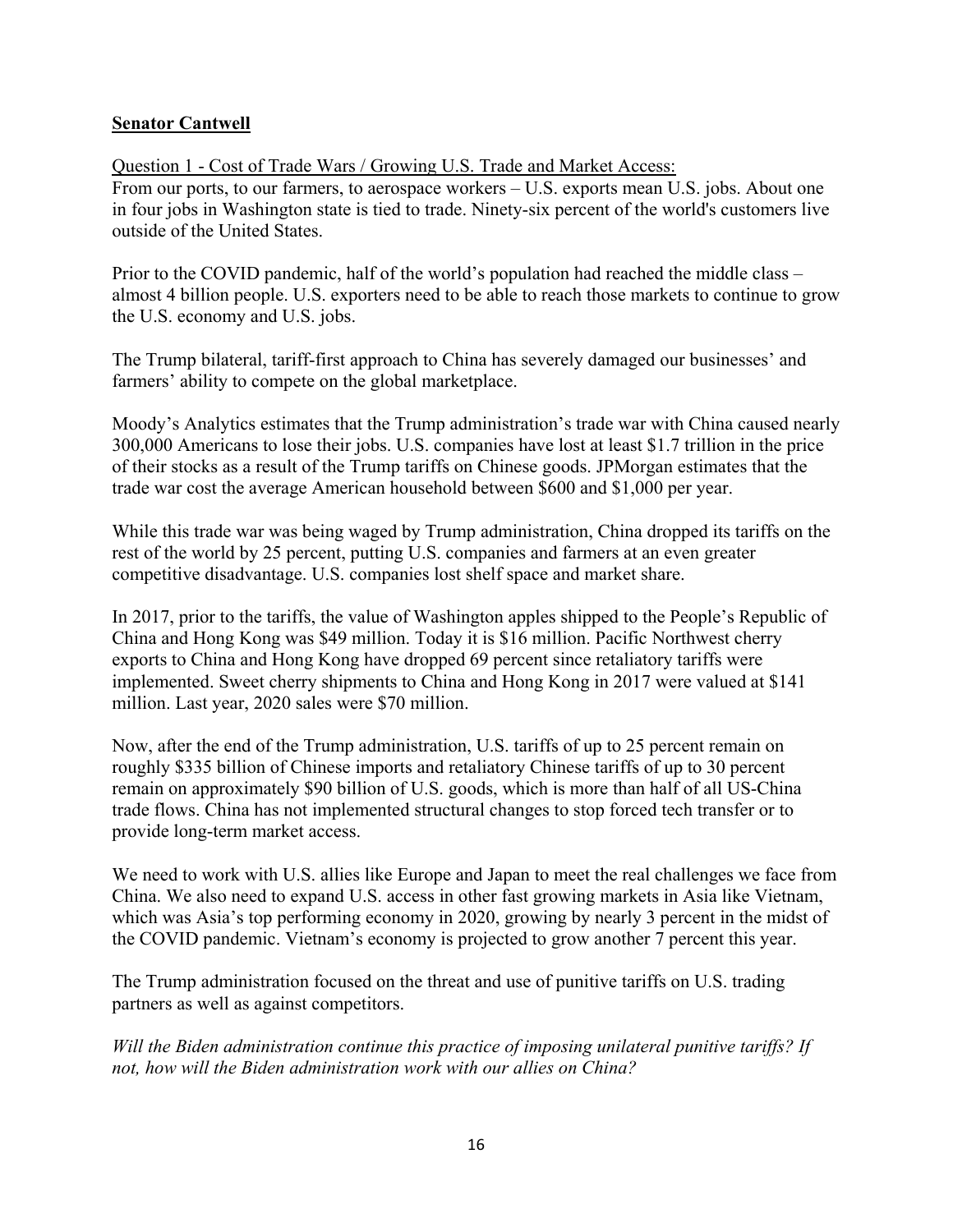**Senator Cantwell**

Question 1 - Cost of Trade Wars / Growing U.S. Trade and Market Access:

From our ports, to our farmers, to aerospace workers – U.S. exports mean U.S. jobs. About one in four jobs in Washington state is tied to trade. Ninety-six percent of the world's customers live outside of the United States.

Prior to the COVID pandemic, half of the world's population had reached the middle class – almost 4 billion people. U.S. exporters need to be able to reach those markets to continue to grow the U.S. economy and U.S. jobs.

The Trump bilateral, tariff-first approach to China has severely damaged our businesses' and farmers' ability to compete on the global marketplace.

Moody's Analytics estimates that the Trump administration's trade war with China caused nearly 300,000 Americans to lose their jobs. U.S. companies have lost at least $1.7 trillion in the price of their stocks as a result of the Trump tariffs on Chinese goods. JPMorgan estimates that the trade war cost the average American household between $600 and $1,000 per year.

While this trade war was being waged by Trump administration, China dropped its tariffs on the rest of the world by 25 percent, putting U.S. companies and farmers at an even greater competitive disadvantage. U.S. companies lost shelf space and market share.

In 2017, prior to the tariffs, the value of Washington apples shipped to the People's Republic of China and Hong Kong was $49 million. Today it is $16 million. Pacific Northwest cherry exports to China and Hong Kong have dropped 69 percent since retaliatory tariffs were implemented. Sweet cherry shipments to China and Hong Kong in 2017 were valued at $141 million. Last year, 2020 sales were $70 million.

Now, after the end of the Trump administration, U.S. tariffs of up to 25 percent remain on roughly $335 billion of Chinese imports and retaliatory Chinese tariffs of up to 30 percent remain on approximately $90 billion of U.S. goods, which is more than half of all US-China trade flows. China has not implemented structural changes to stop forced tech transfer or to provide long-term market access.

We need to work with U.S. allies like Europe and Japan to meet the real challenges we face from China. We also need to expand U.S. access in other fast growing markets in Asia like Vietnam, which was Asia's top performing economy in 2020, growing by nearly 3 percent in the midst of the COVID pandemic. Vietnam's economy is projected to grow another 7 percent this year.

The Trump administration focused on the threat and use of punitive tariffs on U.S. trading partners as well as against competitors.

*Will the Biden administration continue this practice of imposing unilateral punitive tariffs? If not, how will the Biden administration work with our allies on China?*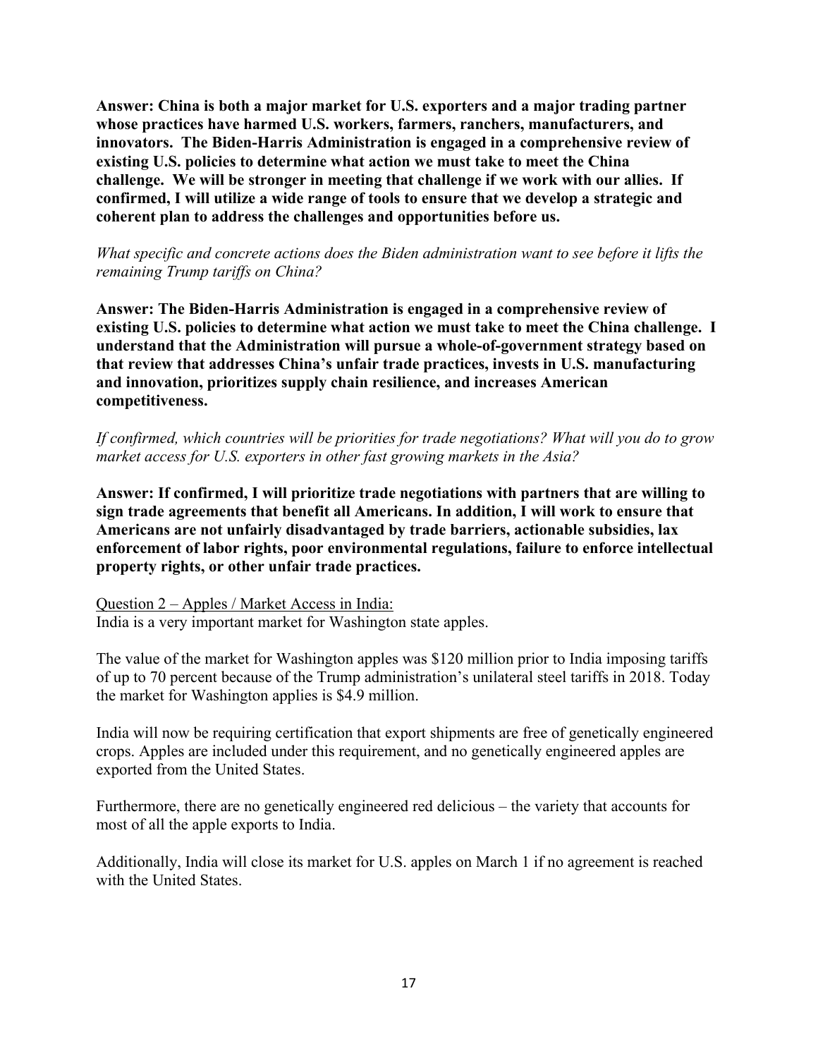**Answer: China is both a major market for U.S. exporters and a major trading partner whose practices have harmed U.S. workers, farmers, ranchers, manufacturers, and innovators. The Biden-Harris Administration is engaged in a comprehensive review of existing U.S. policies to determine what action we must take to meet the China challenge. We will be stronger in meeting that challenge if we work with our allies. If confirmed, I will utilize a wide range of tools to ensure that we develop a strategic and coherent plan to address the challenges and opportunities before us.**

*What specific and concrete actions does the Biden administration want to see before it lifts the remaining Trump tariffs on China?*

**Answer: The Biden-Harris Administration is engaged in a comprehensive review of existing U.S. policies to determine what action we must take to meet the China challenge. I understand that the Administration will pursue a whole-of-government strategy based on that review that addresses China's unfair trade practices, invests in U.S. manufacturing and innovation, prioritizes supply chain resilience, and increases American competitiveness.**

*If confirmed, which countries will be priorities for trade negotiations? What will you do to grow market access for U.S. exporters in other fast growing markets in the Asia?*

**Answer: If confirmed, I will prioritize trade negotiations with partners that are willing to sign trade agreements that benefit all Americans. In addition, I will work to ensure that Americans are not unfairly disadvantaged by trade barriers, actionable subsidies, lax enforcement of labor rights, poor environmental regulations, failure to enforce intellectual property rights, or other unfair trade practices.**

<u>Question 2 – Apples / Market Access in India:</u>
India is a very important market for Washington state apples.

The value of the market for Washington apples was $120 million prior to India imposing tariffs of up to 70 percent because of the Trump administration's unilateral steel tariffs in 2018. Today the market for Washington applies is $4.9 million.

India will now be requiring certification that export shipments are free of genetically engineered crops. Apples are included under this requirement, and no genetically engineered apples are exported from the United States.

Furthermore, there are no genetically engineered red delicious – the variety that accounts for most of all the apple exports to India.

Additionally, India will close its market for U.S. apples on March 1 if no agreement is reached with the United States.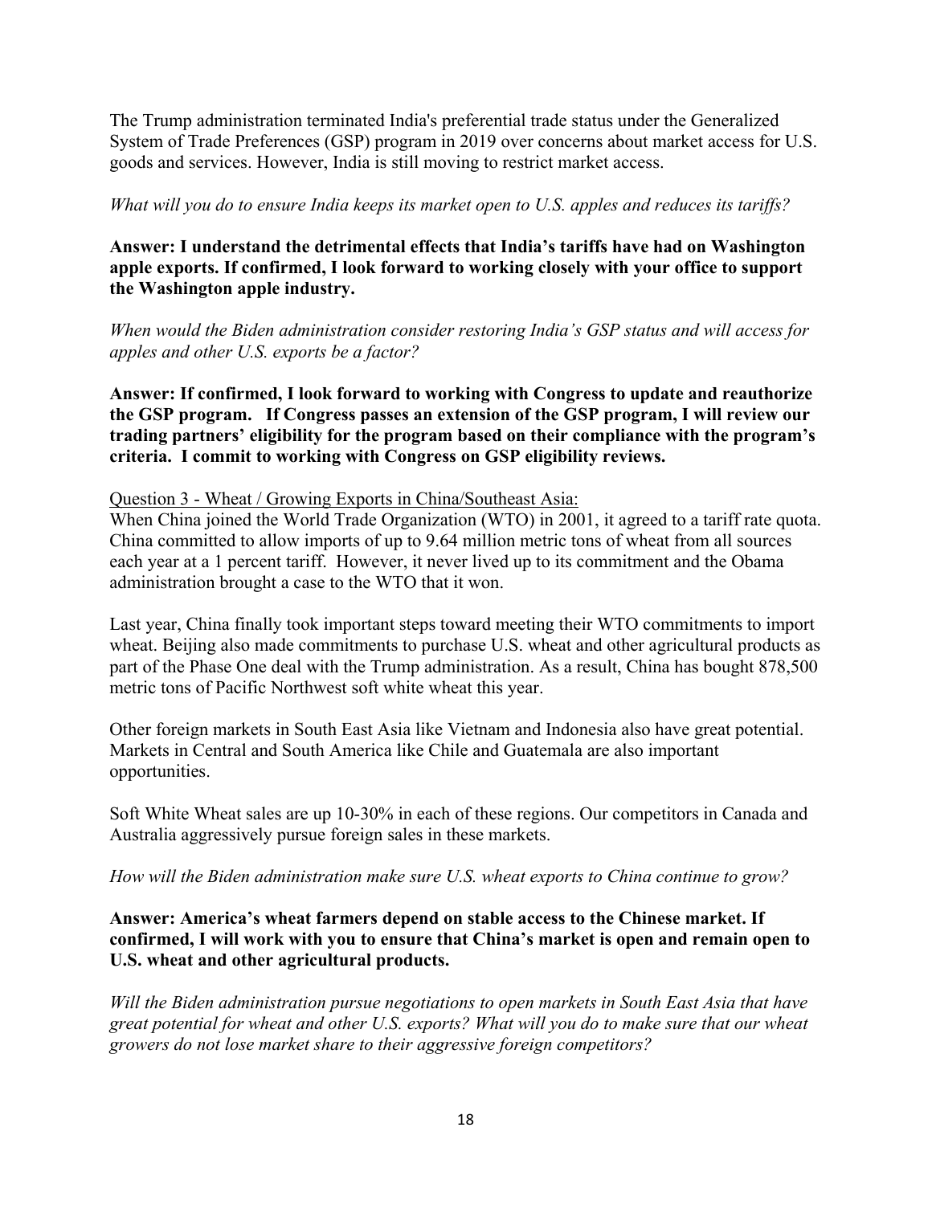The Trump administration terminated India's preferential trade status under the Generalized System of Trade Preferences (GSP) program in 2019 over concerns about market access for U.S. goods and services. However, India is still moving to restrict market access.

*What will you do to ensure India keeps its market open to U.S. apples and reduces its tariffs?*

**Answer: I understand the detrimental effects that India's tariffs have had on Washington apple exports. If confirmed, I look forward to working closely with your office to support the Washington apple industry.**

*When would the Biden administration consider restoring India's GSP status and will access for apples and other U.S. exports be a factor?*

**Answer: If confirmed, I look forward to working with Congress to update and reauthorize the GSP program. If Congress passes an extension of the GSP program, I will review our trading partners' eligibility for the program based on their compliance with the program's criteria. I commit to working with Congress on GSP eligibility reviews.**

<u>Question 3 - Wheat / Growing Exports in China/Southeast Asia:</u>

When China joined the World Trade Organization (WTO) in 2001, it agreed to a tariff rate quota. China committed to allow imports of up to 9.64 million metric tons of wheat from all sources each year at a 1 percent tariff. However, it never lived up to its commitment and the Obama administration brought a case to the WTO that it won.

Last year, China finally took important steps toward meeting their WTO commitments to import wheat. Beijing also made commitments to purchase U.S. wheat and other agricultural products as part of the Phase One deal with the Trump administration. As a result, China has bought 878,500 metric tons of Pacific Northwest soft white wheat this year.

Other foreign markets in South East Asia like Vietnam and Indonesia also have great potential. Markets in Central and South America like Chile and Guatemala are also important opportunities.

Soft White Wheat sales are up 10-30% in each of these regions. Our competitors in Canada and Australia aggressively pursue foreign sales in these markets.

*How will the Biden administration make sure U.S. wheat exports to China continue to grow?*

**Answer: America's wheat farmers depend on stable access to the Chinese market. If confirmed, I will work with you to ensure that China's market is open and remain open to U.S. wheat and other agricultural products.**

*Will the Biden administration pursue negotiations to open markets in South East Asia that have great potential for wheat and other U.S. exports? What will you do to make sure that our wheat growers do not lose market share to their aggressive foreign competitors?*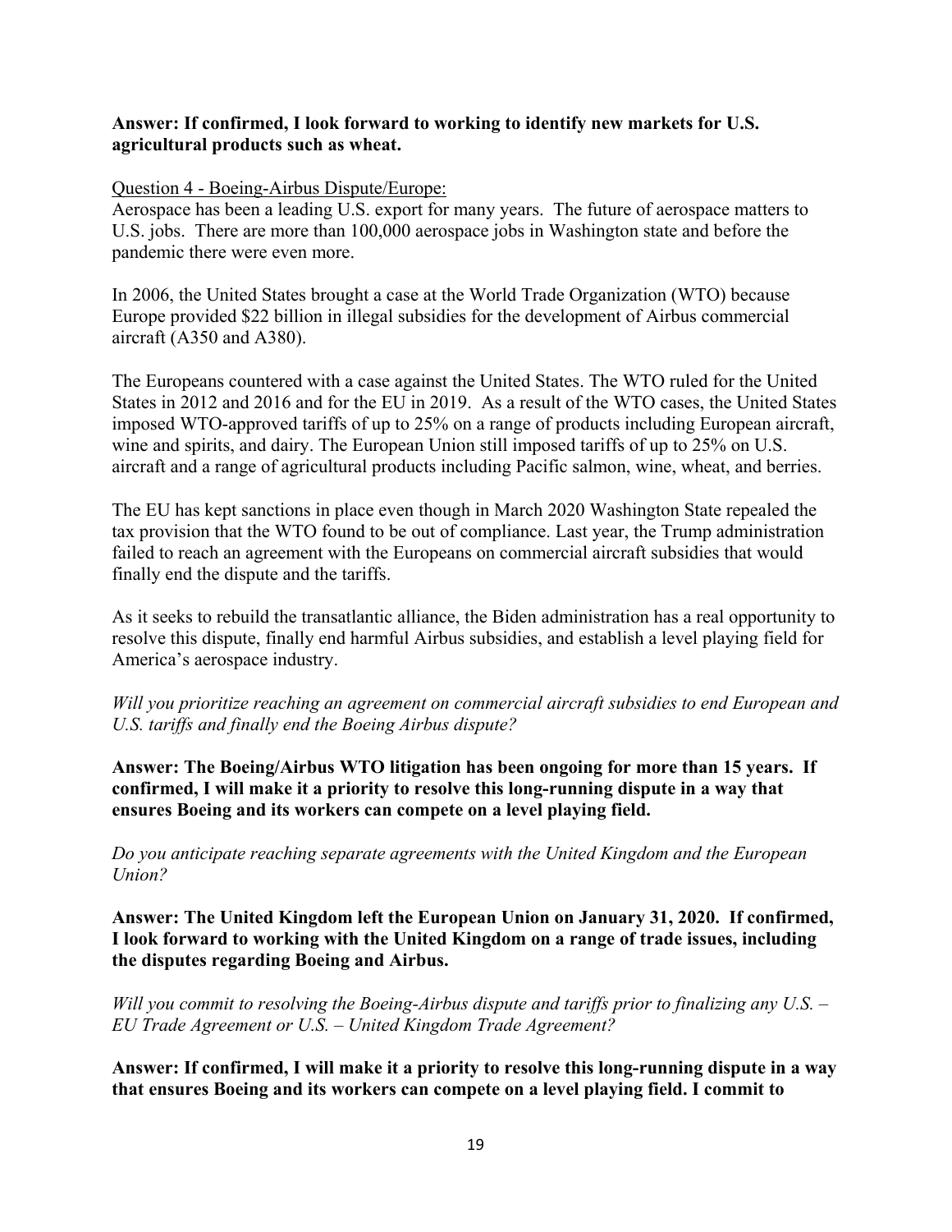**Answer: If confirmed, I look forward to working to identify new markets for U.S. agricultural products such as wheat.**

Question 4 - Boeing-Airbus Dispute/Europe:

Aerospace has been a leading U.S. export for many years. The future of aerospace matters to U.S. jobs. There are more than 100,000 aerospace jobs in Washington state and before the pandemic there were even more.

In 2006, the United States brought a case at the World Trade Organization (WTO) because Europe provided $22 billion in illegal subsidies for the development of Airbus commercial aircraft (A350 and A380).

The Europeans countered with a case against the United States. The WTO ruled for the United States in 2012 and 2016 and for the EU in 2019. As a result of the WTO cases, the United States imposed WTO-approved tariffs of up to 25% on a range of products including European aircraft, wine and spirits, and dairy. The European Union still imposed tariffs of up to 25% on U.S. aircraft and a range of agricultural products including Pacific salmon, wine, wheat, and berries.

The EU has kept sanctions in place even though in March 2020 Washington State repealed the tax provision that the WTO found to be out of compliance. Last year, the Trump administration failed to reach an agreement with the Europeans on commercial aircraft subsidies that would finally end the dispute and the tariffs.

As it seeks to rebuild the transatlantic alliance, the Biden administration has a real opportunity to resolve this dispute, finally end harmful Airbus subsidies, and establish a level playing field for America's aerospace industry.

*Will you prioritize reaching an agreement on commercial aircraft subsidies to end European and U.S. tariffs and finally end the Boeing Airbus dispute?*

**Answer: The Boeing/Airbus WTO litigation has been ongoing for more than 15 years. If confirmed, I will make it a priority to resolve this long-running dispute in a way that ensures Boeing and its workers can compete on a level playing field.**

*Do you anticipate reaching separate agreements with the United Kingdom and the European Union?*

**Answer: The United Kingdom left the European Union on January 31, 2020. If confirmed, I look forward to working with the United Kingdom on a range of trade issues, including the disputes regarding Boeing and Airbus.**

*Will you commit to resolving the Boeing-Airbus dispute and tariffs prior to finalizing any U.S. – EU Trade Agreement or U.S. – United Kingdom Trade Agreement?*

**Answer: If confirmed, I will make it a priority to resolve this long-running dispute in a way that ensures Boeing and its workers can compete on a level playing field. I commit to**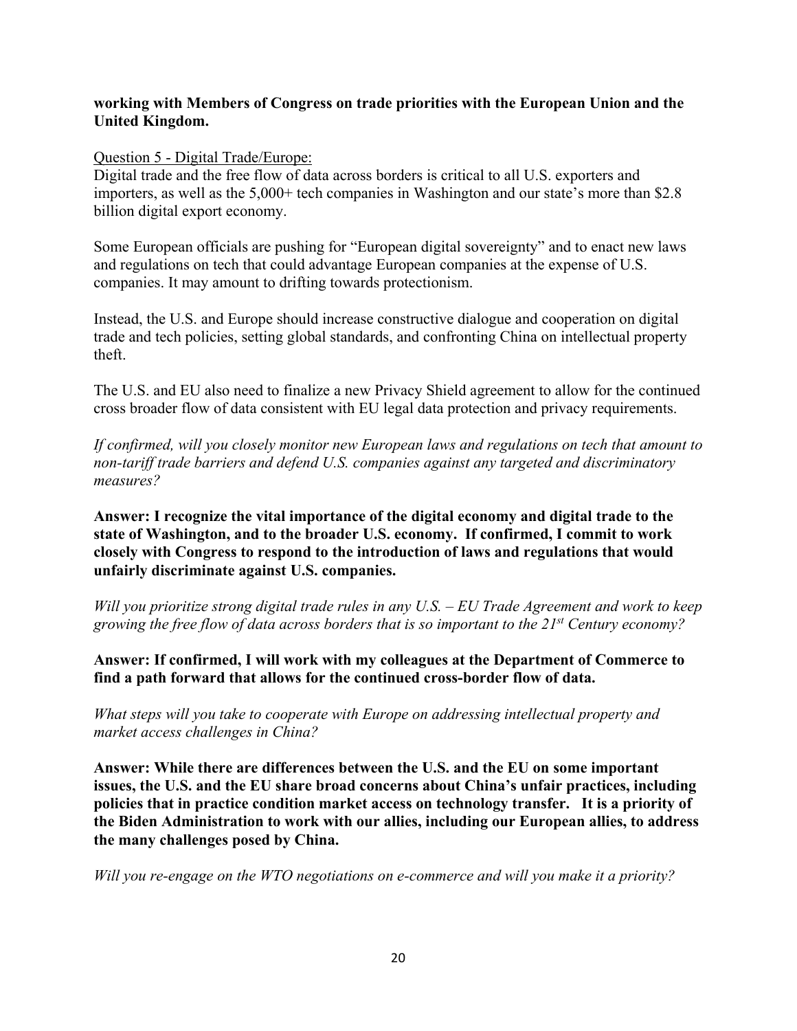**working with Members of Congress on trade priorities with the European Union and the United Kingdom.**

Question 5 - Digital Trade/Europe:

Digital trade and the free flow of data across borders is critical to all U.S. exporters and importers, as well as the 5,000+ tech companies in Washington and our state's more than $2.8 billion digital export economy.

Some European officials are pushing for "European digital sovereignty" and to enact new laws and regulations on tech that could advantage European companies at the expense of U.S. companies. It may amount to drifting towards protectionism.

Instead, the U.S. and Europe should increase constructive dialogue and cooperation on digital trade and tech policies, setting global standards, and confronting China on intellectual property theft.

The U.S. and EU also need to finalize a new Privacy Shield agreement to allow for the continued cross broader flow of data consistent with EU legal data protection and privacy requirements.

*If confirmed, will you closely monitor new European laws and regulations on tech that amount to non-tariff trade barriers and defend U.S. companies against any targeted and discriminatory measures?*

**Answer: I recognize the vital importance of the digital economy and digital trade to the state of Washington, and to the broader U.S. economy. If confirmed, I commit to work closely with Congress to respond to the introduction of laws and regulations that would unfairly discriminate against U.S. companies.**

*Will you prioritize strong digital trade rules in any U.S. – EU Trade Agreement and work to keep growing the free flow of data across borders that is so important to the 21st Century economy?*

**Answer: If confirmed, I will work with my colleagues at the Department of Commerce to find a path forward that allows for the continued cross-border flow of data.**

*What steps will you take to cooperate with Europe on addressing intellectual property and market access challenges in China?*

**Answer: While there are differences between the U.S. and the EU on some important issues, the U.S. and the EU share broad concerns about China's unfair practices, including policies that in practice condition market access on technology transfer. It is a priority of the Biden Administration to work with our allies, including our European allies, to address the many challenges posed by China.**

*Will you re-engage on the WTO negotiations on e-commerce and will you make it a priority?*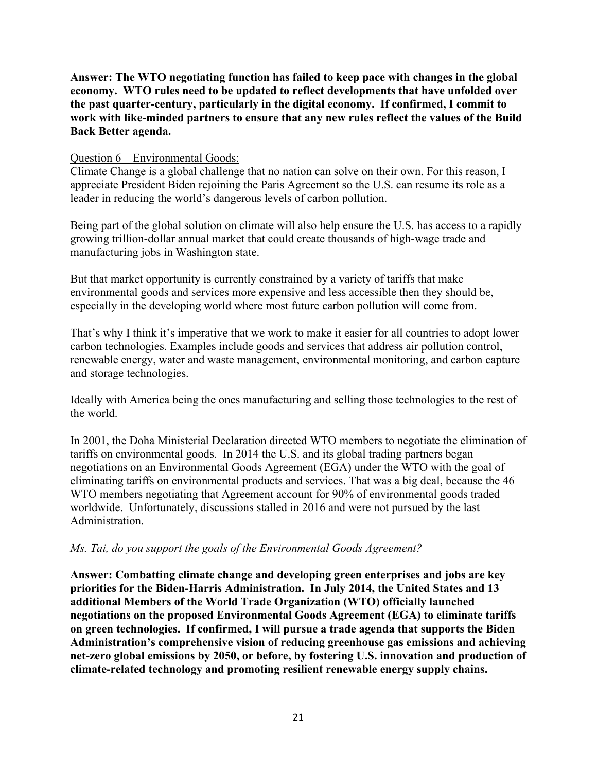**Answer: The WTO negotiating function has failed to keep pace with changes in the global economy. WTO rules need to be updated to reflect developments that have unfolded over the past quarter-century, particularly in the digital economy. If confirmed, I commit to work with like-minded partners to ensure that any new rules reflect the values of the Build Back Better agenda.**

Question 6 – Environmental Goods:

Climate Change is a global challenge that no nation can solve on their own. For this reason, I appreciate President Biden rejoining the Paris Agreement so the U.S. can resume its role as a leader in reducing the world's dangerous levels of carbon pollution.

Being part of the global solution on climate will also help ensure the U.S. has access to a rapidly growing trillion-dollar annual market that could create thousands of high-wage trade and manufacturing jobs in Washington state.

But that market opportunity is currently constrained by a variety of tariffs that make environmental goods and services more expensive and less accessible then they should be, especially in the developing world where most future carbon pollution will come from.

That's why I think it's imperative that we work to make it easier for all countries to adopt lower carbon technologies. Examples include goods and services that address air pollution control, renewable energy, water and waste management, environmental monitoring, and carbon capture and storage technologies.

Ideally with America being the ones manufacturing and selling those technologies to the rest of the world.

In 2001, the Doha Ministerial Declaration directed WTO members to negotiate the elimination of tariffs on environmental goods. In 2014 the U.S. and its global trading partners began negotiations on an Environmental Goods Agreement (EGA) under the WTO with the goal of eliminating tariffs on environmental products and services. That was a big deal, because the 46 WTO members negotiating that Agreement account for 90% of environmental goods traded worldwide. Unfortunately, discussions stalled in 2016 and were not pursued by the last Administration.

*Ms. Tai, do you support the goals of the Environmental Goods Agreement?*

**Answer: Combatting climate change and developing green enterprises and jobs are key priorities for the Biden-Harris Administration. In July 2014, the United States and 13 additional Members of the World Trade Organization (WTO) officially launched negotiations on the proposed Environmental Goods Agreement (EGA) to eliminate tariffs on green technologies. If confirmed, I will pursue a trade agenda that supports the Biden Administration's comprehensive vision of reducing greenhouse gas emissions and achieving net-zero global emissions by 2050, or before, by fostering U.S. innovation and production of climate-related technology and promoting resilient renewable energy supply chains.**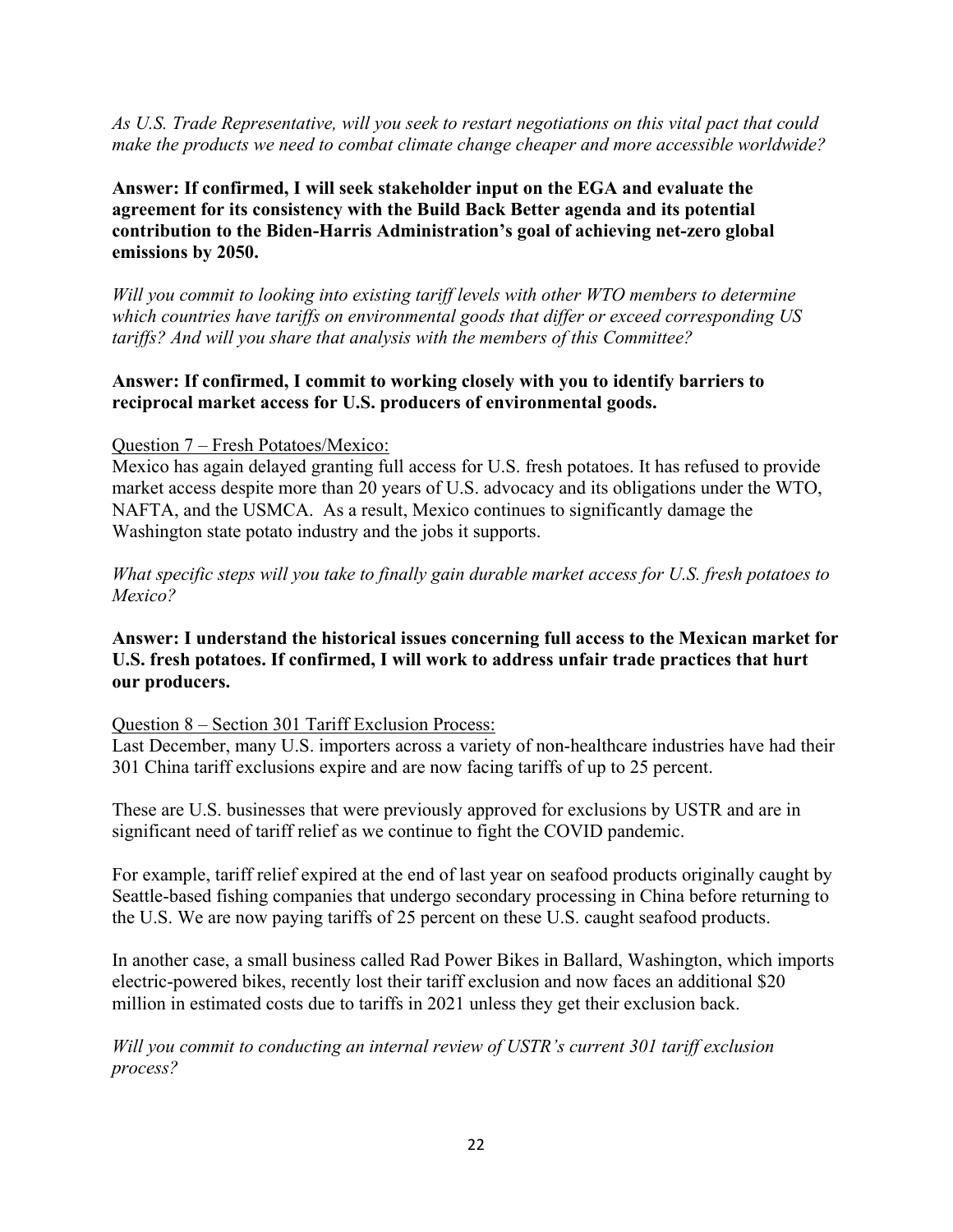*As U.S. Trade Representative, will you seek to restart negotiations on this vital pact that could make the products we need to combat climate change cheaper and more accessible worldwide?*

**Answer: If confirmed, I will seek stakeholder input on the EGA and evaluate the agreement for its consistency with the Build Back Better agenda and its potential contribution to the Biden-Harris Administration's goal of achieving net-zero global emissions by 2050.**

*Will you commit to looking into existing tariff levels with other WTO members to determine which countries have tariffs on environmental goods that differ or exceed corresponding US tariffs? And will you share that analysis with the members of this Committee?*

**Answer: If confirmed, I commit to working closely with you to identify barriers to reciprocal market access for U.S. producers of environmental goods.**

<u>Question 7 – Fresh Potatoes/Mexico:</u>

Mexico has again delayed granting full access for U.S. fresh potatoes. It has refused to provide market access despite more than 20 years of U.S. advocacy and its obligations under the WTO, NAFTA, and the USMCA. As a result, Mexico continues to significantly damage the Washington state potato industry and the jobs it supports.

*What specific steps will you take to finally gain durable market access for U.S. fresh potatoes to Mexico?*

**Answer: I understand the historical issues concerning full access to the Mexican market for U.S. fresh potatoes. If confirmed, I will work to address unfair trade practices that hurt our producers.**

<u>Question 8 – Section 301 Tariff Exclusion Process:</u>

Last December, many U.S. importers across a variety of non-healthcare industries have had their 301 China tariff exclusions expire and are now facing tariffs of up to 25 percent.

These are U.S. businesses that were previously approved for exclusions by USTR and are in significant need of tariff relief as we continue to fight the COVID pandemic.

For example, tariff relief expired at the end of last year on seafood products originally caught by Seattle-based fishing companies that undergo secondary processing in China before returning to the U.S. We are now paying tariffs of 25 percent on these U.S. caught seafood products.

In another case, a small business called Rad Power Bikes in Ballard, Washington, which imports electric-powered bikes, recently lost their tariff exclusion and now faces an additional $20 million in estimated costs due to tariffs in 2021 unless they get their exclusion back.

*Will you commit to conducting an internal review of USTR's current 301 tariff exclusion process?*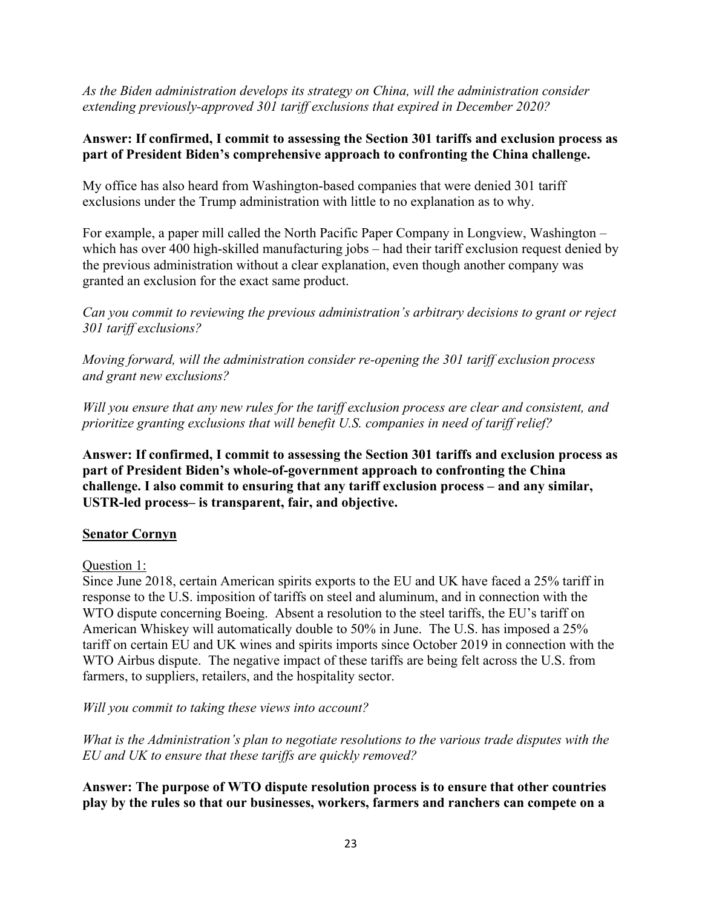*As the Biden administration develops its strategy on China, will the administration consider extending previously-approved 301 tariff exclusions that expired in December 2020?*

**Answer: If confirmed, I commit to assessing the Section 301 tariffs and exclusion process as part of President Biden's comprehensive approach to confronting the China challenge.**

My office has also heard from Washington-based companies that were denied 301 tariff exclusions under the Trump administration with little to no explanation as to why.

For example, a paper mill called the North Pacific Paper Company in Longview, Washington – which has over 400 high-skilled manufacturing jobs – had their tariff exclusion request denied by the previous administration without a clear explanation, even though another company was granted an exclusion for the exact same product.

*Can you commit to reviewing the previous administration's arbitrary decisions to grant or reject 301 tariff exclusions?*

*Moving forward, will the administration consider re-opening the 301 tariff exclusion process and grant new exclusions?*

*Will you ensure that any new rules for the tariff exclusion process are clear and consistent, and prioritize granting exclusions that will benefit U.S. companies in need of tariff relief?*

**Answer: If confirmed, I commit to assessing the Section 301 tariffs and exclusion process as part of President Biden's whole-of-government approach to confronting the China challenge. I also commit to ensuring that any tariff exclusion process – and any similar, USTR-led process– is transparent, fair, and objective.**

**Senator Cornyn**

Question 1:

Since June 2018, certain American spirits exports to the EU and UK have faced a 25% tariff in response to the U.S. imposition of tariffs on steel and aluminum, and in connection with the WTO dispute concerning Boeing. Absent a resolution to the steel tariffs, the EU's tariff on American Whiskey will automatically double to 50% in June. The U.S. has imposed a 25% tariff on certain EU and UK wines and spirits imports since October 2019 in connection with the WTO Airbus dispute. The negative impact of these tariffs are being felt across the U.S. from farmers, to suppliers, retailers, and the hospitality sector.

*Will you commit to taking these views into account?*

*What is the Administration's plan to negotiate resolutions to the various trade disputes with the EU and UK to ensure that these tariffs are quickly removed?*

**Answer: The purpose of WTO dispute resolution process is to ensure that other countries play by the rules so that our businesses, workers, farmers and ranchers can compete on a**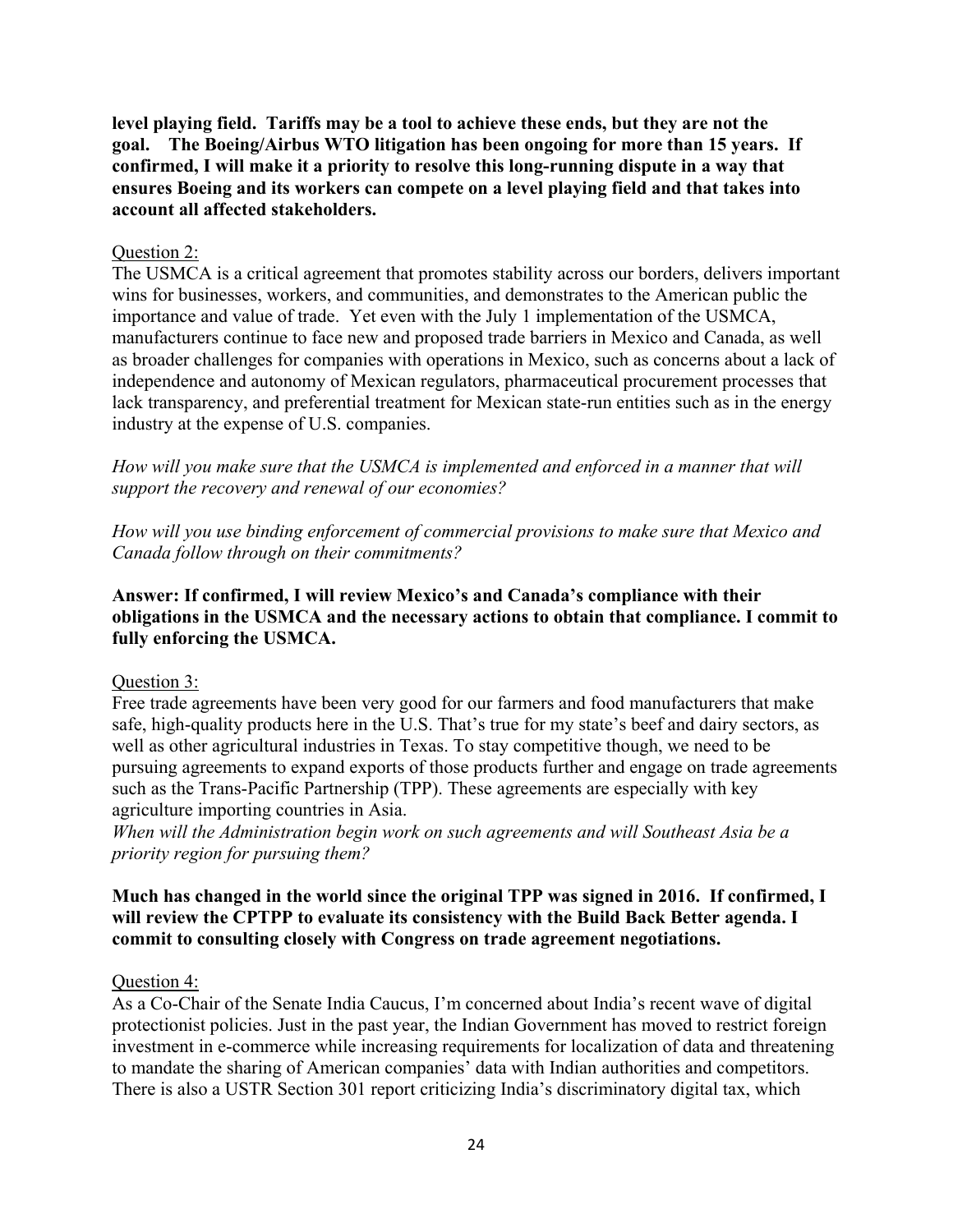**level playing field. Tariffs may be a tool to achieve these ends, but they are not the goal. The Boeing/Airbus WTO litigation has been ongoing for more than 15 years. If confirmed, I will make it a priority to resolve this long-running dispute in a way that ensures Boeing and its workers can compete on a level playing field and that takes into account all affected stakeholders.**

Question 2:

The USMCA is a critical agreement that promotes stability across our borders, delivers important wins for businesses, workers, and communities, and demonstrates to the American public the importance and value of trade. Yet even with the July 1 implementation of the USMCA, manufacturers continue to face new and proposed trade barriers in Mexico and Canada, as well as broader challenges for companies with operations in Mexico, such as concerns about a lack of independence and autonomy of Mexican regulators, pharmaceutical procurement processes that lack transparency, and preferential treatment for Mexican state-run entities such as in the energy industry at the expense of U.S. companies.

*How will you make sure that the USMCA is implemented and enforced in a manner that will support the recovery and renewal of our economies?*

*How will you use binding enforcement of commercial provisions to make sure that Mexico and Canada follow through on their commitments?*

**Answer: If confirmed, I will review Mexico's and Canada's compliance with their obligations in the USMCA and the necessary actions to obtain that compliance. I commit to fully enforcing the USMCA.**

Question 3:

Free trade agreements have been very good for our farmers and food manufacturers that make safe, high-quality products here in the U.S. That's true for my state's beef and dairy sectors, as well as other agricultural industries in Texas. To stay competitive though, we need to be pursuing agreements to expand exports of those products further and engage on trade agreements such as the Trans-Pacific Partnership (TPP). These agreements are especially with key agriculture importing countries in Asia.

*When will the Administration begin work on such agreements and will Southeast Asia be a priority region for pursuing them?*

**Much has changed in the world since the original TPP was signed in 2016. If confirmed, I will review the CPTPP to evaluate its consistency with the Build Back Better agenda. I commit to consulting closely with Congress on trade agreement negotiations.**

Question 4:

As a Co-Chair of the Senate India Caucus, I'm concerned about India's recent wave of digital protectionist policies. Just in the past year, the Indian Government has moved to restrict foreign investment in e-commerce while increasing requirements for localization of data and threatening to mandate the sharing of American companies' data with Indian authorities and competitors. There is also a USTR Section 301 report criticizing India's discriminatory digital tax, which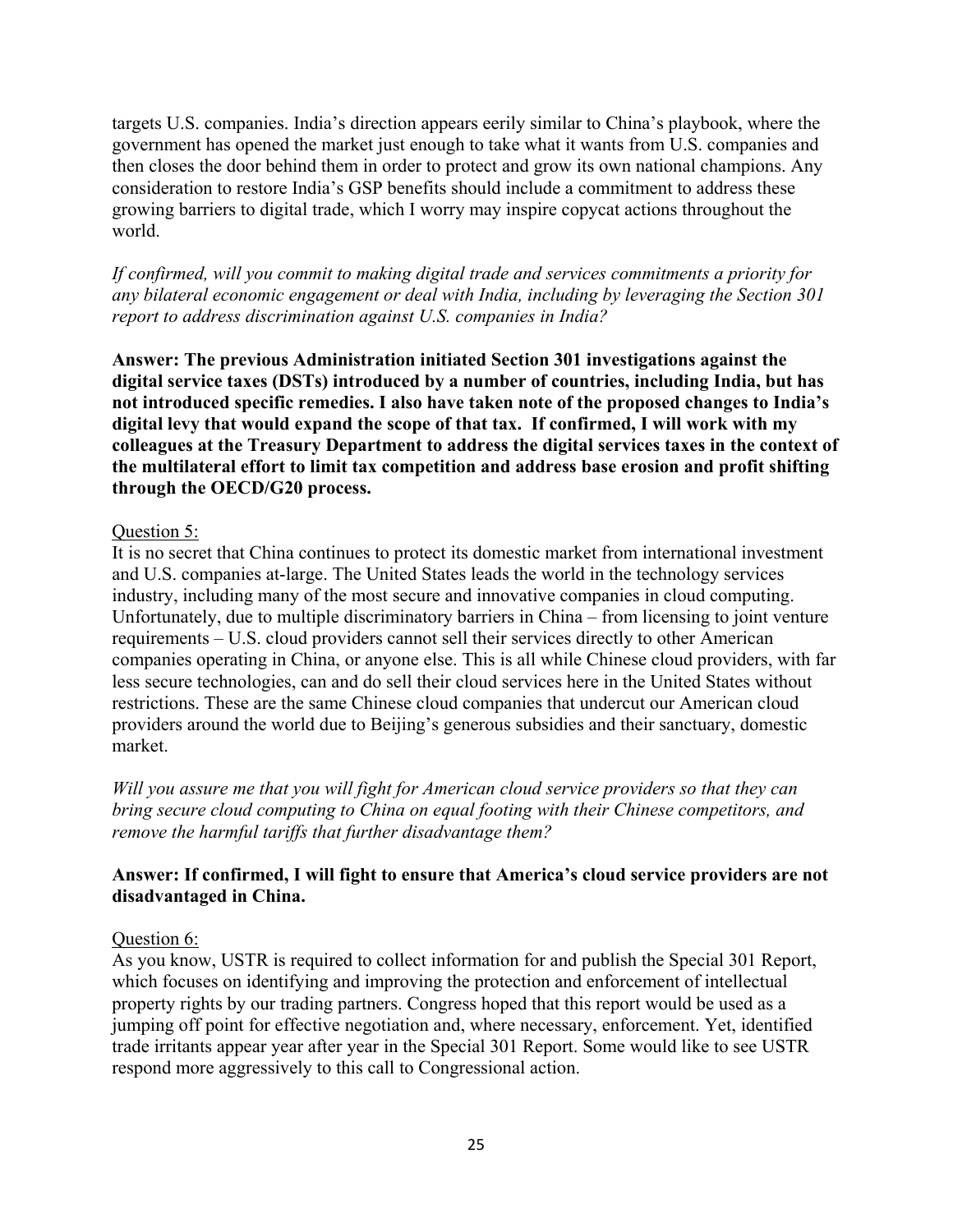targets U.S. companies. India's direction appears eerily similar to China's playbook, where the government has opened the market just enough to take what it wants from U.S. companies and then closes the door behind them in order to protect and grow its own national champions. Any consideration to restore India's GSP benefits should include a commitment to address these growing barriers to digital trade, which I worry may inspire copycat actions throughout the world.

*If confirmed, will you commit to making digital trade and services commitments a priority for any bilateral economic engagement or deal with India, including by leveraging the Section 301 report to address discrimination against U.S. companies in India?*

**Answer: The previous Administration initiated Section 301 investigations against the digital service taxes (DSTs) introduced by a number of countries, including India, but has not introduced specific remedies. I also have taken note of the proposed changes to India's digital levy that would expand the scope of that tax. If confirmed, I will work with my colleagues at the Treasury Department to address the digital services taxes in the context of the multilateral effort to limit tax competition and address base erosion and profit shifting through the OECD/G20 process.**

Question 5:

It is no secret that China continues to protect its domestic market from international investment and U.S. companies at-large. The United States leads the world in the technology services industry, including many of the most secure and innovative companies in cloud computing. Unfortunately, due to multiple discriminatory barriers in China – from licensing to joint venture requirements – U.S. cloud providers cannot sell their services directly to other American companies operating in China, or anyone else. This is all while Chinese cloud providers, with far less secure technologies, can and do sell their cloud services here in the United States without restrictions. These are the same Chinese cloud companies that undercut our American cloud providers around the world due to Beijing's generous subsidies and their sanctuary, domestic market.

*Will you assure me that you will fight for American cloud service providers so that they can bring secure cloud computing to China on equal footing with their Chinese competitors, and remove the harmful tariffs that further disadvantage them?*

**Answer: If confirmed, I will fight to ensure that America's cloud service providers are not disadvantaged in China.**

Question 6:

As you know, USTR is required to collect information for and publish the Special 301 Report, which focuses on identifying and improving the protection and enforcement of intellectual property rights by our trading partners. Congress hoped that this report would be used as a jumping off point for effective negotiation and, where necessary, enforcement. Yet, identified trade irritants appear year after year in the Special 301 Report. Some would like to see USTR respond more aggressively to this call to Congressional action.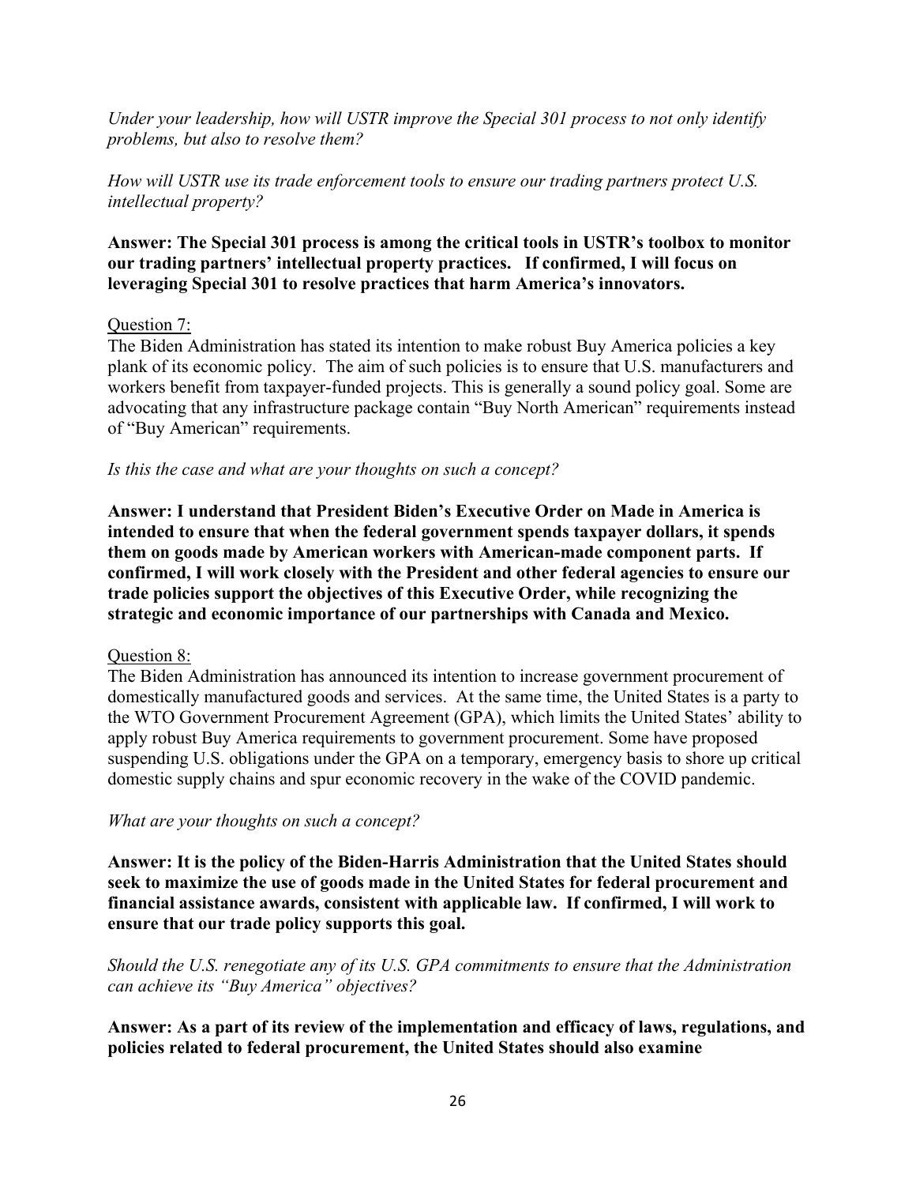*Under your leadership, how will USTR improve the Special 301 process to not only identify problems, but also to resolve them?*

*How will USTR use its trade enforcement tools to ensure our trading partners protect U.S. intellectual property?*

**Answer: The Special 301 process is among the critical tools in USTR's toolbox to monitor our trading partners' intellectual property practices. If confirmed, I will focus on leveraging Special 301 to resolve practices that harm America's innovators.**

Question 7:

The Biden Administration has stated its intention to make robust Buy America policies a key plank of its economic policy. The aim of such policies is to ensure that U.S. manufacturers and workers benefit from taxpayer-funded projects. This is generally a sound policy goal. Some are advocating that any infrastructure package contain "Buy North American" requirements instead of "Buy American" requirements.

*Is this the case and what are your thoughts on such a concept?*

**Answer: I understand that President Biden's Executive Order on Made in America is intended to ensure that when the federal government spends taxpayer dollars, it spends them on goods made by American workers with American-made component parts. If confirmed, I will work closely with the President and other federal agencies to ensure our trade policies support the objectives of this Executive Order, while recognizing the strategic and economic importance of our partnerships with Canada and Mexico.**

Question 8:

The Biden Administration has announced its intention to increase government procurement of domestically manufactured goods and services. At the same time, the United States is a party to the WTO Government Procurement Agreement (GPA), which limits the United States' ability to apply robust Buy America requirements to government procurement. Some have proposed suspending U.S. obligations under the GPA on a temporary, emergency basis to shore up critical domestic supply chains and spur economic recovery in the wake of the COVID pandemic.

*What are your thoughts on such a concept?*

**Answer: It is the policy of the Biden-Harris Administration that the United States should seek to maximize the use of goods made in the United States for federal procurement and financial assistance awards, consistent with applicable law. If confirmed, I will work to ensure that our trade policy supports this goal.**

*Should the U.S. renegotiate any of its U.S. GPA commitments to ensure that the Administration can achieve its "Buy America" objectives?*

**Answer: As a part of its review of the implementation and efficacy of laws, regulations, and policies related to federal procurement, the United States should also examine**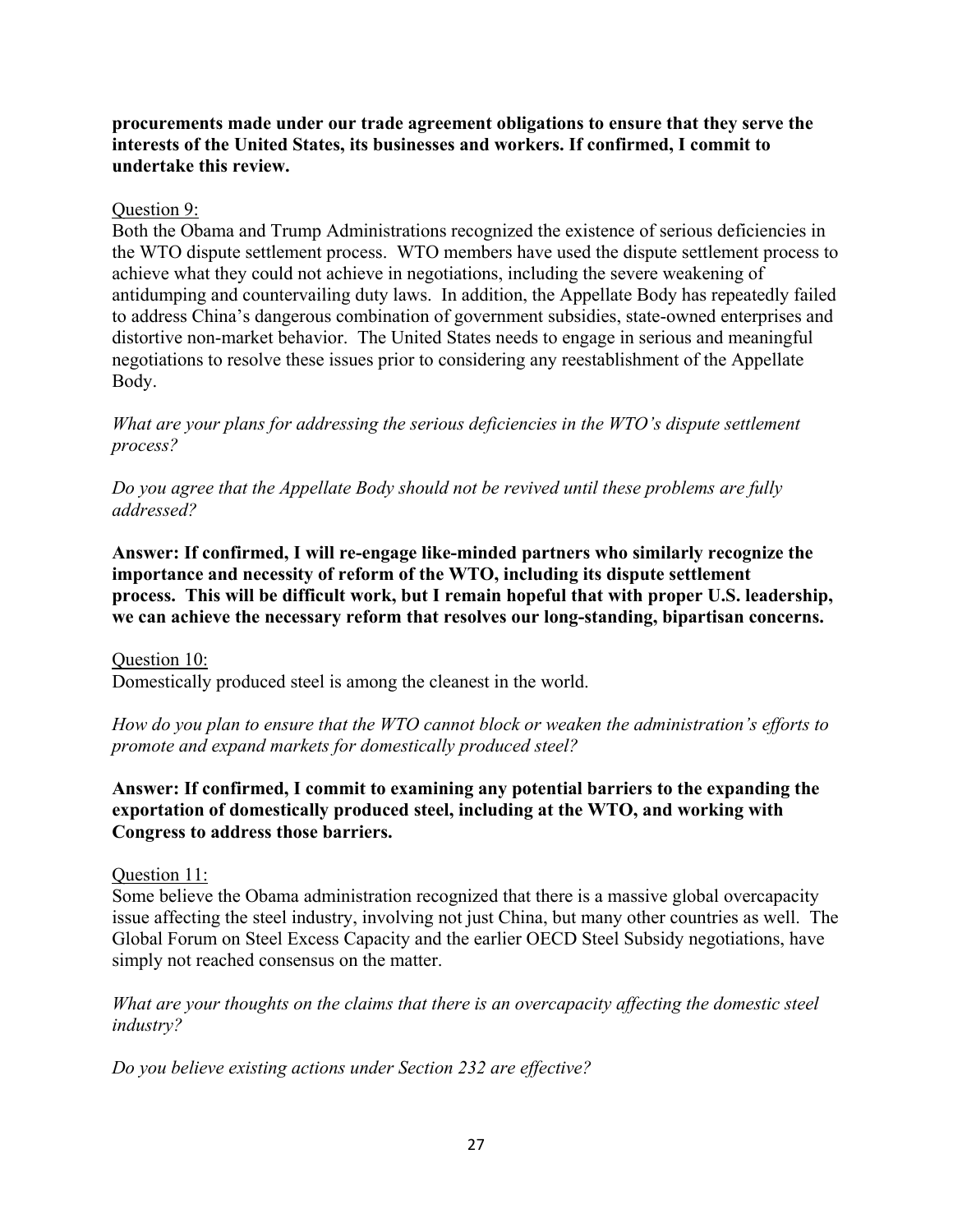**procurements made under our trade agreement obligations to ensure that they serve the interests of the United States, its businesses and workers. If confirmed, I commit to undertake this review.**

Question 9:

Both the Obama and Trump Administrations recognized the existence of serious deficiencies in the WTO dispute settlement process. WTO members have used the dispute settlement process to achieve what they could not achieve in negotiations, including the severe weakening of antidumping and countervailing duty laws. In addition, the Appellate Body has repeatedly failed to address China's dangerous combination of government subsidies, state-owned enterprises and distortive non-market behavior. The United States needs to engage in serious and meaningful negotiations to resolve these issues prior to considering any reestablishment of the Appellate Body.

*What are your plans for addressing the serious deficiencies in the WTO's dispute settlement process?*

*Do you agree that the Appellate Body should not be revived until these problems are fully addressed?*

**Answer: If confirmed, I will re-engage like-minded partners who similarly recognize the importance and necessity of reform of the WTO, including its dispute settlement process. This will be difficult work, but I remain hopeful that with proper U.S. leadership, we can achieve the necessary reform that resolves our long-standing, bipartisan concerns.**

Question 10:

Domestically produced steel is among the cleanest in the world.

*How do you plan to ensure that the WTO cannot block or weaken the administration's efforts to promote and expand markets for domestically produced steel?*

**Answer: If confirmed, I commit to examining any potential barriers to the expanding the exportation of domestically produced steel, including at the WTO, and working with Congress to address those barriers.**

Question 11:

Some believe the Obama administration recognized that there is a massive global overcapacity issue affecting the steel industry, involving not just China, but many other countries as well. The Global Forum on Steel Excess Capacity and the earlier OECD Steel Subsidy negotiations, have simply not reached consensus on the matter.

*What are your thoughts on the claims that there is an overcapacity affecting the domestic steel industry?*

*Do you believe existing actions under Section 232 are effective?*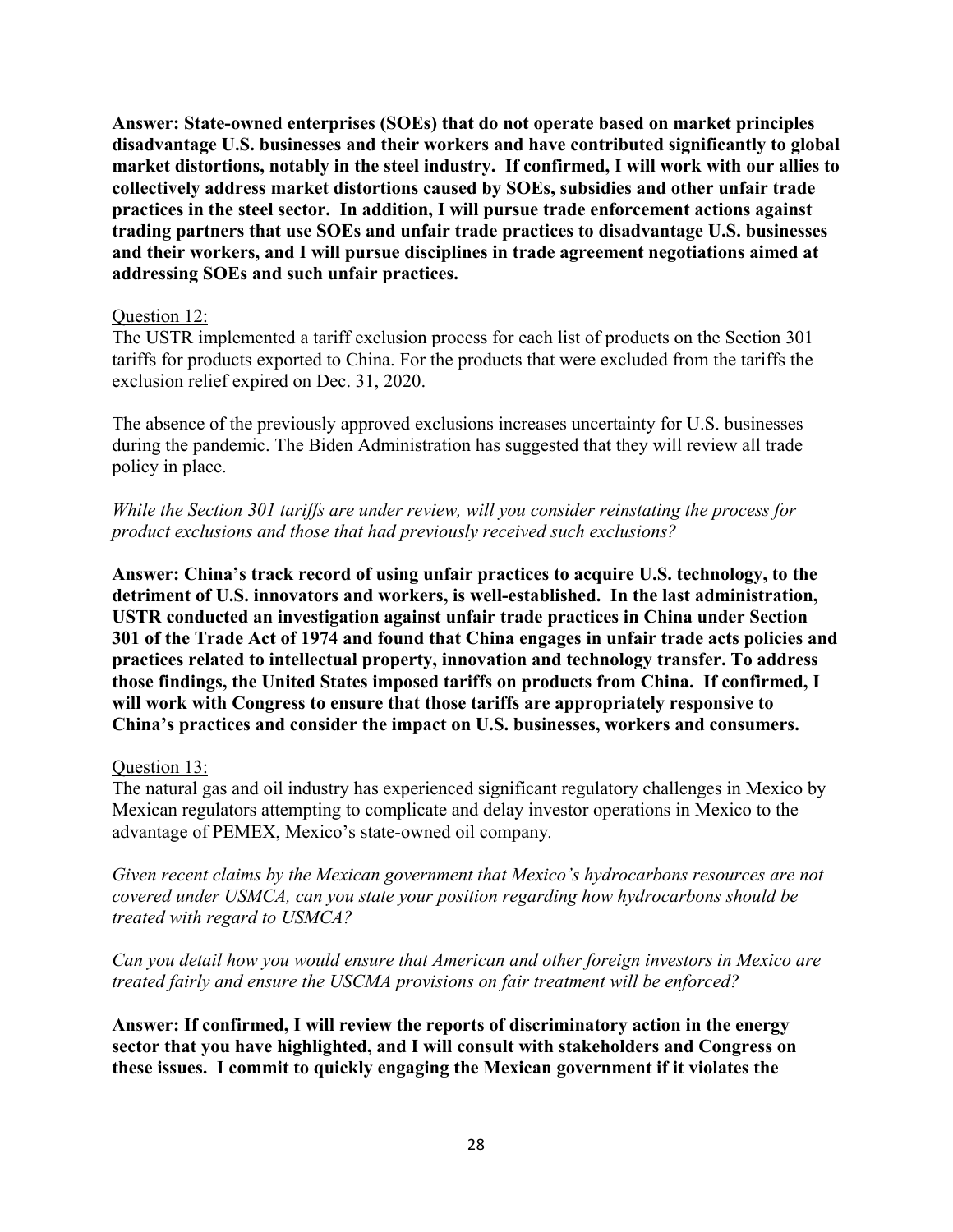**Answer: State-owned enterprises (SOEs) that do not operate based on market principles disadvantage U.S. businesses and their workers and have contributed significantly to global market distortions, notably in the steel industry. If confirmed, I will work with our allies to collectively address market distortions caused by SOEs, subsidies and other unfair trade practices in the steel sector. In addition, I will pursue trade enforcement actions against trading partners that use SOEs and unfair trade practices to disadvantage U.S. businesses and their workers, and I will pursue disciplines in trade agreement negotiations aimed at addressing SOEs and such unfair practices.**

Question 12:

The USTR implemented a tariff exclusion process for each list of products on the Section 301 tariffs for products exported to China. For the products that were excluded from the tariffs the exclusion relief expired on Dec. 31, 2020.

The absence of the previously approved exclusions increases uncertainty for U.S. businesses during the pandemic. The Biden Administration has suggested that they will review all trade policy in place.

*While the Section 301 tariffs are under review, will you consider reinstating the process for product exclusions and those that had previously received such exclusions?*

**Answer: China's track record of using unfair practices to acquire U.S. technology, to the detriment of U.S. innovators and workers, is well-established. In the last administration, USTR conducted an investigation against unfair trade practices in China under Section 301 of the Trade Act of 1974 and found that China engages in unfair trade acts policies and practices related to intellectual property, innovation and technology transfer. To address those findings, the United States imposed tariffs on products from China. If confirmed, I will work with Congress to ensure that those tariffs are appropriately responsive to China's practices and consider the impact on U.S. businesses, workers and consumers.**

Question 13:

The natural gas and oil industry has experienced significant regulatory challenges in Mexico by Mexican regulators attempting to complicate and delay investor operations in Mexico to the advantage of PEMEX, Mexico's state-owned oil company.

*Given recent claims by the Mexican government that Mexico's hydrocarbons resources are not covered under USMCA, can you state your position regarding how hydrocarbons should be treated with regard to USMCA?*

*Can you detail how you would ensure that American and other foreign investors in Mexico are treated fairly and ensure the USCMA provisions on fair treatment will be enforced?*

**Answer: If confirmed, I will review the reports of discriminatory action in the energy sector that you have highlighted, and I will consult with stakeholders and Congress on these issues. I commit to quickly engaging the Mexican government if it violates the**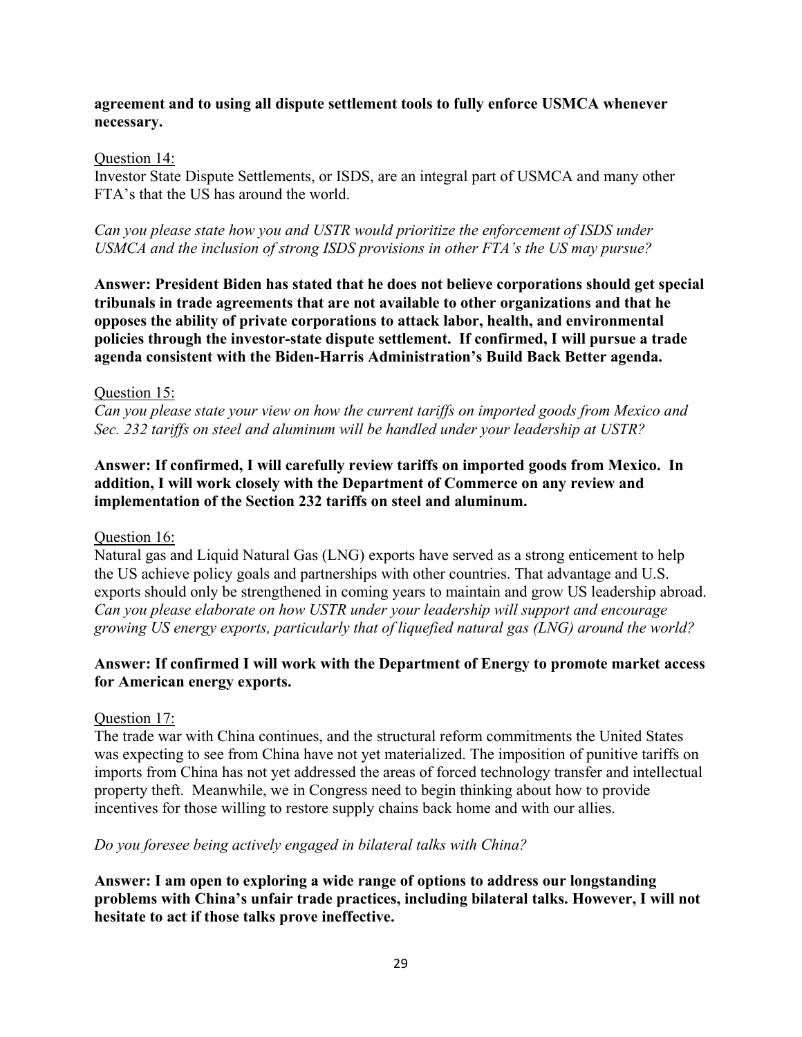**agreement and to using all dispute settlement tools to fully enforce USMCA whenever necessary.**

Question 14:

Investor State Dispute Settlements, or ISDS, are an integral part of USMCA and many other FTA's that the US has around the world.

*Can you please state how you and USTR would prioritize the enforcement of ISDS under USMCA and the inclusion of strong ISDS provisions in other FTA's the US may pursue?*

**Answer: President Biden has stated that he does not believe corporations should get special tribunals in trade agreements that are not available to other organizations and that he opposes the ability of private corporations to attack labor, health, and environmental policies through the investor-state dispute settlement. If confirmed, I will pursue a trade agenda consistent with the Biden-Harris Administration's Build Back Better agenda.**

Question 15:

*Can you please state your view on how the current tariffs on imported goods from Mexico and Sec. 232 tariffs on steel and aluminum will be handled under your leadership at USTR?*

**Answer: If confirmed, I will carefully review tariffs on imported goods from Mexico. In addition, I will work closely with the Department of Commerce on any review and implementation of the Section 232 tariffs on steel and aluminum.**

Question 16:

Natural gas and Liquid Natural Gas (LNG) exports have served as a strong enticement to help the US achieve policy goals and partnerships with other countries. That advantage and U.S. exports should only be strengthened in coming years to maintain and grow US leadership abroad. *Can you please elaborate on how USTR under your leadership will support and encourage growing US energy exports, particularly that of liquefied natural gas (LNG) around the world?*

**Answer: If confirmed I will work with the Department of Energy to promote market access for American energy exports.**

Question 17:

The trade war with China continues, and the structural reform commitments the United States was expecting to see from China have not yet materialized. The imposition of punitive tariffs on imports from China has not yet addressed the areas of forced technology transfer and intellectual property theft. Meanwhile, we in Congress need to begin thinking about how to provide incentives for those willing to restore supply chains back home and with our allies.

*Do you foresee being actively engaged in bilateral talks with China?*

**Answer: I am open to exploring a wide range of options to address our longstanding problems with China's unfair trade practices, including bilateral talks. However, I will not hesitate to act if those talks prove ineffective.**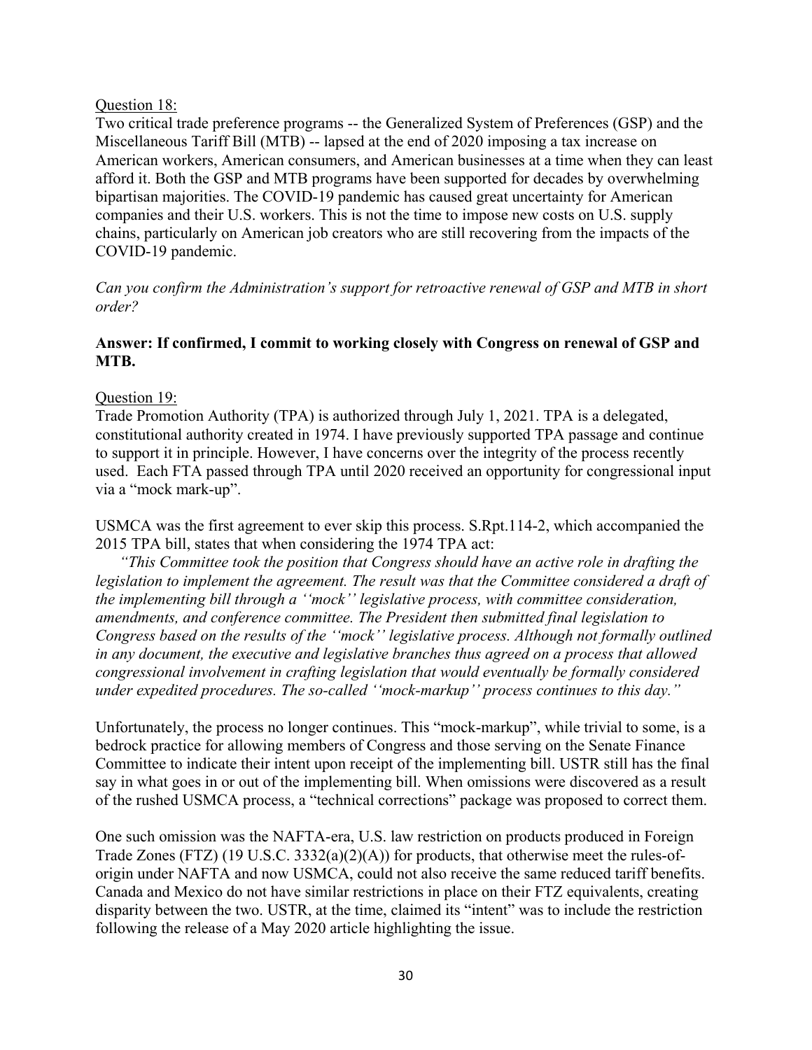Question 18:

Two critical trade preference programs -- the Generalized System of Preferences (GSP) and the Miscellaneous Tariff Bill (MTB) -- lapsed at the end of 2020 imposing a tax increase on American workers, American consumers, and American businesses at a time when they can least afford it. Both the GSP and MTB programs have been supported for decades by overwhelming bipartisan majorities. The COVID-19 pandemic has caused great uncertainty for American companies and their U.S. workers. This is not the time to impose new costs on U.S. supply chains, particularly on American job creators who are still recovering from the impacts of the COVID-19 pandemic.

*Can you confirm the Administration's support for retroactive renewal of GSP and MTB in short order?*

**Answer: If confirmed, I commit to working closely with Congress on renewal of GSP and MTB.**

Question 19:

Trade Promotion Authority (TPA) is authorized through July 1, 2021. TPA is a delegated, constitutional authority created in 1974. I have previously supported TPA passage and continue to support it in principle. However, I have concerns over the integrity of the process recently used. Each FTA passed through TPA until 2020 received an opportunity for congressional input via a "mock mark-up".

USMCA was the first agreement to ever skip this process. S.Rpt.114-2, which accompanied the 2015 TPA bill, states that when considering the 1974 TPA act:

> *"This Committee took the position that Congress should have an active role in drafting the legislation to implement the agreement. The result was that the Committee considered a draft of the implementing bill through a ''mock'' legislative process, with committee consideration, amendments, and conference committee. The President then submitted final legislation to Congress based on the results of the ''mock'' legislative process. Although not formally outlined in any document, the executive and legislative branches thus agreed on a process that allowed congressional involvement in crafting legislation that would eventually be formally considered under expedited procedures. The so-called ''mock-markup'' process continues to this day."*

Unfortunately, the process no longer continues. This "mock-markup", while trivial to some, is a bedrock practice for allowing members of Congress and those serving on the Senate Finance Committee to indicate their intent upon receipt of the implementing bill. USTR still has the final say in what goes in or out of the implementing bill. When omissions were discovered as a result of the rushed USMCA process, a "technical corrections" package was proposed to correct them.

One such omission was the NAFTA-era, U.S. law restriction on products produced in Foreign Trade Zones (FTZ) (19 U.S.C. 3332(a)(2)(A)) for products, that otherwise meet the rules-of-origin under NAFTA and now USMCA, could not also receive the same reduced tariff benefits. Canada and Mexico do not have similar restrictions in place on their FTZ equivalents, creating disparity between the two. USTR, at the time, claimed its "intent" was to include the restriction following the release of a May 2020 article highlighting the issue.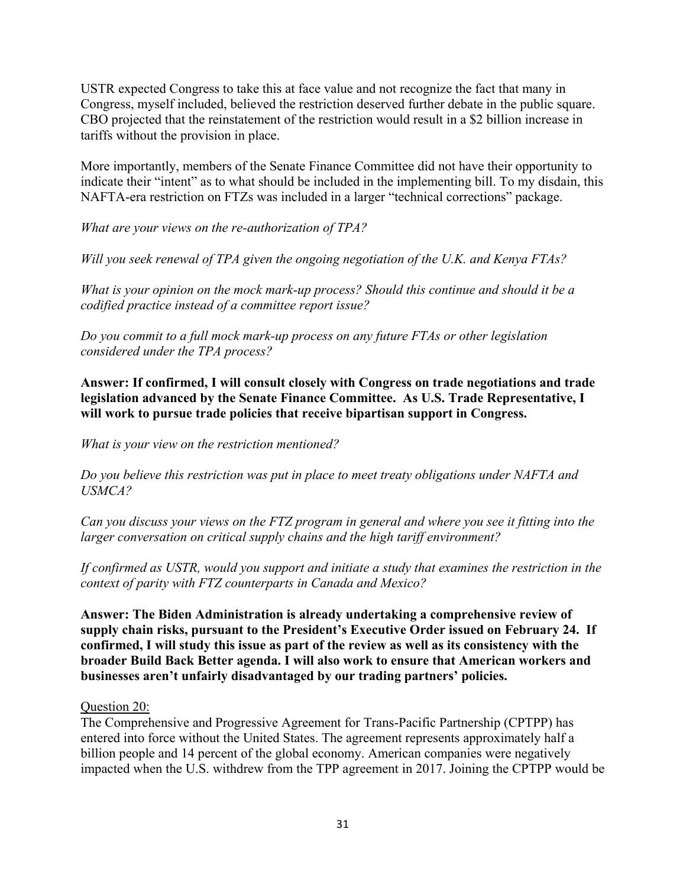USTR expected Congress to take this at face value and not recognize the fact that many in Congress, myself included, believed the restriction deserved further debate in the public square. CBO projected that the reinstatement of the restriction would result in a $2 billion increase in tariffs without the provision in place.

More importantly, members of the Senate Finance Committee did not have their opportunity to indicate their "intent" as to what should be included in the implementing bill. To my disdain, this NAFTA-era restriction on FTZs was included in a larger "technical corrections" package.

*What are your views on the re-authorization of TPA?*

*Will you seek renewal of TPA given the ongoing negotiation of the U.K. and Kenya FTAs?*

*What is your opinion on the mock mark-up process? Should this continue and should it be a codified practice instead of a committee report issue?*

*Do you commit to a full mock mark-up process on any future FTAs or other legislation considered under the TPA process?*

**Answer: If confirmed, I will consult closely with Congress on trade negotiations and trade legislation advanced by the Senate Finance Committee. As U.S. Trade Representative, I will work to pursue trade policies that receive bipartisan support in Congress.**

*What is your view on the restriction mentioned?*

*Do you believe this restriction was put in place to meet treaty obligations under NAFTA and USMCA?*

*Can you discuss your views on the FTZ program in general and where you see it fitting into the larger conversation on critical supply chains and the high tariff environment?*

*If confirmed as USTR, would you support and initiate a study that examines the restriction in the context of parity with FTZ counterparts in Canada and Mexico?*

**Answer: The Biden Administration is already undertaking a comprehensive review of supply chain risks, pursuant to the President's Executive Order issued on February 24. If confirmed, I will study this issue as part of the review as well as its consistency with the broader Build Back Better agenda. I will also work to ensure that American workers and businesses aren't unfairly disadvantaged by our trading partners' policies.**

<u>Question 20:</u>

The Comprehensive and Progressive Agreement for Trans-Pacific Partnership (CPTPP) has entered into force without the United States. The agreement represents approximately half a billion people and 14 percent of the global economy. American companies were negatively impacted when the U.S. withdrew from the TPP agreement in 2017. Joining the CPTPP would be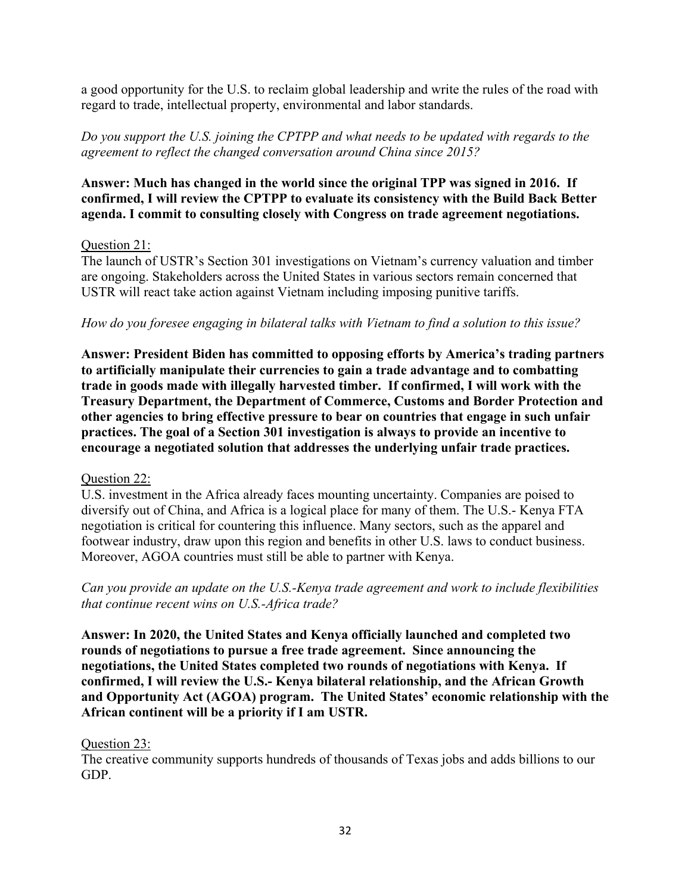a good opportunity for the U.S. to reclaim global leadership and write the rules of the road with regard to trade, intellectual property, environmental and labor standards.

*Do you support the U.S. joining the CPTPP and what needs to be updated with regards to the agreement to reflect the changed conversation around China since 2015?*

**Answer: Much has changed in the world since the original TPP was signed in 2016. If confirmed, I will review the CPTPP to evaluate its consistency with the Build Back Better agenda. I commit to consulting closely with Congress on trade agreement negotiations.**

Question 21:

The launch of USTR's Section 301 investigations on Vietnam's currency valuation and timber are ongoing. Stakeholders across the United States in various sectors remain concerned that USTR will react take action against Vietnam including imposing punitive tariffs.

*How do you foresee engaging in bilateral talks with Vietnam to find a solution to this issue?*

**Answer: President Biden has committed to opposing efforts by America's trading partners to artificially manipulate their currencies to gain a trade advantage and to combatting trade in goods made with illegally harvested timber. If confirmed, I will work with the Treasury Department, the Department of Commerce, Customs and Border Protection and other agencies to bring effective pressure to bear on countries that engage in such unfair practices. The goal of a Section 301 investigation is always to provide an incentive to encourage a negotiated solution that addresses the underlying unfair trade practices.**

Question 22:

U.S. investment in the Africa already faces mounting uncertainty. Companies are poised to diversify out of China, and Africa is a logical place for many of them. The U.S.- Kenya FTA negotiation is critical for countering this influence. Many sectors, such as the apparel and footwear industry, draw upon this region and benefits in other U.S. laws to conduct business. Moreover, AGOA countries must still be able to partner with Kenya.

*Can you provide an update on the U.S.-Kenya trade agreement and work to include flexibilities that continue recent wins on U.S.-Africa trade?*

**Answer: In 2020, the United States and Kenya officially launched and completed two rounds of negotiations to pursue a free trade agreement. Since announcing the negotiations, the United States completed two rounds of negotiations with Kenya. If confirmed, I will review the U.S.- Kenya bilateral relationship, and the African Growth and Opportunity Act (AGOA) program. The United States' economic relationship with the African continent will be a priority if I am USTR.**

Question 23:

The creative community supports hundreds of thousands of Texas jobs and adds billions to our GDP.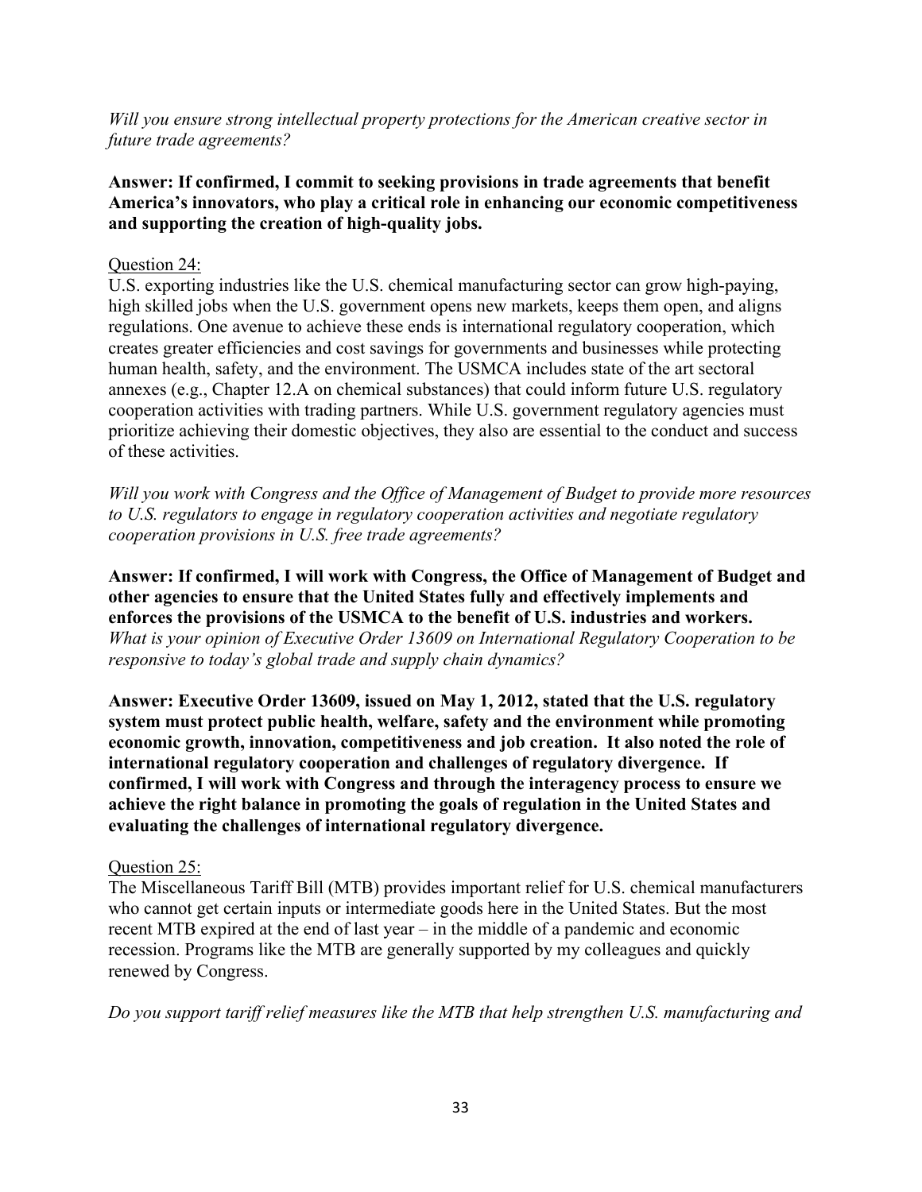*Will you ensure strong intellectual property protections for the American creative sector in future trade agreements?*

**Answer: If confirmed, I commit to seeking provisions in trade agreements that benefit America's innovators, who play a critical role in enhancing our economic competitiveness and supporting the creation of high-quality jobs.**

Question 24:

U.S. exporting industries like the U.S. chemical manufacturing sector can grow high-paying, high skilled jobs when the U.S. government opens new markets, keeps them open, and aligns regulations. One avenue to achieve these ends is international regulatory cooperation, which creates greater efficiencies and cost savings for governments and businesses while protecting human health, safety, and the environment. The USMCA includes state of the art sectoral annexes (e.g., Chapter 12.A on chemical substances) that could inform future U.S. regulatory cooperation activities with trading partners. While U.S. government regulatory agencies must prioritize achieving their domestic objectives, they also are essential to the conduct and success of these activities.

*Will you work with Congress and the Office of Management of Budget to provide more resources to U.S. regulators to engage in regulatory cooperation activities and negotiate regulatory cooperation provisions in U.S. free trade agreements?*

**Answer: If confirmed, I will work with Congress, the Office of Management of Budget and other agencies to ensure that the United States fully and effectively implements and enforces the provisions of the USMCA to the benefit of U.S. industries and workers.**

*What is your opinion of Executive Order 13609 on International Regulatory Cooperation to be responsive to today's global trade and supply chain dynamics?*

**Answer: Executive Order 13609, issued on May 1, 2012, stated that the U.S. regulatory system must protect public health, welfare, safety and the environment while promoting economic growth, innovation, competitiveness and job creation. It also noted the role of international regulatory cooperation and challenges of regulatory divergence. If confirmed, I will work with Congress and through the interagency process to ensure we achieve the right balance in promoting the goals of regulation in the United States and evaluating the challenges of international regulatory divergence.**

Question 25:

The Miscellaneous Tariff Bill (MTB) provides important relief for U.S. chemical manufacturers who cannot get certain inputs or intermediate goods here in the United States. But the most recent MTB expired at the end of last year – in the middle of a pandemic and economic recession. Programs like the MTB are generally supported by my colleagues and quickly renewed by Congress.

*Do you support tariff relief measures like the MTB that help strengthen U.S. manufacturing and*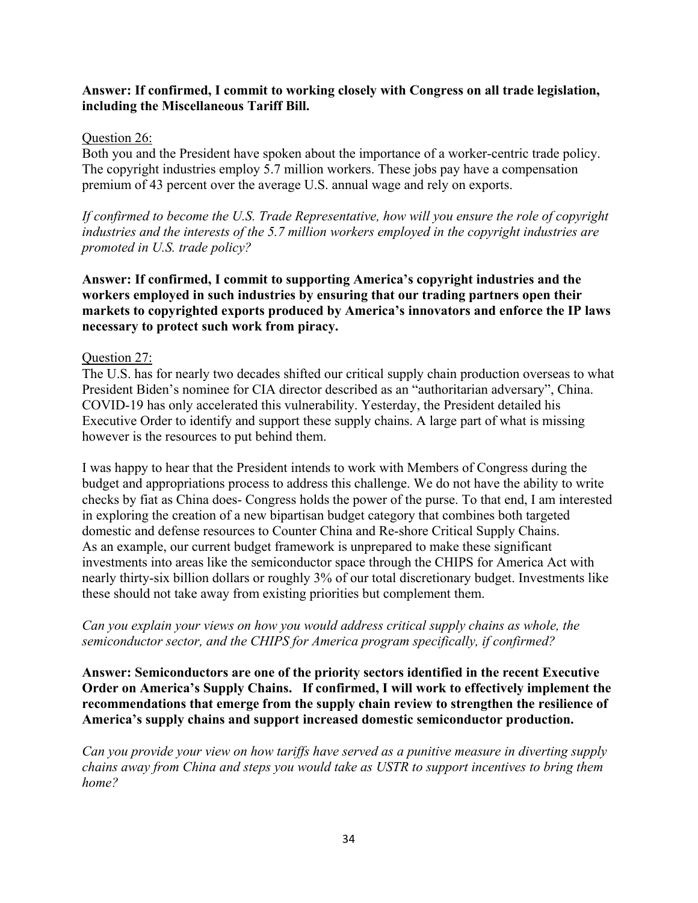**Answer: If confirmed, I commit to working closely with Congress on all trade legislation, including the Miscellaneous Tariff Bill.**

Question 26:

Both you and the President have spoken about the importance of a worker-centric trade policy. The copyright industries employ 5.7 million workers. These jobs pay have a compensation premium of 43 percent over the average U.S. annual wage and rely on exports.

*If confirmed to become the U.S. Trade Representative, how will you ensure the role of copyright industries and the interests of the 5.7 million workers employed in the copyright industries are promoted in U.S. trade policy?*

**Answer: If confirmed, I commit to supporting America's copyright industries and the workers employed in such industries by ensuring that our trading partners open their markets to copyrighted exports produced by America's innovators and enforce the IP laws necessary to protect such work from piracy.**

Question 27:

The U.S. has for nearly two decades shifted our critical supply chain production overseas to what President Biden's nominee for CIA director described as an "authoritarian adversary", China. COVID-19 has only accelerated this vulnerability. Yesterday, the President detailed his Executive Order to identify and support these supply chains. A large part of what is missing however is the resources to put behind them.

I was happy to hear that the President intends to work with Members of Congress during the budget and appropriations process to address this challenge. We do not have the ability to write checks by fiat as China does- Congress holds the power of the purse. To that end, I am interested in exploring the creation of a new bipartisan budget category that combines both targeted domestic and defense resources to Counter China and Re-shore Critical Supply Chains. As an example, our current budget framework is unprepared to make these significant investments into areas like the semiconductor space through the CHIPS for America Act with nearly thirty-six billion dollars or roughly 3% of our total discretionary budget. Investments like these should not take away from existing priorities but complement them.

*Can you explain your views on how you would address critical supply chains as whole, the semiconductor sector, and the CHIPS for America program specifically, if confirmed?*

**Answer: Semiconductors are one of the priority sectors identified in the recent Executive Order on America's Supply Chains. If confirmed, I will work to effectively implement the recommendations that emerge from the supply chain review to strengthen the resilience of America's supply chains and support increased domestic semiconductor production.**

*Can you provide your view on how tariffs have served as a punitive measure in diverting supply chains away from China and steps you would take as USTR to support incentives to bring them home?*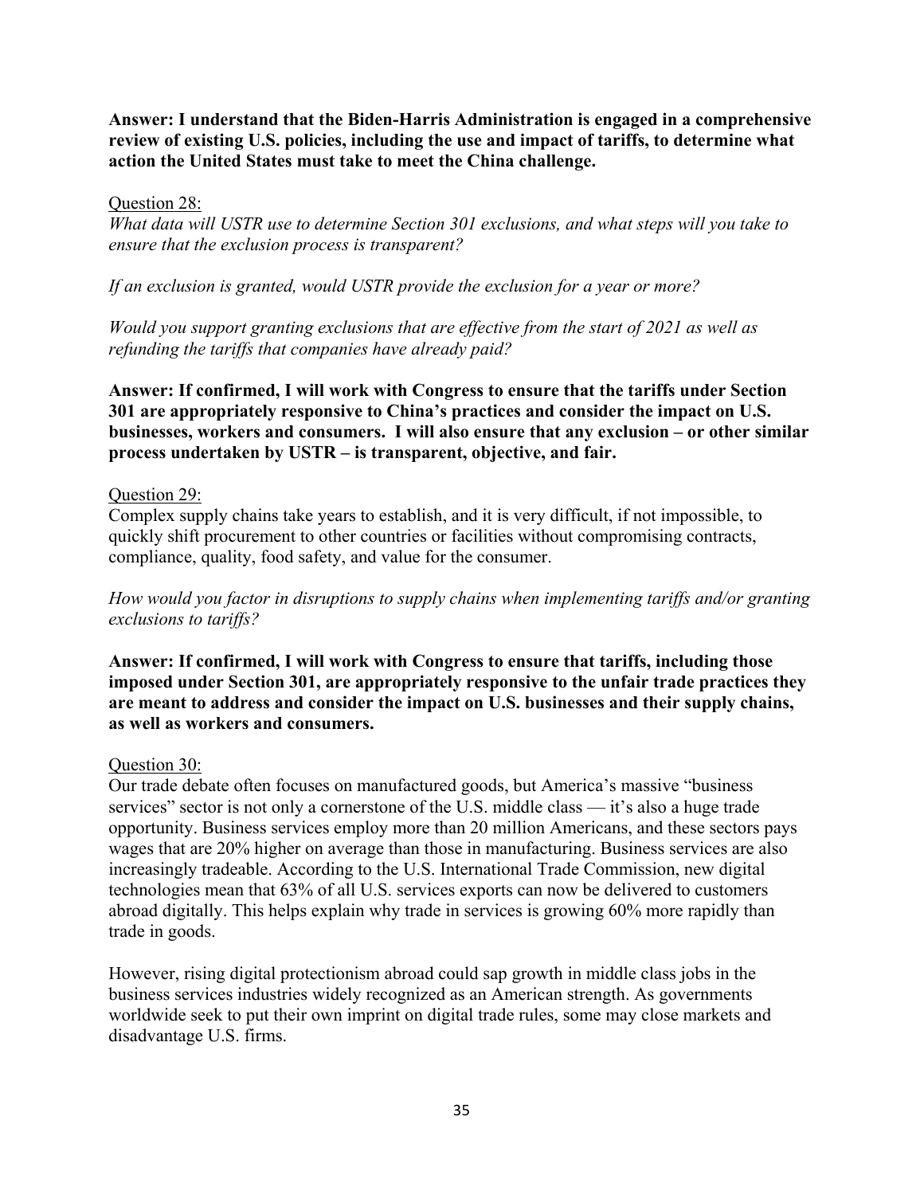**Answer: I understand that the Biden-Harris Administration is engaged in a comprehensive review of existing U.S. policies, including the use and impact of tariffs, to determine what action the United States must take to meet the China challenge.**

Question 28:

*What data will USTR use to determine Section 301 exclusions, and what steps will you take to ensure that the exclusion process is transparent?*

*If an exclusion is granted, would USTR provide the exclusion for a year or more?*

*Would you support granting exclusions that are effective from the start of 2021 as well as refunding the tariffs that companies have already paid?*

**Answer: If confirmed, I will work with Congress to ensure that the tariffs under Section 301 are appropriately responsive to China's practices and consider the impact on U.S. businesses, workers and consumers. I will also ensure that any exclusion – or other similar process undertaken by USTR – is transparent, objective, and fair.**

Question 29:

Complex supply chains take years to establish, and it is very difficult, if not impossible, to quickly shift procurement to other countries or facilities without compromising contracts, compliance, quality, food safety, and value for the consumer.

*How would you factor in disruptions to supply chains when implementing tariffs and/or granting exclusions to tariffs?*

**Answer: If confirmed, I will work with Congress to ensure that tariffs, including those imposed under Section 301, are appropriately responsive to the unfair trade practices they are meant to address and consider the impact on U.S. businesses and their supply chains, as well as workers and consumers.**

Question 30:

Our trade debate often focuses on manufactured goods, but America's massive "business services" sector is not only a cornerstone of the U.S. middle class — it's also a huge trade opportunity. Business services employ more than 20 million Americans, and these sectors pays wages that are 20% higher on average than those in manufacturing. Business services are also increasingly tradeable. According to the U.S. International Trade Commission, new digital technologies mean that 63% of all U.S. services exports can now be delivered to customers abroad digitally. This helps explain why trade in services is growing 60% more rapidly than trade in goods.

However, rising digital protectionism abroad could sap growth in middle class jobs in the business services industries widely recognized as an American strength. As governments worldwide seek to put their own imprint on digital trade rules, some may close markets and disadvantage U.S. firms.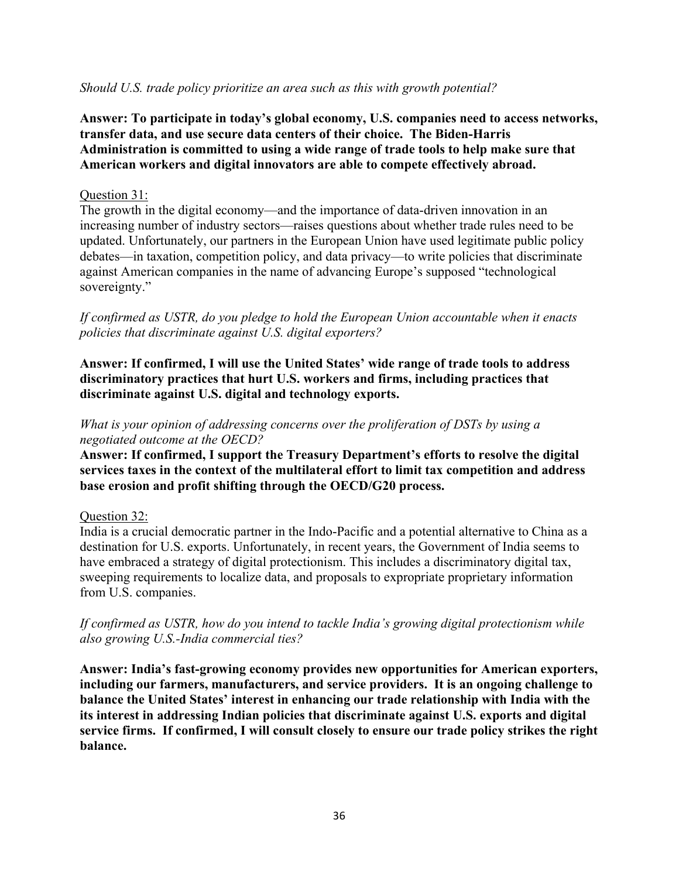*Should U.S. trade policy prioritize an area such as this with growth potential?*

**Answer: To participate in today's global economy, U.S. companies need to access networks, transfer data, and use secure data centers of their choice. The Biden-Harris Administration is committed to using a wide range of trade tools to help make sure that American workers and digital innovators are able to compete effectively abroad.**

Question 31:

The growth in the digital economy—and the importance of data-driven innovation in an increasing number of industry sectors—raises questions about whether trade rules need to be updated. Unfortunately, our partners in the European Union have used legitimate public policy debates—in taxation, competition policy, and data privacy—to write policies that discriminate against American companies in the name of advancing Europe's supposed "technological sovereignty."

*If confirmed as USTR, do you pledge to hold the European Union accountable when it enacts policies that discriminate against U.S. digital exporters?*

**Answer: If confirmed, I will use the United States' wide range of trade tools to address discriminatory practices that hurt U.S. workers and firms, including practices that discriminate against U.S. digital and technology exports.**

*What is your opinion of addressing concerns over the proliferation of DSTs by using a negotiated outcome at the OECD?*

**Answer: If confirmed, I support the Treasury Department's efforts to resolve the digital services taxes in the context of the multilateral effort to limit tax competition and address base erosion and profit shifting through the OECD/G20 process.**

Question 32:

India is a crucial democratic partner in the Indo-Pacific and a potential alternative to China as a destination for U.S. exports. Unfortunately, in recent years, the Government of India seems to have embraced a strategy of digital protectionism. This includes a discriminatory digital tax, sweeping requirements to localize data, and proposals to expropriate proprietary information from U.S. companies.

*If confirmed as USTR, how do you intend to tackle India's growing digital protectionism while also growing U.S.-India commercial ties?*

**Answer: India's fast-growing economy provides new opportunities for American exporters, including our farmers, manufacturers, and service providers. It is an ongoing challenge to balance the United States' interest in enhancing our trade relationship with India with the its interest in addressing Indian policies that discriminate against U.S. exports and digital service firms. If confirmed, I will consult closely to ensure our trade policy strikes the right balance.**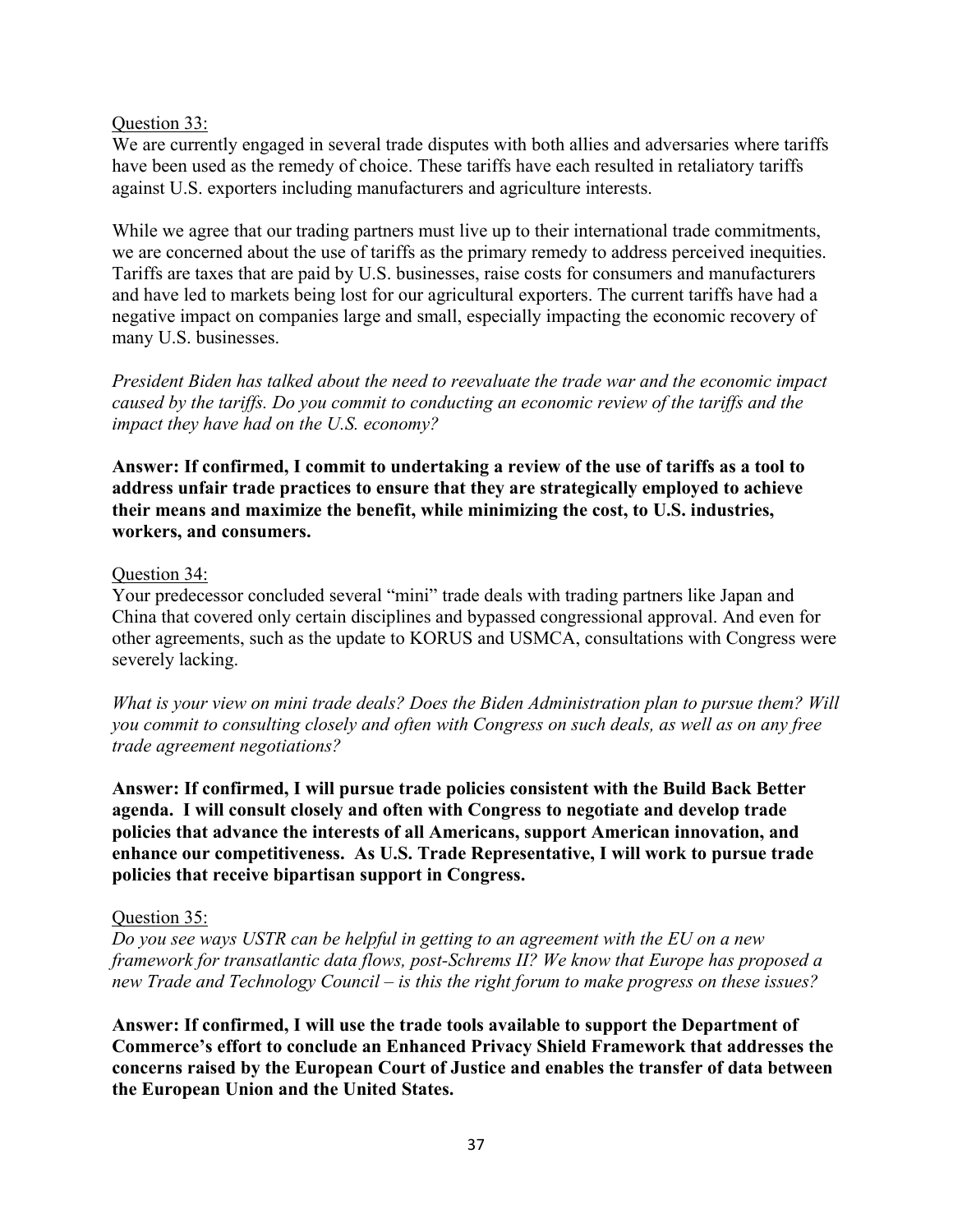Question 33:

We are currently engaged in several trade disputes with both allies and adversaries where tariffs have been used as the remedy of choice. These tariffs have each resulted in retaliatory tariffs against U.S. exporters including manufacturers and agriculture interests.

While we agree that our trading partners must live up to their international trade commitments, we are concerned about the use of tariffs as the primary remedy to address perceived inequities. Tariffs are taxes that are paid by U.S. businesses, raise costs for consumers and manufacturers and have led to markets being lost for our agricultural exporters. The current tariffs have had a negative impact on companies large and small, especially impacting the economic recovery of many U.S. businesses.

*President Biden has talked about the need to reevaluate the trade war and the economic impact caused by the tariffs. Do you commit to conducting an economic review of the tariffs and the impact they have had on the U.S. economy?*

**Answer: If confirmed, I commit to undertaking a review of the use of tariffs as a tool to address unfair trade practices to ensure that they are strategically employed to achieve their means and maximize the benefit, while minimizing the cost, to U.S. industries, workers, and consumers.**

Question 34:

Your predecessor concluded several "mini" trade deals with trading partners like Japan and China that covered only certain disciplines and bypassed congressional approval. And even for other agreements, such as the update to KORUS and USMCA, consultations with Congress were severely lacking.

*What is your view on mini trade deals? Does the Biden Administration plan to pursue them? Will you commit to consulting closely and often with Congress on such deals, as well as on any free trade agreement negotiations?*

**Answer: If confirmed, I will pursue trade policies consistent with the Build Back Better agenda. I will consult closely and often with Congress to negotiate and develop trade policies that advance the interests of all Americans, support American innovation, and enhance our competitiveness. As U.S. Trade Representative, I will work to pursue trade policies that receive bipartisan support in Congress.**

Question 35:

*Do you see ways USTR can be helpful in getting to an agreement with the EU on a new framework for transatlantic data flows, post-Schrems II? We know that Europe has proposed a new Trade and Technology Council – is this the right forum to make progress on these issues?*

**Answer: If confirmed, I will use the trade tools available to support the Department of Commerce's effort to conclude an Enhanced Privacy Shield Framework that addresses the concerns raised by the European Court of Justice and enables the transfer of data between the European Union and the United States.**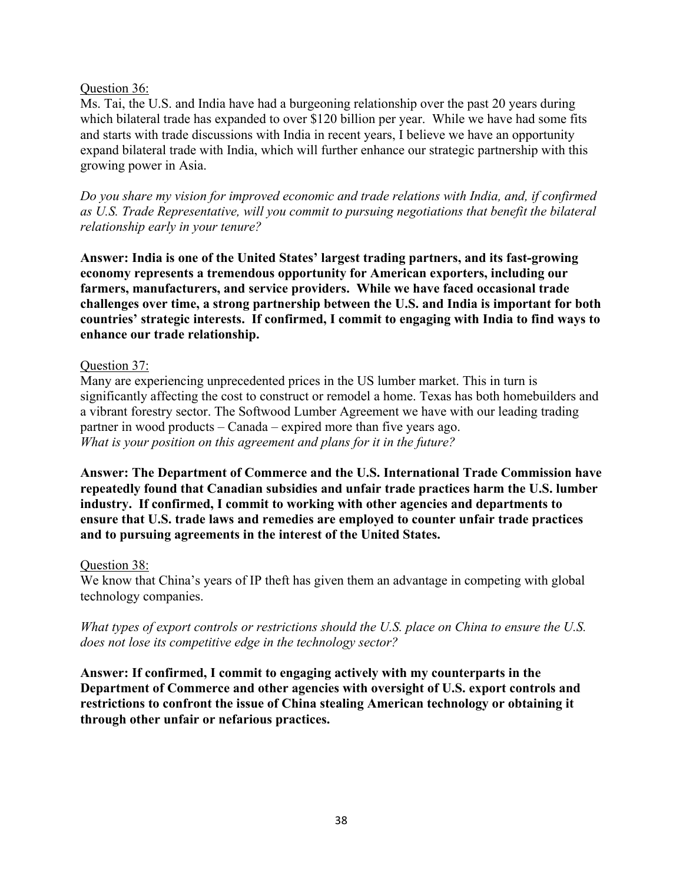Question 36:

Ms. Tai, the U.S. and India have had a burgeoning relationship over the past 20 years during which bilateral trade has expanded to over $120 billion per year. While we have had some fits and starts with trade discussions with India in recent years, I believe we have an opportunity expand bilateral trade with India, which will further enhance our strategic partnership with this growing power in Asia.

*Do you share my vision for improved economic and trade relations with India, and, if confirmed as U.S. Trade Representative, will you commit to pursuing negotiations that benefit the bilateral relationship early in your tenure?*

**Answer: India is one of the United States' largest trading partners, and its fast-growing economy represents a tremendous opportunity for American exporters, including our farmers, manufacturers, and service providers. While we have faced occasional trade challenges over time, a strong partnership between the U.S. and India is important for both countries' strategic interests. If confirmed, I commit to engaging with India to find ways to enhance our trade relationship.**

Question 37:

Many are experiencing unprecedented prices in the US lumber market. This in turn is significantly affecting the cost to construct or remodel a home. Texas has both homebuilders and a vibrant forestry sector. The Softwood Lumber Agreement we have with our leading trading partner in wood products – Canada – expired more than five years ago.
*What is your position on this agreement and plans for it in the future?*

**Answer: The Department of Commerce and the U.S. International Trade Commission have repeatedly found that Canadian subsidies and unfair trade practices harm the U.S. lumber industry. If confirmed, I commit to working with other agencies and departments to ensure that U.S. trade laws and remedies are employed to counter unfair trade practices and to pursuing agreements in the interest of the United States.**

Question 38:

We know that China's years of IP theft has given them an advantage in competing with global technology companies.

*What types of export controls or restrictions should the U.S. place on China to ensure the U.S. does not lose its competitive edge in the technology sector?*

**Answer: If confirmed, I commit to engaging actively with my counterparts in the Department of Commerce and other agencies with oversight of U.S. export controls and restrictions to confront the issue of China stealing American technology or obtaining it through other unfair or nefarious practices.**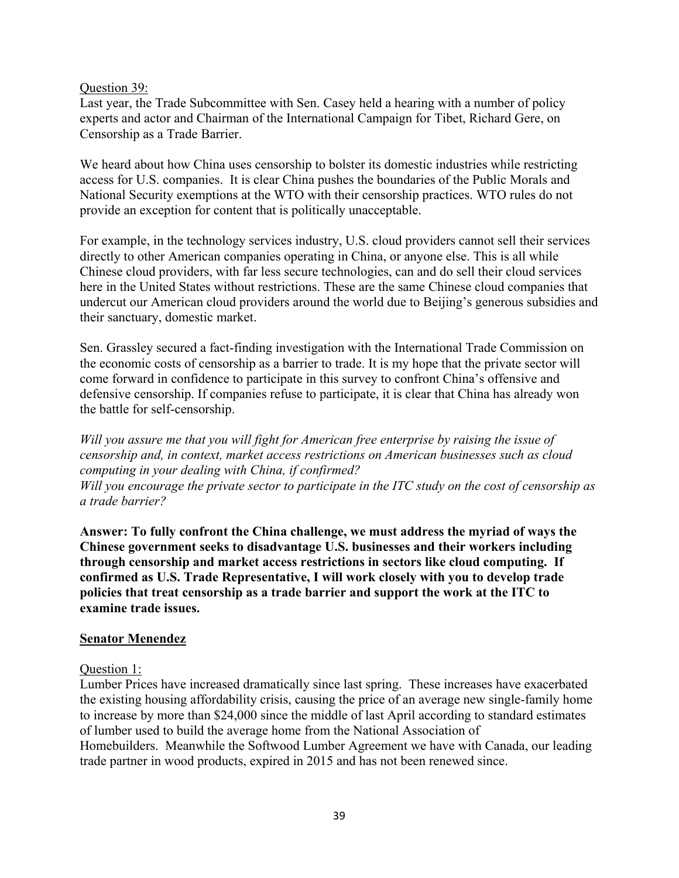Question 39:

Last year, the Trade Subcommittee with Sen. Casey held a hearing with a number of policy experts and actor and Chairman of the International Campaign for Tibet, Richard Gere, on Censorship as a Trade Barrier.

We heard about how China uses censorship to bolster its domestic industries while restricting access for U.S. companies. It is clear China pushes the boundaries of the Public Morals and National Security exemptions at the WTO with their censorship practices. WTO rules do not provide an exception for content that is politically unacceptable.

For example, in the technology services industry, U.S. cloud providers cannot sell their services directly to other American companies operating in China, or anyone else. This is all while Chinese cloud providers, with far less secure technologies, can and do sell their cloud services here in the United States without restrictions. These are the same Chinese cloud companies that undercut our American cloud providers around the world due to Beijing's generous subsidies and their sanctuary, domestic market.

Sen. Grassley secured a fact-finding investigation with the International Trade Commission on the economic costs of censorship as a barrier to trade. It is my hope that the private sector will come forward in confidence to participate in this survey to confront China's offensive and defensive censorship. If companies refuse to participate, it is clear that China has already won the battle for self-censorship.

*Will you assure me that you will fight for American free enterprise by raising the issue of censorship and, in context, market access restrictions on American businesses such as cloud computing in your dealing with China, if confirmed?*
*Will you encourage the private sector to participate in the ITC study on the cost of censorship as a trade barrier?*

**Answer: To fully confront the China challenge, we must address the myriad of ways the Chinese government seeks to disadvantage U.S. businesses and their workers including through censorship and market access restrictions in sectors like cloud computing. If confirmed as U.S. Trade Representative, I will work closely with you to develop trade policies that treat censorship as a trade barrier and support the work at the ITC to examine trade issues.**

## Senator Menendez

Question 1:

Lumber Prices have increased dramatically since last spring. These increases have exacerbated the existing housing affordability crisis, causing the price of an average new single-family home to increase by more than $24,000 since the middle of last April according to standard estimates of lumber used to build the average home from the National Association of Homebuilders. Meanwhile the Softwood Lumber Agreement we have with Canada, our leading trade partner in wood products, expired in 2015 and has not been renewed since.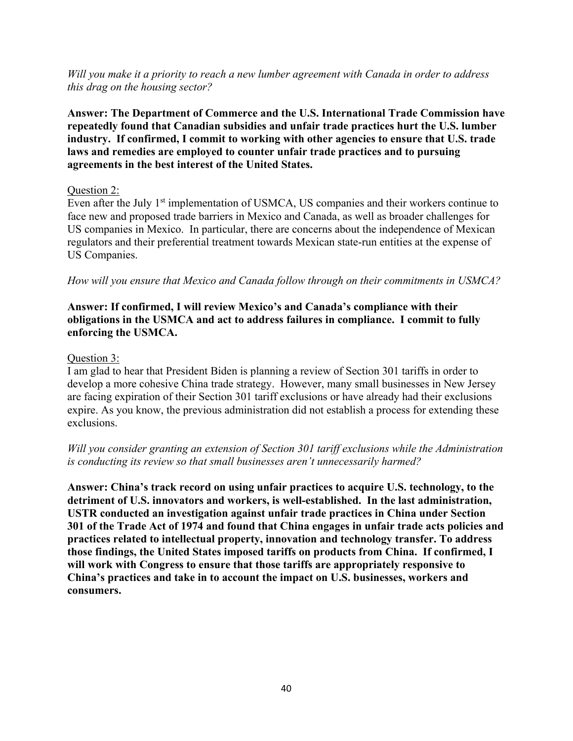*Will you make it a priority to reach a new lumber agreement with Canada in order to address this drag on the housing sector?*

**Answer: The Department of Commerce and the U.S. International Trade Commission have repeatedly found that Canadian subsidies and unfair trade practices hurt the U.S. lumber industry. If confirmed, I commit to working with other agencies to ensure that U.S. trade laws and remedies are employed to counter unfair trade practices and to pursuing agreements in the best interest of the United States.**

Question 2:

Even after the July 1st implementation of USMCA, US companies and their workers continue to face new and proposed trade barriers in Mexico and Canada, as well as broader challenges for US companies in Mexico. In particular, there are concerns about the independence of Mexican regulators and their preferential treatment towards Mexican state-run entities at the expense of US Companies.

*How will you ensure that Mexico and Canada follow through on their commitments in USMCA?*

**Answer: If confirmed, I will review Mexico's and Canada's compliance with their obligations in the USMCA and act to address failures in compliance. I commit to fully enforcing the USMCA.**

Question 3:

I am glad to hear that President Biden is planning a review of Section 301 tariffs in order to develop a more cohesive China trade strategy. However, many small businesses in New Jersey are facing expiration of their Section 301 tariff exclusions or have already had their exclusions expire. As you know, the previous administration did not establish a process for extending these exclusions.

*Will you consider granting an extension of Section 301 tariff exclusions while the Administration is conducting its review so that small businesses aren't unnecessarily harmed?*

**Answer: China's track record on using unfair practices to acquire U.S. technology, to the detriment of U.S. innovators and workers, is well-established. In the last administration, USTR conducted an investigation against unfair trade practices in China under Section 301 of the Trade Act of 1974 and found that China engages in unfair trade acts policies and practices related to intellectual property, innovation and technology transfer. To address those findings, the United States imposed tariffs on products from China. If confirmed, I will work with Congress to ensure that those tariffs are appropriately responsive to China's practices and take in to account the impact on U.S. businesses, workers and consumers.**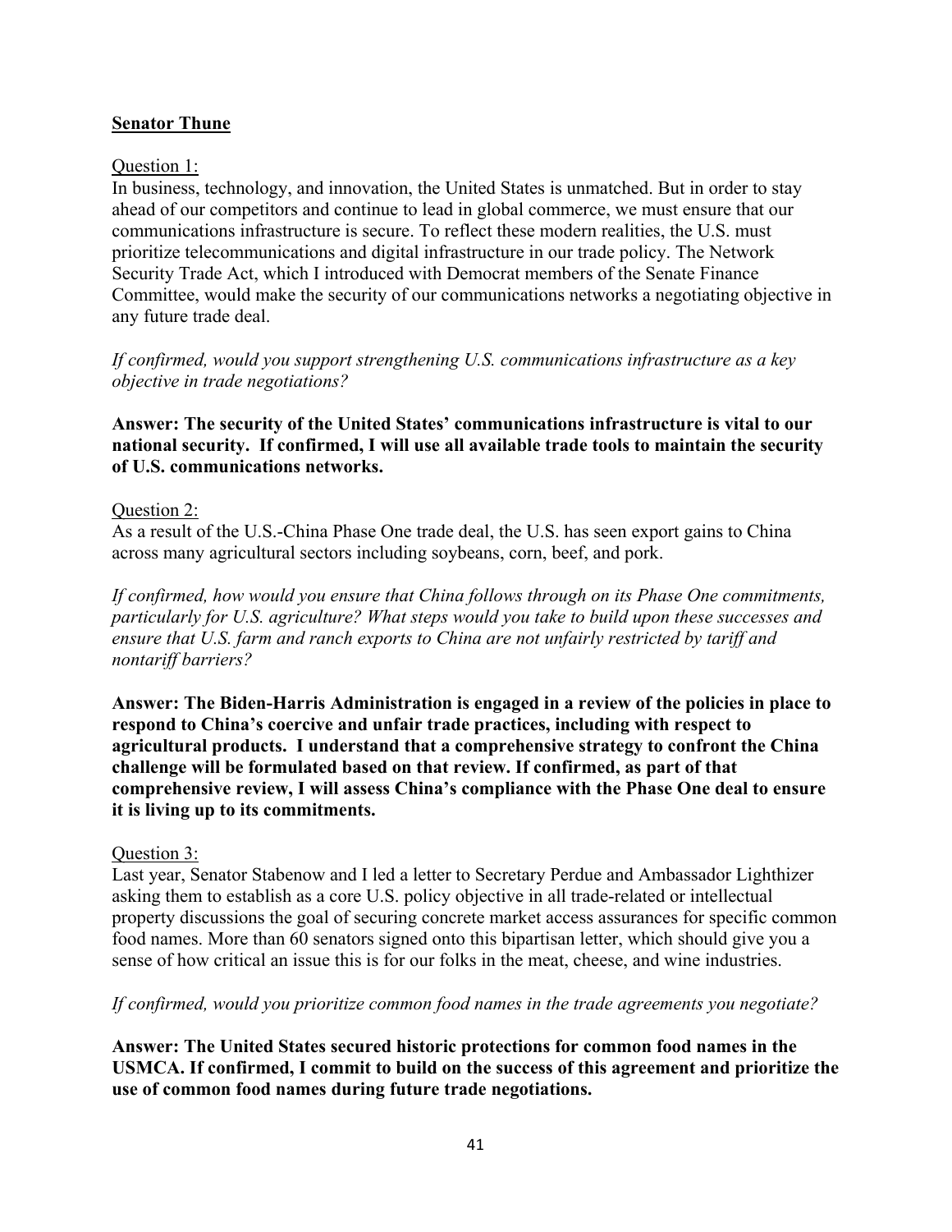**Senator Thune**

Question 1:

In business, technology, and innovation, the United States is unmatched. But in order to stay ahead of our competitors and continue to lead in global commerce, we must ensure that our communications infrastructure is secure. To reflect these modern realities, the U.S. must prioritize telecommunications and digital infrastructure in our trade policy. The Network Security Trade Act, which I introduced with Democrat members of the Senate Finance Committee, would make the security of our communications networks a negotiating objective in any future trade deal.

*If confirmed, would you support strengthening U.S. communications infrastructure as a key objective in trade negotiations?*

**Answer: The security of the United States' communications infrastructure is vital to our national security. If confirmed, I will use all available trade tools to maintain the security of U.S. communications networks.**

Question 2:

As a result of the U.S.-China Phase One trade deal, the U.S. has seen export gains to China across many agricultural sectors including soybeans, corn, beef, and pork.

*If confirmed, how would you ensure that China follows through on its Phase One commitments, particularly for U.S. agriculture? What steps would you take to build upon these successes and ensure that U.S. farm and ranch exports to China are not unfairly restricted by tariff and nontariff barriers?*

**Answer: The Biden-Harris Administration is engaged in a review of the policies in place to respond to China's coercive and unfair trade practices, including with respect to agricultural products. I understand that a comprehensive strategy to confront the China challenge will be formulated based on that review. If confirmed, as part of that comprehensive review, I will assess China's compliance with the Phase One deal to ensure it is living up to its commitments.**

Question 3:

Last year, Senator Stabenow and I led a letter to Secretary Perdue and Ambassador Lighthizer asking them to establish as a core U.S. policy objective in all trade-related or intellectual property discussions the goal of securing concrete market access assurances for specific common food names. More than 60 senators signed onto this bipartisan letter, which should give you a sense of how critical an issue this is for our folks in the meat, cheese, and wine industries.

*If confirmed, would you prioritize common food names in the trade agreements you negotiate?*

**Answer: The United States secured historic protections for common food names in the USMCA. If confirmed, I commit to build on the success of this agreement and prioritize the use of common food names during future trade negotiations.**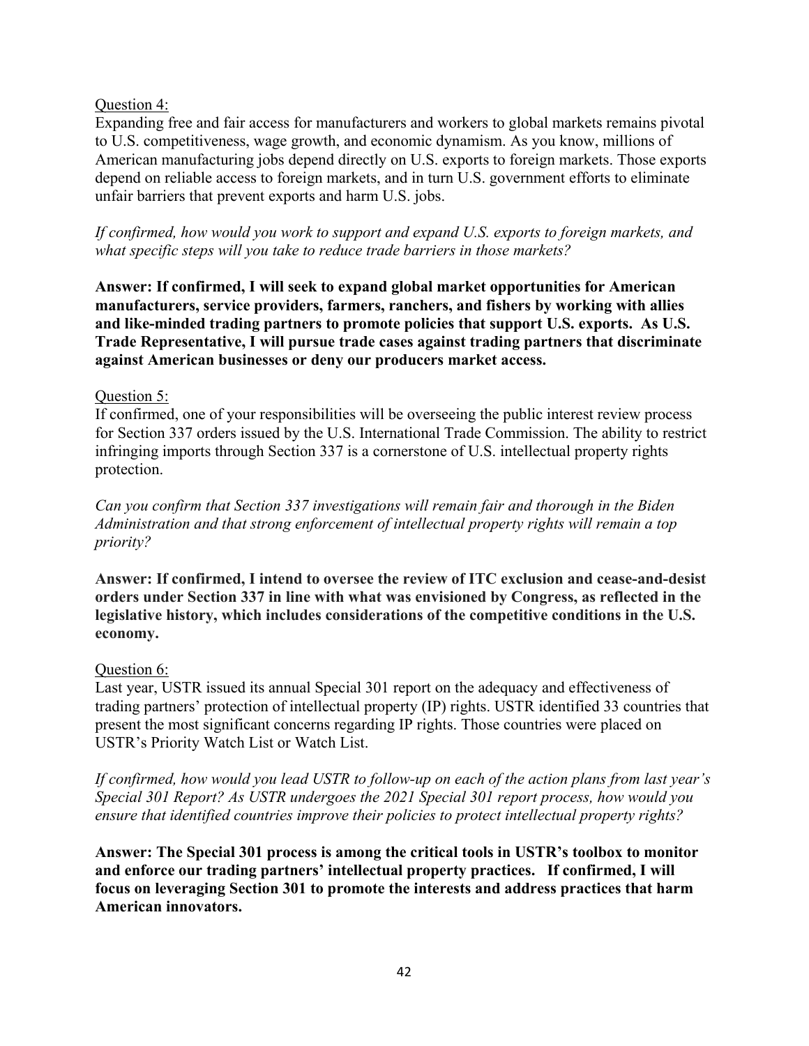Question 4:

Expanding free and fair access for manufacturers and workers to global markets remains pivotal to U.S. competitiveness, wage growth, and economic dynamism. As you know, millions of American manufacturing jobs depend directly on U.S. exports to foreign markets. Those exports depend on reliable access to foreign markets, and in turn U.S. government efforts to eliminate unfair barriers that prevent exports and harm U.S. jobs.

*If confirmed, how would you work to support and expand U.S. exports to foreign markets, and what specific steps will you take to reduce trade barriers in those markets?*

**Answer: If confirmed, I will seek to expand global market opportunities for American manufacturers, service providers, farmers, ranchers, and fishers by working with allies and like-minded trading partners to promote policies that support U.S. exports. As U.S. Trade Representative, I will pursue trade cases against trading partners that discriminate against American businesses or deny our producers market access.**

Question 5:

If confirmed, one of your responsibilities will be overseeing the public interest review process for Section 337 orders issued by the U.S. International Trade Commission. The ability to restrict infringing imports through Section 337 is a cornerstone of U.S. intellectual property rights protection.

*Can you confirm that Section 337 investigations will remain fair and thorough in the Biden Administration and that strong enforcement of intellectual property rights will remain a top priority?*

**Answer: If confirmed, I intend to oversee the review of ITC exclusion and cease-and-desist orders under Section 337 in line with what was envisioned by Congress, as reflected in the legislative history, which includes considerations of the competitive conditions in the U.S. economy.**

Question 6:

Last year, USTR issued its annual Special 301 report on the adequacy and effectiveness of trading partners' protection of intellectual property (IP) rights. USTR identified 33 countries that present the most significant concerns regarding IP rights. Those countries were placed on USTR's Priority Watch List or Watch List.

*If confirmed, how would you lead USTR to follow-up on each of the action plans from last year's Special 301 Report? As USTR undergoes the 2021 Special 301 report process, how would you ensure that identified countries improve their policies to protect intellectual property rights?*

**Answer: The Special 301 process is among the critical tools in USTR's toolbox to monitor and enforce our trading partners' intellectual property practices. If confirmed, I will focus on leveraging Section 301 to promote the interests and address practices that harm American innovators.**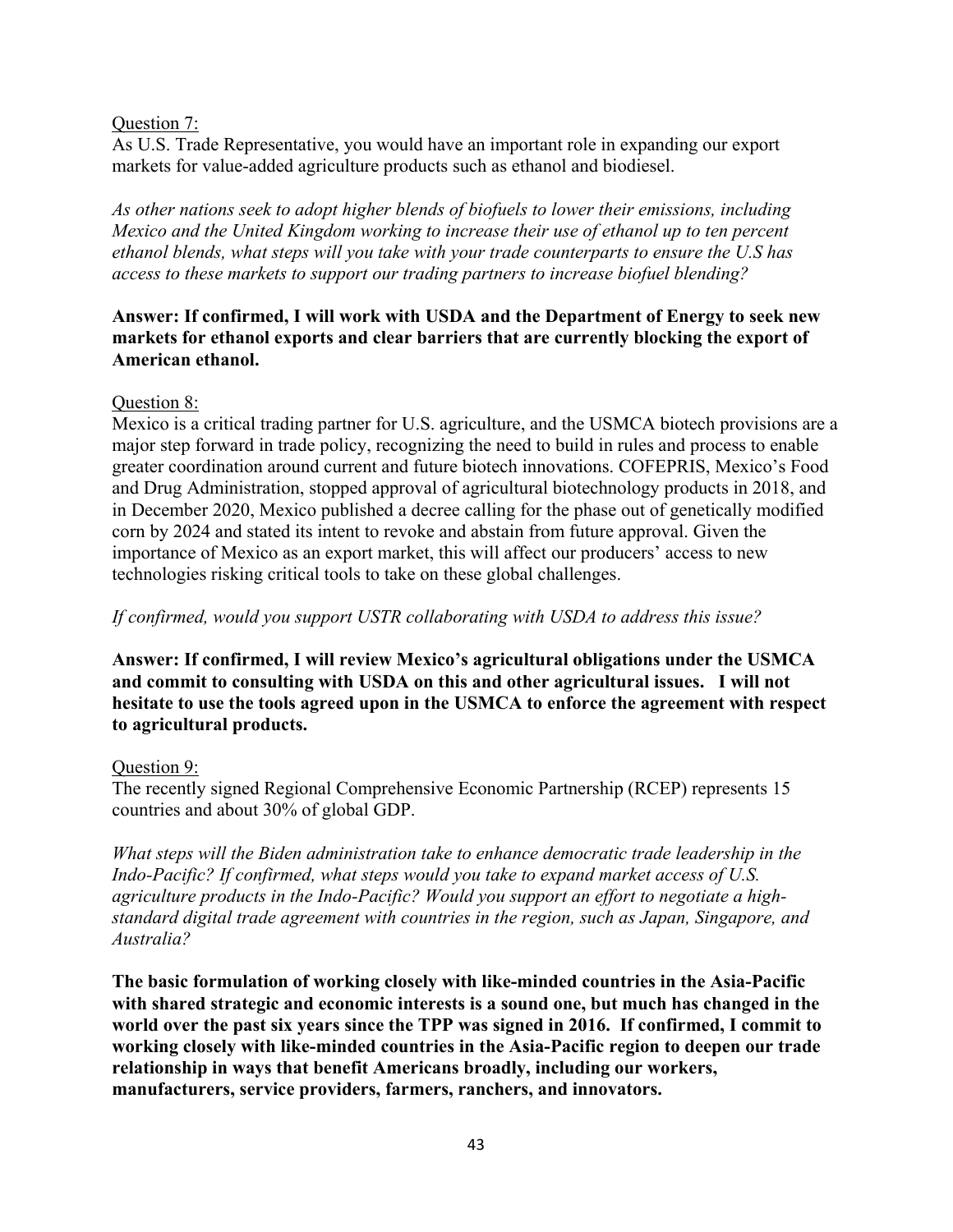Question 7:

As U.S. Trade Representative, you would have an important role in expanding our export markets for value-added agriculture products such as ethanol and biodiesel.

*As other nations seek to adopt higher blends of biofuels to lower their emissions, including Mexico and the United Kingdom working to increase their use of ethanol up to ten percent ethanol blends, what steps will you take with your trade counterparts to ensure the U.S has access to these markets to support our trading partners to increase biofuel blending?*

**Answer: If confirmed, I will work with USDA and the Department of Energy to seek new markets for ethanol exports and clear barriers that are currently blocking the export of American ethanol.**

Question 8:

Mexico is a critical trading partner for U.S. agriculture, and the USMCA biotech provisions are a major step forward in trade policy, recognizing the need to build in rules and process to enable greater coordination around current and future biotech innovations. COFEPRIS, Mexico's Food and Drug Administration, stopped approval of agricultural biotechnology products in 2018, and in December 2020, Mexico published a decree calling for the phase out of genetically modified corn by 2024 and stated its intent to revoke and abstain from future approval. Given the importance of Mexico as an export market, this will affect our producers' access to new technologies risking critical tools to take on these global challenges.

*If confirmed, would you support USTR collaborating with USDA to address this issue?*

**Answer: If confirmed, I will review Mexico's agricultural obligations under the USMCA and commit to consulting with USDA on this and other agricultural issues. I will not hesitate to use the tools agreed upon in the USMCA to enforce the agreement with respect to agricultural products.**

Question 9:

The recently signed Regional Comprehensive Economic Partnership (RCEP) represents 15 countries and about 30% of global GDP.

*What steps will the Biden administration take to enhance democratic trade leadership in the Indo-Pacific? If confirmed, what steps would you take to expand market access of U.S. agriculture products in the Indo-Pacific? Would you support an effort to negotiate a high-standard digital trade agreement with countries in the region, such as Japan, Singapore, and Australia?*

**The basic formulation of working closely with like-minded countries in the Asia-Pacific with shared strategic and economic interests is a sound one, but much has changed in the world over the past six years since the TPP was signed in 2016. If confirmed, I commit to working closely with like-minded countries in the Asia-Pacific region to deepen our trade relationship in ways that benefit Americans broadly, including our workers, manufacturers, service providers, farmers, ranchers, and innovators.**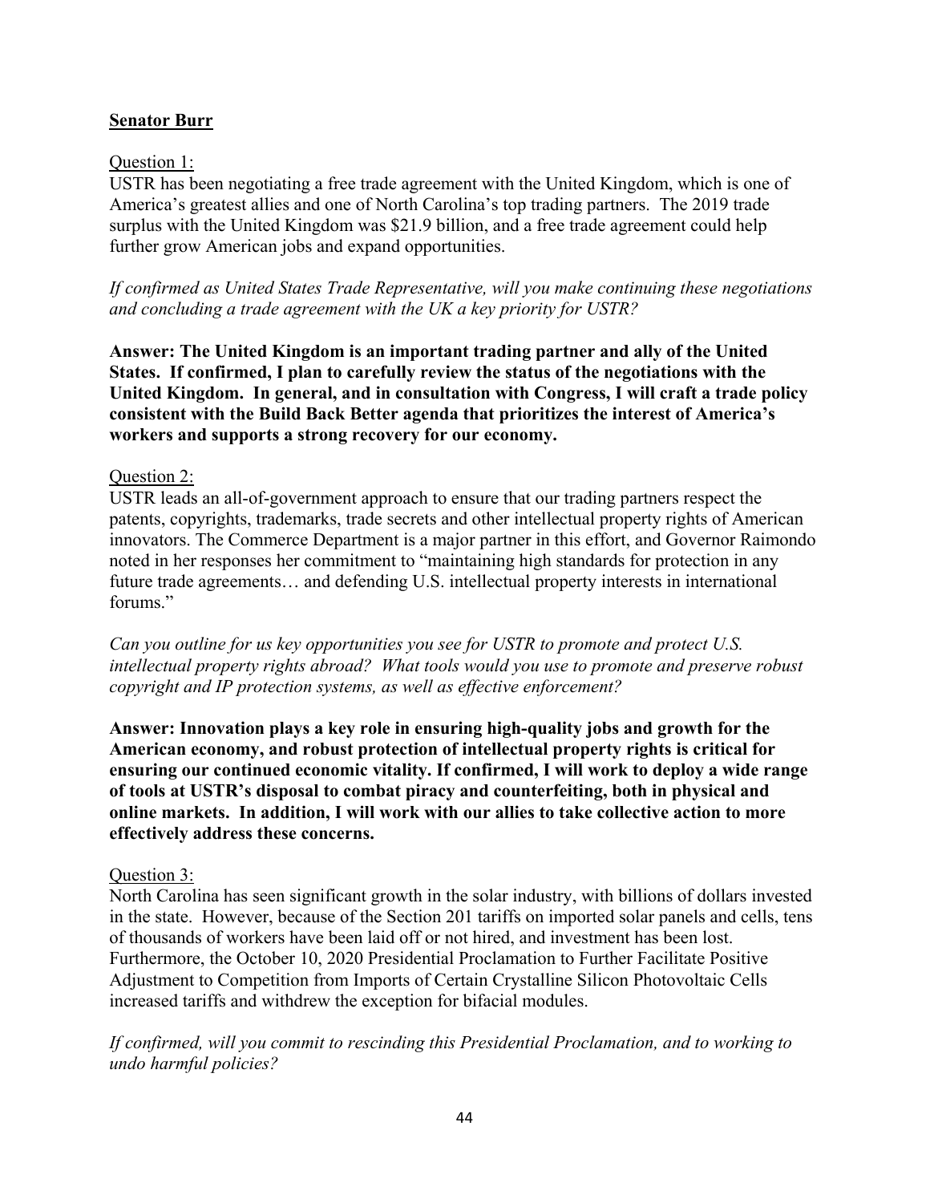**Senator Burr**

Question 1:

USTR has been negotiating a free trade agreement with the United Kingdom, which is one of America's greatest allies and one of North Carolina's top trading partners. The 2019 trade surplus with the United Kingdom was $21.9 billion, and a free trade agreement could help further grow American jobs and expand opportunities.

*If confirmed as United States Trade Representative, will you make continuing these negotiations and concluding a trade agreement with the UK a key priority for USTR?*

**Answer: The United Kingdom is an important trading partner and ally of the United States. If confirmed, I plan to carefully review the status of the negotiations with the United Kingdom. In general, and in consultation with Congress, I will craft a trade policy consistent with the Build Back Better agenda that prioritizes the interest of America's workers and supports a strong recovery for our economy.**

Question 2:

USTR leads an all-of-government approach to ensure that our trading partners respect the patents, copyrights, trademarks, trade secrets and other intellectual property rights of American innovators. The Commerce Department is a major partner in this effort, and Governor Raimondo noted in her responses her commitment to "maintaining high standards for protection in any future trade agreements… and defending U.S. intellectual property interests in international forums."

*Can you outline for us key opportunities you see for USTR to promote and protect U.S. intellectual property rights abroad? What tools would you use to promote and preserve robust copyright and IP protection systems, as well as effective enforcement?*

**Answer: Innovation plays a key role in ensuring high-quality jobs and growth for the American economy, and robust protection of intellectual property rights is critical for ensuring our continued economic vitality. If confirmed, I will work to deploy a wide range of tools at USTR's disposal to combat piracy and counterfeiting, both in physical and online markets. In addition, I will work with our allies to take collective action to more effectively address these concerns.**

Question 3:

North Carolina has seen significant growth in the solar industry, with billions of dollars invested in the state. However, because of the Section 201 tariffs on imported solar panels and cells, tens of thousands of workers have been laid off or not hired, and investment has been lost. Furthermore, the October 10, 2020 Presidential Proclamation to Further Facilitate Positive Adjustment to Competition from Imports of Certain Crystalline Silicon Photovoltaic Cells increased tariffs and withdrew the exception for bifacial modules.

*If confirmed, will you commit to rescinding this Presidential Proclamation, and to working to undo harmful policies?*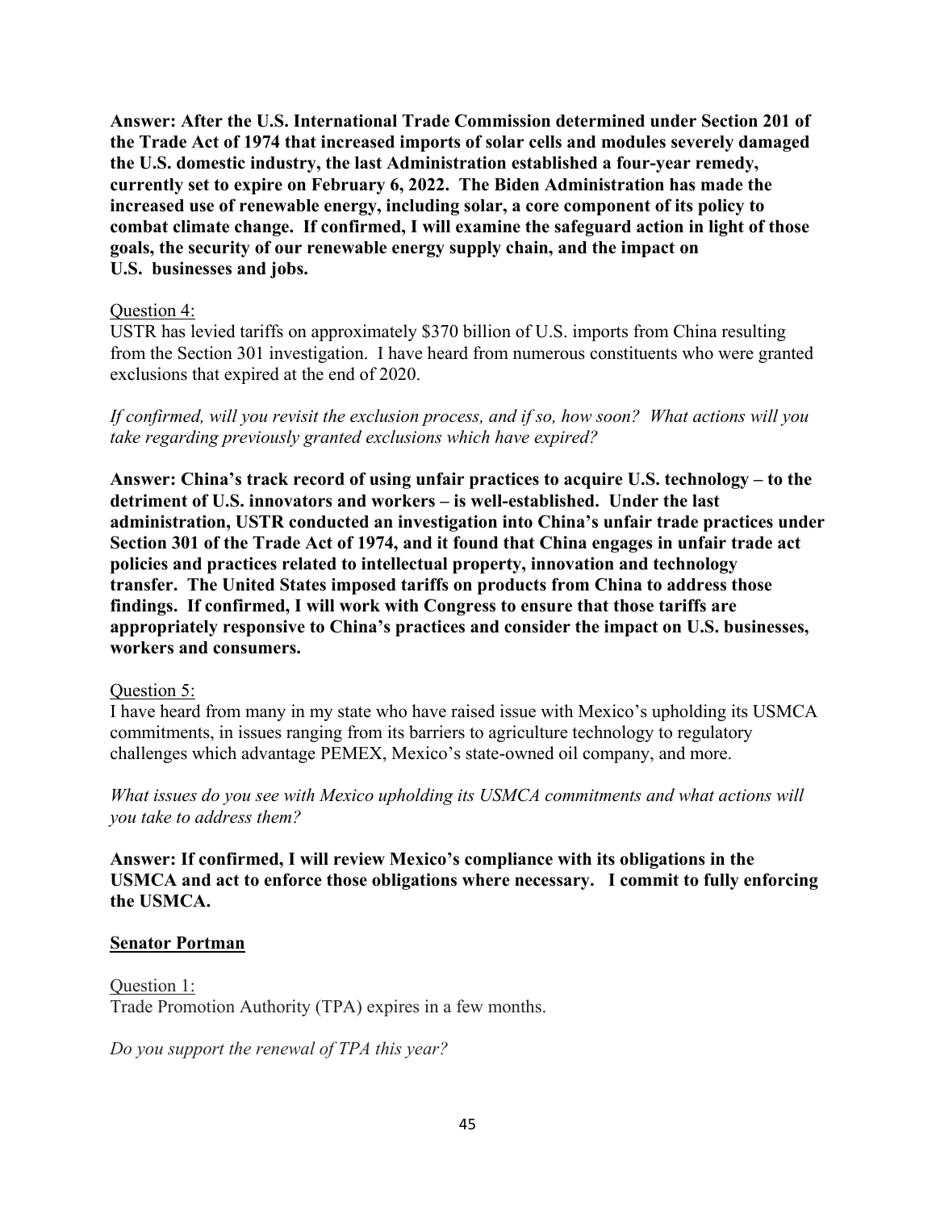**Answer: After the U.S. International Trade Commission determined under Section 201 of the Trade Act of 1974 that increased imports of solar cells and modules severely damaged the U.S. domestic industry, the last Administration established a four-year remedy, currently set to expire on February 6, 2022. The Biden Administration has made the increased use of renewable energy, including solar, a core component of its policy to combat climate change. If confirmed, I will examine the safeguard action in light of those goals, the security of our renewable energy supply chain, and the impact on U.S. businesses and jobs.**

Question 4:
USTR has levied tariffs on approximately $370 billion of U.S. imports from China resulting from the Section 301 investigation. I have heard from numerous constituents who were granted exclusions that expired at the end of 2020.

*If confirmed, will you revisit the exclusion process, and if so, how soon? What actions will you take regarding previously granted exclusions which have expired?*

**Answer: China's track record of using unfair practices to acquire U.S. technology – to the detriment of U.S. innovators and workers – is well-established. Under the last administration, USTR conducted an investigation into China's unfair trade practices under Section 301 of the Trade Act of 1974, and it found that China engages in unfair trade act policies and practices related to intellectual property, innovation and technology transfer. The United States imposed tariffs on products from China to address those findings. If confirmed, I will work with Congress to ensure that those tariffs are appropriately responsive to China's practices and consider the impact on U.S. businesses, workers and consumers.**

Question 5:
I have heard from many in my state who have raised issue with Mexico's upholding its USMCA commitments, in issues ranging from its barriers to agriculture technology to regulatory challenges which advantage PEMEX, Mexico's state-owned oil company, and more.

*What issues do you see with Mexico upholding its USMCA commitments and what actions will you take to address them?*

**Answer: If confirmed, I will review Mexico's compliance with its obligations in the USMCA and act to enforce those obligations where necessary. I commit to fully enforcing the USMCA.**

**Senator Portman**

Question 1:
Trade Promotion Authority (TPA) expires in a few months.

*Do you support the renewal of TPA this year?*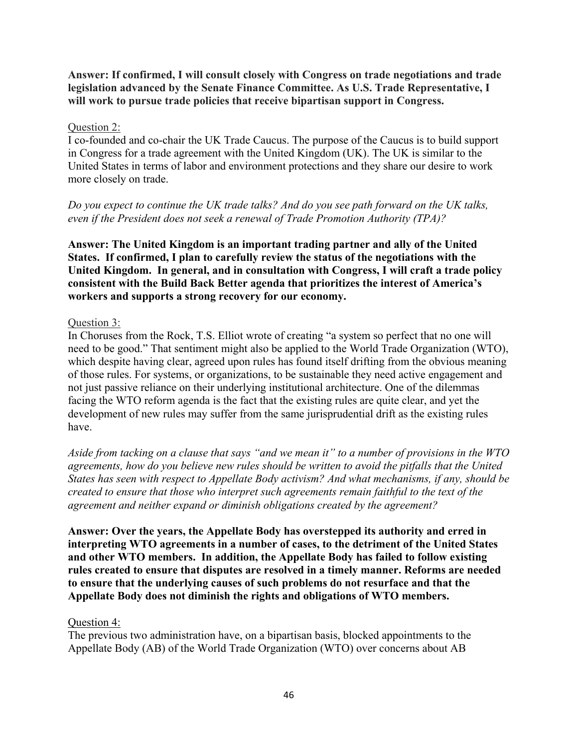**Answer: If confirmed, I will consult closely with Congress on trade negotiations and trade legislation advanced by the Senate Finance Committee. As U.S. Trade Representative, I will work to pursue trade policies that receive bipartisan support in Congress.**

Question 2:

I co-founded and co-chair the UK Trade Caucus. The purpose of the Caucus is to build support in Congress for a trade agreement with the United Kingdom (UK). The UK is similar to the United States in terms of labor and environment protections and they share our desire to work more closely on trade.

*Do you expect to continue the UK trade talks? And do you see path forward on the UK talks, even if the President does not seek a renewal of Trade Promotion Authority (TPA)?*

**Answer: The United Kingdom is an important trading partner and ally of the United States. If confirmed, I plan to carefully review the status of the negotiations with the United Kingdom. In general, and in consultation with Congress, I will craft a trade policy consistent with the Build Back Better agenda that prioritizes the interest of America's workers and supports a strong recovery for our economy.**

Question 3:

In Choruses from the Rock, T.S. Elliot wrote of creating "a system so perfect that no one will need to be good." That sentiment might also be applied to the World Trade Organization (WTO), which despite having clear, agreed upon rules has found itself drifting from the obvious meaning of those rules. For systems, or organizations, to be sustainable they need active engagement and not just passive reliance on their underlying institutional architecture. One of the dilemmas facing the WTO reform agenda is the fact that the existing rules are quite clear, and yet the development of new rules may suffer from the same jurisprudential drift as the existing rules have.

*Aside from tacking on a clause that says "and we mean it" to a number of provisions in the WTO agreements, how do you believe new rules should be written to avoid the pitfalls that the United States has seen with respect to Appellate Body activism? And what mechanisms, if any, should be created to ensure that those who interpret such agreements remain faithful to the text of the agreement and neither expand or diminish obligations created by the agreement?*

**Answer: Over the years, the Appellate Body has overstepped its authority and erred in interpreting WTO agreements in a number of cases, to the detriment of the United States and other WTO members. In addition, the Appellate Body has failed to follow existing rules created to ensure that disputes are resolved in a timely manner. Reforms are needed to ensure that the underlying causes of such problems do not resurface and that the Appellate Body does not diminish the rights and obligations of WTO members.**

Question 4:

The previous two administration have, on a bipartisan basis, blocked appointments to the Appellate Body (AB) of the World Trade Organization (WTO) over concerns about AB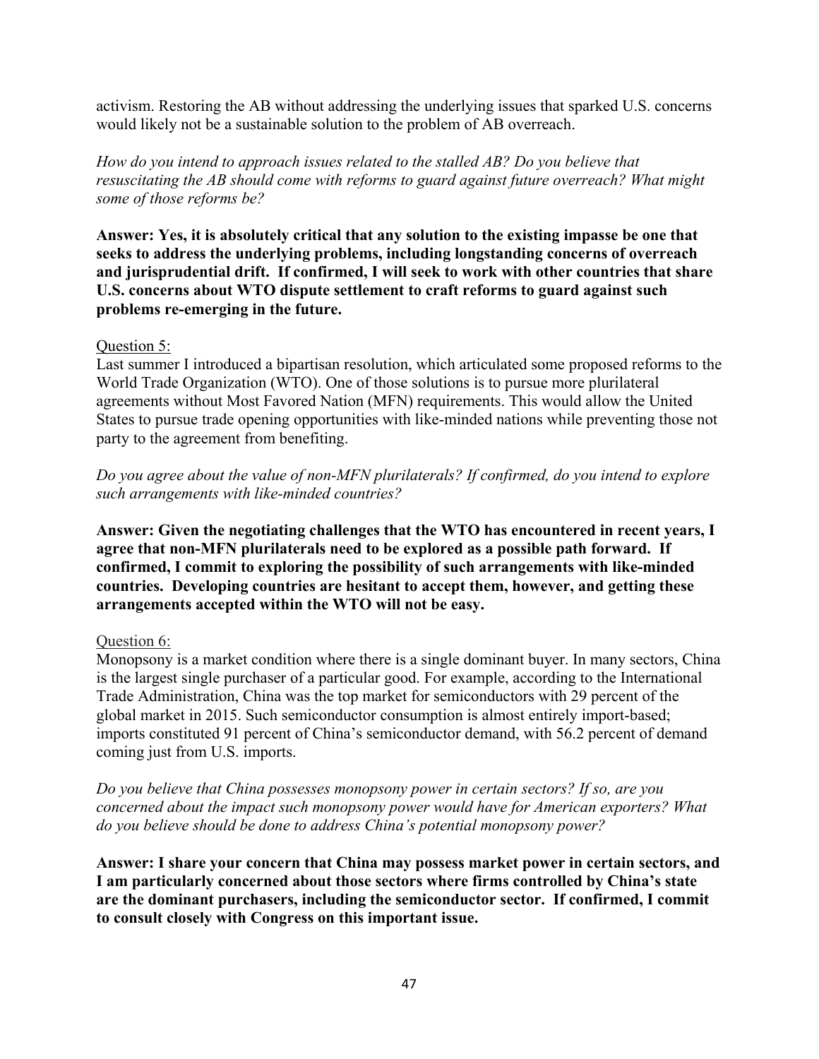activism. Restoring the AB without addressing the underlying issues that sparked U.S. concerns would likely not be a sustainable solution to the problem of AB overreach.

*How do you intend to approach issues related to the stalled AB? Do you believe that resuscitating the AB should come with reforms to guard against future overreach? What might some of those reforms be?*

**Answer: Yes, it is absolutely critical that any solution to the existing impasse be one that seeks to address the underlying problems, including longstanding concerns of overreach and jurisprudential drift. If confirmed, I will seek to work with other countries that share U.S. concerns about WTO dispute settlement to craft reforms to guard against such problems re-emerging in the future.**

Question 5:

Last summer I introduced a bipartisan resolution, which articulated some proposed reforms to the World Trade Organization (WTO). One of those solutions is to pursue more plurilateral agreements without Most Favored Nation (MFN) requirements. This would allow the United States to pursue trade opening opportunities with like-minded nations while preventing those not party to the agreement from benefiting.

*Do you agree about the value of non-MFN plurilaterals? If confirmed, do you intend to explore such arrangements with like-minded countries?*

**Answer: Given the negotiating challenges that the WTO has encountered in recent years, I agree that non-MFN plurilaterals need to be explored as a possible path forward. If confirmed, I commit to exploring the possibility of such arrangements with like-minded countries. Developing countries are hesitant to accept them, however, and getting these arrangements accepted within the WTO will not be easy.**

Question 6:

Monopsony is a market condition where there is a single dominant buyer. In many sectors, China is the largest single purchaser of a particular good. For example, according to the International Trade Administration, China was the top market for semiconductors with 29 percent of the global market in 2015. Such semiconductor consumption is almost entirely import-based; imports constituted 91 percent of China's semiconductor demand, with 56.2 percent of demand coming just from U.S. imports.

*Do you believe that China possesses monopsony power in certain sectors? If so, are you concerned about the impact such monopsony power would have for American exporters? What do you believe should be done to address China's potential monopsony power?*

**Answer: I share your concern that China may possess market power in certain sectors, and I am particularly concerned about those sectors where firms controlled by China's state are the dominant purchasers, including the semiconductor sector. If confirmed, I commit to consult closely with Congress on this important issue.**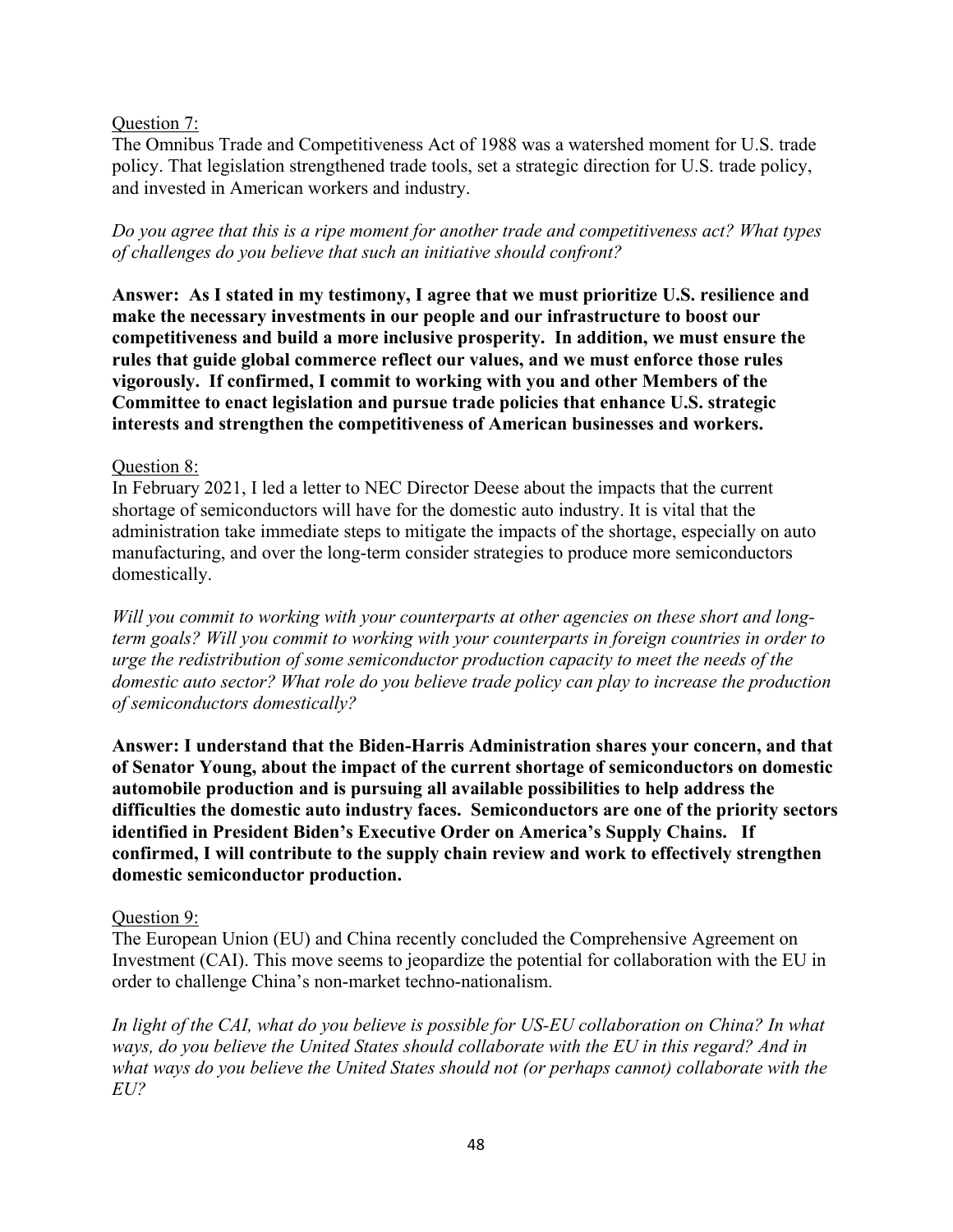Question 7:

The Omnibus Trade and Competitiveness Act of 1988 was a watershed moment for U.S. trade policy. That legislation strengthened trade tools, set a strategic direction for U.S. trade policy, and invested in American workers and industry.

*Do you agree that this is a ripe moment for another trade and competitiveness act? What types of challenges do you believe that such an initiative should confront?*

**Answer: As I stated in my testimony, I agree that we must prioritize U.S. resilience and make the necessary investments in our people and our infrastructure to boost our competitiveness and build a more inclusive prosperity. In addition, we must ensure the rules that guide global commerce reflect our values, and we must enforce those rules vigorously. If confirmed, I commit to working with you and other Members of the Committee to enact legislation and pursue trade policies that enhance U.S. strategic interests and strengthen the competitiveness of American businesses and workers.**

Question 8:

In February 2021, I led a letter to NEC Director Deese about the impacts that the current shortage of semiconductors will have for the domestic auto industry. It is vital that the administration take immediate steps to mitigate the impacts of the shortage, especially on auto manufacturing, and over the long-term consider strategies to produce more semiconductors domestically.

*Will you commit to working with your counterparts at other agencies on these short and long-term goals? Will you commit to working with your counterparts in foreign countries in order to urge the redistribution of some semiconductor production capacity to meet the needs of the domestic auto sector? What role do you believe trade policy can play to increase the production of semiconductors domestically?*

**Answer: I understand that the Biden-Harris Administration shares your concern, and that of Senator Young, about the impact of the current shortage of semiconductors on domestic automobile production and is pursuing all available possibilities to help address the difficulties the domestic auto industry faces. Semiconductors are one of the priority sectors identified in President Biden's Executive Order on America's Supply Chains. If confirmed, I will contribute to the supply chain review and work to effectively strengthen domestic semiconductor production.**

Question 9:

The European Union (EU) and China recently concluded the Comprehensive Agreement on Investment (CAI). This move seems to jeopardize the potential for collaboration with the EU in order to challenge China's non-market techno-nationalism.

*In light of the CAI, what do you believe is possible for US-EU collaboration on China? In what ways, do you believe the United States should collaborate with the EU in this regard? And in what ways do you believe the United States should not (or perhaps cannot) collaborate with the EU?*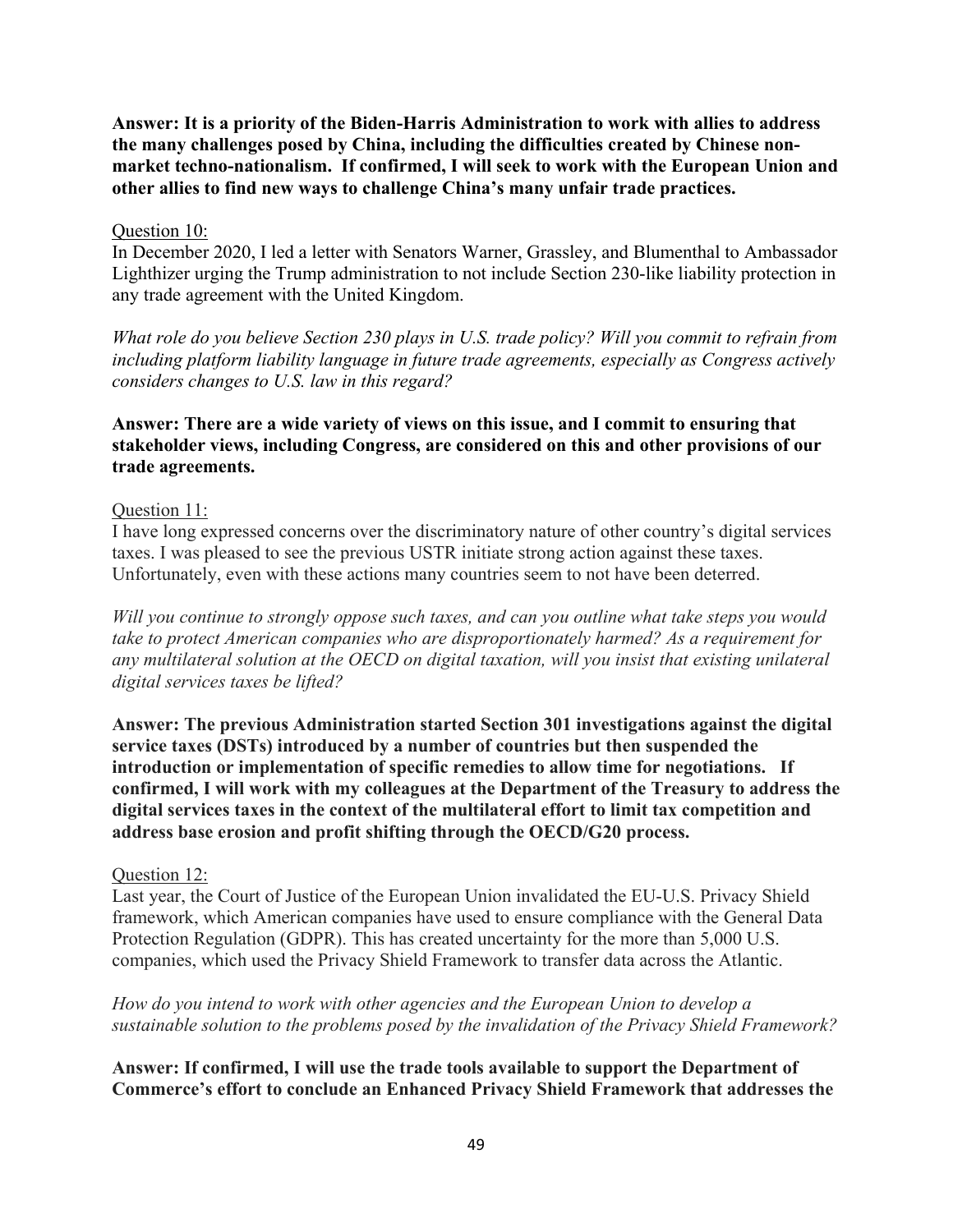**Answer: It is a priority of the Biden-Harris Administration to work with allies to address the many challenges posed by China, including the difficulties created by Chinese non-market techno-nationalism. If confirmed, I will seek to work with the European Union and other allies to find new ways to challenge China's many unfair trade practices.**

Question 10:

In December 2020, I led a letter with Senators Warner, Grassley, and Blumenthal to Ambassador Lighthizer urging the Trump administration to not include Section 230-like liability protection in any trade agreement with the United Kingdom.

*What role do you believe Section 230 plays in U.S. trade policy? Will you commit to refrain from including platform liability language in future trade agreements, especially as Congress actively considers changes to U.S. law in this regard?*

**Answer: There are a wide variety of views on this issue, and I commit to ensuring that stakeholder views, including Congress, are considered on this and other provisions of our trade agreements.**

Question 11:

I have long expressed concerns over the discriminatory nature of other country's digital services taxes. I was pleased to see the previous USTR initiate strong action against these taxes. Unfortunately, even with these actions many countries seem to not have been deterred.

*Will you continue to strongly oppose such taxes, and can you outline what take steps you would take to protect American companies who are disproportionately harmed? As a requirement for any multilateral solution at the OECD on digital taxation, will you insist that existing unilateral digital services taxes be lifted?*

**Answer: The previous Administration started Section 301 investigations against the digital service taxes (DSTs) introduced by a number of countries but then suspended the introduction or implementation of specific remedies to allow time for negotiations. If confirmed, I will work with my colleagues at the Department of the Treasury to address the digital services taxes in the context of the multilateral effort to limit tax competition and address base erosion and profit shifting through the OECD/G20 process.**

Question 12:

Last year, the Court of Justice of the European Union invalidated the EU-U.S. Privacy Shield framework, which American companies have used to ensure compliance with the General Data Protection Regulation (GDPR). This has created uncertainty for the more than 5,000 U.S. companies, which used the Privacy Shield Framework to transfer data across the Atlantic.

*How do you intend to work with other agencies and the European Union to develop a sustainable solution to the problems posed by the invalidation of the Privacy Shield Framework?*

**Answer: If confirmed, I will use the trade tools available to support the Department of Commerce's effort to conclude an Enhanced Privacy Shield Framework that addresses the**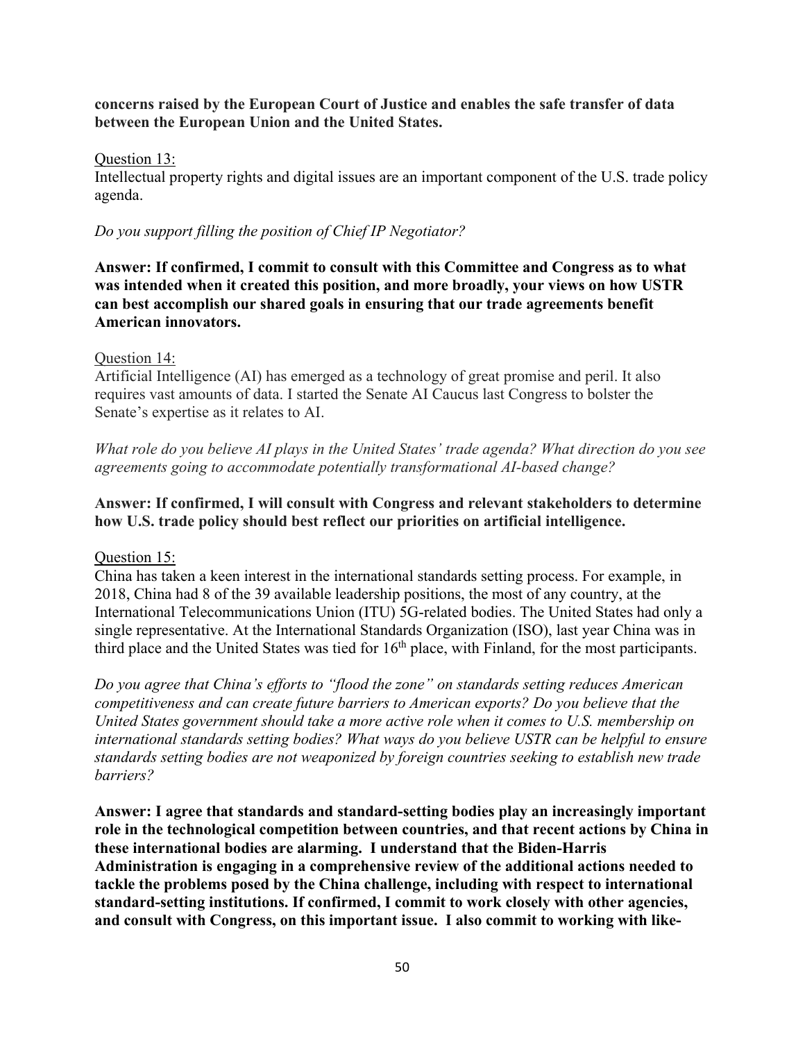**concerns raised by the European Court of Justice and enables the safe transfer of data between the European Union and the United States.**

Question 13:

Intellectual property rights and digital issues are an important component of the U.S. trade policy agenda.

*Do you support filling the position of Chief IP Negotiator?*

**Answer: If confirmed, I commit to consult with this Committee and Congress as to what was intended when it created this position, and more broadly, your views on how USTR can best accomplish our shared goals in ensuring that our trade agreements benefit American innovators.**

Question 14:

Artificial Intelligence (AI) has emerged as a technology of great promise and peril. It also requires vast amounts of data. I started the Senate AI Caucus last Congress to bolster the Senate's expertise as it relates to AI.

*What role do you believe AI plays in the United States' trade agenda? What direction do you see agreements going to accommodate potentially transformational AI-based change?*

**Answer: If confirmed, I will consult with Congress and relevant stakeholders to determine how U.S. trade policy should best reflect our priorities on artificial intelligence.**

Question 15:

China has taken a keen interest in the international standards setting process. For example, in 2018, China had 8 of the 39 available leadership positions, the most of any country, at the International Telecommunications Union (ITU) 5G-related bodies. The United States had only a single representative. At the International Standards Organization (ISO), last year China was in third place and the United States was tied for 16th place, with Finland, for the most participants.

*Do you agree that China's efforts to "flood the zone" on standards setting reduces American competitiveness and can create future barriers to American exports? Do you believe that the United States government should take a more active role when it comes to U.S. membership on international standards setting bodies? What ways do you believe USTR can be helpful to ensure standards setting bodies are not weaponized by foreign countries seeking to establish new trade barriers?*

**Answer: I agree that standards and standard-setting bodies play an increasingly important role in the technological competition between countries, and that recent actions by China in these international bodies are alarming. I understand that the Biden-Harris Administration is engaging in a comprehensive review of the additional actions needed to tackle the problems posed by the China challenge, including with respect to international standard-setting institutions. If confirmed, I commit to work closely with other agencies, and consult with Congress, on this important issue. I also commit to working with like-**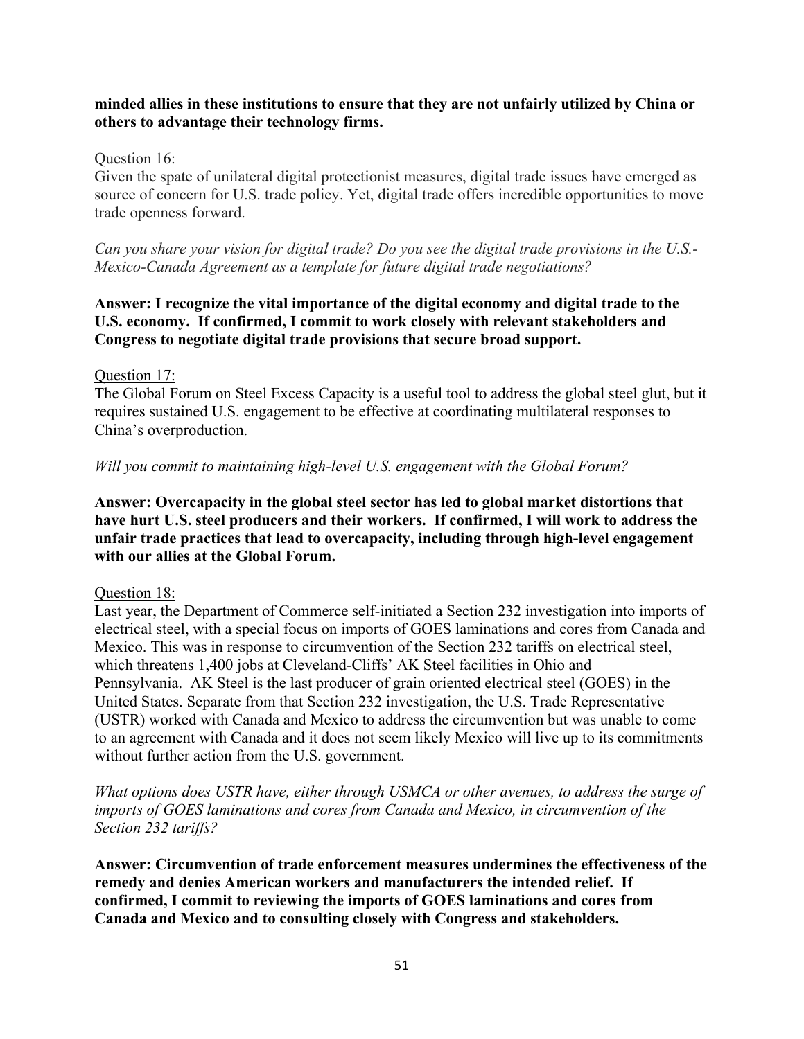**minded allies in these institutions to ensure that they are not unfairly utilized by China or others to advantage their technology firms.**

Question 16:

Given the spate of unilateral digital protectionist measures, digital trade issues have emerged as source of concern for U.S. trade policy. Yet, digital trade offers incredible opportunities to move trade openness forward.

*Can you share your vision for digital trade? Do you see the digital trade provisions in the U.S.-Mexico-Canada Agreement as a template for future digital trade negotiations?*

**Answer: I recognize the vital importance of the digital economy and digital trade to the U.S. economy. If confirmed, I commit to work closely with relevant stakeholders and Congress to negotiate digital trade provisions that secure broad support.**

Question 17:

The Global Forum on Steel Excess Capacity is a useful tool to address the global steel glut, but it requires sustained U.S. engagement to be effective at coordinating multilateral responses to China's overproduction.

*Will you commit to maintaining high-level U.S. engagement with the Global Forum?*

**Answer: Overcapacity in the global steel sector has led to global market distortions that have hurt U.S. steel producers and their workers. If confirmed, I will work to address the unfair trade practices that lead to overcapacity, including through high-level engagement with our allies at the Global Forum.**

Question 18:

Last year, the Department of Commerce self-initiated a Section 232 investigation into imports of electrical steel, with a special focus on imports of GOES laminations and cores from Canada and Mexico. This was in response to circumvention of the Section 232 tariffs on electrical steel, which threatens 1,400 jobs at Cleveland-Cliffs' AK Steel facilities in Ohio and Pennsylvania. AK Steel is the last producer of grain oriented electrical steel (GOES) in the United States. Separate from that Section 232 investigation, the U.S. Trade Representative (USTR) worked with Canada and Mexico to address the circumvention but was unable to come to an agreement with Canada and it does not seem likely Mexico will live up to its commitments without further action from the U.S. government.

*What options does USTR have, either through USMCA or other avenues, to address the surge of imports of GOES laminations and cores from Canada and Mexico, in circumvention of the Section 232 tariffs?*

**Answer: Circumvention of trade enforcement measures undermines the effectiveness of the remedy and denies American workers and manufacturers the intended relief. If confirmed, I commit to reviewing the imports of GOES laminations and cores from Canada and Mexico and to consulting closely with Congress and stakeholders.**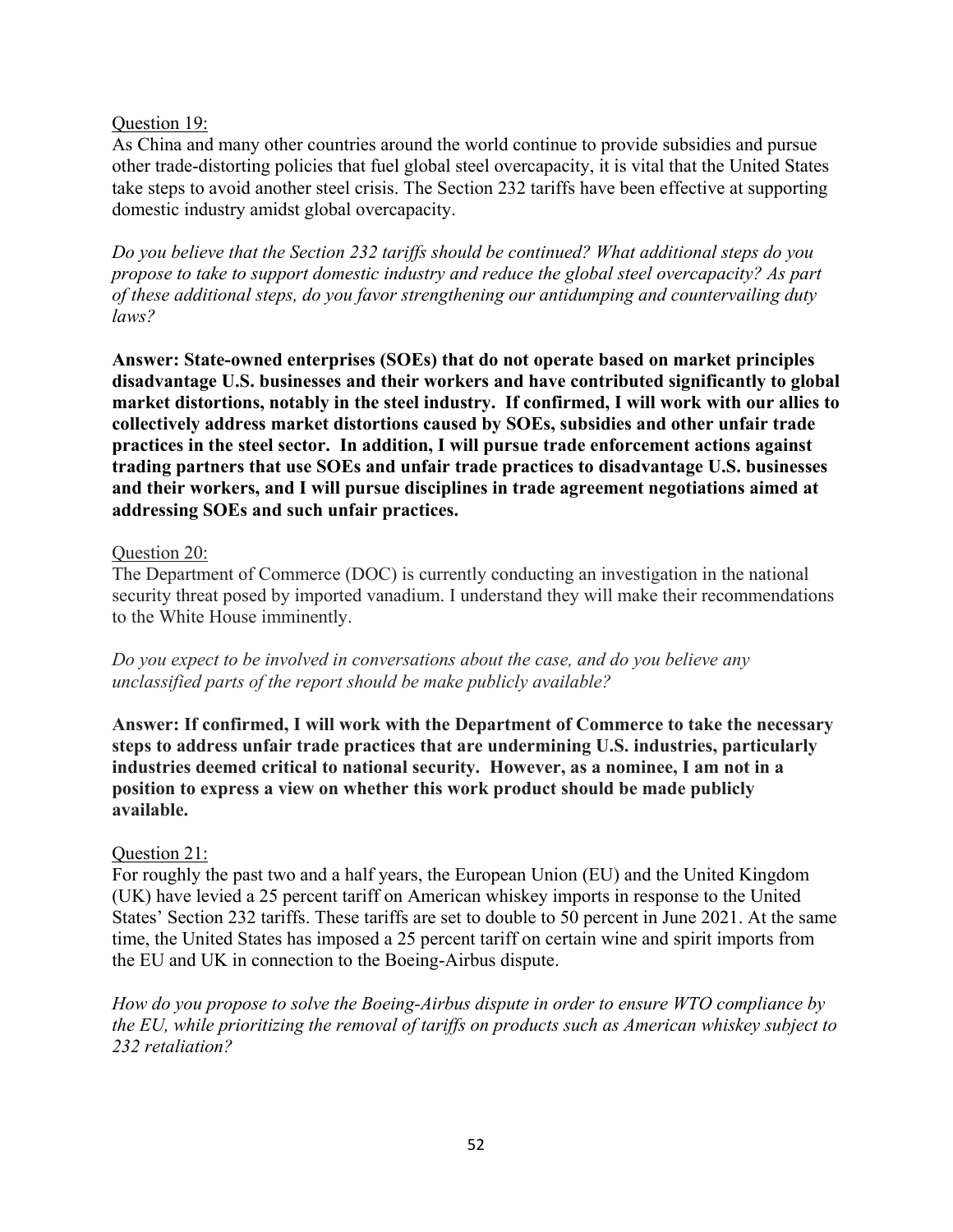Question 19:

As China and many other countries around the world continue to provide subsidies and pursue other trade-distorting policies that fuel global steel overcapacity, it is vital that the United States take steps to avoid another steel crisis. The Section 232 tariffs have been effective at supporting domestic industry amidst global overcapacity.

*Do you believe that the Section 232 tariffs should be continued? What additional steps do you propose to take to support domestic industry and reduce the global steel overcapacity? As part of these additional steps, do you favor strengthening our antidumping and countervailing duty laws?*

**Answer: State-owned enterprises (SOEs) that do not operate based on market principles disadvantage U.S. businesses and their workers and have contributed significantly to global market distortions, notably in the steel industry. If confirmed, I will work with our allies to collectively address market distortions caused by SOEs, subsidies and other unfair trade practices in the steel sector. In addition, I will pursue trade enforcement actions against trading partners that use SOEs and unfair trade practices to disadvantage U.S. businesses and their workers, and I will pursue disciplines in trade agreement negotiations aimed at addressing SOEs and such unfair practices.**

Question 20:

The Department of Commerce (DOC) is currently conducting an investigation in the national security threat posed by imported vanadium. I understand they will make their recommendations to the White House imminently.

*Do you expect to be involved in conversations about the case, and do you believe any unclassified parts of the report should be make publicly available?*

**Answer: If confirmed, I will work with the Department of Commerce to take the necessary steps to address unfair trade practices that are undermining U.S. industries, particularly industries deemed critical to national security. However, as a nominee, I am not in a position to express a view on whether this work product should be made publicly available.**

Question 21:

For roughly the past two and a half years, the European Union (EU) and the United Kingdom (UK) have levied a 25 percent tariff on American whiskey imports in response to the United States' Section 232 tariffs. These tariffs are set to double to 50 percent in June 2021. At the same time, the United States has imposed a 25 percent tariff on certain wine and spirit imports from the EU and UK in connection to the Boeing-Airbus dispute.

*How do you propose to solve the Boeing-Airbus dispute in order to ensure WTO compliance by the EU, while prioritizing the removal of tariffs on products such as American whiskey subject to 232 retaliation?*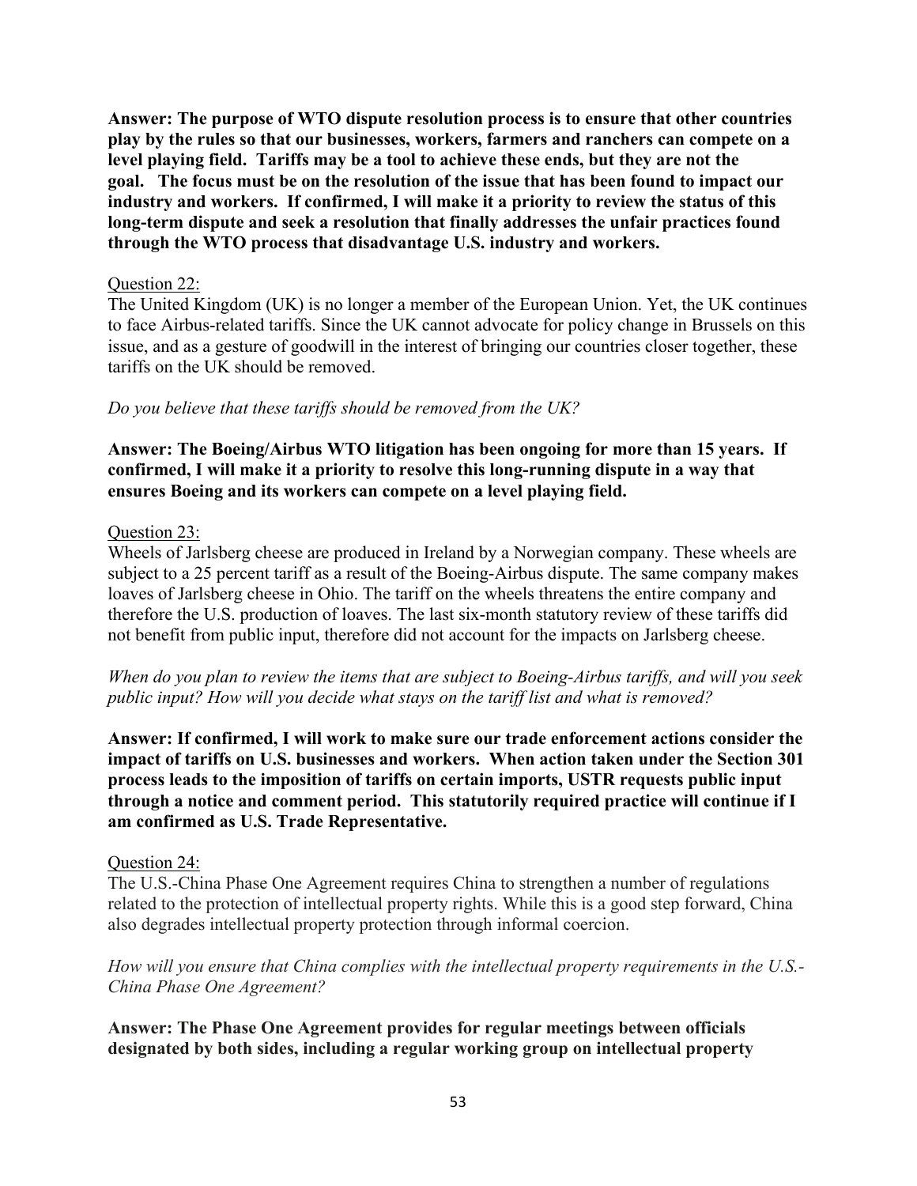**Answer: The purpose of WTO dispute resolution process is to ensure that other countries play by the rules so that our businesses, workers, farmers and ranchers can compete on a level playing field. Tariffs may be a tool to achieve these ends, but they are not the goal. The focus must be on the resolution of the issue that has been found to impact our industry and workers. If confirmed, I will make it a priority to review the status of this long-term dispute and seek a resolution that finally addresses the unfair practices found through the WTO process that disadvantage U.S. industry and workers.**

Question 22:

The United Kingdom (UK) is no longer a member of the European Union. Yet, the UK continues to face Airbus-related tariffs. Since the UK cannot advocate for policy change in Brussels on this issue, and as a gesture of goodwill in the interest of bringing our countries closer together, these tariffs on the UK should be removed.

*Do you believe that these tariffs should be removed from the UK?*

**Answer: The Boeing/Airbus WTO litigation has been ongoing for more than 15 years. If confirmed, I will make it a priority to resolve this long-running dispute in a way that ensures Boeing and its workers can compete on a level playing field.**

Question 23:

Wheels of Jarlsberg cheese are produced in Ireland by a Norwegian company. These wheels are subject to a 25 percent tariff as a result of the Boeing-Airbus dispute. The same company makes loaves of Jarlsberg cheese in Ohio. The tariff on the wheels threatens the entire company and therefore the U.S. production of loaves. The last six-month statutory review of these tariffs did not benefit from public input, therefore did not account for the impacts on Jarlsberg cheese.

*When do you plan to review the items that are subject to Boeing-Airbus tariffs, and will you seek public input? How will you decide what stays on the tariff list and what is removed?*

**Answer: If confirmed, I will work to make sure our trade enforcement actions consider the impact of tariffs on U.S. businesses and workers. When action taken under the Section 301 process leads to the imposition of tariffs on certain imports, USTR requests public input through a notice and comment period. This statutorily required practice will continue if I am confirmed as U.S. Trade Representative.**

Question 24:

The U.S.-China Phase One Agreement requires China to strengthen a number of regulations related to the protection of intellectual property rights. While this is a good step forward, China also degrades intellectual property protection through informal coercion.

*How will you ensure that China complies with the intellectual property requirements in the U.S.-China Phase One Agreement?*

**Answer: The Phase One Agreement provides for regular meetings between officials designated by both sides, including a regular working group on intellectual property**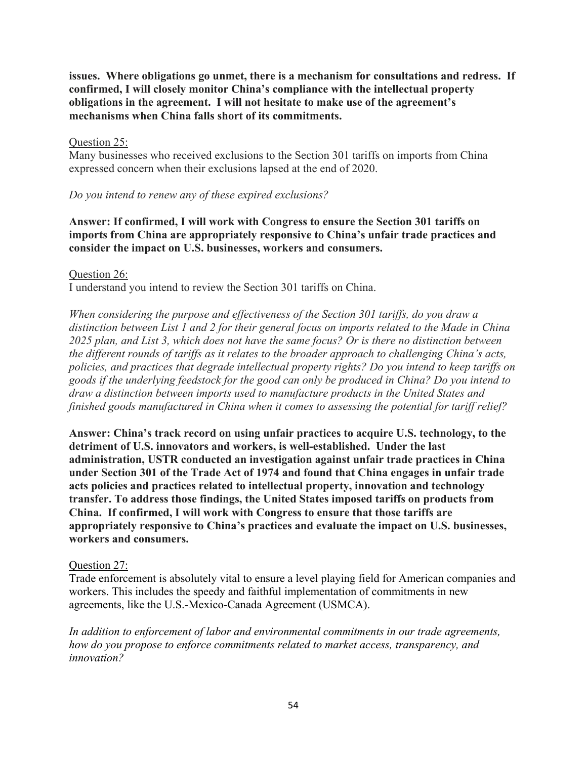**issues. Where obligations go unmet, there is a mechanism for consultations and redress. If confirmed, I will closely monitor China's compliance with the intellectual property obligations in the agreement. I will not hesitate to make use of the agreement's mechanisms when China falls short of its commitments.**

Question 25:

Many businesses who received exclusions to the Section 301 tariffs on imports from China expressed concern when their exclusions lapsed at the end of 2020.

*Do you intend to renew any of these expired exclusions?*

**Answer: If confirmed, I will work with Congress to ensure the Section 301 tariffs on imports from China are appropriately responsive to China's unfair trade practices and consider the impact on U.S. businesses, workers and consumers.**

Question 26:

I understand you intend to review the Section 301 tariffs on China.

*When considering the purpose and effectiveness of the Section 301 tariffs, do you draw a distinction between List 1 and 2 for their general focus on imports related to the Made in China 2025 plan, and List 3, which does not have the same focus? Or is there no distinction between the different rounds of tariffs as it relates to the broader approach to challenging China's acts, policies, and practices that degrade intellectual property rights? Do you intend to keep tariffs on goods if the underlying feedstock for the good can only be produced in China? Do you intend to draw a distinction between imports used to manufacture products in the United States and finished goods manufactured in China when it comes to assessing the potential for tariff relief?*

**Answer: China's track record on using unfair practices to acquire U.S. technology, to the detriment of U.S. innovators and workers, is well-established. Under the last administration, USTR conducted an investigation against unfair trade practices in China under Section 301 of the Trade Act of 1974 and found that China engages in unfair trade acts policies and practices related to intellectual property, innovation and technology transfer. To address those findings, the United States imposed tariffs on products from China. If confirmed, I will work with Congress to ensure that those tariffs are appropriately responsive to China's practices and evaluate the impact on U.S. businesses, workers and consumers.**

Question 27:

Trade enforcement is absolutely vital to ensure a level playing field for American companies and workers. This includes the speedy and faithful implementation of commitments in new agreements, like the U.S.-Mexico-Canada Agreement (USMCA).

*In addition to enforcement of labor and environmental commitments in our trade agreements, how do you propose to enforce commitments related to market access, transparency, and innovation?*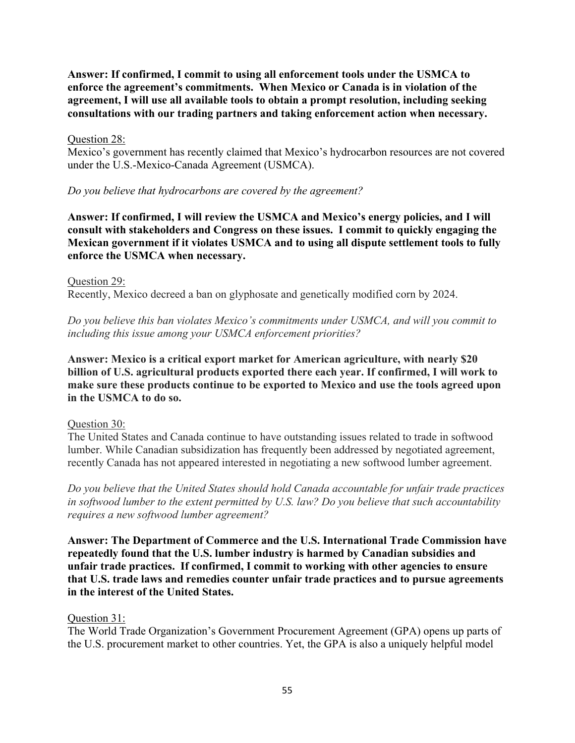**Answer: If confirmed, I commit to using all enforcement tools under the USMCA to enforce the agreement's commitments. When Mexico or Canada is in violation of the agreement, I will use all available tools to obtain a prompt resolution, including seeking consultations with our trading partners and taking enforcement action when necessary.**

Question 28:
Mexico's government has recently claimed that Mexico's hydrocarbon resources are not covered under the U.S.-Mexico-Canada Agreement (USMCA).

*Do you believe that hydrocarbons are covered by the agreement?*

**Answer: If confirmed, I will review the USMCA and Mexico's energy policies, and I will consult with stakeholders and Congress on these issues. I commit to quickly engaging the Mexican government if it violates USMCA and to using all dispute settlement tools to fully enforce the USMCA when necessary.**

Question 29:
Recently, Mexico decreed a ban on glyphosate and genetically modified corn by 2024.

*Do you believe this ban violates Mexico's commitments under USMCA, and will you commit to including this issue among your USMCA enforcement priorities?*

**Answer: Mexico is a critical export market for American agriculture, with nearly $20 billion of U.S. agricultural products exported there each year. If confirmed, I will work to make sure these products continue to be exported to Mexico and use the tools agreed upon in the USMCA to do so.**

Question 30:
The United States and Canada continue to have outstanding issues related to trade in softwood lumber. While Canadian subsidization has frequently been addressed by negotiated agreement, recently Canada has not appeared interested in negotiating a new softwood lumber agreement.

*Do you believe that the United States should hold Canada accountable for unfair trade practices in softwood lumber to the extent permitted by U.S. law? Do you believe that such accountability requires a new softwood lumber agreement?*

**Answer: The Department of Commerce and the U.S. International Trade Commission have repeatedly found that the U.S. lumber industry is harmed by Canadian subsidies and unfair trade practices. If confirmed, I commit to working with other agencies to ensure that U.S. trade laws and remedies counter unfair trade practices and to pursue agreements in the interest of the United States.**

Question 31:
The World Trade Organization's Government Procurement Agreement (GPA) opens up parts of the U.S. procurement market to other countries. Yet, the GPA is also a uniquely helpful model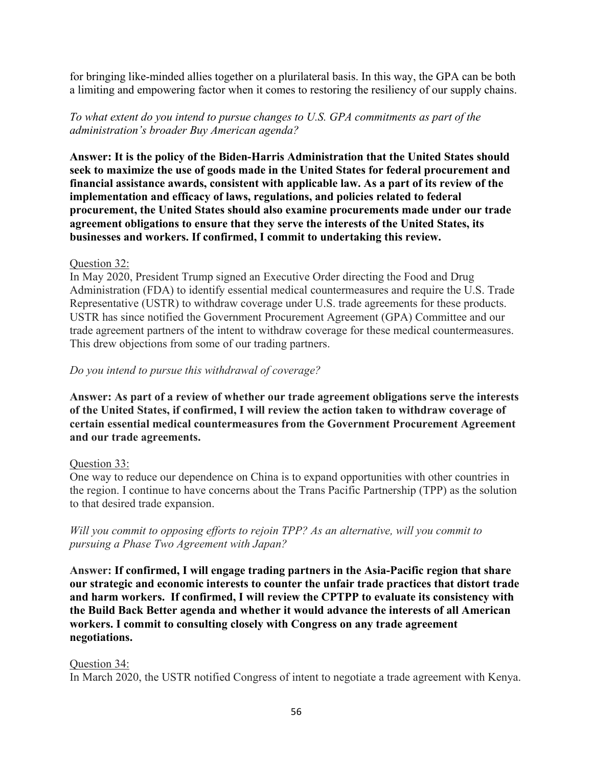for bringing like-minded allies together on a plurilateral basis. In this way, the GPA can be both a limiting and empowering factor when it comes to restoring the resiliency of our supply chains.

*To what extent do you intend to pursue changes to U.S. GPA commitments as part of the administration's broader Buy American agenda?*

**Answer: It is the policy of the Biden-Harris Administration that the United States should seek to maximize the use of goods made in the United States for federal procurement and financial assistance awards, consistent with applicable law. As a part of its review of the implementation and efficacy of laws, regulations, and policies related to federal procurement, the United States should also examine procurements made under our trade agreement obligations to ensure that they serve the interests of the United States, its businesses and workers. If confirmed, I commit to undertaking this review.**

Question 32:

In May 2020, President Trump signed an Executive Order directing the Food and Drug Administration (FDA) to identify essential medical countermeasures and require the U.S. Trade Representative (USTR) to withdraw coverage under U.S. trade agreements for these products. USTR has since notified the Government Procurement Agreement (GPA) Committee and our trade agreement partners of the intent to withdraw coverage for these medical countermeasures. This drew objections from some of our trading partners.

*Do you intend to pursue this withdrawal of coverage?*

**Answer: As part of a review of whether our trade agreement obligations serve the interests of the United States, if confirmed, I will review the action taken to withdraw coverage of certain essential medical countermeasures from the Government Procurement Agreement and our trade agreements.**

Question 33:

One way to reduce our dependence on China is to expand opportunities with other countries in the region. I continue to have concerns about the Trans Pacific Partnership (TPP) as the solution to that desired trade expansion.

*Will you commit to opposing efforts to rejoin TPP? As an alternative, will you commit to pursuing a Phase Two Agreement with Japan?*

**Answer: If confirmed, I will engage trading partners in the Asia-Pacific region that share our strategic and economic interests to counter the unfair trade practices that distort trade and harm workers. If confirmed, I will review the CPTPP to evaluate its consistency with the Build Back Better agenda and whether it would advance the interests of all American workers. I commit to consulting closely with Congress on any trade agreement negotiations.**

Question 34:

In March 2020, the USTR notified Congress of intent to negotiate a trade agreement with Kenya.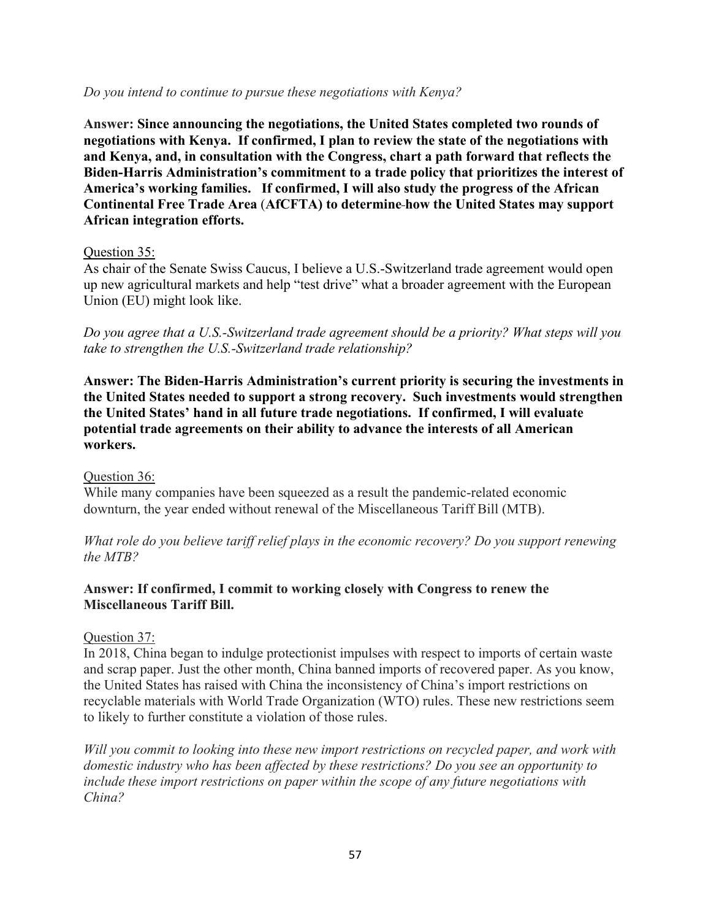*Do you intend to continue to pursue these negotiations with Kenya?*

**Answer: Since announcing the negotiations, the United States completed two rounds of negotiations with Kenya. If confirmed, I plan to review the state of the negotiations with and Kenya, and, in consultation with the Congress, chart a path forward that reflects the Biden-Harris Administration's commitment to a trade policy that prioritizes the interest of America's working families. If confirmed, I will also study the progress of the African Continental Free Trade Area (AfCFTA) to determine how the United States may support African integration efforts.**

Question 35:

As chair of the Senate Swiss Caucus, I believe a U.S.-Switzerland trade agreement would open up new agricultural markets and help "test drive" what a broader agreement with the European Union (EU) might look like.

*Do you agree that a U.S.-Switzerland trade agreement should be a priority? What steps will you take to strengthen the U.S.-Switzerland trade relationship?*

**Answer: The Biden-Harris Administration's current priority is securing the investments in the United States needed to support a strong recovery. Such investments would strengthen the United States' hand in all future trade negotiations. If confirmed, I will evaluate potential trade agreements on their ability to advance the interests of all American workers.**

Question 36:

While many companies have been squeezed as a result the pandemic-related economic downturn, the year ended without renewal of the Miscellaneous Tariff Bill (MTB).

*What role do you believe tariff relief plays in the economic recovery? Do you support renewing the MTB?*

**Answer: If confirmed, I commit to working closely with Congress to renew the Miscellaneous Tariff Bill.**

Question 37:

In 2018, China began to indulge protectionist impulses with respect to imports of certain waste and scrap paper. Just the other month, China banned imports of recovered paper. As you know, the United States has raised with China the inconsistency of China's import restrictions on recyclable materials with World Trade Organization (WTO) rules. These new restrictions seem to likely to further constitute a violation of those rules.

*Will you commit to looking into these new import restrictions on recycled paper, and work with domestic industry who has been affected by these restrictions? Do you see an opportunity to include these import restrictions on paper within the scope of any future negotiations with China?*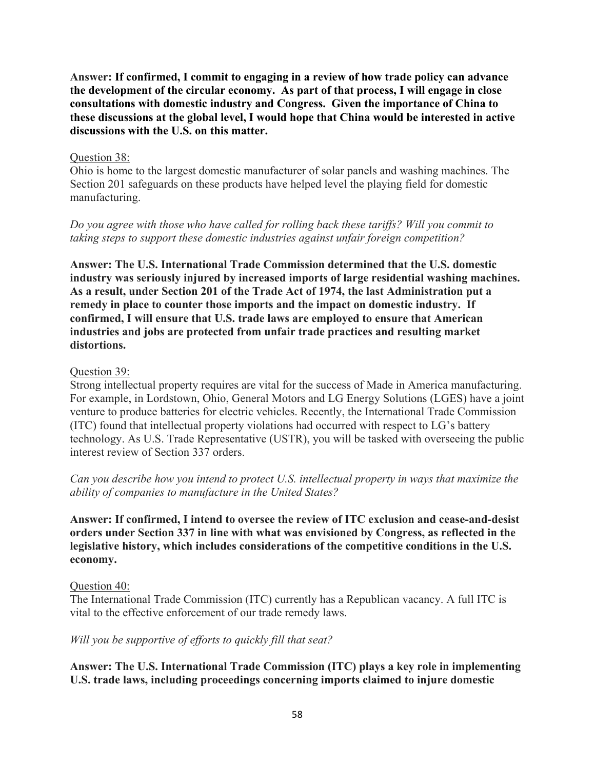**Answer: If confirmed, I commit to engaging in a review of how trade policy can advance the development of the circular economy. As part of that process, I will engage in close consultations with domestic industry and Congress. Given the importance of China to these discussions at the global level, I would hope that China would be interested in active discussions with the U.S. on this matter.**

Question 38:

Ohio is home to the largest domestic manufacturer of solar panels and washing machines. The Section 201 safeguards on these products have helped level the playing field for domestic manufacturing.

*Do you agree with those who have called for rolling back these tariffs? Will you commit to taking steps to support these domestic industries against unfair foreign competition?*

**Answer: The U.S. International Trade Commission determined that the U.S. domestic industry was seriously injured by increased imports of large residential washing machines. As a result, under Section 201 of the Trade Act of 1974, the last Administration put a remedy in place to counter those imports and the impact on domestic industry. If confirmed, I will ensure that U.S. trade laws are employed to ensure that American industries and jobs are protected from unfair trade practices and resulting market distortions.**

Question 39:

Strong intellectual property requires are vital for the success of Made in America manufacturing. For example, in Lordstown, Ohio, General Motors and LG Energy Solutions (LGES) have a joint venture to produce batteries for electric vehicles. Recently, the International Trade Commission (ITC) found that intellectual property violations had occurred with respect to LG's battery technology. As U.S. Trade Representative (USTR), you will be tasked with overseeing the public interest review of Section 337 orders.

*Can you describe how you intend to protect U.S. intellectual property in ways that maximize the ability of companies to manufacture in the United States?*

**Answer: If confirmed, I intend to oversee the review of ITC exclusion and cease-and-desist orders under Section 337 in line with what was envisioned by Congress, as reflected in the legislative history, which includes considerations of the competitive conditions in the U.S. economy.**

Question 40:

The International Trade Commission (ITC) currently has a Republican vacancy. A full ITC is vital to the effective enforcement of our trade remedy laws.

*Will you be supportive of efforts to quickly fill that seat?*

**Answer: The U.S. International Trade Commission (ITC) plays a key role in implementing U.S. trade laws, including proceedings concerning imports claimed to injure domestic**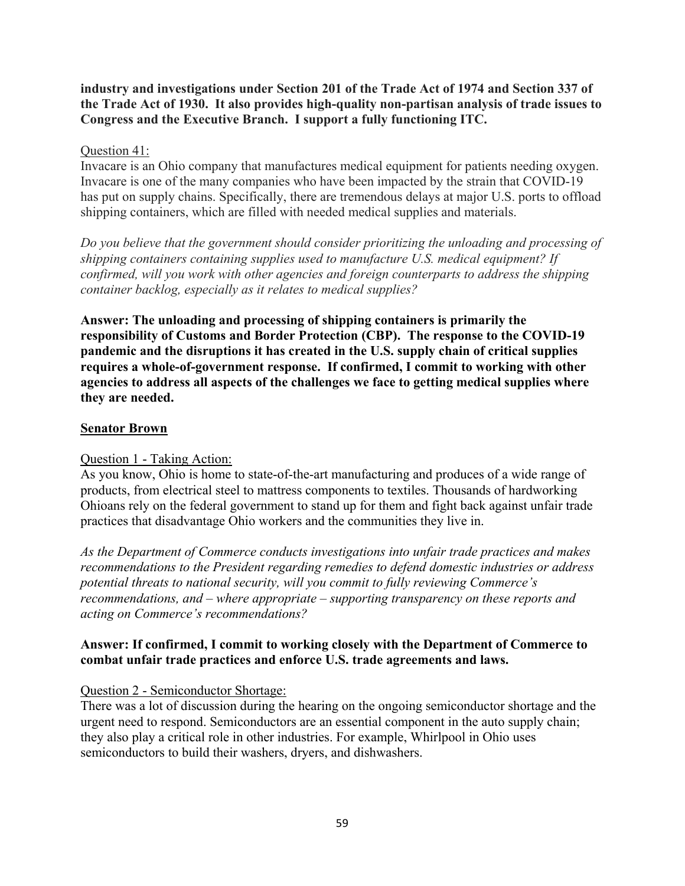**industry and investigations under Section 201 of the Trade Act of 1974 and Section 337 of the Trade Act of 1930. It also provides high-quality non-partisan analysis of trade issues to Congress and the Executive Branch. I support a fully functioning ITC.**

Question 41:

Invacare is an Ohio company that manufactures medical equipment for patients needing oxygen. Invacare is one of the many companies who have been impacted by the strain that COVID-19 has put on supply chains. Specifically, there are tremendous delays at major U.S. ports to offload shipping containers, which are filled with needed medical supplies and materials.

*Do you believe that the government should consider prioritizing the unloading and processing of shipping containers containing supplies used to manufacture U.S. medical equipment? If confirmed, will you work with other agencies and foreign counterparts to address the shipping container backlog, especially as it relates to medical supplies?*

**Answer: The unloading and processing of shipping containers is primarily the responsibility of Customs and Border Protection (CBP). The response to the COVID-19 pandemic and the disruptions it has created in the U.S. supply chain of critical supplies requires a whole-of-government response. If confirmed, I commit to working with other agencies to address all aspects of the challenges we face to getting medical supplies where they are needed.**

**Senator Brown**

Question 1 - Taking Action:

As you know, Ohio is home to state-of-the-art manufacturing and produces of a wide range of products, from electrical steel to mattress components to textiles. Thousands of hardworking Ohioans rely on the federal government to stand up for them and fight back against unfair trade practices that disadvantage Ohio workers and the communities they live in.

*As the Department of Commerce conducts investigations into unfair trade practices and makes recommendations to the President regarding remedies to defend domestic industries or address potential threats to national security, will you commit to fully reviewing Commerce's recommendations, and – where appropriate – supporting transparency on these reports and acting on Commerce's recommendations?*

**Answer: If confirmed, I commit to working closely with the Department of Commerce to combat unfair trade practices and enforce U.S. trade agreements and laws.**

Question 2 - Semiconductor Shortage:

There was a lot of discussion during the hearing on the ongoing semiconductor shortage and the urgent need to respond. Semiconductors are an essential component in the auto supply chain; they also play a critical role in other industries. For example, Whirlpool in Ohio uses semiconductors to build their washers, dryers, and dishwashers.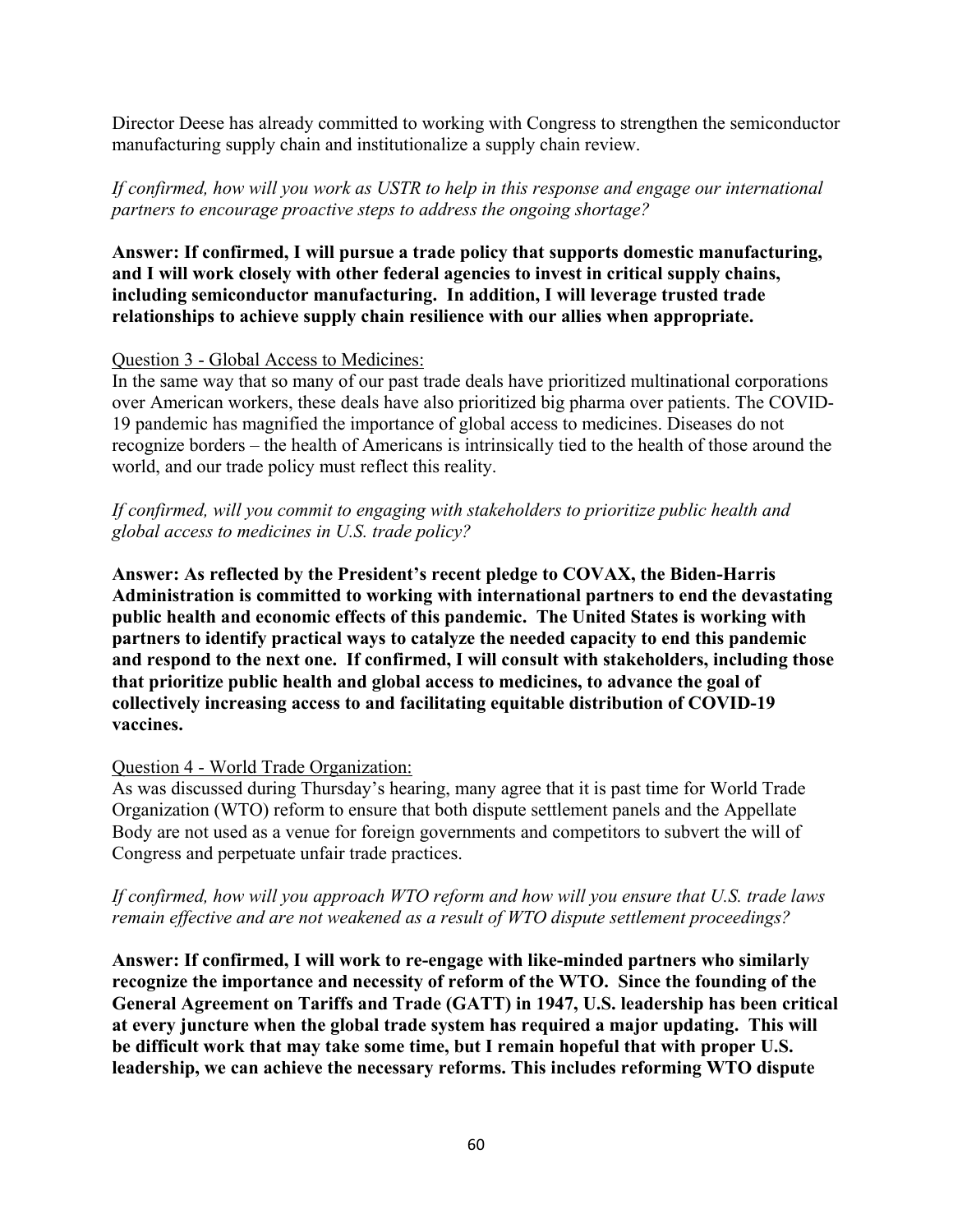Director Deese has already committed to working with Congress to strengthen the semiconductor manufacturing supply chain and institutionalize a supply chain review.

*If confirmed, how will you work as USTR to help in this response and engage our international partners to encourage proactive steps to address the ongoing shortage?*

**Answer: If confirmed, I will pursue a trade policy that supports domestic manufacturing, and I will work closely with other federal agencies to invest in critical supply chains, including semiconductor manufacturing. In addition, I will leverage trusted trade relationships to achieve supply chain resilience with our allies when appropriate.**

Question 3 - Global Access to Medicines:

In the same way that so many of our past trade deals have prioritized multinational corporations over American workers, these deals have also prioritized big pharma over patients. The COVID-19 pandemic has magnified the importance of global access to medicines. Diseases do not recognize borders – the health of Americans is intrinsically tied to the health of those around the world, and our trade policy must reflect this reality.

*If confirmed, will you commit to engaging with stakeholders to prioritize public health and global access to medicines in U.S. trade policy?*

**Answer: As reflected by the President's recent pledge to COVAX, the Biden-Harris Administration is committed to working with international partners to end the devastating public health and economic effects of this pandemic. The United States is working with partners to identify practical ways to catalyze the needed capacity to end this pandemic and respond to the next one. If confirmed, I will consult with stakeholders, including those that prioritize public health and global access to medicines, to advance the goal of collectively increasing access to and facilitating equitable distribution of COVID-19 vaccines.**

Question 4 - World Trade Organization:

As was discussed during Thursday's hearing, many agree that it is past time for World Trade Organization (WTO) reform to ensure that both dispute settlement panels and the Appellate Body are not used as a venue for foreign governments and competitors to subvert the will of Congress and perpetuate unfair trade practices.

*If confirmed, how will you approach WTO reform and how will you ensure that U.S. trade laws remain effective and are not weakened as a result of WTO dispute settlement proceedings?*

**Answer: If confirmed, I will work to re-engage with like-minded partners who similarly recognize the importance and necessity of reform of the WTO. Since the founding of the General Agreement on Tariffs and Trade (GATT) in 1947, U.S. leadership has been critical at every juncture when the global trade system has required a major updating. This will be difficult work that may take some time, but I remain hopeful that with proper U.S. leadership, we can achieve the necessary reforms. This includes reforming WTO dispute**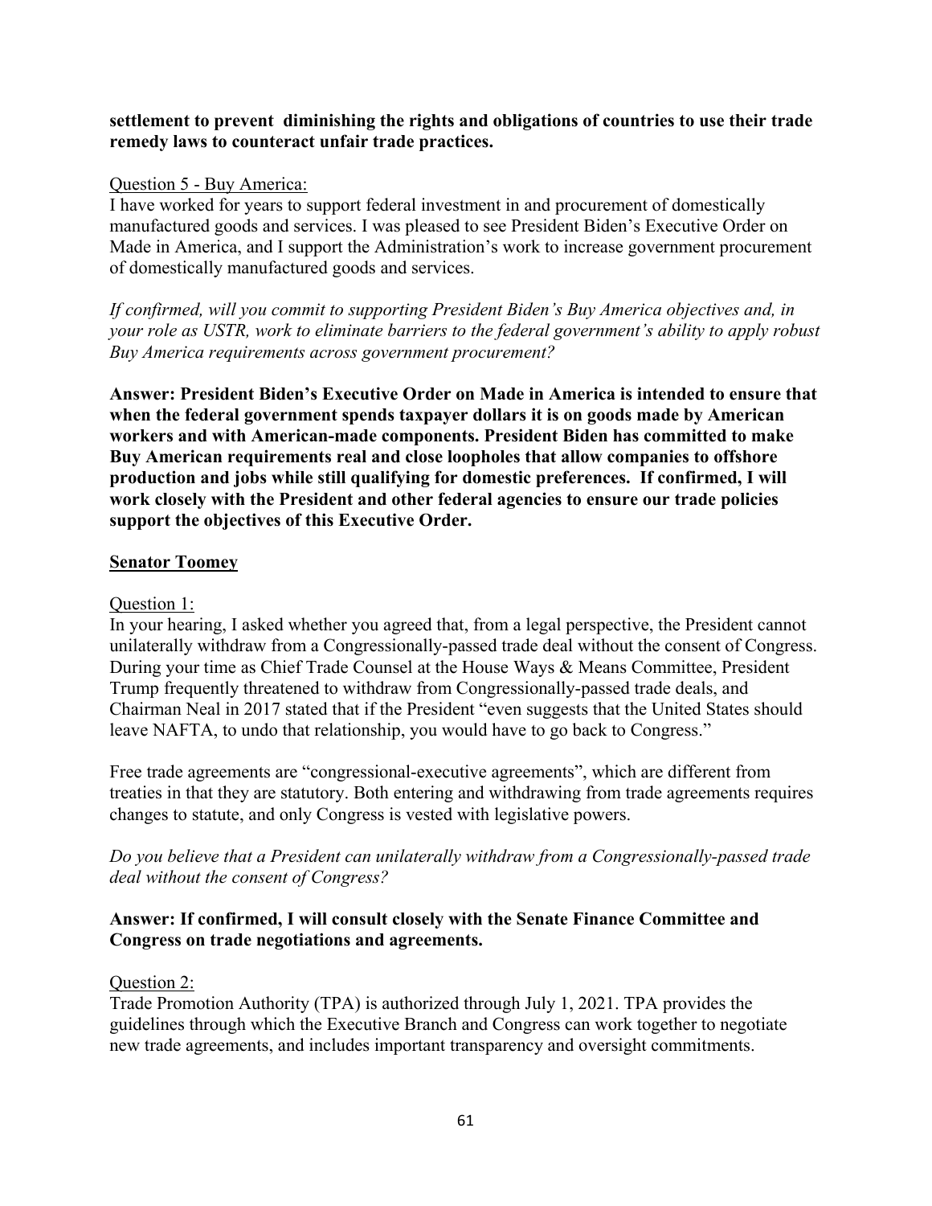**settlement to prevent  diminishing the rights and obligations of countries to use their trade remedy laws to counteract unfair trade practices.**

Question 5 - Buy America:

I have worked for years to support federal investment in and procurement of domestically manufactured goods and services. I was pleased to see President Biden's Executive Order on Made in America, and I support the Administration's work to increase government procurement of domestically manufactured goods and services.

*If confirmed, will you commit to supporting President Biden's Buy America objectives and, in your role as USTR, work to eliminate barriers to the federal government's ability to apply robust Buy America requirements across government procurement?*

**Answer: President Biden's Executive Order on Made in America is intended to ensure that when the federal government spends taxpayer dollars it is on goods made by American workers and with American-made components. President Biden has committed to make Buy American requirements real and close loopholes that allow companies to offshore production and jobs while still qualifying for domestic preferences.  If confirmed, I will work closely with the President and other federal agencies to ensure our trade policies support the objectives of this Executive Order.**

## Senator Toomey

Question 1:

In your hearing, I asked whether you agreed that, from a legal perspective, the President cannot unilaterally withdraw from a Congressionally-passed trade deal without the consent of Congress. During your time as Chief Trade Counsel at the House Ways & Means Committee, President Trump frequently threatened to withdraw from Congressionally-passed trade deals, and Chairman Neal in 2017 stated that if the President "even suggests that the United States should leave NAFTA, to undo that relationship, you would have to go back to Congress."

Free trade agreements are "congressional-executive agreements", which are different from treaties in that they are statutory. Both entering and withdrawing from trade agreements requires changes to statute, and only Congress is vested with legislative powers.

*Do you believe that a President can unilaterally withdraw from a Congressionally-passed trade deal without the consent of Congress?*

**Answer: If confirmed, I will consult closely with the Senate Finance Committee and Congress on trade negotiations and agreements.**

Question 2:

Trade Promotion Authority (TPA) is authorized through July 1, 2021. TPA provides the guidelines through which the Executive Branch and Congress can work together to negotiate new trade agreements, and includes important transparency and oversight commitments.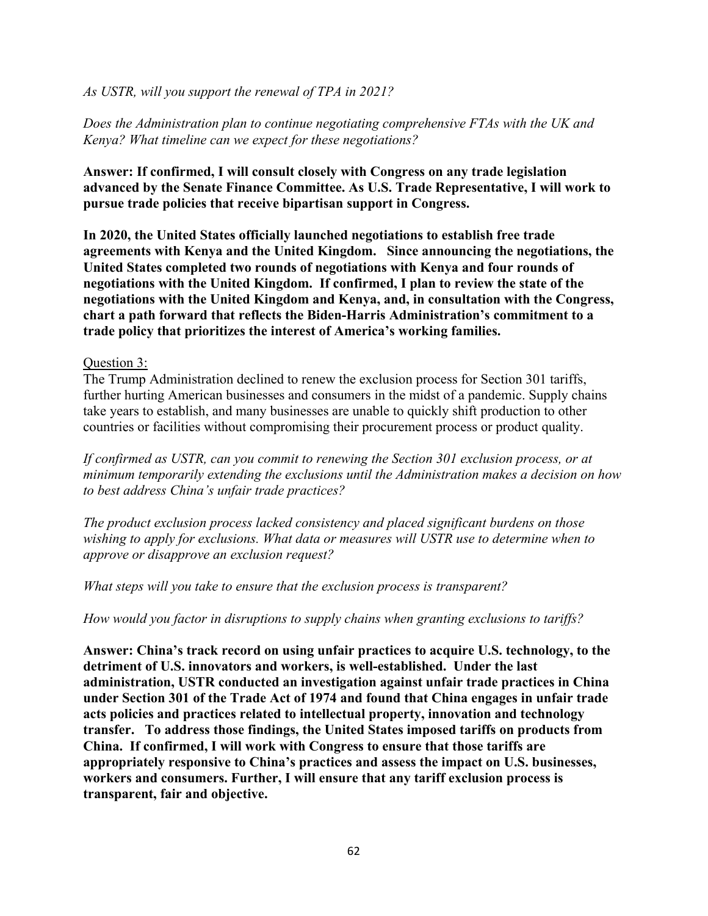*As USTR, will you support the renewal of TPA in 2021?*

*Does the Administration plan to continue negotiating comprehensive FTAs with the UK and Kenya? What timeline can we expect for these negotiations?*

**Answer: If confirmed, I will consult closely with Congress on any trade legislation advanced by the Senate Finance Committee. As U.S. Trade Representative, I will work to pursue trade policies that receive bipartisan support in Congress.**

**In 2020, the United States officially launched negotiations to establish free trade agreements with Kenya and the United Kingdom. Since announcing the negotiations, the United States completed two rounds of negotiations with Kenya and four rounds of negotiations with the United Kingdom. If confirmed, I plan to review the state of the negotiations with the United Kingdom and Kenya, and, in consultation with the Congress, chart a path forward that reflects the Biden-Harris Administration's commitment to a trade policy that prioritizes the interest of America's working families.**

Question 3:

The Trump Administration declined to renew the exclusion process for Section 301 tariffs, further hurting American businesses and consumers in the midst of a pandemic. Supply chains take years to establish, and many businesses are unable to quickly shift production to other countries or facilities without compromising their procurement process or product quality.

*If confirmed as USTR, can you commit to renewing the Section 301 exclusion process, or at minimum temporarily extending the exclusions until the Administration makes a decision on how to best address China's unfair trade practices?*

*The product exclusion process lacked consistency and placed significant burdens on those wishing to apply for exclusions. What data or measures will USTR use to determine when to approve or disapprove an exclusion request?*

*What steps will you take to ensure that the exclusion process is transparent?*

*How would you factor in disruptions to supply chains when granting exclusions to tariffs?*

**Answer: China's track record on using unfair practices to acquire U.S. technology, to the detriment of U.S. innovators and workers, is well-established. Under the last administration, USTR conducted an investigation against unfair trade practices in China under Section 301 of the Trade Act of 1974 and found that China engages in unfair trade acts policies and practices related to intellectual property, innovation and technology transfer. To address those findings, the United States imposed tariffs on products from China. If confirmed, I will work with Congress to ensure that those tariffs are appropriately responsive to China's practices and assess the impact on U.S. businesses, workers and consumers. Further, I will ensure that any tariff exclusion process is transparent, fair and objective.**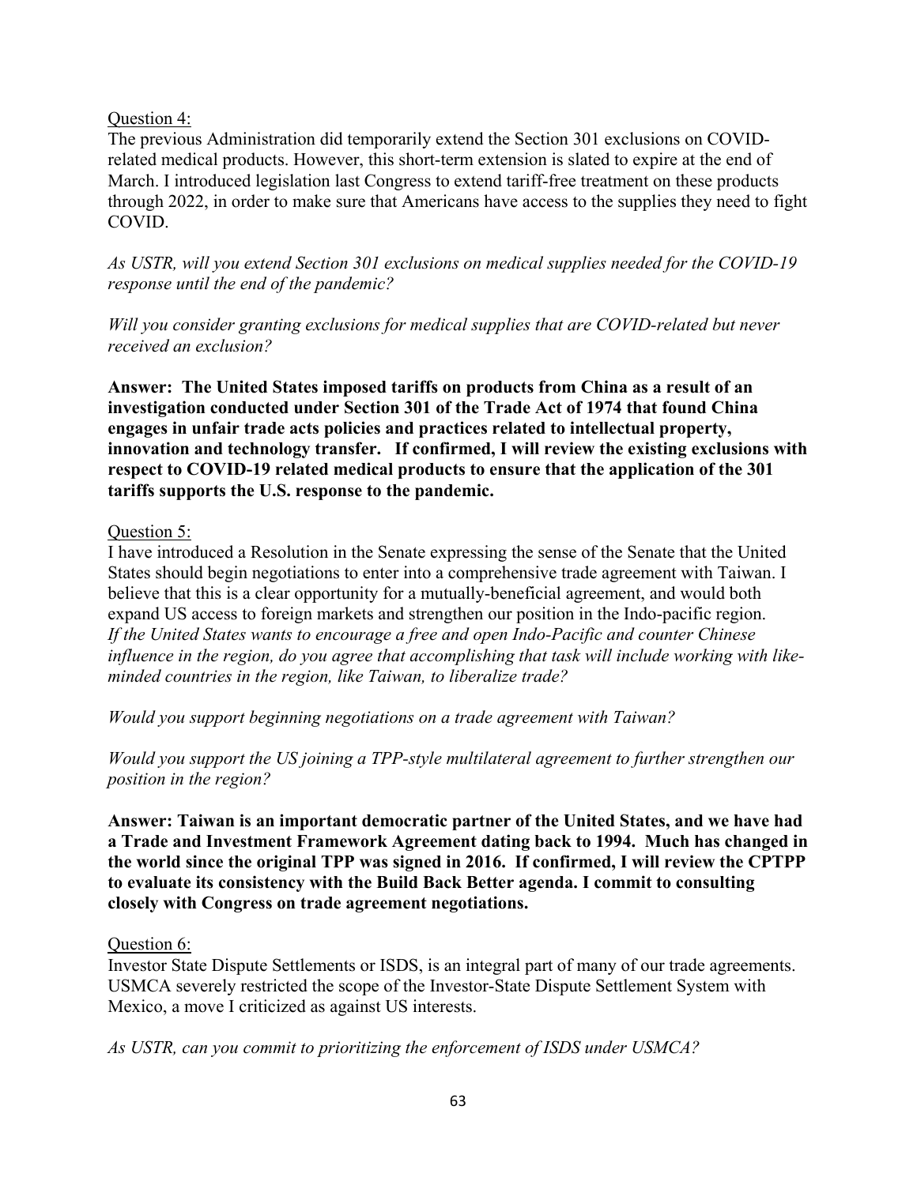Question 4:

The previous Administration did temporarily extend the Section 301 exclusions on COVID-related medical products. However, this short-term extension is slated to expire at the end of March. I introduced legislation last Congress to extend tariff-free treatment on these products through 2022, in order to make sure that Americans have access to the supplies they need to fight COVID.

*As USTR, will you extend Section 301 exclusions on medical supplies needed for the COVID-19 response until the end of the pandemic?*

*Will you consider granting exclusions for medical supplies that are COVID-related but never received an exclusion?*

**Answer: The United States imposed tariffs on products from China as a result of an investigation conducted under Section 301 of the Trade Act of 1974 that found China engages in unfair trade acts policies and practices related to intellectual property, innovation and technology transfer. If confirmed, I will review the existing exclusions with respect to COVID-19 related medical products to ensure that the application of the 301 tariffs supports the U.S. response to the pandemic.**

Question 5:

I have introduced a Resolution in the Senate expressing the sense of the Senate that the United States should begin negotiations to enter into a comprehensive trade agreement with Taiwan. I believe that this is a clear opportunity for a mutually-beneficial agreement, and would both expand US access to foreign markets and strengthen our position in the Indo-pacific region.

*If the United States wants to encourage a free and open Indo-Pacific and counter Chinese influence in the region, do you agree that accomplishing that task will include working with like-minded countries in the region, like Taiwan, to liberalize trade?*

*Would you support beginning negotiations on a trade agreement with Taiwan?*

*Would you support the US joining a TPP-style multilateral agreement to further strengthen our position in the region?*

**Answer: Taiwan is an important democratic partner of the United States, and we have had a Trade and Investment Framework Agreement dating back to 1994. Much has changed in the world since the original TPP was signed in 2016. If confirmed, I will review the CPTPP to evaluate its consistency with the Build Back Better agenda. I commit to consulting closely with Congress on trade agreement negotiations.**

Question 6:

Investor State Dispute Settlements or ISDS, is an integral part of many of our trade agreements. USMCA severely restricted the scope of the Investor-State Dispute Settlement System with Mexico, a move I criticized as against US interests.

*As USTR, can you commit to prioritizing the enforcement of ISDS under USMCA?*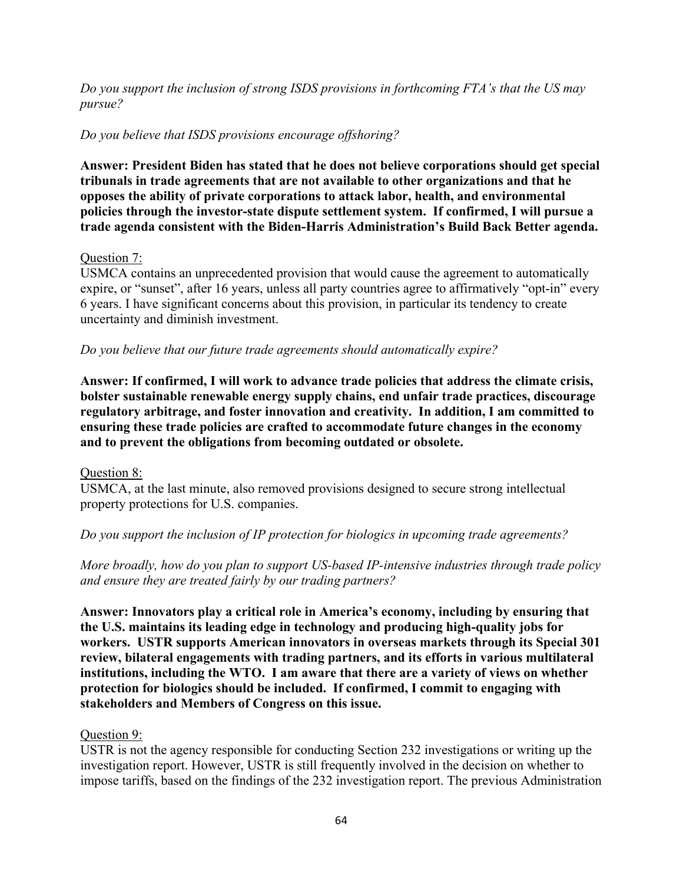*Do you support the inclusion of strong ISDS provisions in forthcoming FTA's that the US may pursue?*

*Do you believe that ISDS provisions encourage offshoring?*

**Answer: President Biden has stated that he does not believe corporations should get special tribunals in trade agreements that are not available to other organizations and that he opposes the ability of private corporations to attack labor, health, and environmental policies through the investor-state dispute settlement system. If confirmed, I will pursue a trade agenda consistent with the Biden-Harris Administration's Build Back Better agenda.**

Question 7:

USMCA contains an unprecedented provision that would cause the agreement to automatically expire, or "sunset", after 16 years, unless all party countries agree to affirmatively "opt-in" every 6 years. I have significant concerns about this provision, in particular its tendency to create uncertainty and diminish investment.

*Do you believe that our future trade agreements should automatically expire?*

**Answer: If confirmed, I will work to advance trade policies that address the climate crisis, bolster sustainable renewable energy supply chains, end unfair trade practices, discourage regulatory arbitrage, and foster innovation and creativity. In addition, I am committed to ensuring these trade policies are crafted to accommodate future changes in the economy and to prevent the obligations from becoming outdated or obsolete.**

Question 8:

USMCA, at the last minute, also removed provisions designed to secure strong intellectual property protections for U.S. companies.

*Do you support the inclusion of IP protection for biologics in upcoming trade agreements?*

*More broadly, how do you plan to support US-based IP-intensive industries through trade policy and ensure they are treated fairly by our trading partners?*

**Answer: Innovators play a critical role in America's economy, including by ensuring that the U.S. maintains its leading edge in technology and producing high-quality jobs for workers. USTR supports American innovators in overseas markets through its Special 301 review, bilateral engagements with trading partners, and its efforts in various multilateral institutions, including the WTO. I am aware that there are a variety of views on whether protection for biologics should be included. If confirmed, I commit to engaging with stakeholders and Members of Congress on this issue.**

Question 9:

USTR is not the agency responsible for conducting Section 232 investigations or writing up the investigation report. However, USTR is still frequently involved in the decision on whether to impose tariffs, based on the findings of the 232 investigation report. The previous Administration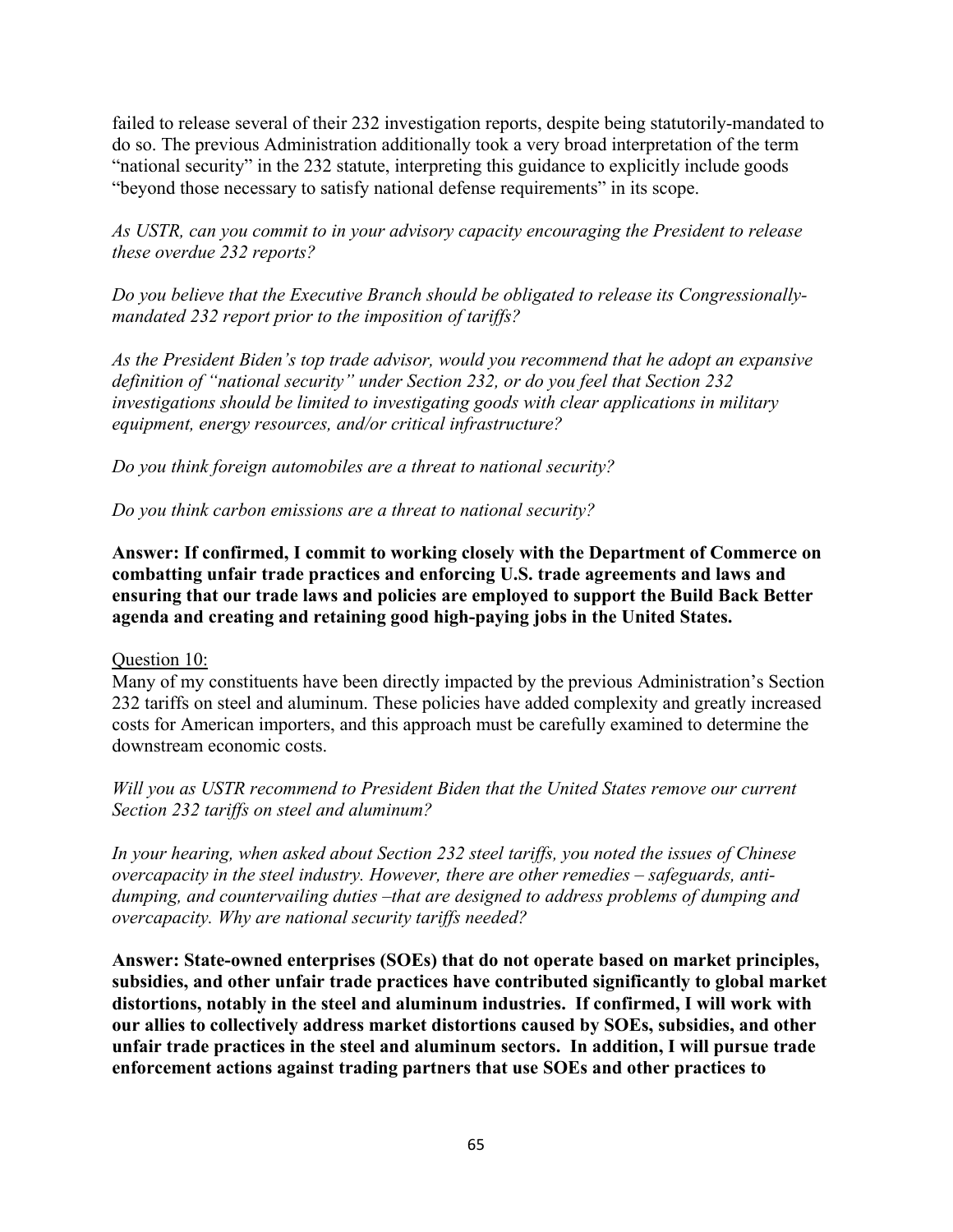failed to release several of their 232 investigation reports, despite being statutorily-mandated to do so. The previous Administration additionally took a very broad interpretation of the term "national security" in the 232 statute, interpreting this guidance to explicitly include goods "beyond those necessary to satisfy national defense requirements" in its scope.

*As USTR, can you commit to in your advisory capacity encouraging the President to release these overdue 232 reports?*

*Do you believe that the Executive Branch should be obligated to release its Congressionally-mandated 232 report prior to the imposition of tariffs?*

*As the President Biden's top trade advisor, would you recommend that he adopt an expansive definition of "national security" under Section 232, or do you feel that Section 232 investigations should be limited to investigating goods with clear applications in military equipment, energy resources, and/or critical infrastructure?*

*Do you think foreign automobiles are a threat to national security?*

*Do you think carbon emissions are a threat to national security?*

**Answer: If confirmed, I commit to working closely with the Department of Commerce on combatting unfair trade practices and enforcing U.S. trade agreements and laws and ensuring that our trade laws and policies are employed to support the Build Back Better agenda and creating and retaining good high-paying jobs in the United States.**

Question 10:

Many of my constituents have been directly impacted by the previous Administration's Section 232 tariffs on steel and aluminum. These policies have added complexity and greatly increased costs for American importers, and this approach must be carefully examined to determine the downstream economic costs.

*Will you as USTR recommend to President Biden that the United States remove our current Section 232 tariffs on steel and aluminum?*

*In your hearing, when asked about Section 232 steel tariffs, you noted the issues of Chinese overcapacity in the steel industry. However, there are other remedies – safeguards, anti-dumping, and countervailing duties –that are designed to address problems of dumping and overcapacity. Why are national security tariffs needed?*

**Answer: State-owned enterprises (SOEs) that do not operate based on market principles, subsidies, and other unfair trade practices have contributed significantly to global market distortions, notably in the steel and aluminum industries. If confirmed, I will work with our allies to collectively address market distortions caused by SOEs, subsidies, and other unfair trade practices in the steel and aluminum sectors. In addition, I will pursue trade enforcement actions against trading partners that use SOEs and other practices to**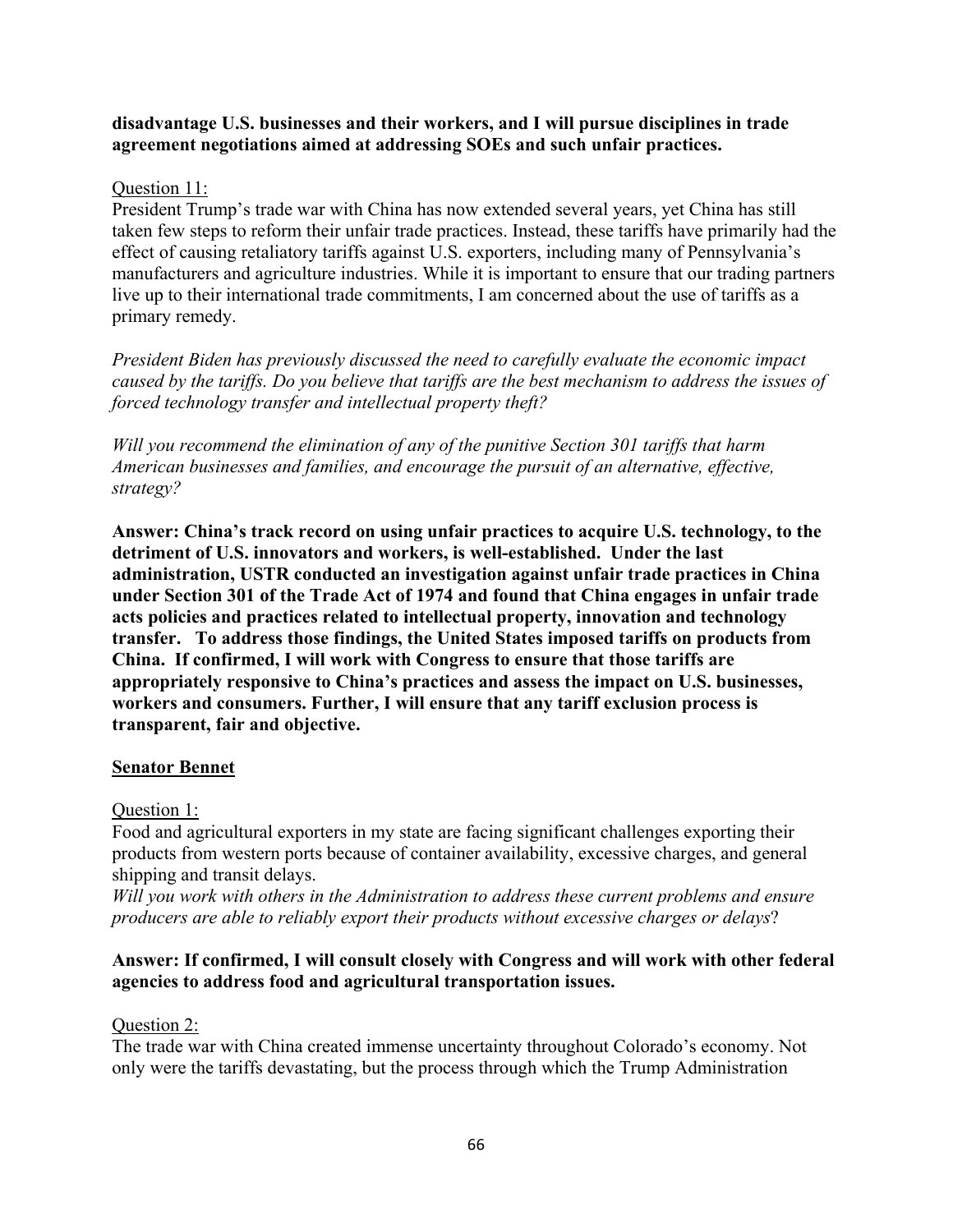**disadvantage U.S. businesses and their workers, and I will pursue disciplines in trade agreement negotiations aimed at addressing SOEs and such unfair practices.**

Question 11:

President Trump's trade war with China has now extended several years, yet China has still taken few steps to reform their unfair trade practices. Instead, these tariffs have primarily had the effect of causing retaliatory tariffs against U.S. exporters, including many of Pennsylvania's manufacturers and agriculture industries. While it is important to ensure that our trading partners live up to their international trade commitments, I am concerned about the use of tariffs as a primary remedy.

*President Biden has previously discussed the need to carefully evaluate the economic impact caused by the tariffs. Do you believe that tariffs are the best mechanism to address the issues of forced technology transfer and intellectual property theft?*

*Will you recommend the elimination of any of the punitive Section 301 tariffs that harm American businesses and families, and encourage the pursuit of an alternative, effective, strategy?*

**Answer: China's track record on using unfair practices to acquire U.S. technology, to the detriment of U.S. innovators and workers, is well-established. Under the last administration, USTR conducted an investigation against unfair trade practices in China under Section 301 of the Trade Act of 1974 and found that China engages in unfair trade acts policies and practices related to intellectual property, innovation and technology transfer. To address those findings, the United States imposed tariffs on products from China. If confirmed, I will work with Congress to ensure that those tariffs are appropriately responsive to China's practices and assess the impact on U.S. businesses, workers and consumers. Further, I will ensure that any tariff exclusion process is transparent, fair and objective.**

**Senator Bennet**

Question 1:

Food and agricultural exporters in my state are facing significant challenges exporting their products from western ports because of container availability, excessive charges, and general shipping and transit delays.

*Will you work with others in the Administration to address these current problems and ensure producers are able to reliably export their products without excessive charges or delays*?

**Answer: If confirmed, I will consult closely with Congress and will work with other federal agencies to address food and agricultural transportation issues.**

Question 2:

The trade war with China created immense uncertainty throughout Colorado's economy. Not only were the tariffs devastating, but the process through which the Trump Administration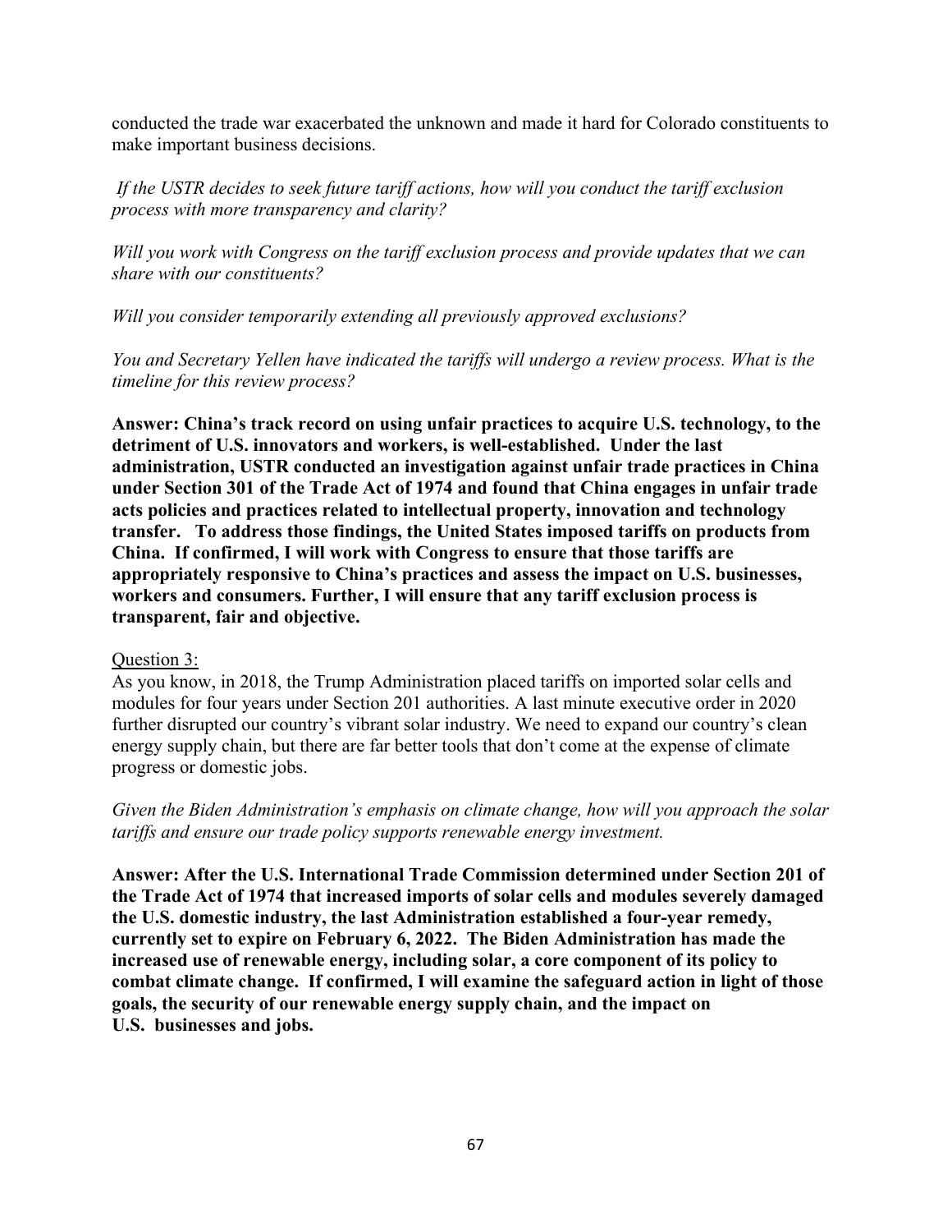conducted the trade war exacerbated the unknown and made it hard for Colorado constituents to make important business decisions.

*If the USTR decides to seek future tariff actions, how will you conduct the tariff exclusion process with more transparency and clarity?*

*Will you work with Congress on the tariff exclusion process and provide updates that we can share with our constituents?*

*Will you consider temporarily extending all previously approved exclusions?*

*You and Secretary Yellen have indicated the tariffs will undergo a review process. What is the timeline for this review process?*

**Answer: China's track record on using unfair practices to acquire U.S. technology, to the detriment of U.S. innovators and workers, is well-established. Under the last administration, USTR conducted an investigation against unfair trade practices in China under Section 301 of the Trade Act of 1974 and found that China engages in unfair trade acts policies and practices related to intellectual property, innovation and technology transfer. To address those findings, the United States imposed tariffs on products from China. If confirmed, I will work with Congress to ensure that those tariffs are appropriately responsive to China's practices and assess the impact on U.S. businesses, workers and consumers. Further, I will ensure that any tariff exclusion process is transparent, fair and objective.**

Question 3:

As you know, in 2018, the Trump Administration placed tariffs on imported solar cells and modules for four years under Section 201 authorities. A last minute executive order in 2020 further disrupted our country's vibrant solar industry. We need to expand our country's clean energy supply chain, but there are far better tools that don't come at the expense of climate progress or domestic jobs.

*Given the Biden Administration's emphasis on climate change, how will you approach the solar tariffs and ensure our trade policy supports renewable energy investment.*

**Answer: After the U.S. International Trade Commission determined under Section 201 of the Trade Act of 1974 that increased imports of solar cells and modules severely damaged the U.S. domestic industry, the last Administration established a four-year remedy, currently set to expire on February 6, 2022. The Biden Administration has made the increased use of renewable energy, including solar, a core component of its policy to combat climate change. If confirmed, I will examine the safeguard action in light of those goals, the security of our renewable energy supply chain, and the impact on U.S. businesses and jobs.**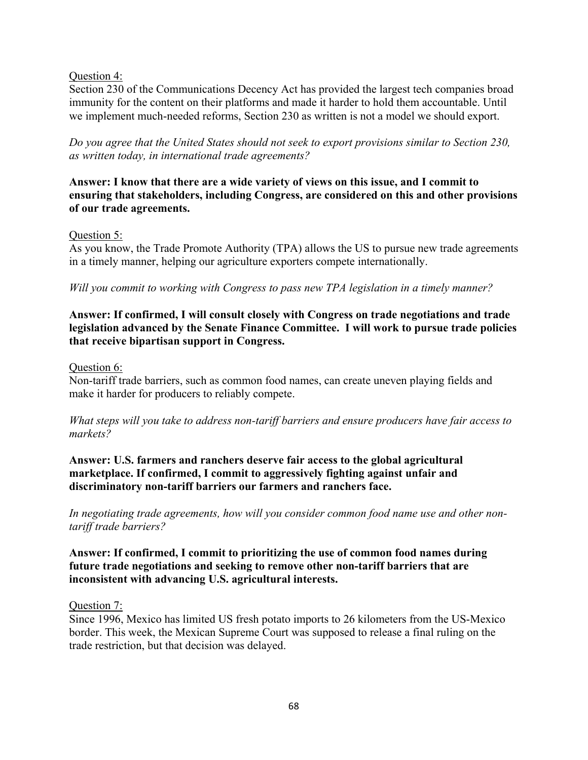<u>Question 4:</u>

Section 230 of the Communications Decency Act has provided the largest tech companies broad immunity for the content on their platforms and made it harder to hold them accountable. Until we implement much-needed reforms, Section 230 as written is not a model we should export.

*Do you agree that the United States should not seek to export provisions similar to Section 230, as written today, in international trade agreements?*

**Answer: I know that there are a wide variety of views on this issue, and I commit to ensuring that stakeholders, including Congress, are considered on this and other provisions of our trade agreements.**

<u>Question 5:</u>

As you know, the Trade Promote Authority (TPA) allows the US to pursue new trade agreements in a timely manner, helping our agriculture exporters compete internationally.

*Will you commit to working with Congress to pass new TPA legislation in a timely manner?*

**Answer: If confirmed, I will consult closely with Congress on trade negotiations and trade legislation advanced by the Senate Finance Committee. I will work to pursue trade policies that receive bipartisan support in Congress.**

<u>Question 6:</u>

Non-tariff trade barriers, such as common food names, can create uneven playing fields and make it harder for producers to reliably compete.

*What steps will you take to address non-tariff barriers and ensure producers have fair access to markets?*

**Answer: U.S. farmers and ranchers deserve fair access to the global agricultural marketplace. If confirmed, I commit to aggressively fighting against unfair and discriminatory non-tariff barriers our farmers and ranchers face.**

*In negotiating trade agreements, how will you consider common food name use and other non-tariff trade barriers?*

**Answer: If confirmed, I commit to prioritizing the use of common food names during future trade negotiations and seeking to remove other non-tariff barriers that are inconsistent with advancing U.S. agricultural interests.**

<u>Question 7:</u>

Since 1996, Mexico has limited US fresh potato imports to 26 kilometers from the US-Mexico border. This week, the Mexican Supreme Court was supposed to release a final ruling on the trade restriction, but that decision was delayed.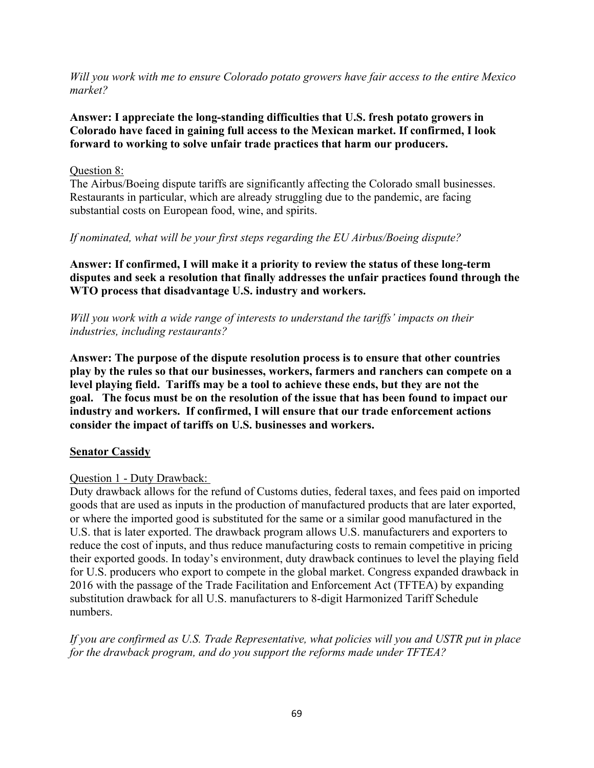*Will you work with me to ensure Colorado potato growers have fair access to the entire Mexico market?*

**Answer: I appreciate the long-standing difficulties that U.S. fresh potato growers in Colorado have faced in gaining full access to the Mexican market. If confirmed, I look forward to working to solve unfair trade practices that harm our producers.**

Question 8:

The Airbus/Boeing dispute tariffs are significantly affecting the Colorado small businesses. Restaurants in particular, which are already struggling due to the pandemic, are facing substantial costs on European food, wine, and spirits.

*If nominated, what will be your first steps regarding the EU Airbus/Boeing dispute?*

**Answer: If confirmed, I will make it a priority to review the status of these long-term disputes and seek a resolution that finally addresses the unfair practices found through the WTO process that disadvantage U.S. industry and workers.**

*Will you work with a wide range of interests to understand the tariffs' impacts on their industries, including restaurants?*

**Answer: The purpose of the dispute resolution process is to ensure that other countries play by the rules so that our businesses, workers, farmers and ranchers can compete on a level playing field. Tariffs may be a tool to achieve these ends, but they are not the goal. The focus must be on the resolution of the issue that has been found to impact our industry and workers. If confirmed, I will ensure that our trade enforcement actions consider the impact of tariffs on U.S. businesses and workers.**

**Senator Cassidy**

Question 1 - Duty Drawback:

Duty drawback allows for the refund of Customs duties, federal taxes, and fees paid on imported goods that are used as inputs in the production of manufactured products that are later exported, or where the imported good is substituted for the same or a similar good manufactured in the U.S. that is later exported. The drawback program allows U.S. manufacturers and exporters to reduce the cost of inputs, and thus reduce manufacturing costs to remain competitive in pricing their exported goods. In today's environment, duty drawback continues to level the playing field for U.S. producers who export to compete in the global market. Congress expanded drawback in 2016 with the passage of the Trade Facilitation and Enforcement Act (TFTEA) by expanding substitution drawback for all U.S. manufacturers to 8-digit Harmonized Tariff Schedule numbers.

*If you are confirmed as U.S. Trade Representative, what policies will you and USTR put in place for the drawback program, and do you support the reforms made under TFTEA?*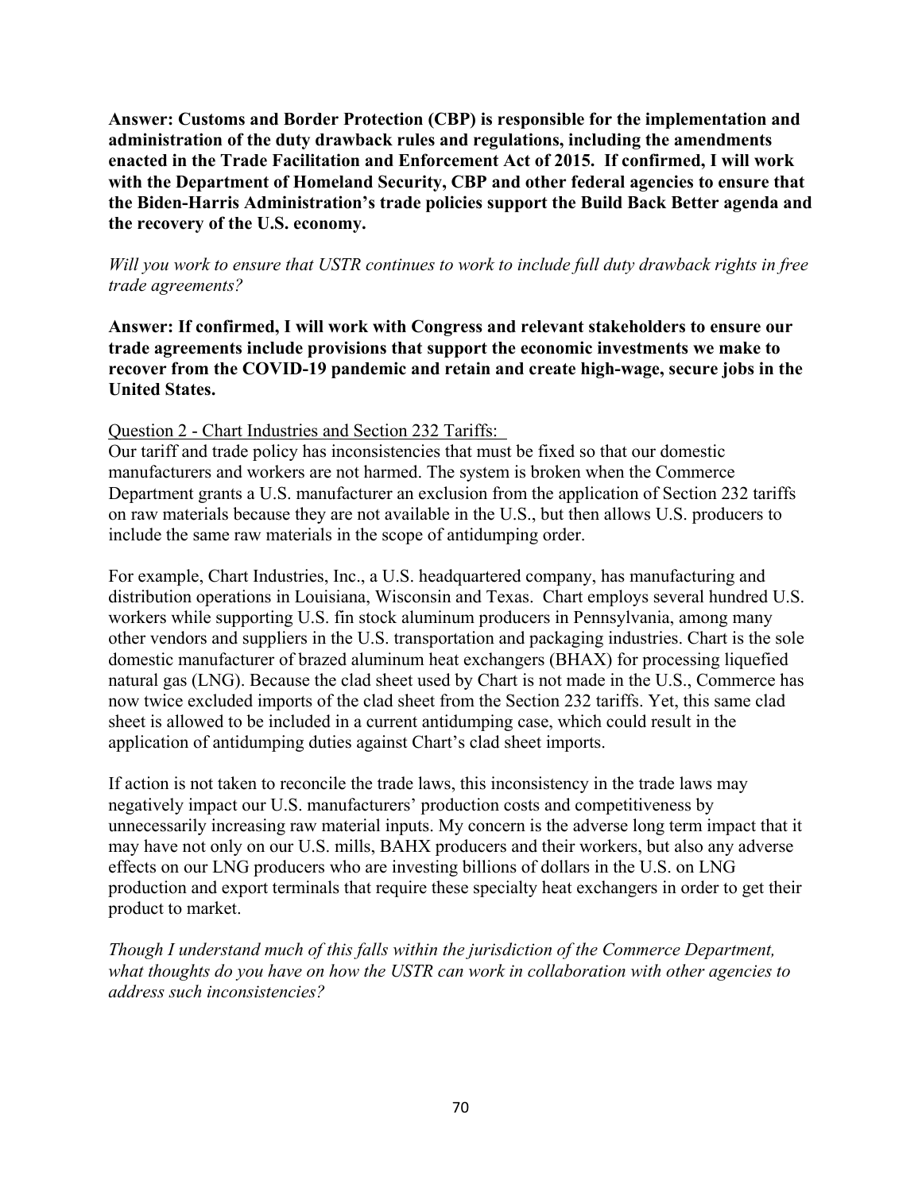**Answer: Customs and Border Protection (CBP) is responsible for the implementation and administration of the duty drawback rules and regulations, including the amendments enacted in the Trade Facilitation and Enforcement Act of 2015. If confirmed, I will work with the Department of Homeland Security, CBP and other federal agencies to ensure that the Biden-Harris Administration's trade policies support the Build Back Better agenda and the recovery of the U.S. economy.**

*Will you work to ensure that USTR continues to work to include full duty drawback rights in free trade agreements?*

**Answer: If confirmed, I will work with Congress and relevant stakeholders to ensure our trade agreements include provisions that support the economic investments we make to recover from the COVID-19 pandemic and retain and create high-wage, secure jobs in the United States.**

Question 2 - Chart Industries and Section 232 Tariffs:

Our tariff and trade policy has inconsistencies that must be fixed so that our domestic manufacturers and workers are not harmed. The system is broken when the Commerce Department grants a U.S. manufacturer an exclusion from the application of Section 232 tariffs on raw materials because they are not available in the U.S., but then allows U.S. producers to include the same raw materials in the scope of antidumping order.

For example, Chart Industries, Inc., a U.S. headquartered company, has manufacturing and distribution operations in Louisiana, Wisconsin and Texas. Chart employs several hundred U.S. workers while supporting U.S. fin stock aluminum producers in Pennsylvania, among many other vendors and suppliers in the U.S. transportation and packaging industries. Chart is the sole domestic manufacturer of brazed aluminum heat exchangers (BHAX) for processing liquefied natural gas (LNG). Because the clad sheet used by Chart is not made in the U.S., Commerce has now twice excluded imports of the clad sheet from the Section 232 tariffs. Yet, this same clad sheet is allowed to be included in a current antidumping case, which could result in the application of antidumping duties against Chart's clad sheet imports.

If action is not taken to reconcile the trade laws, this inconsistency in the trade laws may negatively impact our U.S. manufacturers' production costs and competitiveness by unnecessarily increasing raw material inputs. My concern is the adverse long term impact that it may have not only on our U.S. mills, BAHX producers and their workers, but also any adverse effects on our LNG producers who are investing billions of dollars in the U.S. on LNG production and export terminals that require these specialty heat exchangers in order to get their product to market.

*Though I understand much of this falls within the jurisdiction of the Commerce Department, what thoughts do you have on how the USTR can work in collaboration with other agencies to address such inconsistencies?*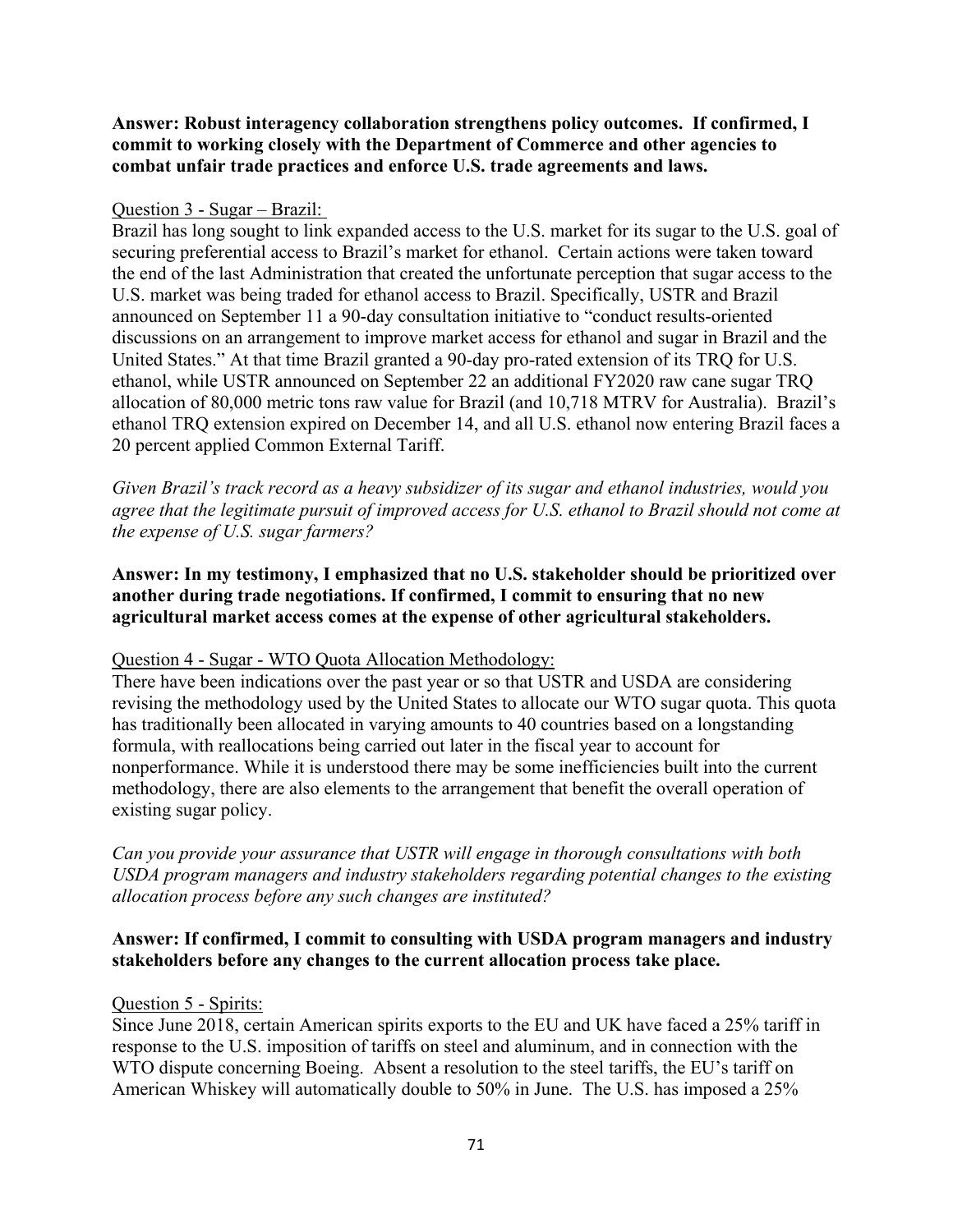**Answer: Robust interagency collaboration strengthens policy outcomes. If confirmed, I commit to working closely with the Department of Commerce and other agencies to combat unfair trade practices and enforce U.S. trade agreements and laws.**

Question 3 - Sugar – Brazil:

Brazil has long sought to link expanded access to the U.S. market for its sugar to the U.S. goal of securing preferential access to Brazil's market for ethanol. Certain actions were taken toward the end of the last Administration that created the unfortunate perception that sugar access to the U.S. market was being traded for ethanol access to Brazil. Specifically, USTR and Brazil announced on September 11 a 90-day consultation initiative to "conduct results-oriented discussions on an arrangement to improve market access for ethanol and sugar in Brazil and the United States." At that time Brazil granted a 90-day pro-rated extension of its TRQ for U.S. ethanol, while USTR announced on September 22 an additional FY2020 raw cane sugar TRQ allocation of 80,000 metric tons raw value for Brazil (and 10,718 MTRV for Australia). Brazil's ethanol TRQ extension expired on December 14, and all U.S. ethanol now entering Brazil faces a 20 percent applied Common External Tariff.

*Given Brazil's track record as a heavy subsidizer of its sugar and ethanol industries, would you agree that the legitimate pursuit of improved access for U.S. ethanol to Brazil should not come at the expense of U.S. sugar farmers?*

**Answer: In my testimony, I emphasized that no U.S. stakeholder should be prioritized over another during trade negotiations. If confirmed, I commit to ensuring that no new agricultural market access comes at the expense of other agricultural stakeholders.**

Question 4 - Sugar - WTO Quota Allocation Methodology:

There have been indications over the past year or so that USTR and USDA are considering revising the methodology used by the United States to allocate our WTO sugar quota. This quota has traditionally been allocated in varying amounts to 40 countries based on a longstanding formula, with reallocations being carried out later in the fiscal year to account for nonperformance. While it is understood there may be some inefficiencies built into the current methodology, there are also elements to the arrangement that benefit the overall operation of existing sugar policy.

*Can you provide your assurance that USTR will engage in thorough consultations with both USDA program managers and industry stakeholders regarding potential changes to the existing allocation process before any such changes are instituted?*

**Answer: If confirmed, I commit to consulting with USDA program managers and industry stakeholders before any changes to the current allocation process take place.**

Question 5 - Spirits:

Since June 2018, certain American spirits exports to the EU and UK have faced a 25% tariff in response to the U.S. imposition of tariffs on steel and aluminum, and in connection with the WTO dispute concerning Boeing. Absent a resolution to the steel tariffs, the EU's tariff on American Whiskey will automatically double to 50% in June. The U.S. has imposed a 25%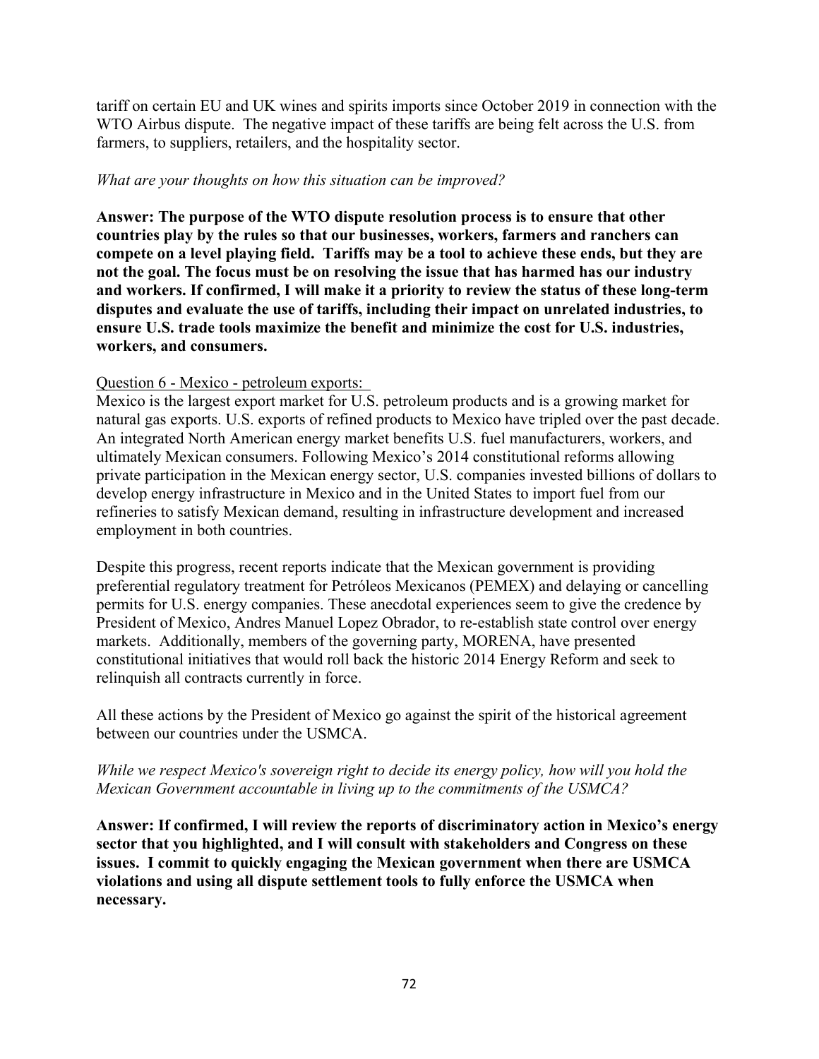tariff on certain EU and UK wines and spirits imports since October 2019 in connection with the WTO Airbus dispute. The negative impact of these tariffs are being felt across the U.S. from farmers, to suppliers, retailers, and the hospitality sector.

*What are your thoughts on how this situation can be improved?*

**Answer: The purpose of the WTO dispute resolution process is to ensure that other countries play by the rules so that our businesses, workers, farmers and ranchers can compete on a level playing field. Tariffs may be a tool to achieve these ends, but they are not the goal. The focus must be on resolving the issue that has harmed has our industry and workers. If confirmed, I will make it a priority to review the status of these long-term disputes and evaluate the use of tariffs, including their impact on unrelated industries, to ensure U.S. trade tools maximize the benefit and minimize the cost for U.S. industries, workers, and consumers.**

Question 6 - Mexico - petroleum exports:

Mexico is the largest export market for U.S. petroleum products and is a growing market for natural gas exports. U.S. exports of refined products to Mexico have tripled over the past decade. An integrated North American energy market benefits U.S. fuel manufacturers, workers, and ultimately Mexican consumers. Following Mexico's 2014 constitutional reforms allowing private participation in the Mexican energy sector, U.S. companies invested billions of dollars to develop energy infrastructure in Mexico and in the United States to import fuel from our refineries to satisfy Mexican demand, resulting in infrastructure development and increased employment in both countries.

Despite this progress, recent reports indicate that the Mexican government is providing preferential regulatory treatment for Petróleos Mexicanos (PEMEX) and delaying or cancelling permits for U.S. energy companies. These anecdotal experiences seem to give the credence by President of Mexico, Andres Manuel Lopez Obrador, to re-establish state control over energy markets. Additionally, members of the governing party, MORENA, have presented constitutional initiatives that would roll back the historic 2014 Energy Reform and seek to relinquish all contracts currently in force.

All these actions by the President of Mexico go against the spirit of the historical agreement between our countries under the USMCA.

*While we respect Mexico's sovereign right to decide its energy policy, how will you hold the Mexican Government accountable in living up to the commitments of the USMCA?*

**Answer: If confirmed, I will review the reports of discriminatory action in Mexico's energy sector that you highlighted, and I will consult with stakeholders and Congress on these issues. I commit to quickly engaging the Mexican government when there are USMCA violations and using all dispute settlement tools to fully enforce the USMCA when necessary.**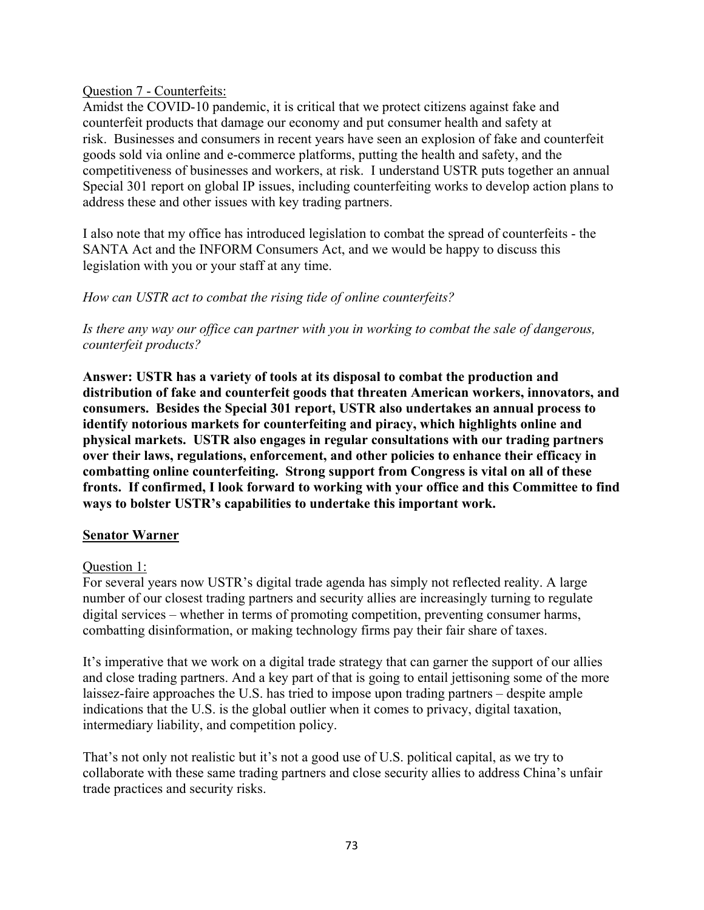Question 7 - Counterfeits:

Amidst the COVID-10 pandemic, it is critical that we protect citizens against fake and counterfeit products that damage our economy and put consumer health and safety at risk. Businesses and consumers in recent years have seen an explosion of fake and counterfeit goods sold via online and e-commerce platforms, putting the health and safety, and the competitiveness of businesses and workers, at risk. I understand USTR puts together an annual Special 301 report on global IP issues, including counterfeiting works to develop action plans to address these and other issues with key trading partners.

I also note that my office has introduced legislation to combat the spread of counterfeits - the SANTA Act and the INFORM Consumers Act, and we would be happy to discuss this legislation with you or your staff at any time.

*How can USTR act to combat the rising tide of online counterfeits?*

*Is there any way our office can partner with you in working to combat the sale of dangerous, counterfeit products?*

**Answer: USTR has a variety of tools at its disposal to combat the production and distribution of fake and counterfeit goods that threaten American workers, innovators, and consumers. Besides the Special 301 report, USTR also undertakes an annual process to identify notorious markets for counterfeiting and piracy, which highlights online and physical markets. USTR also engages in regular consultations with our trading partners over their laws, regulations, enforcement, and other policies to enhance their efficacy in combatting online counterfeiting. Strong support from Congress is vital on all of these fronts. If confirmed, I look forward to working with your office and this Committee to find ways to bolster USTR's capabilities to undertake this important work.**

## Senator Warner

Question 1:

For several years now USTR's digital trade agenda has simply not reflected reality. A large number of our closest trading partners and security allies are increasingly turning to regulate digital services – whether in terms of promoting competition, preventing consumer harms, combatting disinformation, or making technology firms pay their fair share of taxes.

It's imperative that we work on a digital trade strategy that can garner the support of our allies and close trading partners. And a key part of that is going to entail jettisoning some of the more laissez-faire approaches the U.S. has tried to impose upon trading partners – despite ample indications that the U.S. is the global outlier when it comes to privacy, digital taxation, intermediary liability, and competition policy.

That's not only not realistic but it's not a good use of U.S. political capital, as we try to collaborate with these same trading partners and close security allies to address China's unfair trade practices and security risks.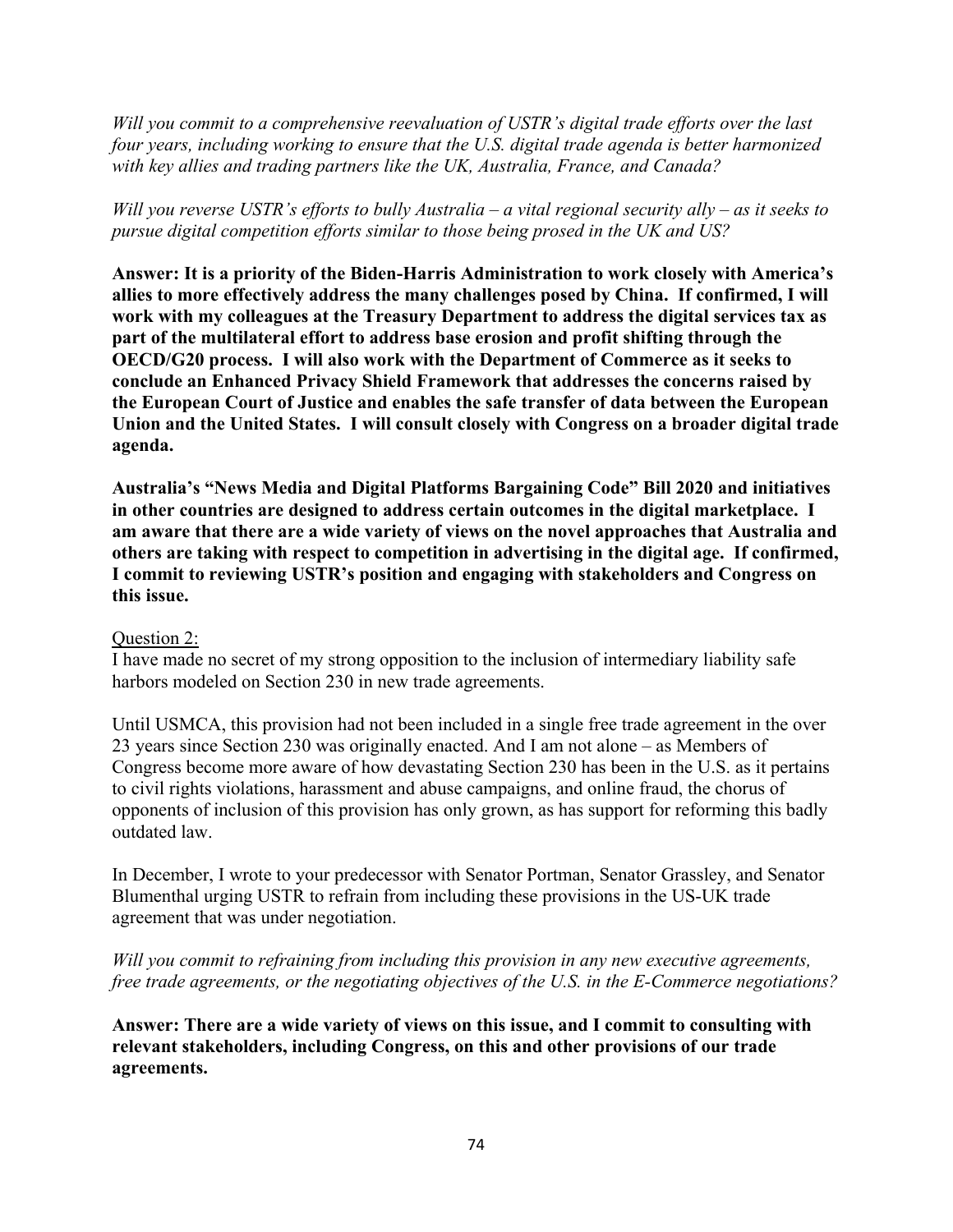*Will you commit to a comprehensive reevaluation of USTR's digital trade efforts over the last four years, including working to ensure that the U.S. digital trade agenda is better harmonized with key allies and trading partners like the UK, Australia, France, and Canada?*

*Will you reverse USTR's efforts to bully Australia – a vital regional security ally – as it seeks to pursue digital competition efforts similar to those being prosed in the UK and US?*

**Answer: It is a priority of the Biden-Harris Administration to work closely with America's allies to more effectively address the many challenges posed by China. If confirmed, I will work with my colleagues at the Treasury Department to address the digital services tax as part of the multilateral effort to address base erosion and profit shifting through the OECD/G20 process. I will also work with the Department of Commerce as it seeks to conclude an Enhanced Privacy Shield Framework that addresses the concerns raised by the European Court of Justice and enables the safe transfer of data between the European Union and the United States. I will consult closely with Congress on a broader digital trade agenda.**

**Australia's "News Media and Digital Platforms Bargaining Code" Bill 2020 and initiatives in other countries are designed to address certain outcomes in the digital marketplace. I am aware that there are a wide variety of views on the novel approaches that Australia and others are taking with respect to competition in advertising in the digital age. If confirmed, I commit to reviewing USTR's position and engaging with stakeholders and Congress on this issue.**

<u>Question 2:</u>

I have made no secret of my strong opposition to the inclusion of intermediary liability safe harbors modeled on Section 230 in new trade agreements.

Until USMCA, this provision had not been included in a single free trade agreement in the over 23 years since Section 230 was originally enacted. And I am not alone – as Members of Congress become more aware of how devastating Section 230 has been in the U.S. as it pertains to civil rights violations, harassment and abuse campaigns, and online fraud, the chorus of opponents of inclusion of this provision has only grown, as has support for reforming this badly outdated law.

In December, I wrote to your predecessor with Senator Portman, Senator Grassley, and Senator Blumenthal urging USTR to refrain from including these provisions in the US-UK trade agreement that was under negotiation.

*Will you commit to refraining from including this provision in any new executive agreements, free trade agreements, or the negotiating objectives of the U.S. in the E-Commerce negotiations?*

**Answer: There are a wide variety of views on this issue, and I commit to consulting with relevant stakeholders, including Congress, on this and other provisions of our trade agreements.**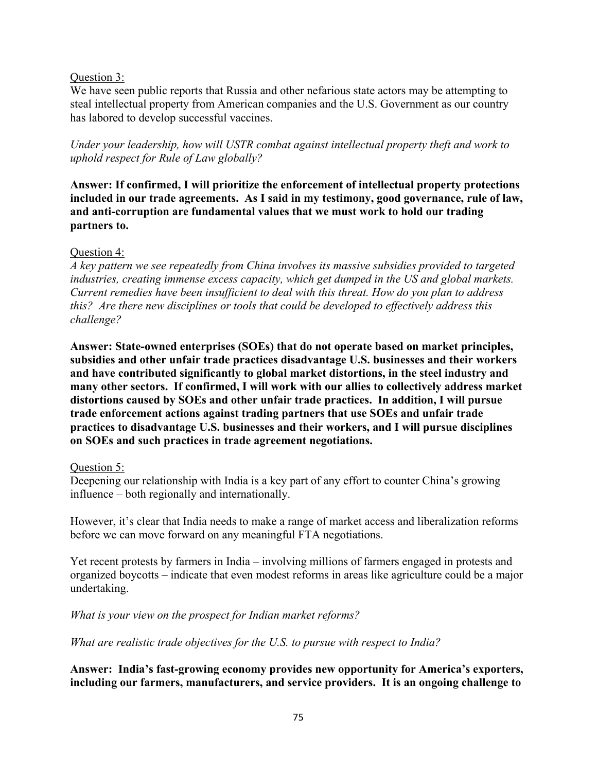Question 3:

We have seen public reports that Russia and other nefarious state actors may be attempting to steal intellectual property from American companies and the U.S. Government as our country has labored to develop successful vaccines.

*Under your leadership, how will USTR combat against intellectual property theft and work to uphold respect for Rule of Law globally?*

**Answer: If confirmed, I will prioritize the enforcement of intellectual property protections included in our trade agreements. As I said in my testimony, good governance, rule of law, and anti-corruption are fundamental values that we must work to hold our trading partners to.**

Question 4:

*A key pattern we see repeatedly from China involves its massive subsidies provided to targeted industries, creating immense excess capacity, which get dumped in the US and global markets. Current remedies have been insufficient to deal with this threat. How do you plan to address this? Are there new disciplines or tools that could be developed to effectively address this challenge?*

**Answer: State-owned enterprises (SOEs) that do not operate based on market principles, subsidies and other unfair trade practices disadvantage U.S. businesses and their workers and have contributed significantly to global market distortions, in the steel industry and many other sectors. If confirmed, I will work with our allies to collectively address market distortions caused by SOEs and other unfair trade practices. In addition, I will pursue trade enforcement actions against trading partners that use SOEs and unfair trade practices to disadvantage U.S. businesses and their workers, and I will pursue disciplines on SOEs and such practices in trade agreement negotiations.**

Question 5:

Deepening our relationship with India is a key part of any effort to counter China's growing influence – both regionally and internationally.

However, it's clear that India needs to make a range of market access and liberalization reforms before we can move forward on any meaningful FTA negotiations.

Yet recent protests by farmers in India – involving millions of farmers engaged in protests and organized boycotts – indicate that even modest reforms in areas like agriculture could be a major undertaking.

*What is your view on the prospect for Indian market reforms?*

*What are realistic trade objectives for the U.S. to pursue with respect to India?*

**Answer: India's fast-growing economy provides new opportunity for America's exporters, including our farmers, manufacturers, and service providers. It is an ongoing challenge to**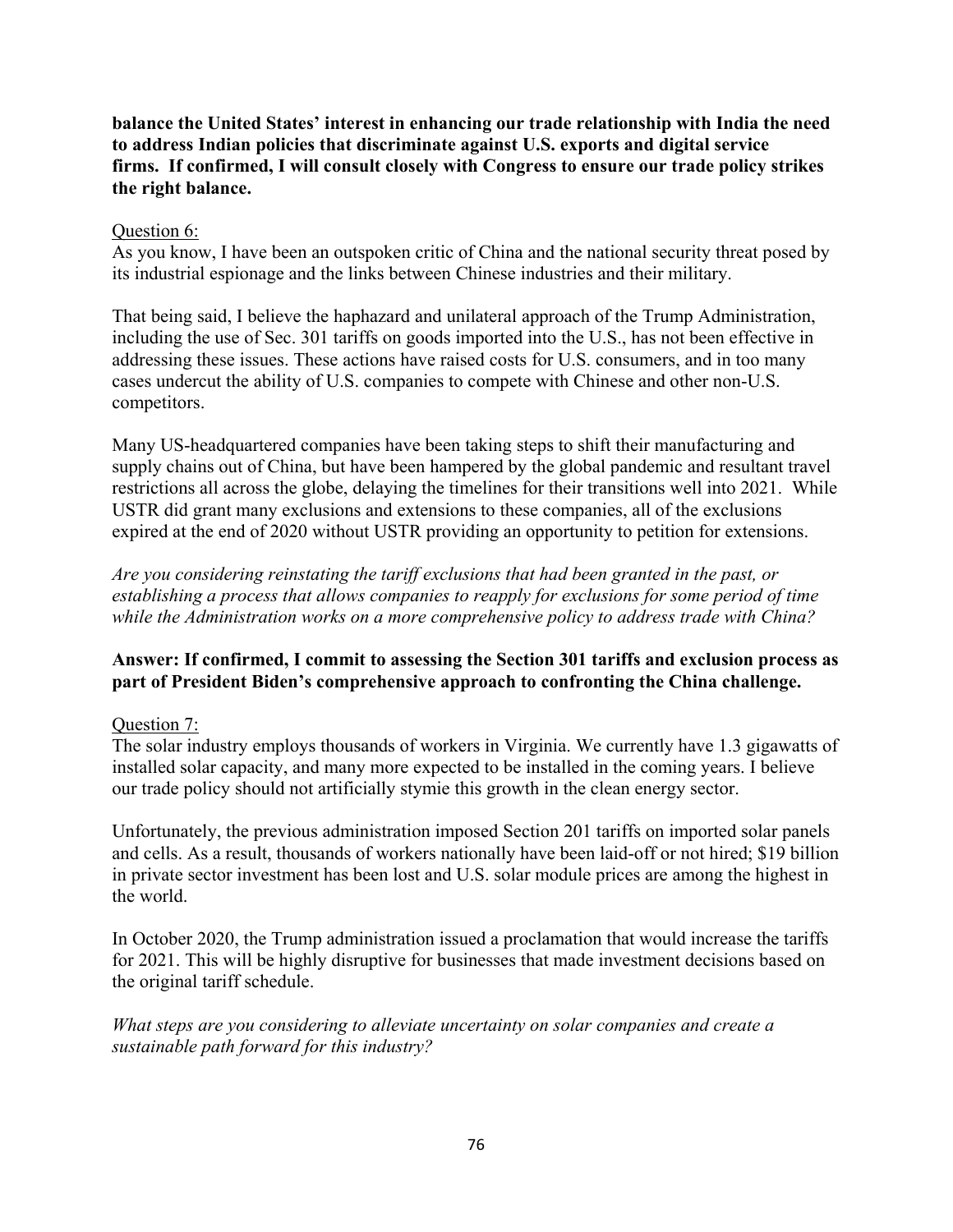**balance the United States' interest in enhancing our trade relationship with India the need to address Indian policies that discriminate against U.S. exports and digital service firms. If confirmed, I will consult closely with Congress to ensure our trade policy strikes the right balance.**

Question 6:

As you know, I have been an outspoken critic of China and the national security threat posed by its industrial espionage and the links between Chinese industries and their military.

That being said, I believe the haphazard and unilateral approach of the Trump Administration, including the use of Sec. 301 tariffs on goods imported into the U.S., has not been effective in addressing these issues. These actions have raised costs for U.S. consumers, and in too many cases undercut the ability of U.S. companies to compete with Chinese and other non-U.S. competitors.

Many US-headquartered companies have been taking steps to shift their manufacturing and supply chains out of China, but have been hampered by the global pandemic and resultant travel restrictions all across the globe, delaying the timelines for their transitions well into 2021. While USTR did grant many exclusions and extensions to these companies, all of the exclusions expired at the end of 2020 without USTR providing an opportunity to petition for extensions.

*Are you considering reinstating the tariff exclusions that had been granted in the past, or establishing a process that allows companies to reapply for exclusions for some period of time while the Administration works on a more comprehensive policy to address trade with China?*

**Answer: If confirmed, I commit to assessing the Section 301 tariffs and exclusion process as part of President Biden's comprehensive approach to confronting the China challenge.**

Question 7:

The solar industry employs thousands of workers in Virginia. We currently have 1.3 gigawatts of installed solar capacity, and many more expected to be installed in the coming years. I believe our trade policy should not artificially stymie this growth in the clean energy sector.

Unfortunately, the previous administration imposed Section 201 tariffs on imported solar panels and cells. As a result, thousands of workers nationally have been laid-off or not hired; $19 billion in private sector investment has been lost and U.S. solar module prices are among the highest in the world.

In October 2020, the Trump administration issued a proclamation that would increase the tariffs for 2021. This will be highly disruptive for businesses that made investment decisions based on the original tariff schedule.

*What steps are you considering to alleviate uncertainty on solar companies and create a sustainable path forward for this industry?*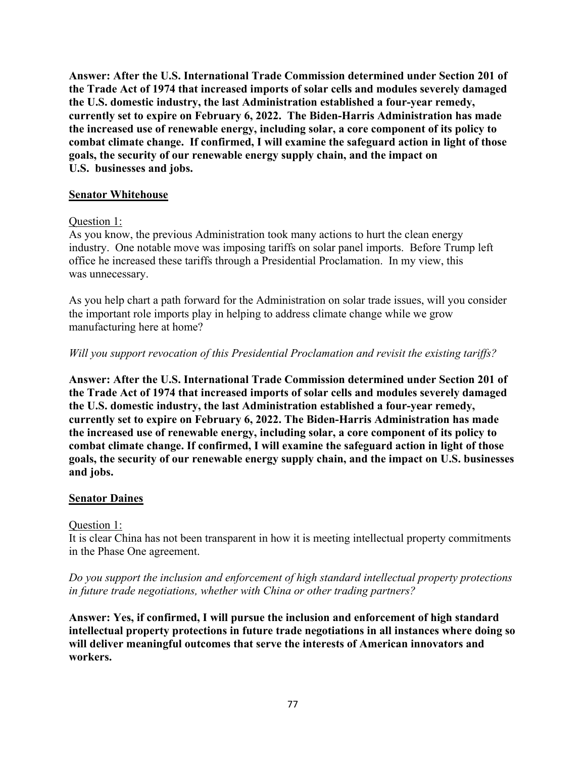**Answer: After the U.S. International Trade Commission determined under Section 201 of the Trade Act of 1974 that increased imports of solar cells and modules severely damaged the U.S. domestic industry, the last Administration established a four-year remedy, currently set to expire on February 6, 2022. The Biden-Harris Administration has made the increased use of renewable energy, including solar, a core component of its policy to combat climate change. If confirmed, I will examine the safeguard action in light of those goals, the security of our renewable energy supply chain, and the impact on U.S. businesses and jobs.**

**Senator Whitehouse**

Question 1:
As you know, the previous Administration took many actions to hurt the clean energy industry. One notable move was imposing tariffs on solar panel imports. Before Trump left office he increased these tariffs through a Presidential Proclamation. In my view, this was unnecessary.

As you help chart a path forward for the Administration on solar trade issues, will you consider the important role imports play in helping to address climate change while we grow manufacturing here at home?

*Will you support revocation of this Presidential Proclamation and revisit the existing tariffs?*

**Answer: After the U.S. International Trade Commission determined under Section 201 of the Trade Act of 1974 that increased imports of solar cells and modules severely damaged the U.S. domestic industry, the last Administration established a four-year remedy, currently set to expire on February 6, 2022. The Biden-Harris Administration has made the increased use of renewable energy, including solar, a core component of its policy to combat climate change. If confirmed, I will examine the safeguard action in light of those goals, the security of our renewable energy supply chain, and the impact on U.S. businesses and jobs.**

**Senator Daines**

Question 1:
It is clear China has not been transparent in how it is meeting intellectual property commitments in the Phase One agreement.

*Do you support the inclusion and enforcement of high standard intellectual property protections in future trade negotiations, whether with China or other trading partners?*

**Answer: Yes, if confirmed, I will pursue the inclusion and enforcement of high standard intellectual property protections in future trade negotiations in all instances where doing so will deliver meaningful outcomes that serve the interests of American innovators and workers.**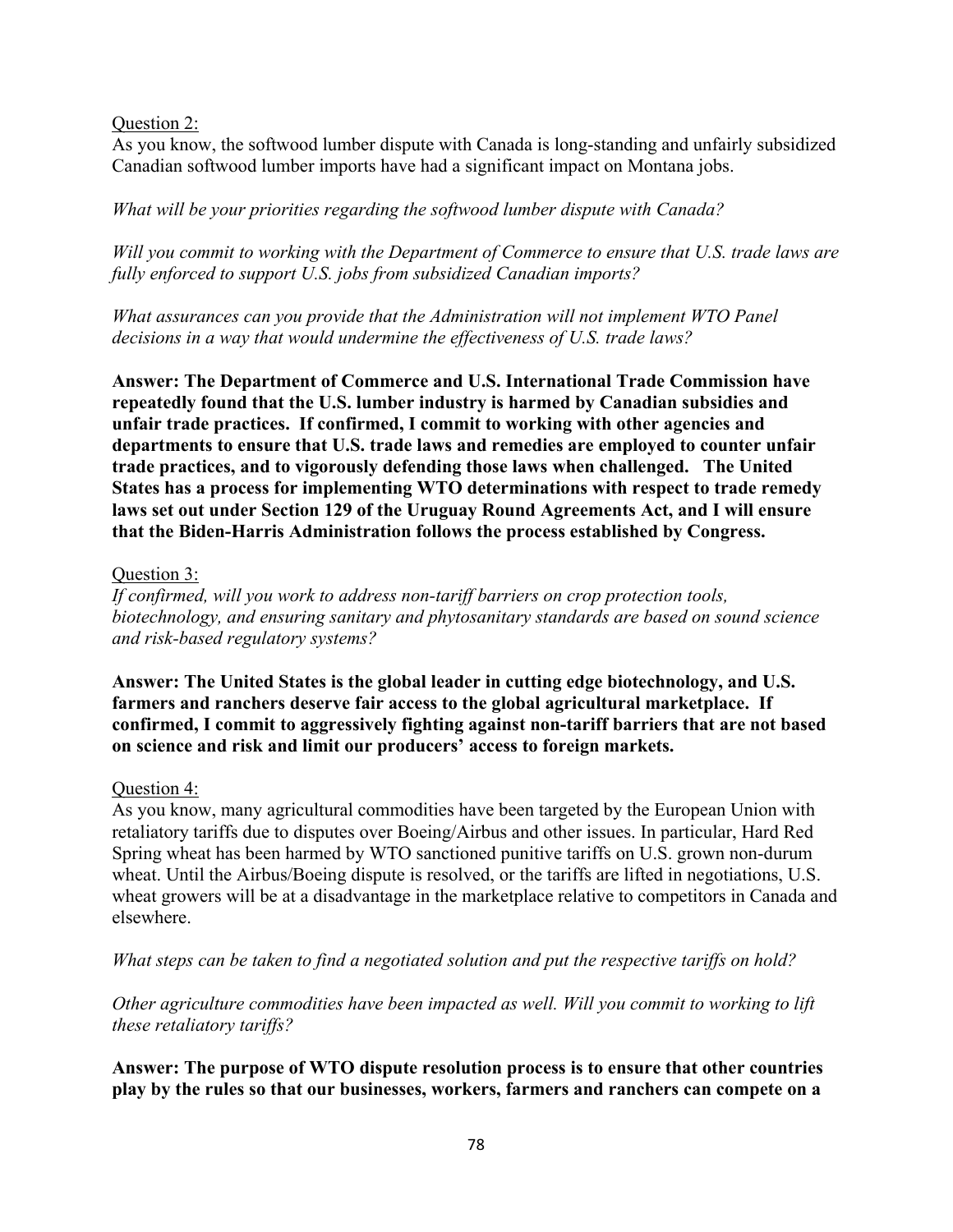Question 2:

As you know, the softwood lumber dispute with Canada is long-standing and unfairly subsidized Canadian softwood lumber imports have had a significant impact on Montana jobs.

*What will be your priorities regarding the softwood lumber dispute with Canada?*

*Will you commit to working with the Department of Commerce to ensure that U.S. trade laws are fully enforced to support U.S. jobs from subsidized Canadian imports?*

*What assurances can you provide that the Administration will not implement WTO Panel decisions in a way that would undermine the effectiveness of U.S. trade laws?*

**Answer: The Department of Commerce and U.S. International Trade Commission have repeatedly found that the U.S. lumber industry is harmed by Canadian subsidies and unfair trade practices. If confirmed, I commit to working with other agencies and departments to ensure that U.S. trade laws and remedies are employed to counter unfair trade practices, and to vigorously defending those laws when challenged. The United States has a process for implementing WTO determinations with respect to trade remedy laws set out under Section 129 of the Uruguay Round Agreements Act, and I will ensure that the Biden-Harris Administration follows the process established by Congress.**

Question 3:

*If confirmed, will you work to address non-tariff barriers on crop protection tools, biotechnology, and ensuring sanitary and phytosanitary standards are based on sound science and risk-based regulatory systems?*

**Answer: The United States is the global leader in cutting edge biotechnology, and U.S. farmers and ranchers deserve fair access to the global agricultural marketplace. If confirmed, I commit to aggressively fighting against non-tariff barriers that are not based on science and risk and limit our producers' access to foreign markets.**

Question 4:

As you know, many agricultural commodities have been targeted by the European Union with retaliatory tariffs due to disputes over Boeing/Airbus and other issues. In particular, Hard Red Spring wheat has been harmed by WTO sanctioned punitive tariffs on U.S. grown non-durum wheat. Until the Airbus/Boeing dispute is resolved, or the tariffs are lifted in negotiations, U.S. wheat growers will be at a disadvantage in the marketplace relative to competitors in Canada and elsewhere.

*What steps can be taken to find a negotiated solution and put the respective tariffs on hold?*

*Other agriculture commodities have been impacted as well. Will you commit to working to lift these retaliatory tariffs?*

**Answer: The purpose of WTO dispute resolution process is to ensure that other countries play by the rules so that our businesses, workers, farmers and ranchers can compete on a**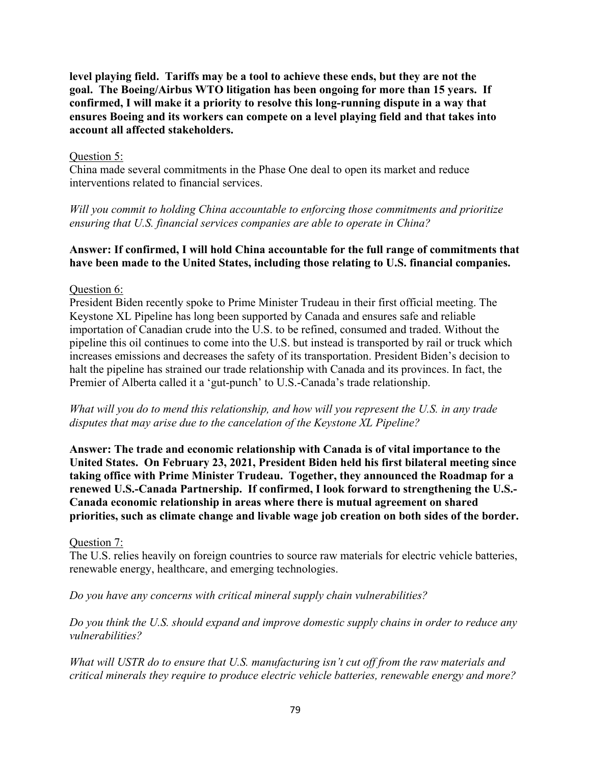**level playing field. Tariffs may be a tool to achieve these ends, but they are not the goal. The Boeing/Airbus WTO litigation has been ongoing for more than 15 years. If confirmed, I will make it a priority to resolve this long-running dispute in a way that ensures Boeing and its workers can compete on a level playing field and that takes into account all affected stakeholders.**

Question 5:

China made several commitments in the Phase One deal to open its market and reduce interventions related to financial services.

*Will you commit to holding China accountable to enforcing those commitments and prioritize ensuring that U.S. financial services companies are able to operate in China?*

**Answer: If confirmed, I will hold China accountable for the full range of commitments that have been made to the United States, including those relating to U.S. financial companies.**

Question 6:

President Biden recently spoke to Prime Minister Trudeau in their first official meeting. The Keystone XL Pipeline has long been supported by Canada and ensures safe and reliable importation of Canadian crude into the U.S. to be refined, consumed and traded. Without the pipeline this oil continues to come into the U.S. but instead is transported by rail or truck which increases emissions and decreases the safety of its transportation. President Biden's decision to halt the pipeline has strained our trade relationship with Canada and its provinces. In fact, the Premier of Alberta called it a 'gut-punch' to U.S.-Canada's trade relationship.

*What will you do to mend this relationship, and how will you represent the U.S. in any trade disputes that may arise due to the cancelation of the Keystone XL Pipeline?*

**Answer: The trade and economic relationship with Canada is of vital importance to the United States. On February 23, 2021, President Biden held his first bilateral meeting since taking office with Prime Minister Trudeau. Together, they announced the Roadmap for a renewed U.S.-Canada Partnership. If confirmed, I look forward to strengthening the U.S.-Canada economic relationship in areas where there is mutual agreement on shared priorities, such as climate change and livable wage job creation on both sides of the border.**

Question 7:

The U.S. relies heavily on foreign countries to source raw materials for electric vehicle batteries, renewable energy, healthcare, and emerging technologies.

*Do you have any concerns with critical mineral supply chain vulnerabilities?*

*Do you think the U.S. should expand and improve domestic supply chains in order to reduce any vulnerabilities?*

*What will USTR do to ensure that U.S. manufacturing isn't cut off from the raw materials and critical minerals they require to produce electric vehicle batteries, renewable energy and more?*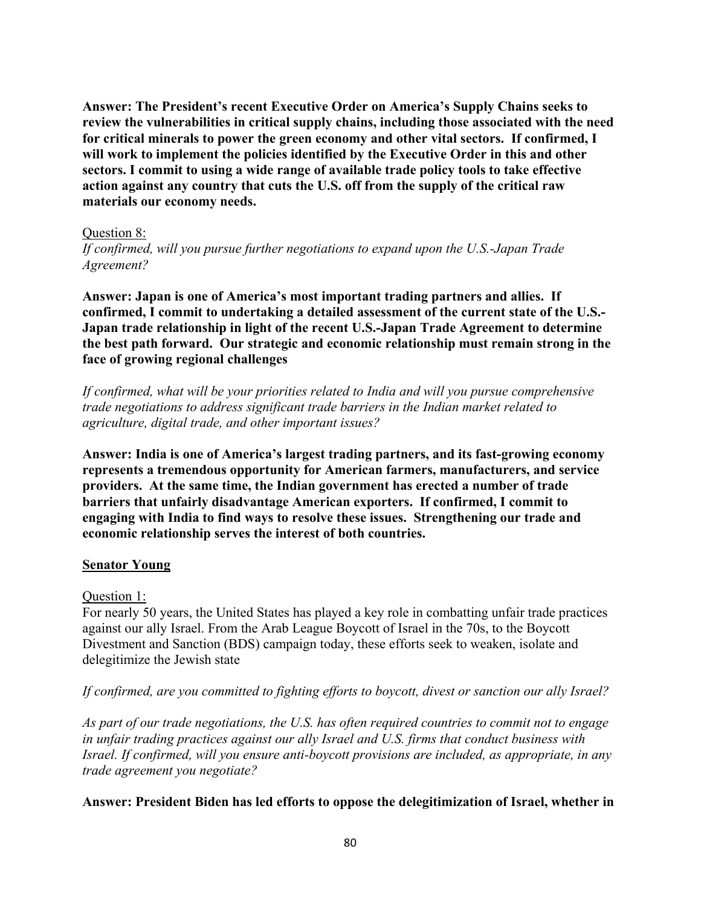**Answer: The President's recent Executive Order on America's Supply Chains seeks to review the vulnerabilities in critical supply chains, including those associated with the need for critical minerals to power the green economy and other vital sectors. If confirmed, I will work to implement the policies identified by the Executive Order in this and other sectors. I commit to using a wide range of available trade policy tools to take effective action against any country that cuts the U.S. off from the supply of the critical raw materials our economy needs.**

<u>Question 8:</u>

*If confirmed, will you pursue further negotiations to expand upon the U.S.-Japan Trade Agreement?*

**Answer: Japan is one of America's most important trading partners and allies. If confirmed, I commit to undertaking a detailed assessment of the current state of the U.S.-Japan trade relationship in light of the recent U.S.-Japan Trade Agreement to determine the best path forward. Our strategic and economic relationship must remain strong in the face of growing regional challenges**

*If confirmed, what will be your priorities related to India and will you pursue comprehensive trade negotiations to address significant trade barriers in the Indian market related to agriculture, digital trade, and other important issues?*

**Answer: India is one of America's largest trading partners, and its fast-growing economy represents a tremendous opportunity for American farmers, manufacturers, and service providers. At the same time, the Indian government has erected a number of trade barriers that unfairly disadvantage American exporters. If confirmed, I commit to engaging with India to find ways to resolve these issues. Strengthening our trade and economic relationship serves the interest of both countries.**

**<u>Senator Young</u>**

<u>Question 1:</u>

For nearly 50 years, the United States has played a key role in combatting unfair trade practices against our ally Israel. From the Arab League Boycott of Israel in the 70s, to the Boycott Divestment and Sanction (BDS) campaign today, these efforts seek to weaken, isolate and delegitimize the Jewish state

*If confirmed, are you committed to fighting efforts to boycott, divest or sanction our ally Israel?*

*As part of our trade negotiations, the U.S. has often required countries to commit not to engage in unfair trading practices against our ally Israel and U.S. firms that conduct business with Israel. If confirmed, will you ensure anti-boycott provisions are included, as appropriate, in any trade agreement you negotiate?*

**Answer: President Biden has led efforts to oppose the delegitimization of Israel, whether in**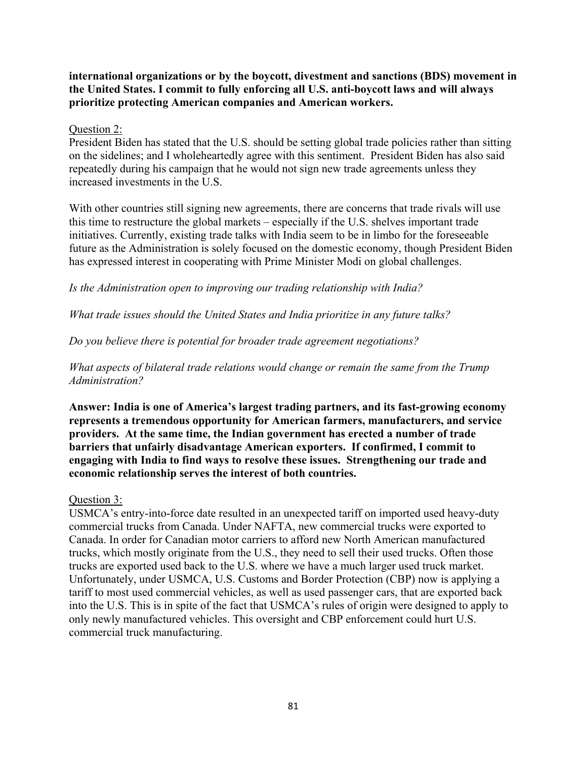**international organizations or by the boycott, divestment and sanctions (BDS) movement in the United States. I commit to fully enforcing all U.S. anti-boycott laws and will always prioritize protecting American companies and American workers.**

Question 2:

President Biden has stated that the U.S. should be setting global trade policies rather than sitting on the sidelines; and I wholeheartedly agree with this sentiment. President Biden has also said repeatedly during his campaign that he would not sign new trade agreements unless they increased investments in the U.S.

With other countries still signing new agreements, there are concerns that trade rivals will use this time to restructure the global markets – especially if the U.S. shelves important trade initiatives. Currently, existing trade talks with India seem to be in limbo for the foreseeable future as the Administration is solely focused on the domestic economy, though President Biden has expressed interest in cooperating with Prime Minister Modi on global challenges.

*Is the Administration open to improving our trading relationship with India?*

*What trade issues should the United States and India prioritize in any future talks?*

*Do you believe there is potential for broader trade agreement negotiations?*

*What aspects of bilateral trade relations would change or remain the same from the Trump Administration?*

**Answer: India is one of America's largest trading partners, and its fast-growing economy represents a tremendous opportunity for American farmers, manufacturers, and service providers. At the same time, the Indian government has erected a number of trade barriers that unfairly disadvantage American exporters. If confirmed, I commit to engaging with India to find ways to resolve these issues. Strengthening our trade and economic relationship serves the interest of both countries.**

Question 3:

USMCA's entry-into-force date resulted in an unexpected tariff on imported used heavy-duty commercial trucks from Canada. Under NAFTA, new commercial trucks were exported to Canada. In order for Canadian motor carriers to afford new North American manufactured trucks, which mostly originate from the U.S., they need to sell their used trucks. Often those trucks are exported used back to the U.S. where we have a much larger used truck market. Unfortunately, under USMCA, U.S. Customs and Border Protection (CBP) now is applying a tariff to most used commercial vehicles, as well as used passenger cars, that are exported back into the U.S. This is in spite of the fact that USMCA's rules of origin were designed to apply to only newly manufactured vehicles. This oversight and CBP enforcement could hurt U.S. commercial truck manufacturing.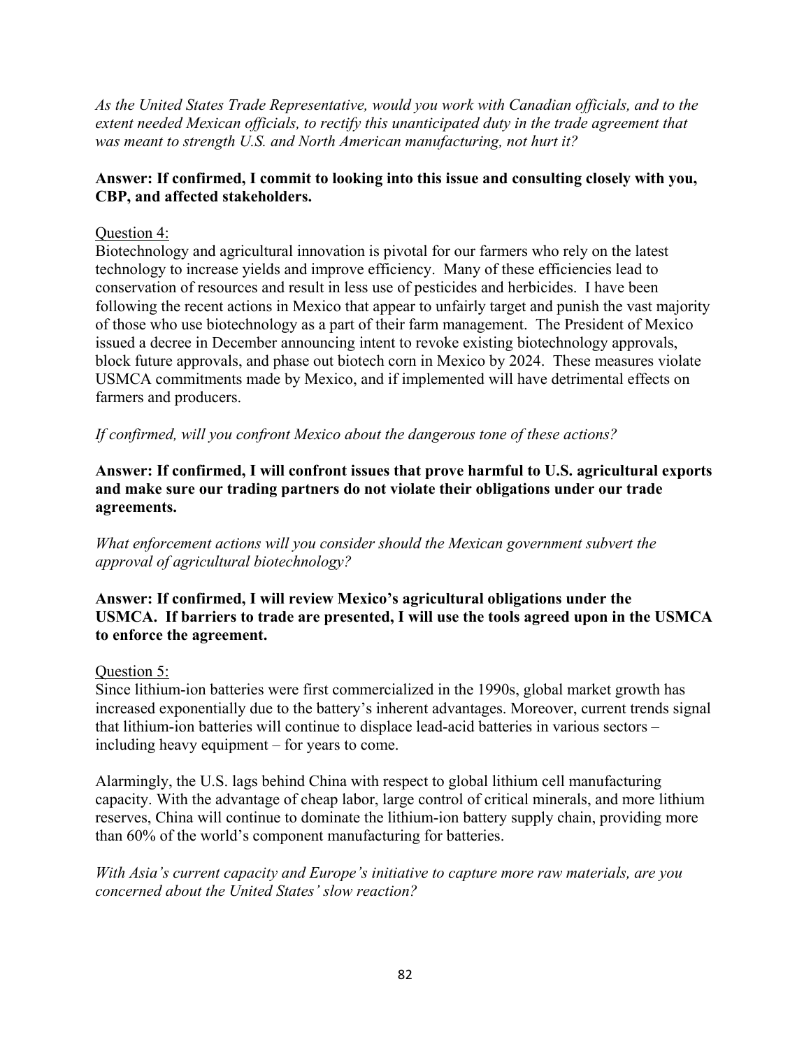*As the United States Trade Representative, would you work with Canadian officials, and to the extent needed Mexican officials, to rectify this unanticipated duty in the trade agreement that was meant to strength U.S. and North American manufacturing, not hurt it?*

**Answer: If confirmed, I commit to looking into this issue and consulting closely with you, CBP, and affected stakeholders.**

Question 4:

Biotechnology and agricultural innovation is pivotal for our farmers who rely on the latest technology to increase yields and improve efficiency. Many of these efficiencies lead to conservation of resources and result in less use of pesticides and herbicides. I have been following the recent actions in Mexico that appear to unfairly target and punish the vast majority of those who use biotechnology as a part of their farm management. The President of Mexico issued a decree in December announcing intent to revoke existing biotechnology approvals, block future approvals, and phase out biotech corn in Mexico by 2024. These measures violate USMCA commitments made by Mexico, and if implemented will have detrimental effects on farmers and producers.

*If confirmed, will you confront Mexico about the dangerous tone of these actions?*

**Answer: If confirmed, I will confront issues that prove harmful to U.S. agricultural exports and make sure our trading partners do not violate their obligations under our trade agreements.**

*What enforcement actions will you consider should the Mexican government subvert the approval of agricultural biotechnology?*

**Answer: If confirmed, I will review Mexico's agricultural obligations under the USMCA. If barriers to trade are presented, I will use the tools agreed upon in the USMCA to enforce the agreement.**

Question 5:

Since lithium-ion batteries were first commercialized in the 1990s, global market growth has increased exponentially due to the battery's inherent advantages. Moreover, current trends signal that lithium-ion batteries will continue to displace lead-acid batteries in various sectors – including heavy equipment – for years to come.

Alarmingly, the U.S. lags behind China with respect to global lithium cell manufacturing capacity. With the advantage of cheap labor, large control of critical minerals, and more lithium reserves, China will continue to dominate the lithium-ion battery supply chain, providing more than 60% of the world's component manufacturing for batteries.

*With Asia's current capacity and Europe's initiative to capture more raw materials, are you concerned about the United States' slow reaction?*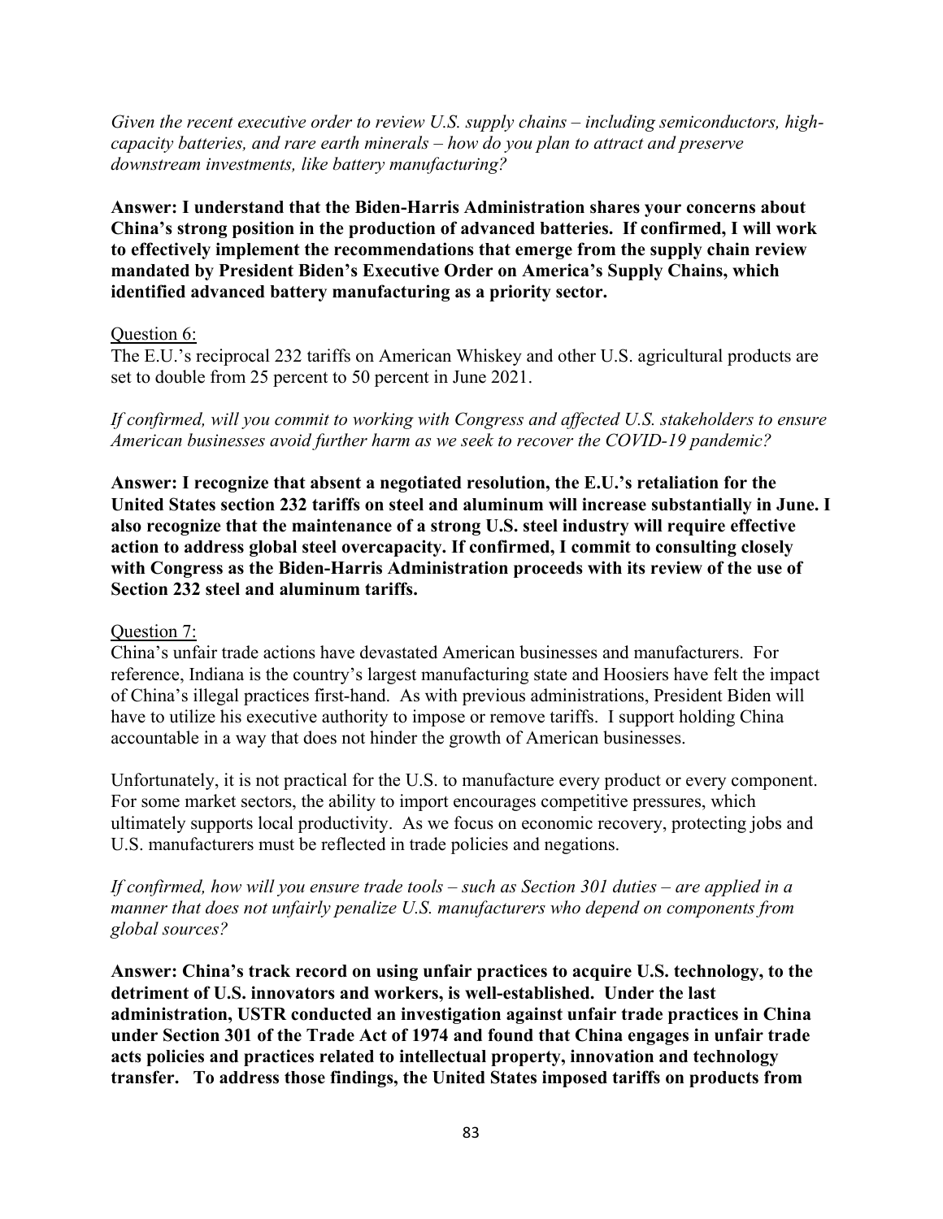*Given the recent executive order to review U.S. supply chains – including semiconductors, high-capacity batteries, and rare earth minerals – how do you plan to attract and preserve downstream investments, like battery manufacturing?*

**Answer: I understand that the Biden-Harris Administration shares your concerns about China's strong position in the production of advanced batteries. If confirmed, I will work to effectively implement the recommendations that emerge from the supply chain review mandated by President Biden's Executive Order on America's Supply Chains, which identified advanced battery manufacturing as a priority sector.**

Question 6:

The E.U.'s reciprocal 232 tariffs on American Whiskey and other U.S. agricultural products are set to double from 25 percent to 50 percent in June 2021.

*If confirmed, will you commit to working with Congress and affected U.S. stakeholders to ensure American businesses avoid further harm as we seek to recover the COVID-19 pandemic?*

**Answer: I recognize that absent a negotiated resolution, the E.U.'s retaliation for the United States section 232 tariffs on steel and aluminum will increase substantially in June. I also recognize that the maintenance of a strong U.S. steel industry will require effective action to address global steel overcapacity. If confirmed, I commit to consulting closely with Congress as the Biden-Harris Administration proceeds with its review of the use of Section 232 steel and aluminum tariffs.**

Question 7:

China's unfair trade actions have devastated American businesses and manufacturers. For reference, Indiana is the country's largest manufacturing state and Hoosiers have felt the impact of China's illegal practices first-hand. As with previous administrations, President Biden will have to utilize his executive authority to impose or remove tariffs. I support holding China accountable in a way that does not hinder the growth of American businesses.

Unfortunately, it is not practical for the U.S. to manufacture every product or every component. For some market sectors, the ability to import encourages competitive pressures, which ultimately supports local productivity. As we focus on economic recovery, protecting jobs and U.S. manufacturers must be reflected in trade policies and negations.

*If confirmed, how will you ensure trade tools – such as Section 301 duties – are applied in a manner that does not unfairly penalize U.S. manufacturers who depend on components from global sources?*

**Answer: China's track record on using unfair practices to acquire U.S. technology, to the detriment of U.S. innovators and workers, is well-established. Under the last administration, USTR conducted an investigation against unfair trade practices in China under Section 301 of the Trade Act of 1974 and found that China engages in unfair trade acts policies and practices related to intellectual property, innovation and technology transfer. To address those findings, the United States imposed tariffs on products from**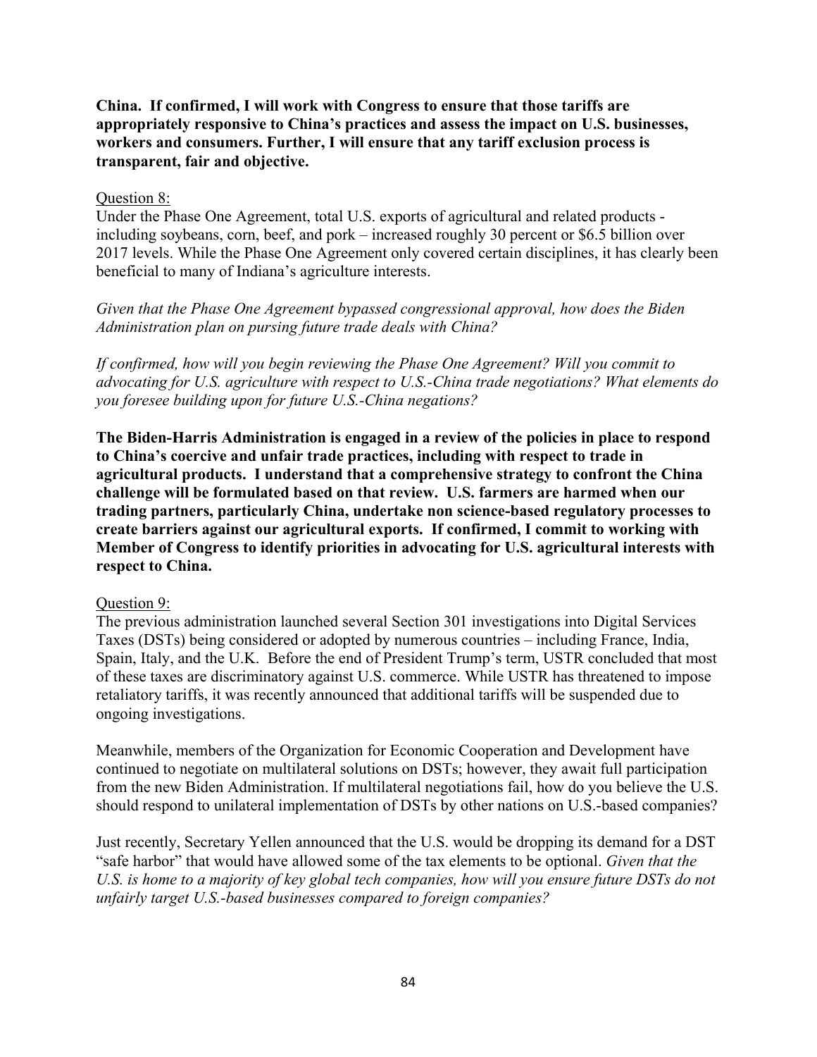**China. If confirmed, I will work with Congress to ensure that those tariffs are appropriately responsive to China's practices and assess the impact on U.S. businesses, workers and consumers. Further, I will ensure that any tariff exclusion process is transparent, fair and objective.**

Question 8:

Under the Phase One Agreement, total U.S. exports of agricultural and related products - including soybeans, corn, beef, and pork – increased roughly 30 percent or $6.5 billion over 2017 levels. While the Phase One Agreement only covered certain disciplines, it has clearly been beneficial to many of Indiana's agriculture interests.

*Given that the Phase One Agreement bypassed congressional approval, how does the Biden Administration plan on pursing future trade deals with China?*

*If confirmed, how will you begin reviewing the Phase One Agreement? Will you commit to advocating for U.S. agriculture with respect to U.S.-China trade negotiations? What elements do you foresee building upon for future U.S.-China negations?*

**The Biden-Harris Administration is engaged in a review of the policies in place to respond to China's coercive and unfair trade practices, including with respect to trade in agricultural products. I understand that a comprehensive strategy to confront the China challenge will be formulated based on that review. U.S. farmers are harmed when our trading partners, particularly China, undertake non science-based regulatory processes to create barriers against our agricultural exports. If confirmed, I commit to working with Member of Congress to identify priorities in advocating for U.S. agricultural interests with respect to China.**

Question 9:

The previous administration launched several Section 301 investigations into Digital Services Taxes (DSTs) being considered or adopted by numerous countries – including France, India, Spain, Italy, and the U.K. Before the end of President Trump's term, USTR concluded that most of these taxes are discriminatory against U.S. commerce. While USTR has threatened to impose retaliatory tariffs, it was recently announced that additional tariffs will be suspended due to ongoing investigations.

Meanwhile, members of the Organization for Economic Cooperation and Development have continued to negotiate on multilateral solutions on DSTs; however, they await full participation from the new Biden Administration. If multilateral negotiations fail, how do you believe the U.S. should respond to unilateral implementation of DSTs by other nations on U.S.-based companies?

Just recently, Secretary Yellen announced that the U.S. would be dropping its demand for a DST "safe harbor" that would have allowed some of the tax elements to be optional. *Given that the U.S. is home to a majority of key global tech companies, how will you ensure future DSTs do not unfairly target U.S.-based businesses compared to foreign companies?*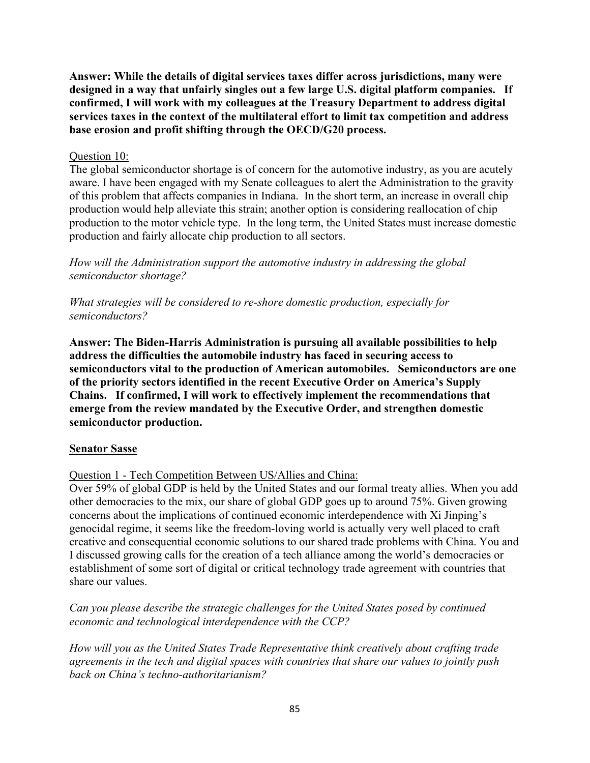**Answer: While the details of digital services taxes differ across jurisdictions, many were designed in a way that unfairly singles out a few large U.S. digital platform companies. If confirmed, I will work with my colleagues at the Treasury Department to address digital services taxes in the context of the multilateral effort to limit tax competition and address base erosion and profit shifting through the OECD/G20 process.**

Question 10:

The global semiconductor shortage is of concern for the automotive industry, as you are acutely aware. I have been engaged with my Senate colleagues to alert the Administration to the gravity of this problem that affects companies in Indiana. In the short term, an increase in overall chip production would help alleviate this strain; another option is considering reallocation of chip production to the motor vehicle type. In the long term, the United States must increase domestic production and fairly allocate chip production to all sectors.

*How will the Administration support the automotive industry in addressing the global semiconductor shortage?*

*What strategies will be considered to re-shore domestic production, especially for semiconductors?*

**Answer: The Biden-Harris Administration is pursuing all available possibilities to help address the difficulties the automobile industry has faced in securing access to semiconductors vital to the production of American automobiles. Semiconductors are one of the priority sectors identified in the recent Executive Order on America's Supply Chains. If confirmed, I will work to effectively implement the recommendations that emerge from the review mandated by the Executive Order, and strengthen domestic semiconductor production.**

## Senator Sasse

Question 1 - Tech Competition Between US/Allies and China:

Over 59% of global GDP is held by the United States and our formal treaty allies. When you add other democracies to the mix, our share of global GDP goes up to around 75%. Given growing concerns about the implications of continued economic interdependence with Xi Jinping's genocidal regime, it seems like the freedom-loving world is actually very well placed to craft creative and consequential economic solutions to our shared trade problems with China. You and I discussed growing calls for the creation of a tech alliance among the world's democracies or establishment of some sort of digital or critical technology trade agreement with countries that share our values.

*Can you please describe the strategic challenges for the United States posed by continued economic and technological interdependence with the CCP?*

*How will you as the United States Trade Representative think creatively about crafting trade agreements in the tech and digital spaces with countries that share our values to jointly push back on China's techno-authoritarianism?*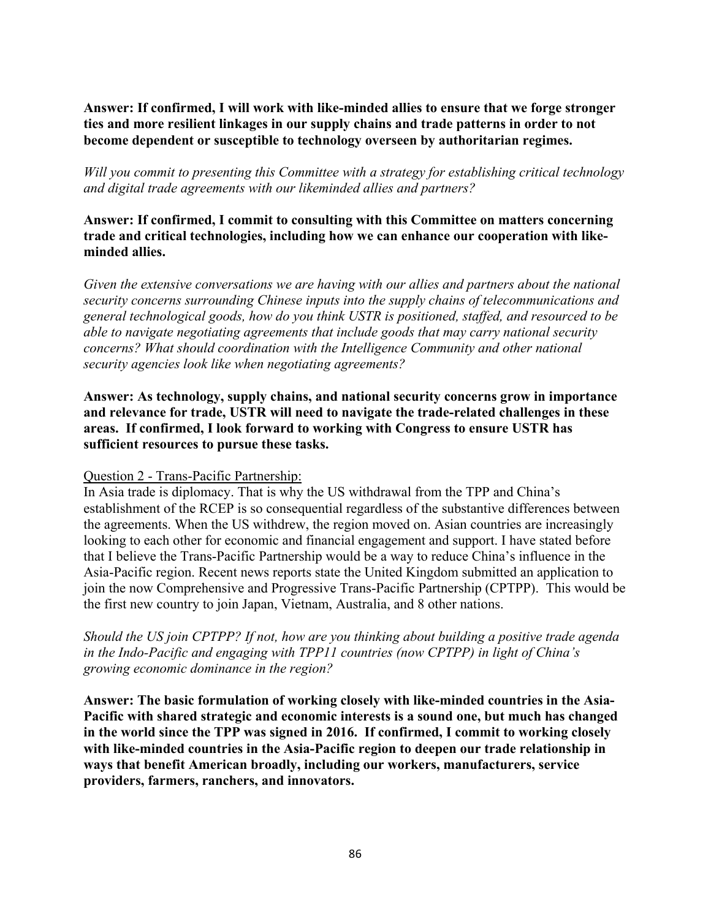**Answer: If confirmed, I will work with like-minded allies to ensure that we forge stronger ties and more resilient linkages in our supply chains and trade patterns in order to not become dependent or susceptible to technology overseen by authoritarian regimes.**

*Will you commit to presenting this Committee with a strategy for establishing critical technology and digital trade agreements with our likeminded allies and partners?*

**Answer: If confirmed, I commit to consulting with this Committee on matters concerning trade and critical technologies, including how we can enhance our cooperation with like-minded allies.**

*Given the extensive conversations we are having with our allies and partners about the national security concerns surrounding Chinese inputs into the supply chains of telecommunications and general technological goods, how do you think USTR is positioned, staffed, and resourced to be able to navigate negotiating agreements that include goods that may carry national security concerns? What should coordination with the Intelligence Community and other national security agencies look like when negotiating agreements?*

**Answer: As technology, supply chains, and national security concerns grow in importance and relevance for trade, USTR will need to navigate the trade-related challenges in these areas. If confirmed, I look forward to working with Congress to ensure USTR has sufficient resources to pursue these tasks.**

<u>Question 2 - Trans-Pacific Partnership:</u>

In Asia trade is diplomacy. That is why the US withdrawal from the TPP and China's establishment of the RCEP is so consequential regardless of the substantive differences between the agreements. When the US withdrew, the region moved on. Asian countries are increasingly looking to each other for economic and financial engagement and support. I have stated before that I believe the Trans-Pacific Partnership would be a way to reduce China's influence in the Asia-Pacific region. Recent news reports state the United Kingdom submitted an application to join the now Comprehensive and Progressive Trans-Pacific Partnership (CPTPP). This would be the first new country to join Japan, Vietnam, Australia, and 8 other nations.

*Should the US join CPTPP? If not, how are you thinking about building a positive trade agenda in the Indo-Pacific and engaging with TPP11 countries (now CPTPP) in light of China's growing economic dominance in the region?*

**Answer: The basic formulation of working closely with like-minded countries in the Asia-Pacific with shared strategic and economic interests is a sound one, but much has changed in the world since the TPP was signed in 2016. If confirmed, I commit to working closely with like-minded countries in the Asia-Pacific region to deepen our trade relationship in ways that benefit American broadly, including our workers, manufacturers, service providers, farmers, ranchers, and innovators.**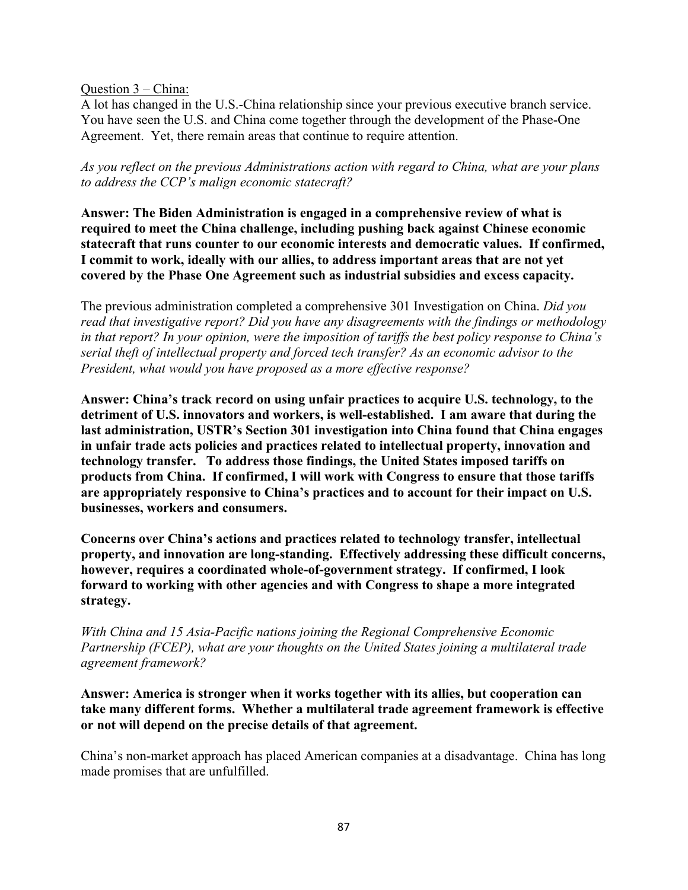Question 3 – China:

A lot has changed in the U.S.-China relationship since your previous executive branch service. You have seen the U.S. and China come together through the development of the Phase-One Agreement. Yet, there remain areas that continue to require attention.

*As you reflect on the previous Administrations action with regard to China, what are your plans to address the CCP's malign economic statecraft?*

**Answer: The Biden Administration is engaged in a comprehensive review of what is required to meet the China challenge, including pushing back against Chinese economic statecraft that runs counter to our economic interests and democratic values. If confirmed, I commit to work, ideally with our allies, to address important areas that are not yet covered by the Phase One Agreement such as industrial subsidies and excess capacity.**

The previous administration completed a comprehensive 301 Investigation on China. *Did you read that investigative report? Did you have any disagreements with the findings or methodology in that report? In your opinion, were the imposition of tariffs the best policy response to China's serial theft of intellectual property and forced tech transfer? As an economic advisor to the President, what would you have proposed as a more effective response?*

**Answer: China's track record on using unfair practices to acquire U.S. technology, to the detriment of U.S. innovators and workers, is well-established. I am aware that during the last administration, USTR's Section 301 investigation into China found that China engages in unfair trade acts policies and practices related to intellectual property, innovation and technology transfer. To address those findings, the United States imposed tariffs on products from China. If confirmed, I will work with Congress to ensure that those tariffs are appropriately responsive to China's practices and to account for their impact on U.S. businesses, workers and consumers.**

**Concerns over China's actions and practices related to technology transfer, intellectual property, and innovation are long-standing. Effectively addressing these difficult concerns, however, requires a coordinated whole-of-government strategy. If confirmed, I look forward to working with other agencies and with Congress to shape a more integrated strategy.**

*With China and 15 Asia-Pacific nations joining the Regional Comprehensive Economic Partnership (FCEP), what are your thoughts on the United States joining a multilateral trade agreement framework?*

**Answer: America is stronger when it works together with its allies, but cooperation can take many different forms. Whether a multilateral trade agreement framework is effective or not will depend on the precise details of that agreement.**

China's non-market approach has placed American companies at a disadvantage. China has long made promises that are unfulfilled.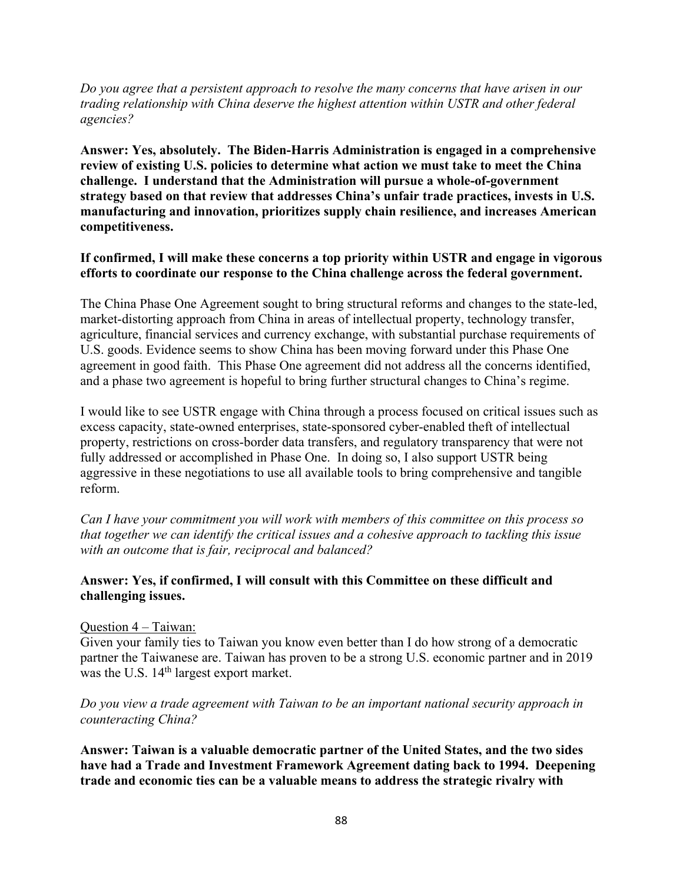*Do you agree that a persistent approach to resolve the many concerns that have arisen in our trading relationship with China deserve the highest attention within USTR and other federal agencies?*

**Answer: Yes, absolutely. The Biden-Harris Administration is engaged in a comprehensive review of existing U.S. policies to determine what action we must take to meet the China challenge. I understand that the Administration will pursue a whole-of-government strategy based on that review that addresses China's unfair trade practices, invests in U.S. manufacturing and innovation, prioritizes supply chain resilience, and increases American competitiveness.**

**If confirmed, I will make these concerns a top priority within USTR and engage in vigorous efforts to coordinate our response to the China challenge across the federal government.**

The China Phase One Agreement sought to bring structural reforms and changes to the state-led, market-distorting approach from China in areas of intellectual property, technology transfer, agriculture, financial services and currency exchange, with substantial purchase requirements of U.S. goods. Evidence seems to show China has been moving forward under this Phase One agreement in good faith. This Phase One agreement did not address all the concerns identified, and a phase two agreement is hopeful to bring further structural changes to China's regime.

I would like to see USTR engage with China through a process focused on critical issues such as excess capacity, state-owned enterprises, state-sponsored cyber-enabled theft of intellectual property, restrictions on cross-border data transfers, and regulatory transparency that were not fully addressed or accomplished in Phase One. In doing so, I also support USTR being aggressive in these negotiations to use all available tools to bring comprehensive and tangible reform.

*Can I have your commitment you will work with members of this committee on this process so that together we can identify the critical issues and a cohesive approach to tackling this issue with an outcome that is fair, reciprocal and balanced?*

**Answer: Yes, if confirmed, I will consult with this Committee on these difficult and challenging issues.**

Question 4 – Taiwan:

Given your family ties to Taiwan you know even better than I do how strong of a democratic partner the Taiwanese are. Taiwan has proven to be a strong U.S. economic partner and in 2019 was the U.S. 14th largest export market.

*Do you view a trade agreement with Taiwan to be an important national security approach in counteracting China?*

**Answer: Taiwan is a valuable democratic partner of the United States, and the two sides have had a Trade and Investment Framework Agreement dating back to 1994. Deepening trade and economic ties can be a valuable means to address the strategic rivalry with**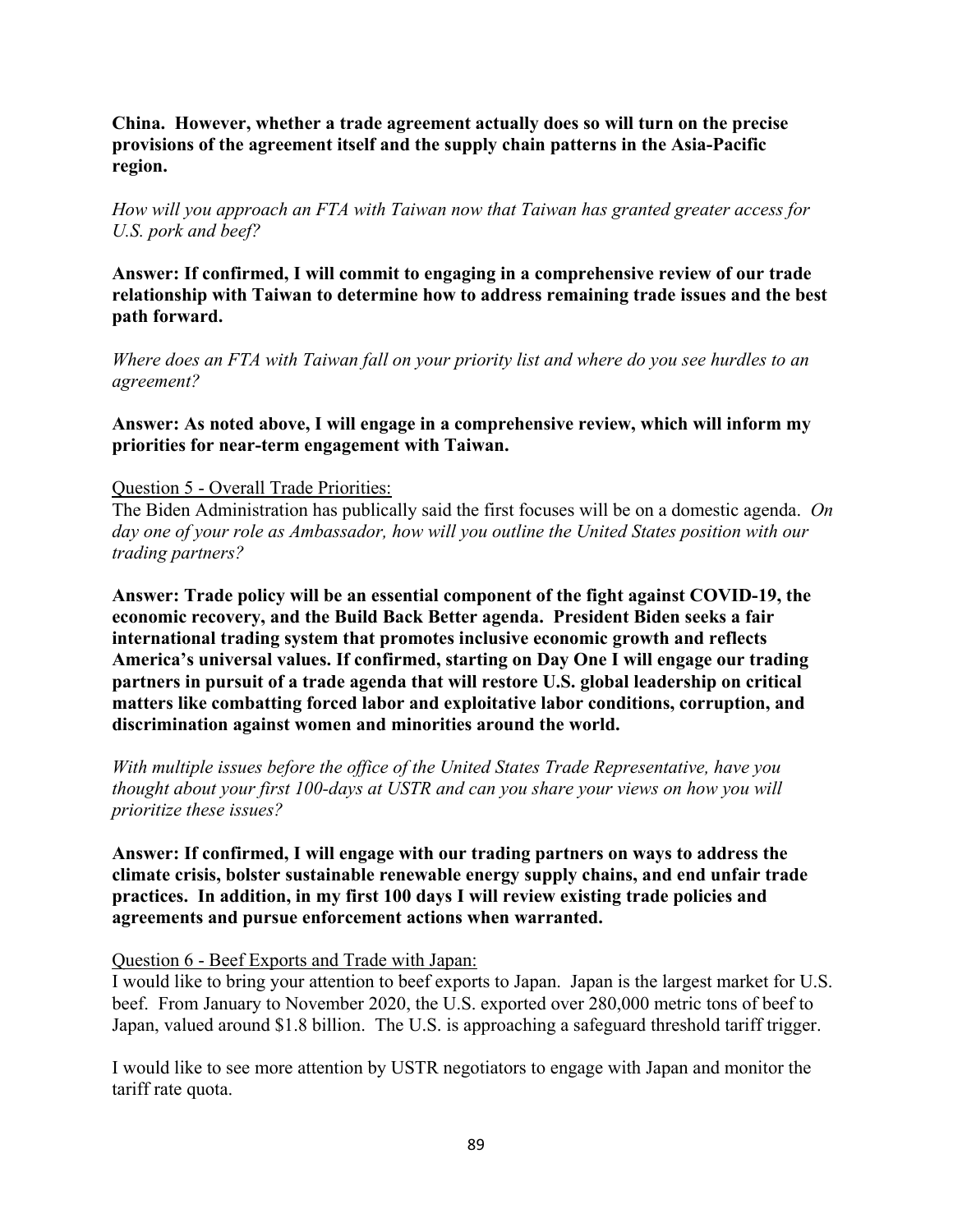**China. However, whether a trade agreement actually does so will turn on the precise provisions of the agreement itself and the supply chain patterns in the Asia-Pacific region.**

*How will you approach an FTA with Taiwan now that Taiwan has granted greater access for U.S. pork and beef?*

**Answer: If confirmed, I will commit to engaging in a comprehensive review of our trade relationship with Taiwan to determine how to address remaining trade issues and the best path forward.**

*Where does an FTA with Taiwan fall on your priority list and where do you see hurdles to an agreement?*

**Answer: As noted above, I will engage in a comprehensive review, which will inform my priorities for near-term engagement with Taiwan.**

Question 5 - Overall Trade Priorities:

The Biden Administration has publically said the first focuses will be on a domestic agenda. *On day one of your role as Ambassador, how will you outline the United States position with our trading partners?*

**Answer: Trade policy will be an essential component of the fight against COVID-19, the economic recovery, and the Build Back Better agenda. President Biden seeks a fair international trading system that promotes inclusive economic growth and reflects America's universal values. If confirmed, starting on Day One I will engage our trading partners in pursuit of a trade agenda that will restore U.S. global leadership on critical matters like combatting forced labor and exploitative labor conditions, corruption, and discrimination against women and minorities around the world.**

*With multiple issues before the office of the United States Trade Representative, have you thought about your first 100-days at USTR and can you share your views on how you will prioritize these issues?*

**Answer: If confirmed, I will engage with our trading partners on ways to address the climate crisis, bolster sustainable renewable energy supply chains, and end unfair trade practices. In addition, in my first 100 days I will review existing trade policies and agreements and pursue enforcement actions when warranted.**

Question 6 - Beef Exports and Trade with Japan:

I would like to bring your attention to beef exports to Japan. Japan is the largest market for U.S. beef. From January to November 2020, the U.S. exported over 280,000 metric tons of beef to Japan, valued around $1.8 billion. The U.S. is approaching a safeguard threshold tariff trigger.

I would like to see more attention by USTR negotiators to engage with Japan and monitor the tariff rate quota.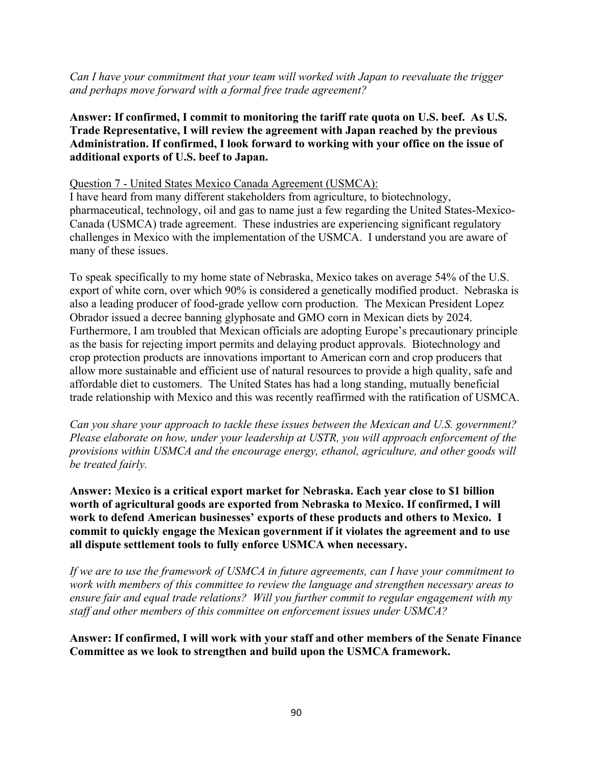*Can I have your commitment that your team will worked with Japan to reevaluate the trigger and perhaps move forward with a formal free trade agreement?*

**Answer: If confirmed, I commit to monitoring the tariff rate quota on U.S. beef. As U.S. Trade Representative, I will review the agreement with Japan reached by the previous Administration. If confirmed, I look forward to working with your office on the issue of additional exports of U.S. beef to Japan.**

<u>Question 7 - United States Mexico Canada Agreement (USMCA):</u>

I have heard from many different stakeholders from agriculture, to biotechnology, pharmaceutical, technology, oil and gas to name just a few regarding the United States-Mexico-Canada (USMCA) trade agreement. These industries are experiencing significant regulatory challenges in Mexico with the implementation of the USMCA. I understand you are aware of many of these issues.

To speak specifically to my home state of Nebraska, Mexico takes on average 54% of the U.S. export of white corn, over which 90% is considered a genetically modified product. Nebraska is also a leading producer of food-grade yellow corn production. The Mexican President Lopez Obrador issued a decree banning glyphosate and GMO corn in Mexican diets by 2024. Furthermore, I am troubled that Mexican officials are adopting Europe's precautionary principle as the basis for rejecting import permits and delaying product approvals. Biotechnology and crop protection products are innovations important to American corn and crop producers that allow more sustainable and efficient use of natural resources to provide a high quality, safe and affordable diet to customers. The United States has had a long standing, mutually beneficial trade relationship with Mexico and this was recently reaffirmed with the ratification of USMCA.

*Can you share your approach to tackle these issues between the Mexican and U.S. government? Please elaborate on how, under your leadership at USTR, you will approach enforcement of the provisions within USMCA and the encourage energy, ethanol, agriculture, and other goods will be treated fairly.*

**Answer: Mexico is a critical export market for Nebraska. Each year close to $1 billion worth of agricultural goods are exported from Nebraska to Mexico. If confirmed, I will work to defend American businesses' exports of these products and others to Mexico. I commit to quickly engage the Mexican government if it violates the agreement and to use all dispute settlement tools to fully enforce USMCA when necessary.**

*If we are to use the framework of USMCA in future agreements, can I have your commitment to work with members of this committee to review the language and strengthen necessary areas to ensure fair and equal trade relations? Will you further commit to regular engagement with my staff and other members of this committee on enforcement issues under USMCA?*

**Answer: If confirmed, I will work with your staff and other members of the Senate Finance Committee as we look to strengthen and build upon the USMCA framework.**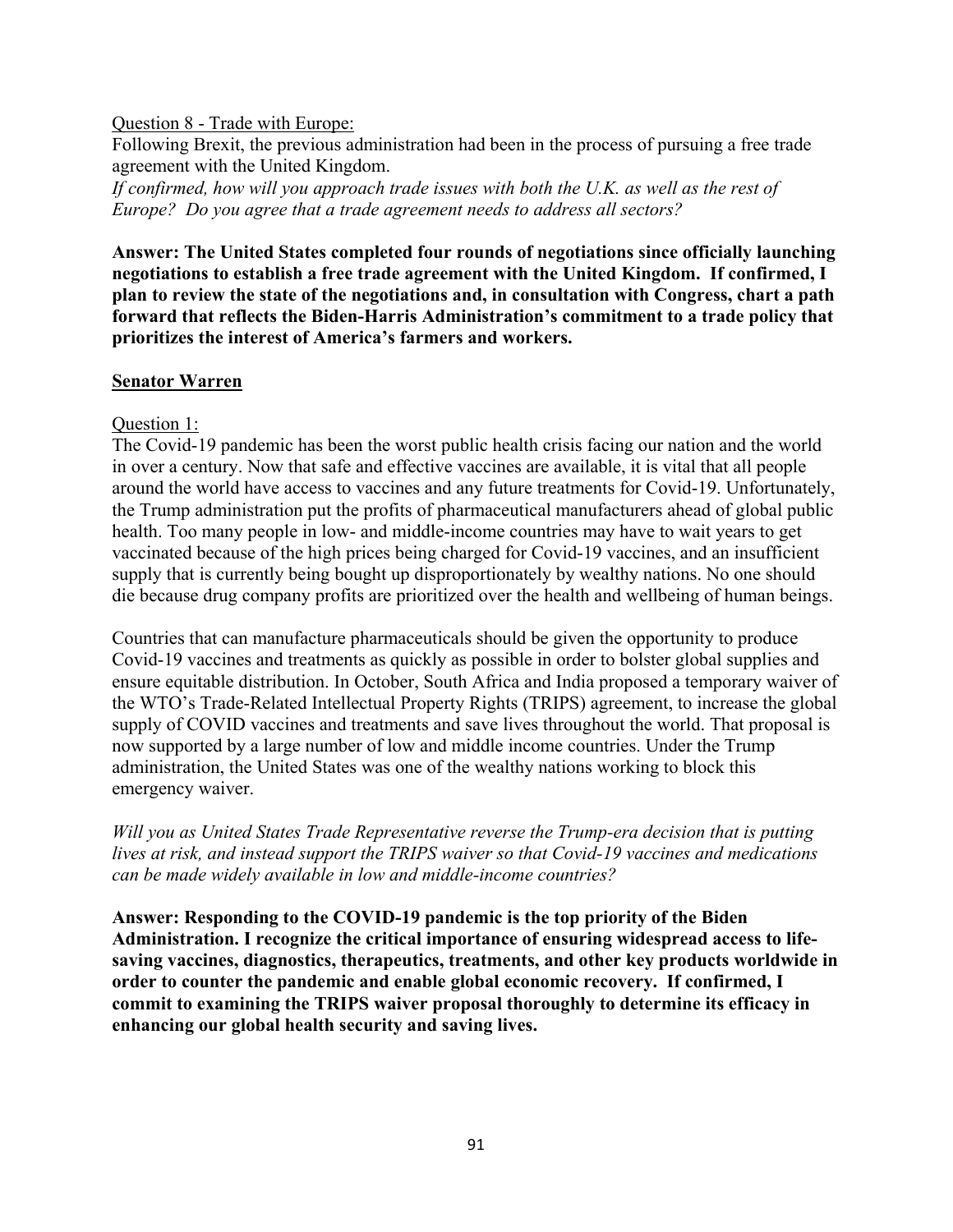Question 8 - Trade with Europe:

Following Brexit, the previous administration had been in the process of pursuing a free trade agreement with the United Kingdom.

*If confirmed, how will you approach trade issues with both the U.K. as well as the rest of Europe? Do you agree that a trade agreement needs to address all sectors?*

**Answer: The United States completed four rounds of negotiations since officially launching negotiations to establish a free trade agreement with the United Kingdom. If confirmed, I plan to review the state of the negotiations and, in consultation with Congress, chart a path forward that reflects the Biden-Harris Administration's commitment to a trade policy that prioritizes the interest of America's farmers and workers.**

## Senator Warren

Question 1:

The Covid-19 pandemic has been the worst public health crisis facing our nation and the world in over a century. Now that safe and effective vaccines are available, it is vital that all people around the world have access to vaccines and any future treatments for Covid-19. Unfortunately, the Trump administration put the profits of pharmaceutical manufacturers ahead of global public health. Too many people in low- and middle-income countries may have to wait years to get vaccinated because of the high prices being charged for Covid-19 vaccines, and an insufficient supply that is currently being bought up disproportionately by wealthy nations. No one should die because drug company profits are prioritized over the health and wellbeing of human beings.

Countries that can manufacture pharmaceuticals should be given the opportunity to produce Covid-19 vaccines and treatments as quickly as possible in order to bolster global supplies and ensure equitable distribution. In October, South Africa and India proposed a temporary waiver of the WTO's Trade-Related Intellectual Property Rights (TRIPS) agreement, to increase the global supply of COVID vaccines and treatments and save lives throughout the world. That proposal is now supported by a large number of low and middle income countries. Under the Trump administration, the United States was one of the wealthy nations working to block this emergency waiver.

*Will you as United States Trade Representative reverse the Trump-era decision that is putting lives at risk, and instead support the TRIPS waiver so that Covid-19 vaccines and medications can be made widely available in low and middle-income countries?*

**Answer: Responding to the COVID-19 pandemic is the top priority of the Biden Administration. I recognize the critical importance of ensuring widespread access to life-saving vaccines, diagnostics, therapeutics, treatments, and other key products worldwide in order to counter the pandemic and enable global economic recovery. If confirmed, I commit to examining the TRIPS waiver proposal thoroughly to determine its efficacy in enhancing our global health security and saving lives.**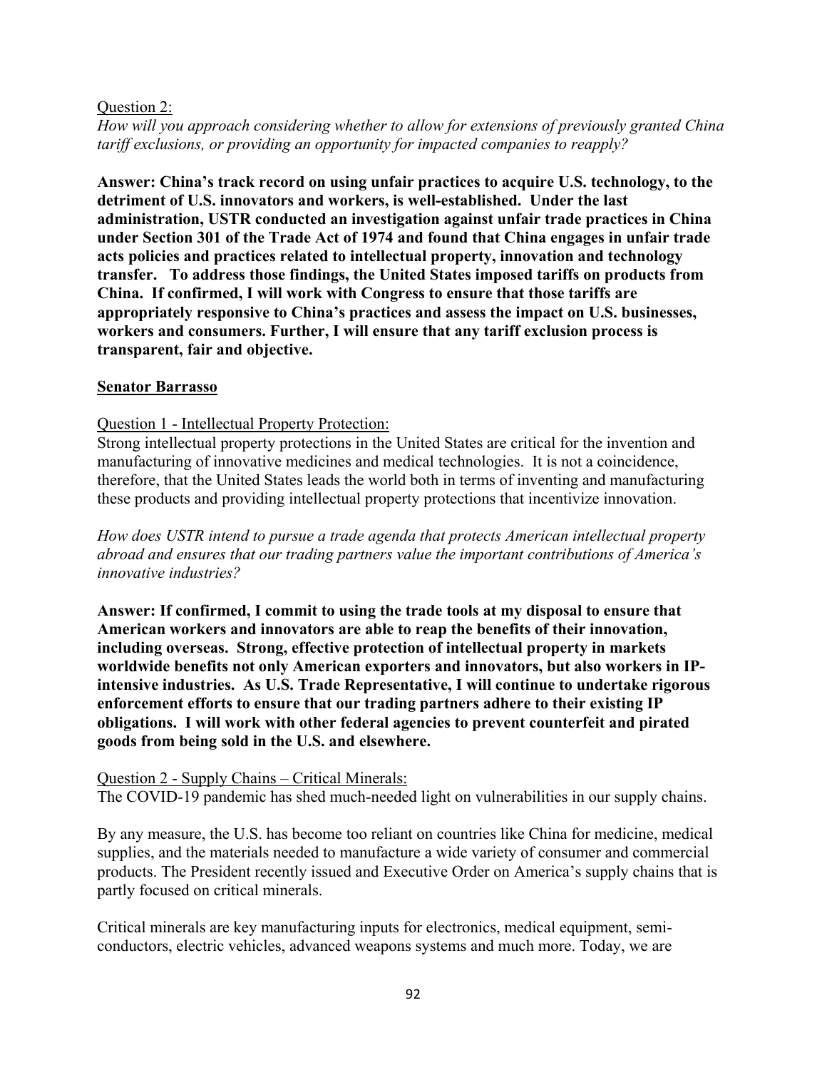Question 2:

*How will you approach considering whether to allow for extensions of previously granted China tariff exclusions, or providing an opportunity for impacted companies to reapply?*

**Answer: China's track record on using unfair practices to acquire U.S. technology, to the detriment of U.S. innovators and workers, is well-established. Under the last administration, USTR conducted an investigation against unfair trade practices in China under Section 301 of the Trade Act of 1974 and found that China engages in unfair trade acts policies and practices related to intellectual property, innovation and technology transfer. To address those findings, the United States imposed tariffs on products from China. If confirmed, I will work with Congress to ensure that those tariffs are appropriately responsive to China's practices and assess the impact on U.S. businesses, workers and consumers. Further, I will ensure that any tariff exclusion process is transparent, fair and objective.**

**Senator Barrasso**

Question 1 - Intellectual Property Protection:

Strong intellectual property protections in the United States are critical for the invention and manufacturing of innovative medicines and medical technologies. It is not a coincidence, therefore, that the United States leads the world both in terms of inventing and manufacturing these products and providing intellectual property protections that incentivize innovation.

*How does USTR intend to pursue a trade agenda that protects American intellectual property abroad and ensures that our trading partners value the important contributions of America's innovative industries?*

**Answer: If confirmed, I commit to using the trade tools at my disposal to ensure that American workers and innovators are able to reap the benefits of their innovation, including overseas. Strong, effective protection of intellectual property in markets worldwide benefits not only American exporters and innovators, but also workers in IP-intensive industries. As U.S. Trade Representative, I will continue to undertake rigorous enforcement efforts to ensure that our trading partners adhere to their existing IP obligations. I will work with other federal agencies to prevent counterfeit and pirated goods from being sold in the U.S. and elsewhere.**

Question 2 - Supply Chains – Critical Minerals:

The COVID-19 pandemic has shed much-needed light on vulnerabilities in our supply chains.

By any measure, the U.S. has become too reliant on countries like China for medicine, medical supplies, and the materials needed to manufacture a wide variety of consumer and commercial products. The President recently issued and Executive Order on America's supply chains that is partly focused on critical minerals.

Critical minerals are key manufacturing inputs for electronics, medical equipment, semi-conductors, electric vehicles, advanced weapons systems and much more. Today, we are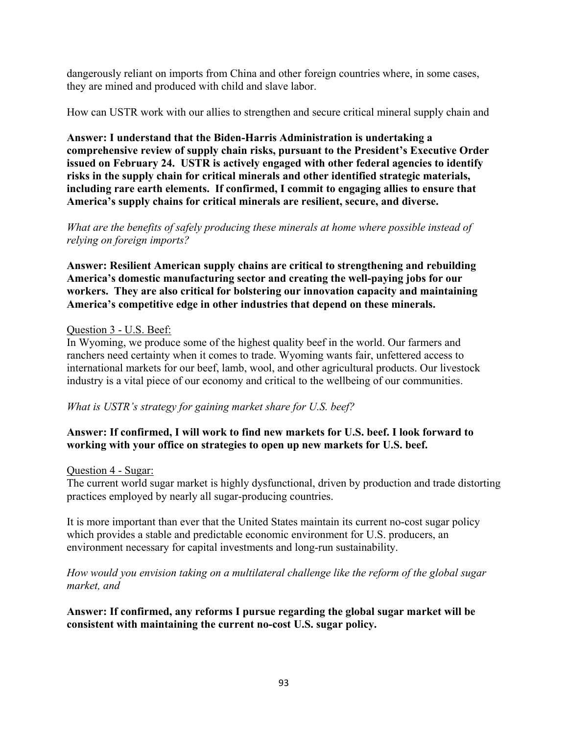dangerously reliant on imports from China and other foreign countries where, in some cases, they are mined and produced with child and slave labor.

How can USTR work with our allies to strengthen and secure critical mineral supply chain and

**Answer: I understand that the Biden-Harris Administration is undertaking a comprehensive review of supply chain risks, pursuant to the President's Executive Order issued on February 24. USTR is actively engaged with other federal agencies to identify risks in the supply chain for critical minerals and other identified strategic materials, including rare earth elements. If confirmed, I commit to engaging allies to ensure that America's supply chains for critical minerals are resilient, secure, and diverse.**

*What are the benefits of safely producing these minerals at home where possible instead of relying on foreign imports?*

**Answer: Resilient American supply chains are critical to strengthening and rebuilding America's domestic manufacturing sector and creating the well-paying jobs for our workers. They are also critical for bolstering our innovation capacity and maintaining America's competitive edge in other industries that depend on these minerals.**

<u>Question 3 - U.S. Beef:</u>

In Wyoming, we produce some of the highest quality beef in the world. Our farmers and ranchers need certainty when it comes to trade. Wyoming wants fair, unfettered access to international markets for our beef, lamb, wool, and other agricultural products. Our livestock industry is a vital piece of our economy and critical to the wellbeing of our communities.

*What is USTR's strategy for gaining market share for U.S. beef?*

**Answer: If confirmed, I will work to find new markets for U.S. beef. I look forward to working with your office on strategies to open up new markets for U.S. beef.**

<u>Question 4 - Sugar:</u>

The current world sugar market is highly dysfunctional, driven by production and trade distorting practices employed by nearly all sugar-producing countries.

It is more important than ever that the United States maintain its current no-cost sugar policy which provides a stable and predictable economic environment for U.S. producers, an environment necessary for capital investments and long-run sustainability.

*How would you envision taking on a multilateral challenge like the reform of the global sugar market, and*

**Answer: If confirmed, any reforms I pursue regarding the global sugar market will be consistent with maintaining the current no-cost U.S. sugar policy.**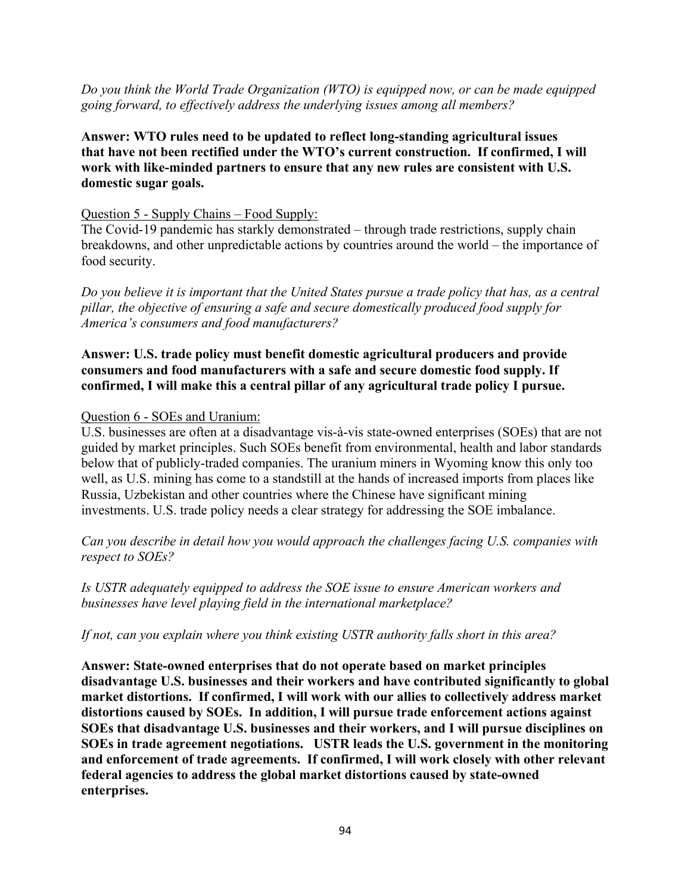*Do you think the World Trade Organization (WTO) is equipped now, or can be made equipped going forward, to effectively address the underlying issues among all members?*

**Answer: WTO rules need to be updated to reflect long-standing agricultural issues that have not been rectified under the WTO's current construction. If confirmed, I will work with like-minded partners to ensure that any new rules are consistent with U.S. domestic sugar goals.**

Question 5 - Supply Chains – Food Supply:

The Covid-19 pandemic has starkly demonstrated – through trade restrictions, supply chain breakdowns, and other unpredictable actions by countries around the world – the importance of food security.

*Do you believe it is important that the United States pursue a trade policy that has, as a central pillar, the objective of ensuring a safe and secure domestically produced food supply for America's consumers and food manufacturers?*

**Answer: U.S. trade policy must benefit domestic agricultural producers and provide consumers and food manufacturers with a safe and secure domestic food supply. If confirmed, I will make this a central pillar of any agricultural trade policy I pursue.**

Question 6 - SOEs and Uranium:

U.S. businesses are often at a disadvantage vis-à-vis state-owned enterprises (SOEs) that are not guided by market principles. Such SOEs benefit from environmental, health and labor standards below that of publicly-traded companies. The uranium miners in Wyoming know this only too well, as U.S. mining has come to a standstill at the hands of increased imports from places like Russia, Uzbekistan and other countries where the Chinese have significant mining investments. U.S. trade policy needs a clear strategy for addressing the SOE imbalance.

*Can you describe in detail how you would approach the challenges facing U.S. companies with respect to SOEs?*

*Is USTR adequately equipped to address the SOE issue to ensure American workers and businesses have level playing field in the international marketplace?*

*If not, can you explain where you think existing USTR authority falls short in this area?*

**Answer: State-owned enterprises that do not operate based on market principles disadvantage U.S. businesses and their workers and have contributed significantly to global market distortions. If confirmed, I will work with our allies to collectively address market distortions caused by SOEs. In addition, I will pursue trade enforcement actions against SOEs that disadvantage U.S. businesses and their workers, and I will pursue disciplines on SOEs in trade agreement negotiations. USTR leads the U.S. government in the monitoring and enforcement of trade agreements. If confirmed, I will work closely with other relevant federal agencies to address the global market distortions caused by state-owned enterprises.**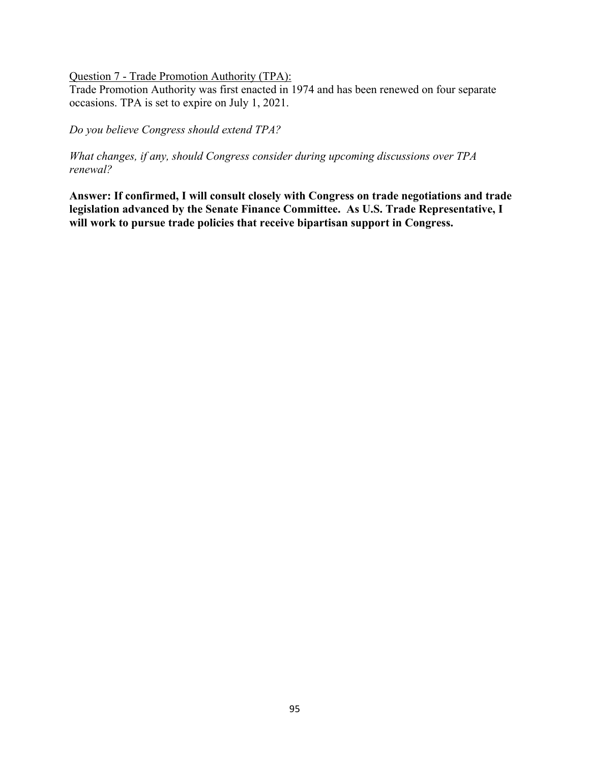Question 7 - Trade Promotion Authority (TPA):

Trade Promotion Authority was first enacted in 1974 and has been renewed on four separate occasions. TPA is set to expire on July 1, 2021.

*Do you believe Congress should extend TPA?*

*What changes, if any, should Congress consider during upcoming discussions over TPA renewal?*

**Answer: If confirmed, I will consult closely with Congress on trade negotiations and trade legislation advanced by the Senate Finance Committee. As U.S. Trade Representative, I will work to pursue trade policies that receive bipartisan support in Congress.**